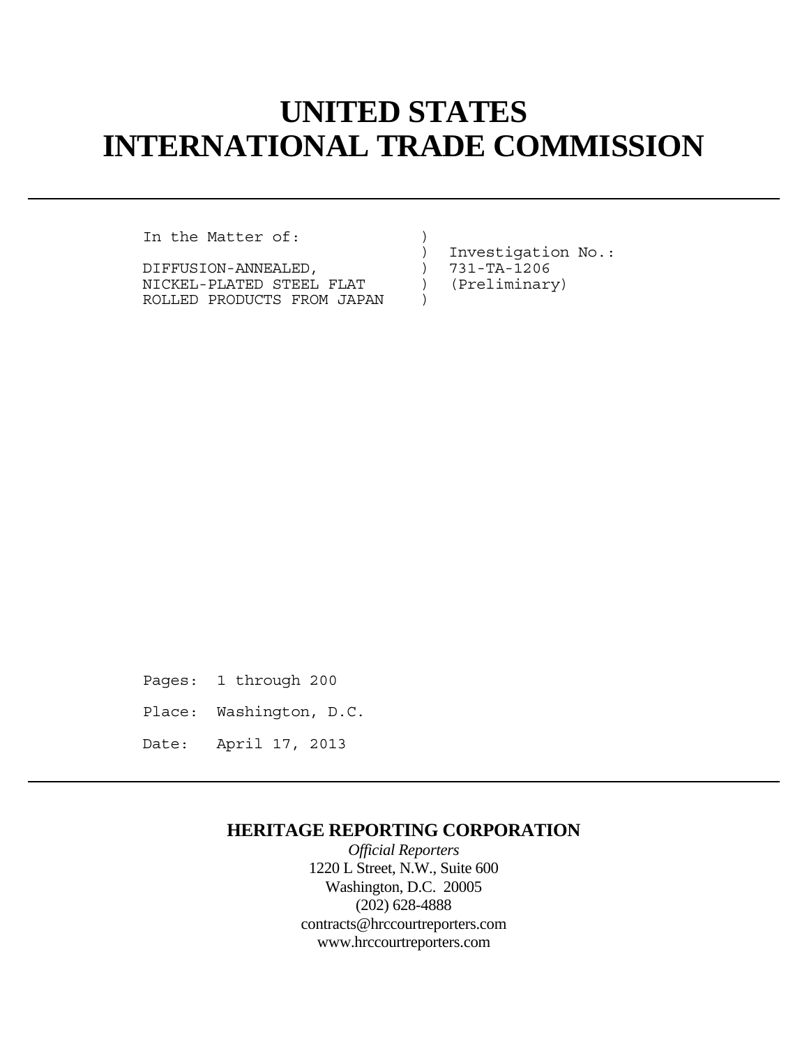# UNITED STATES
# INTERNATIONAL TRADE COMMISSION

```
In the Matter of:              )
                               )  Investigation No.:
DIFFUSION-ANNEALED,            )  731-TA-1206
NICKEL-PLATED STEEL FLAT       )  (Preliminary)
ROLLED PRODUCTS FROM JAPAN     )
```

Pages: 1 through 200

Place: Washington, D.C.

Date: April 17, 2013

**HERITAGE REPORTING CORPORATION**

*Official Reporters*

1220 L Street, N.W., Suite 600

Washington, D.C. 20005

(202) 628-4888

contracts@hrccourtreporters.com

www.hrccourtreporters.com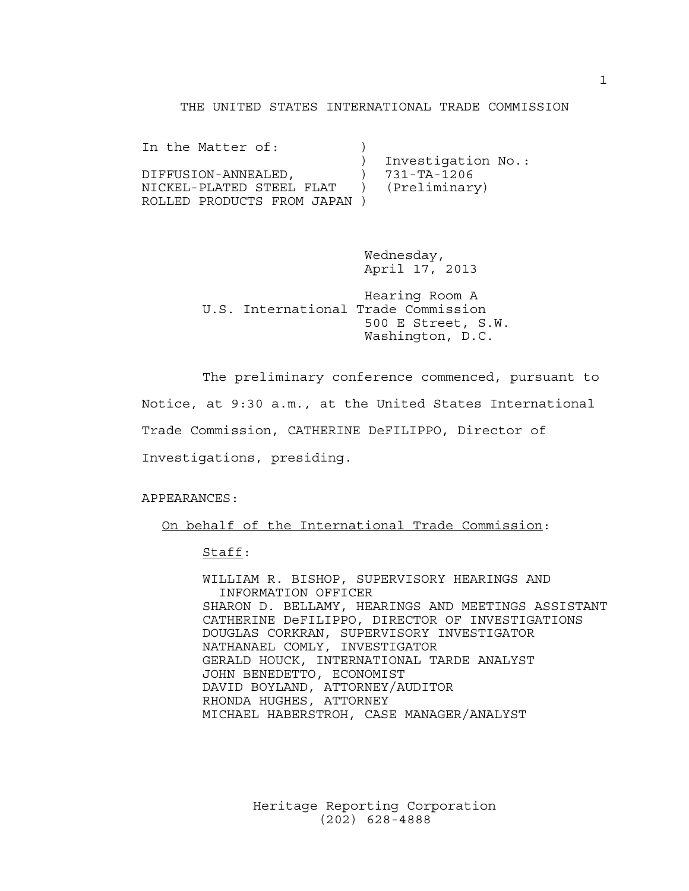THE UNITED STATES INTERNATIONAL TRADE COMMISSION

```
In the Matter of:          )
                           )  Investigation No.:
DIFFUSION-ANNEALED,        )  731-TA-1206
NICKEL-PLATED STEEL FLAT   )  (Preliminary)
ROLLED PRODUCTS FROM JAPAN )
```

Wednesday,
April 17, 2013

Hearing Room A
U.S. International Trade Commission
500 E Street, S.W.
Washington, D.C.

The preliminary conference commenced, pursuant to Notice, at 9:30 a.m., at the United States International Trade Commission, CATHERINE DeFILIPPO, Director of Investigations, presiding.

APPEARANCES:

On behalf of the International Trade Commission:

Staff:

WILLIAM R. BISHOP, SUPERVISORY HEARINGS AND INFORMATION OFFICER
SHARON D. BELLAMY, HEARINGS AND MEETINGS ASSISTANT
CATHERINE DeFILIPPO, DIRECTOR OF INVESTIGATIONS
DOUGLAS CORKRAN, SUPERVISORY INVESTIGATOR
NATHANAEL COMLY, INVESTIGATOR
GERALD HOUCK, INTERNATIONAL TARDE ANALYST
JOHN BENEDETTO, ECONOMIST
DAVID BOYLAND, ATTORNEY/AUDITOR
RHONDA HUGHES, ATTORNEY
MICHAEL HABERSTROH, CASE MANAGER/ANALYST

Heritage Reporting Corporation
(202) 628-4888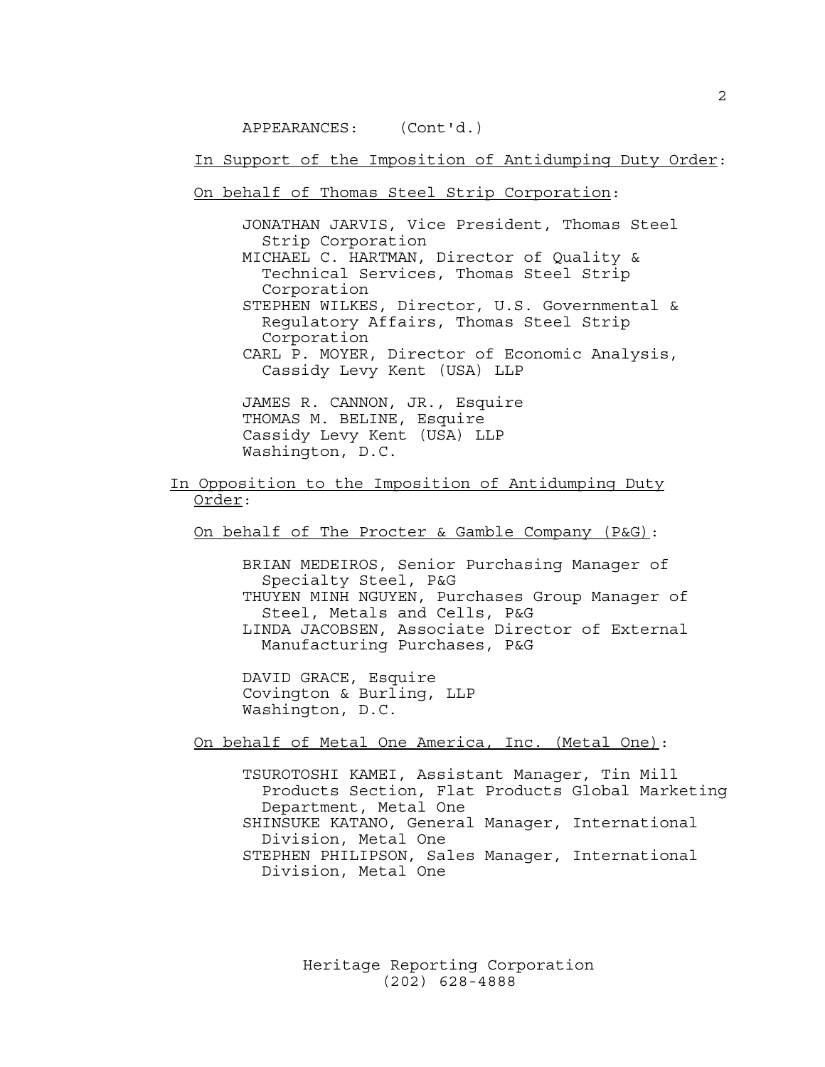APPEARANCES: (Cont'd.)

<u>In Support of the Imposition of Antidumping Duty Order</u>:

<u>On behalf of Thomas Steel Strip Corporation</u>:

JONATHAN JARVIS, Vice President, Thomas Steel Strip Corporation
MICHAEL C. HARTMAN, Director of Quality & Technical Services, Thomas Steel Strip Corporation
STEPHEN WILKES, Director, U.S. Governmental & Regulatory Affairs, Thomas Steel Strip Corporation
CARL P. MOYER, Director of Economic Analysis, Cassidy Levy Kent (USA) LLP

JAMES R. CANNON, JR., Esquire
THOMAS M. BELINE, Esquire
Cassidy Levy Kent (USA) LLP
Washington, D.C.

<u>In Opposition to the Imposition of Antidumping Duty Order</u>:

<u>On behalf of The Procter & Gamble Company (P&G)</u>:

BRIAN MEDEIROS, Senior Purchasing Manager of Specialty Steel, P&G
THUYEN MINH NGUYEN, Purchases Group Manager of Steel, Metals and Cells, P&G
LINDA JACOBSEN, Associate Director of External Manufacturing Purchases, P&G

DAVID GRACE, Esquire
Covington & Burling, LLP
Washington, D.C.

<u>On behalf of Metal One America, Inc. (Metal One)</u>:

TSUROTOSHI KAMEI, Assistant Manager, Tin Mill Products Section, Flat Products Global Marketing Department, Metal One
SHINSUKE KATANO, General Manager, International Division, Metal One
STEPHEN PHILIPSON, Sales Manager, International Division, Metal One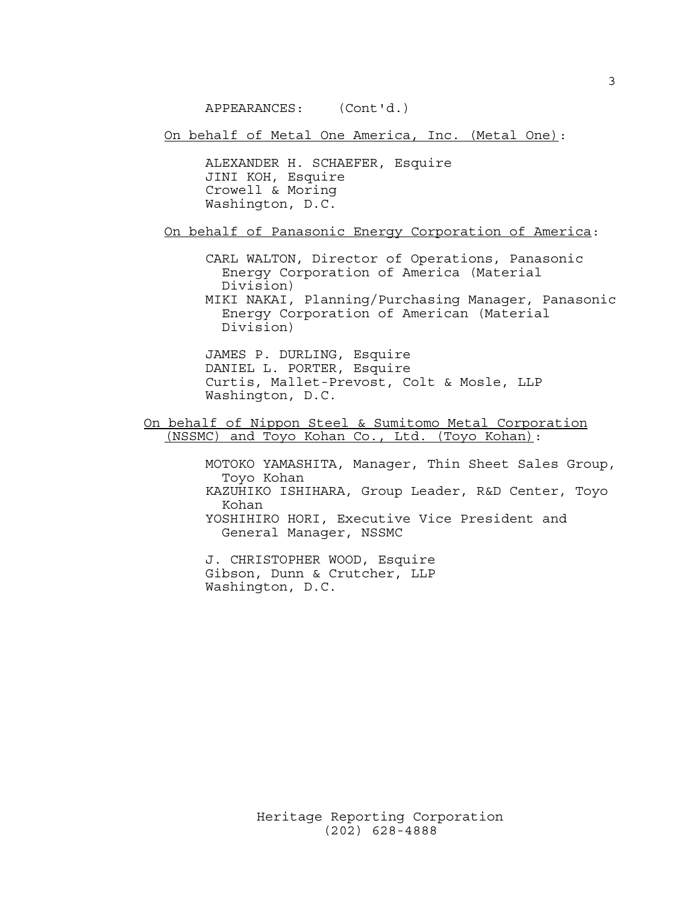APPEARANCES: (Cont'd.)

On behalf of Metal One America, Inc. (Metal One):

ALEXANDER H. SCHAEFER, Esquire
JINI KOH, Esquire
Crowell & Moring
Washington, D.C.

On behalf of Panasonic Energy Corporation of America:

CARL WALTON, Director of Operations, Panasonic Energy Corporation of America (Material Division)
MIKI NAKAI, Planning/Purchasing Manager, Panasonic Energy Corporation of American (Material Division)

JAMES P. DURLING, Esquire
DANIEL L. PORTER, Esquire
Curtis, Mallet-Prevost, Colt & Mosle, LLP
Washington, D.C.

On behalf of Nippon Steel & Sumitomo Metal Corporation (NSSMC) and Toyo Kohan Co., Ltd. (Toyo Kohan):

MOTOKO YAMASHITA, Manager, Thin Sheet Sales Group, Toyo Kohan
KAZUHIKO ISHIHARA, Group Leader, R&D Center, Toyo Kohan
YOSHIHIRO HORI, Executive Vice President and General Manager, NSSMC

J. CHRISTOPHER WOOD, Esquire
Gibson, Dunn & Crutcher, LLP
Washington, D.C.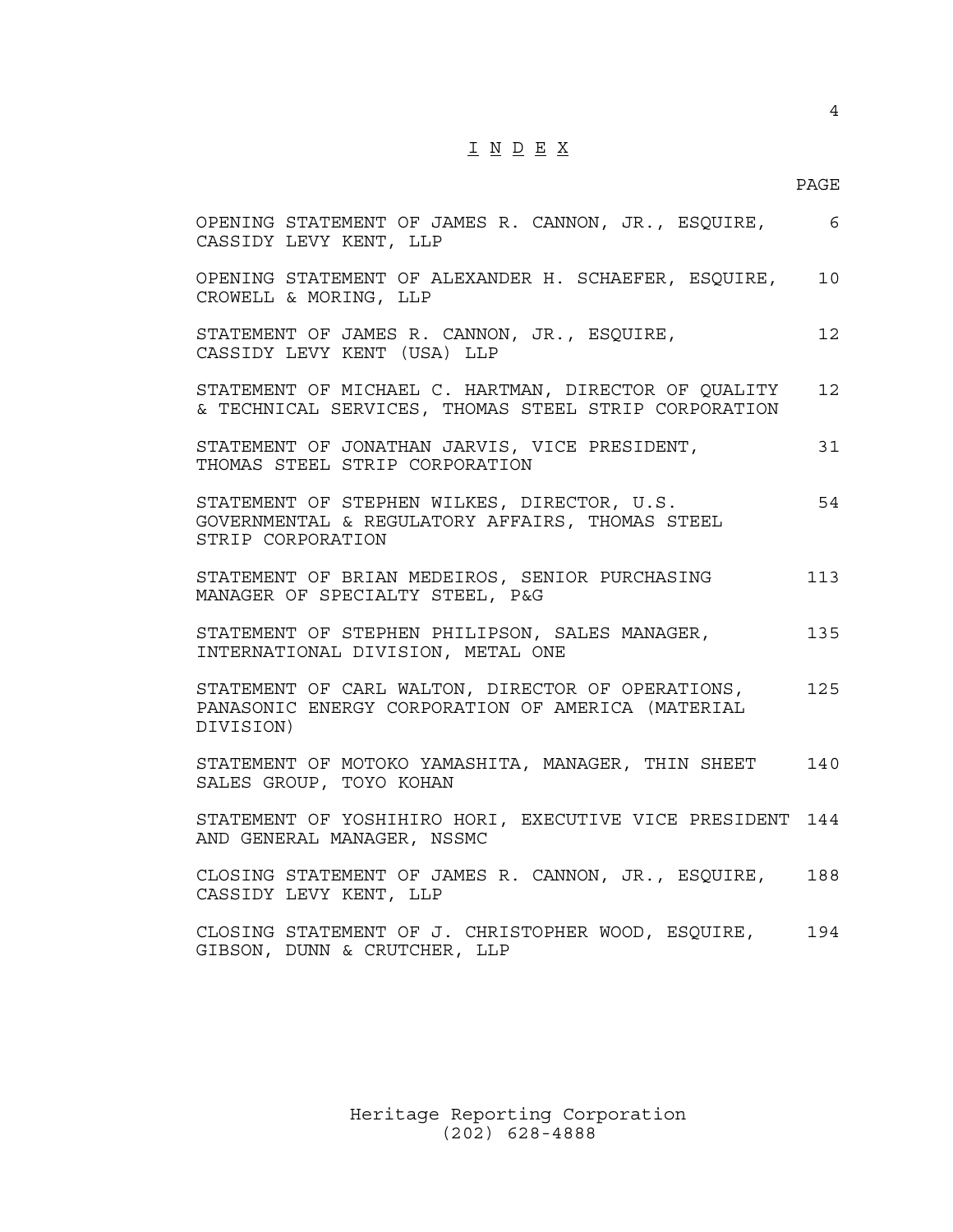# I N D E X

| | PAGE |
|---|---|
| OPENING STATEMENT OF JAMES R. CANNON, JR., ESQUIRE, CASSIDY LEVY KENT, LLP | 6 |
| OPENING STATEMENT OF ALEXANDER H. SCHAEFER, ESQUIRE, CROWELL & MORING, LLP | 10 |
| STATEMENT OF JAMES R. CANNON, JR., ESQUIRE, CASSIDY LEVY KENT (USA) LLP | 12 |
| STATEMENT OF MICHAEL C. HARTMAN, DIRECTOR OF QUALITY & TECHNICAL SERVICES, THOMAS STEEL STRIP CORPORATION | 12 |
| STATEMENT OF JONATHAN JARVIS, VICE PRESIDENT, THOMAS STEEL STRIP CORPORATION | 31 |
| STATEMENT OF STEPHEN WILKES, DIRECTOR, U.S. GOVERNMENTAL & REGULATORY AFFAIRS, THOMAS STEEL STRIP CORPORATION | 54 |
| STATEMENT OF BRIAN MEDEIROS, SENIOR PURCHASING MANAGER OF SPECIALTY STEEL, P&G | 113 |
| STATEMENT OF STEPHEN PHILIPSON, SALES MANAGER, INTERNATIONAL DIVISION, METAL ONE | 135 |
| STATEMENT OF CARL WALTON, DIRECTOR OF OPERATIONS, PANASONIC ENERGY CORPORATION OF AMERICA (MATERIAL DIVISION) | 125 |
| STATEMENT OF MOTOKO YAMASHITA, MANAGER, THIN SHEET SALES GROUP, TOYO KOHAN | 140 |
| STATEMENT OF YOSHIHIRO HORI, EXECUTIVE VICE PRESIDENT AND GENERAL MANAGER, NSSMC | 144 |
| CLOSING STATEMENT OF JAMES R. CANNON, JR., ESQUIRE, CASSIDY LEVY KENT, LLP | 188 |
| CLOSING STATEMENT OF J. CHRISTOPHER WOOD, ESQUIRE, GIBSON, DUNN & CRUTCHER, LLP | 194 |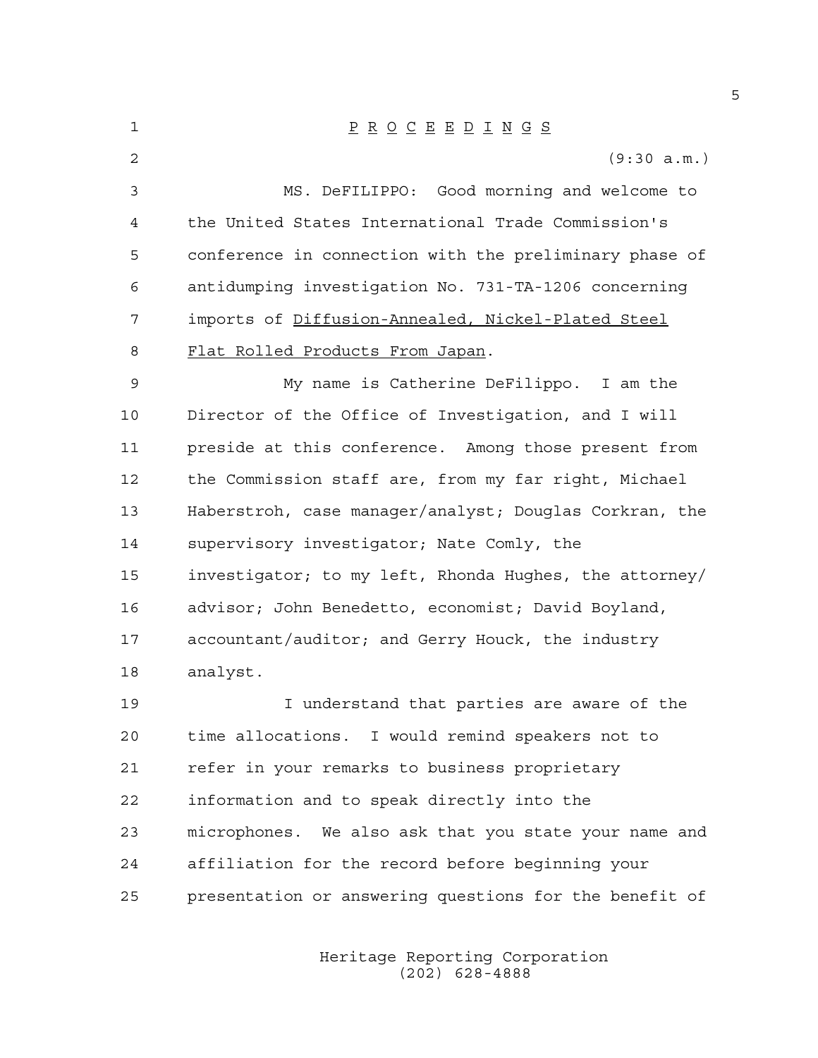P R O C E E D I N G S

(9:30 a.m.)

MS. DeFILIPPO: Good morning and welcome to the United States International Trade Commission's conference in connection with the preliminary phase of antidumping investigation No. 731-TA-1206 concerning imports of Diffusion-Annealed, Nickel-Plated Steel Flat Rolled Products From Japan.

My name is Catherine DeFilippo. I am the Director of the Office of Investigation, and I will preside at this conference. Among those present from the Commission staff are, from my far right, Michael Haberstroh, case manager/analyst; Douglas Corkran, the supervisory investigator; Nate Comly, the investigator; to my left, Rhonda Hughes, the attorney/advisor; John Benedetto, economist; David Boyland, accountant/auditor; and Gerry Houck, the industry analyst.

I understand that parties are aware of the time allocations. I would remind speakers not to refer in your remarks to business proprietary information and to speak directly into the microphones. We also ask that you state your name and affiliation for the record before beginning your presentation or answering questions for the benefit of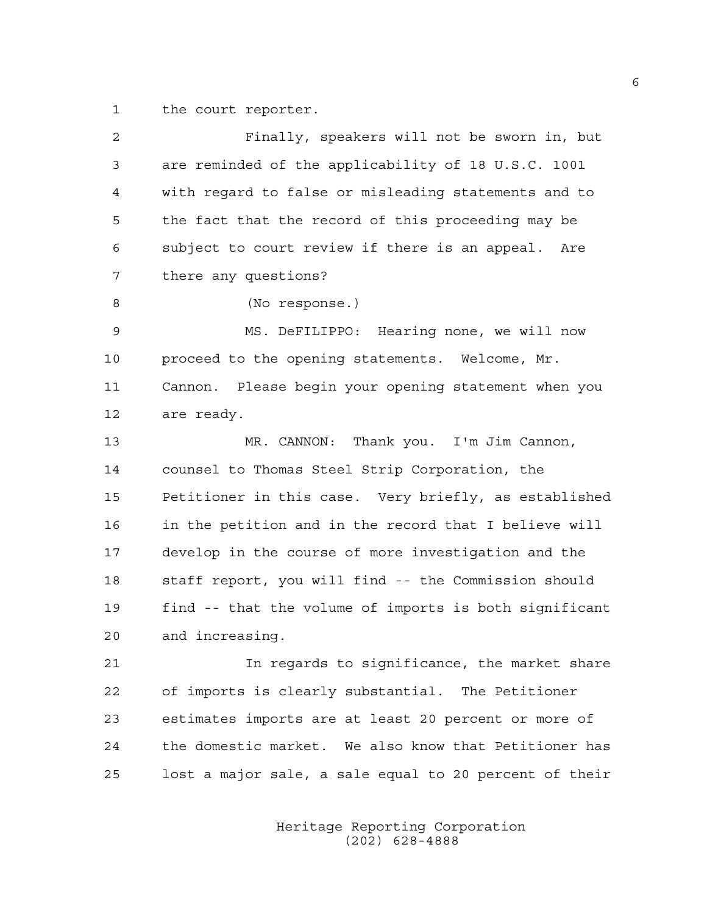the court reporter.

Finally, speakers will not be sworn in, but are reminded of the applicability of 18 U.S.C. 1001 with regard to false or misleading statements and to the fact that the record of this proceeding may be subject to court review if there is an appeal. Are there any questions?

(No response.)

MS. DeFILIPPO: Hearing none, we will now proceed to the opening statements. Welcome, Mr. Cannon. Please begin your opening statement when you are ready.

MR. CANNON: Thank you. I'm Jim Cannon, counsel to Thomas Steel Strip Corporation, the Petitioner in this case. Very briefly, as established in the petition and in the record that I believe will develop in the course of more investigation and the staff report, you will find -- the Commission should find -- that the volume of imports is both significant and increasing.

In regards to significance, the market share of imports is clearly substantial. The Petitioner estimates imports are at least 20 percent or more of the domestic market. We also know that Petitioner has lost a major sale, a sale equal to 20 percent of their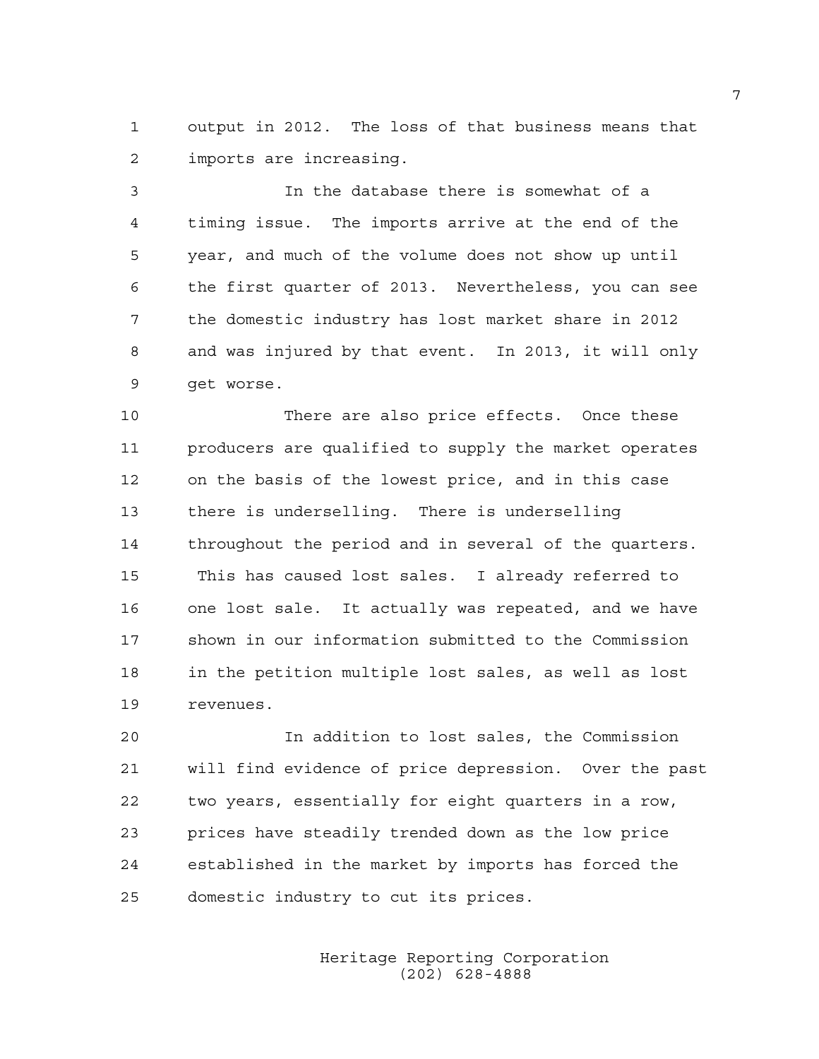output in 2012. The loss of that business means that imports are increasing.

In the database there is somewhat of a timing issue. The imports arrive at the end of the year, and much of the volume does not show up until the first quarter of 2013. Nevertheless, you can see the domestic industry has lost market share in 2012 and was injured by that event. In 2013, it will only get worse.

There are also price effects. Once these producers are qualified to supply the market operates on the basis of the lowest price, and in this case there is underselling. There is underselling throughout the period and in several of the quarters. This has caused lost sales. I already referred to one lost sale. It actually was repeated, and we have shown in our information submitted to the Commission in the petition multiple lost sales, as well as lost revenues.

In addition to lost sales, the Commission will find evidence of price depression. Over the past two years, essentially for eight quarters in a row, prices have steadily trended down as the low price established in the market by imports has forced the domestic industry to cut its prices.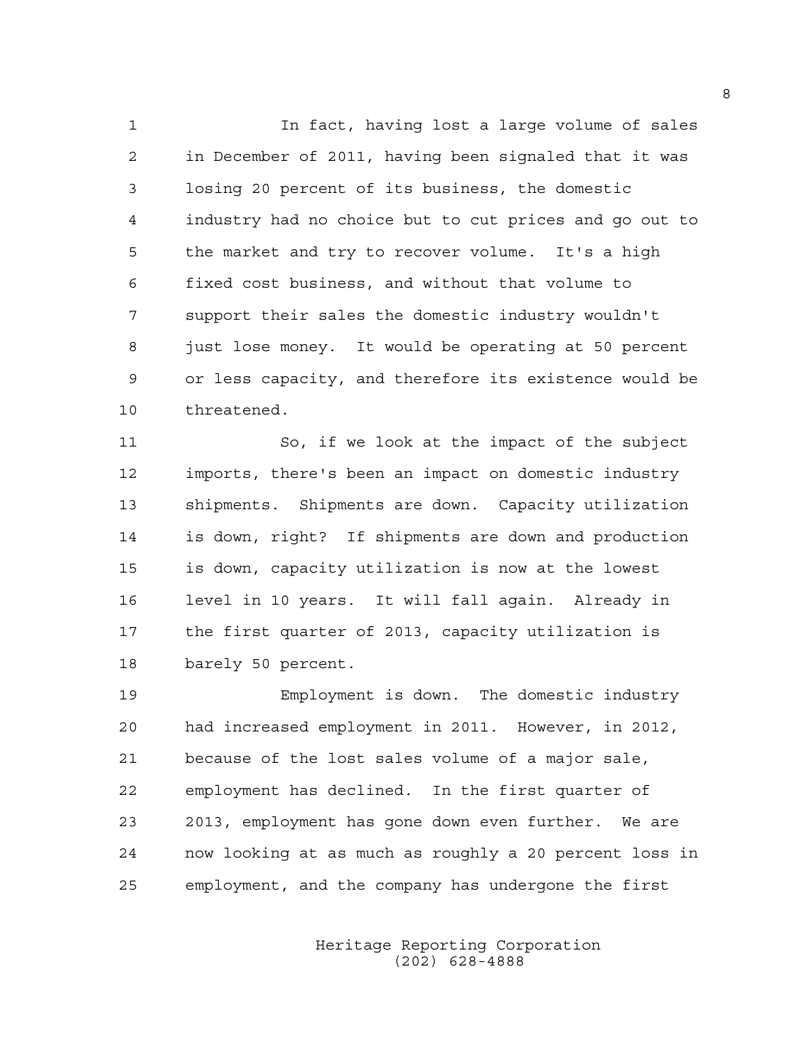In fact, having lost a large volume of sales in December of 2011, having been signaled that it was losing 20 percent of its business, the domestic industry had no choice but to cut prices and go out to the market and try to recover volume. It's a high fixed cost business, and without that volume to support their sales the domestic industry wouldn't just lose money. It would be operating at 50 percent or less capacity, and therefore its existence would be threatened.

So, if we look at the impact of the subject imports, there's been an impact on domestic industry shipments. Shipments are down. Capacity utilization is down, right? If shipments are down and production is down, capacity utilization is now at the lowest level in 10 years. It will fall again. Already in the first quarter of 2013, capacity utilization is barely 50 percent.

Employment is down. The domestic industry had increased employment in 2011. However, in 2012, because of the lost sales volume of a major sale, employment has declined. In the first quarter of 2013, employment has gone down even further. We are now looking at as much as roughly a 20 percent loss in employment, and the company has undergone the first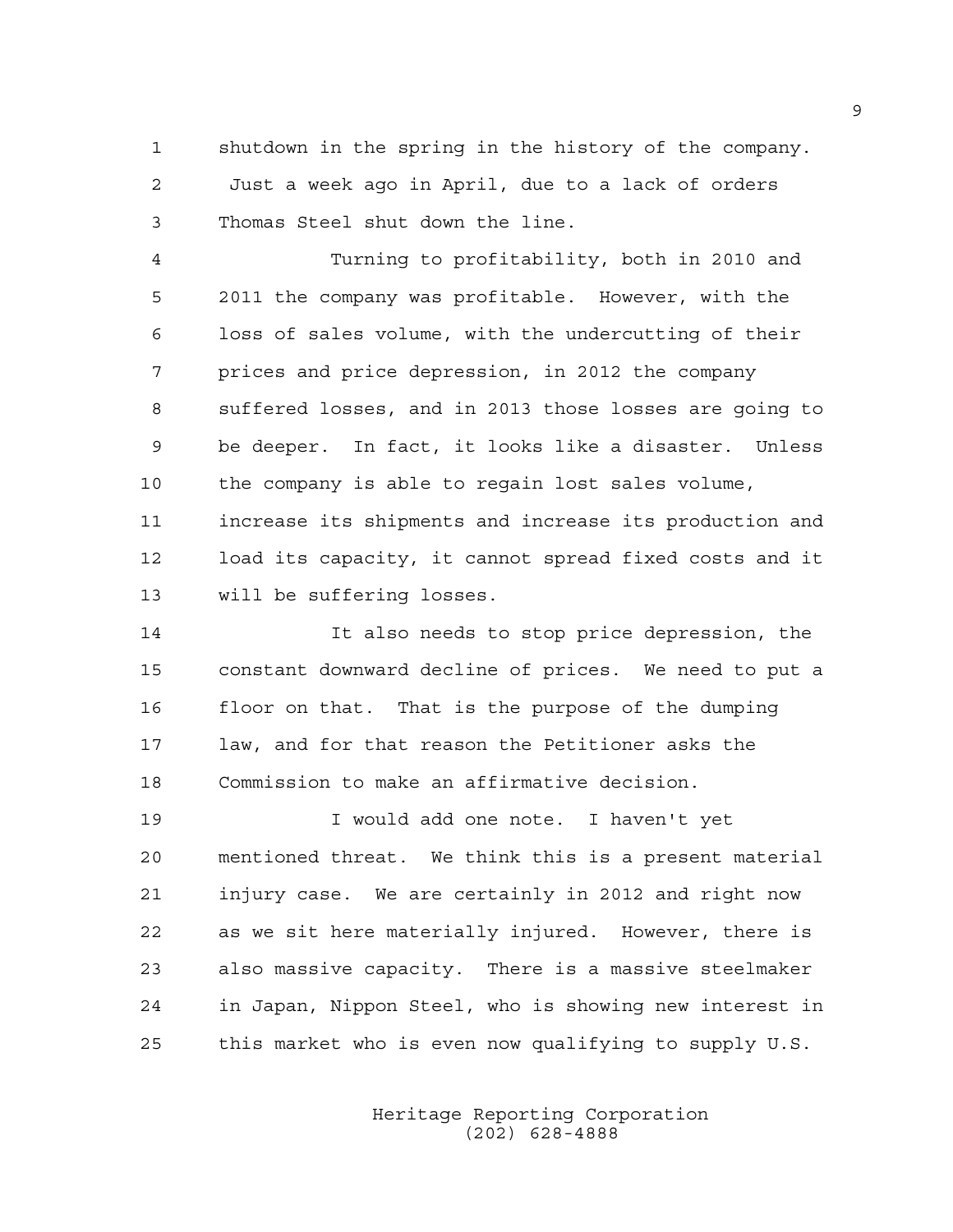shutdown in the spring in the history of the company. Just a week ago in April, due to a lack of orders Thomas Steel shut down the line.

Turning to profitability, both in 2010 and 2011 the company was profitable. However, with the loss of sales volume, with the undercutting of their prices and price depression, in 2012 the company suffered losses, and in 2013 those losses are going to be deeper. In fact, it looks like a disaster. Unless the company is able to regain lost sales volume, increase its shipments and increase its production and load its capacity, it cannot spread fixed costs and it will be suffering losses.

It also needs to stop price depression, the constant downward decline of prices. We need to put a floor on that. That is the purpose of the dumping law, and for that reason the Petitioner asks the Commission to make an affirmative decision.

I would add one note. I haven't yet mentioned threat. We think this is a present material injury case. We are certainly in 2012 and right now as we sit here materially injured. However, there is also massive capacity. There is a massive steelmaker in Japan, Nippon Steel, who is showing new interest in this market who is even now qualifying to supply U.S.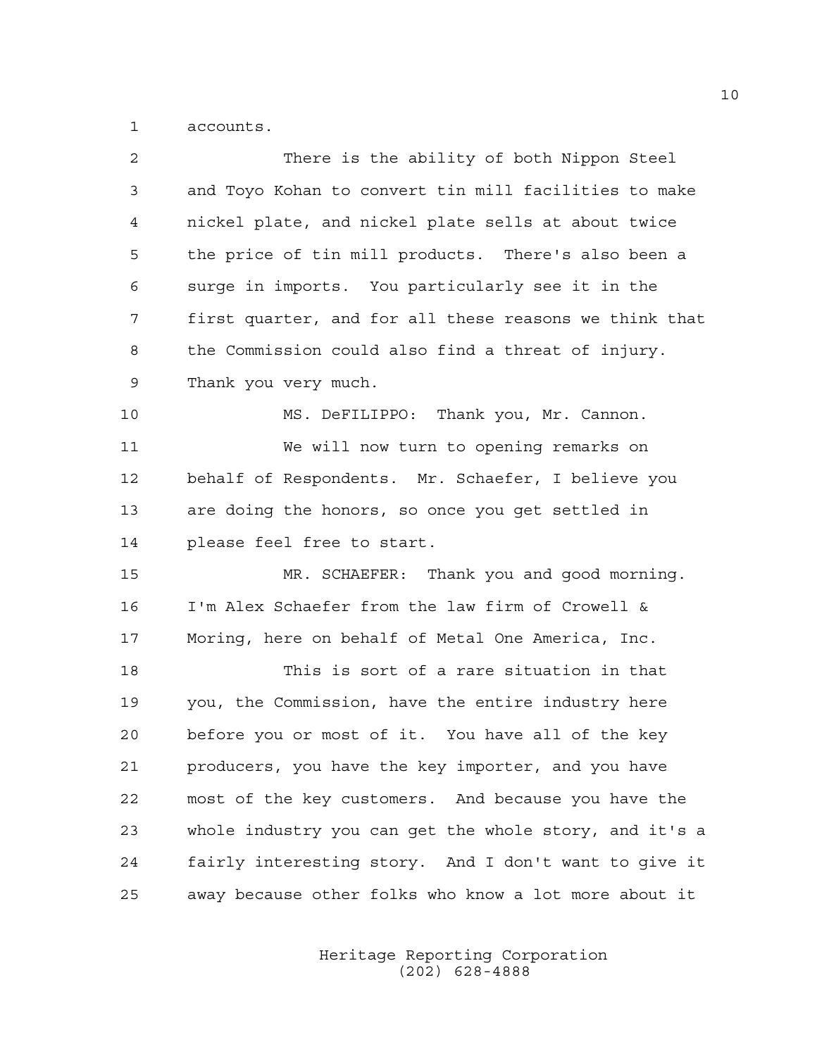accounts.

There is the ability of both Nippon Steel and Toyo Kohan to convert tin mill facilities to make nickel plate, and nickel plate sells at about twice the price of tin mill products. There's also been a surge in imports. You particularly see it in the first quarter, and for all these reasons we think that the Commission could also find a threat of injury. Thank you very much.

MS. DeFILIPPO: Thank you, Mr. Cannon.

We will now turn to opening remarks on behalf of Respondents. Mr. Schaefer, I believe you are doing the honors, so once you get settled in please feel free to start.

MR. SCHAEFER: Thank you and good morning. I'm Alex Schaefer from the law firm of Crowell & Moring, here on behalf of Metal One America, Inc.

This is sort of a rare situation in that you, the Commission, have the entire industry here before you or most of it. You have all of the key producers, you have the key importer, and you have most of the key customers. And because you have the whole industry you can get the whole story, and it's a fairly interesting story. And I don't want to give it away because other folks who know a lot more about it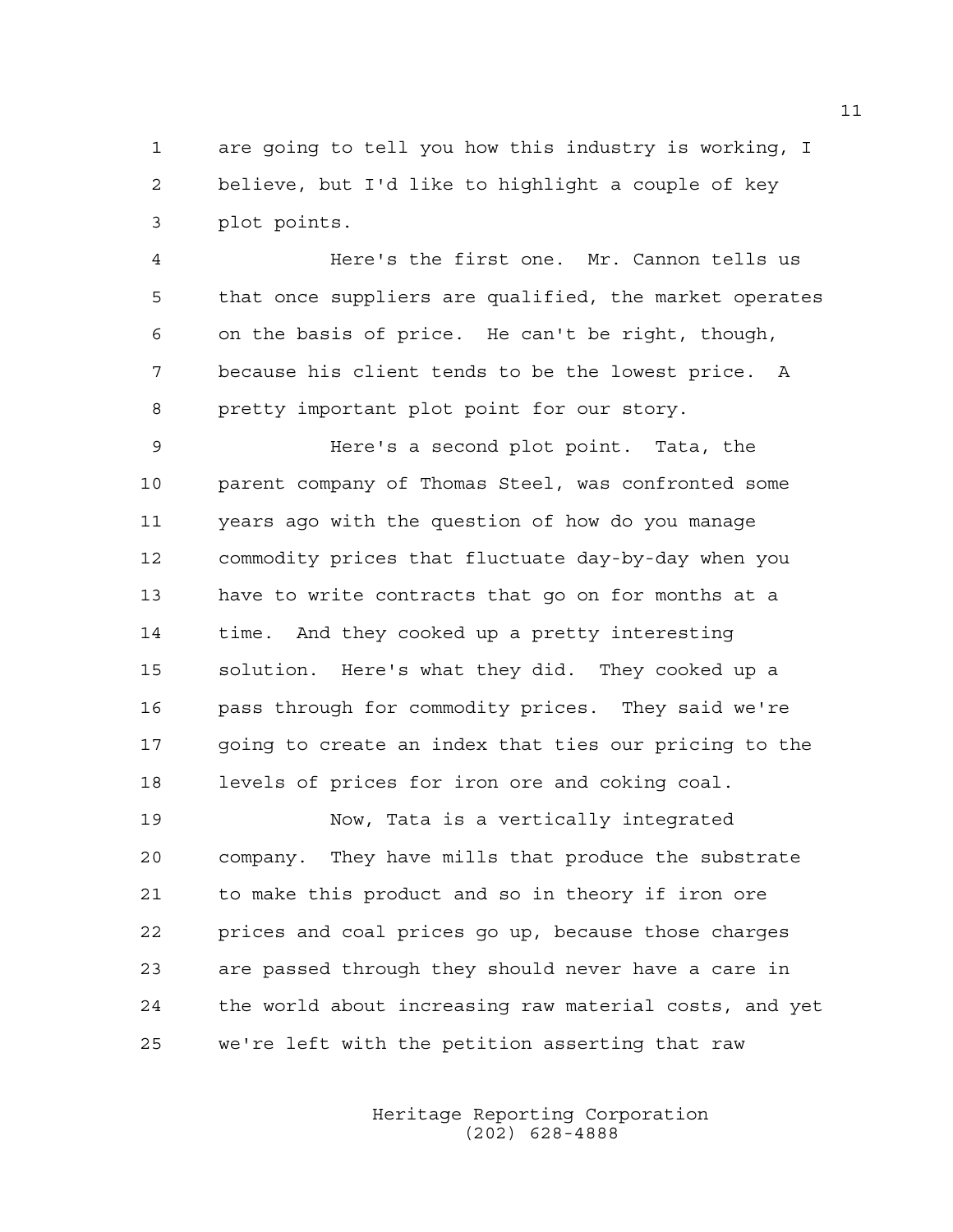are going to tell you how this industry is working, I believe, but I'd like to highlight a couple of key plot points.

Here's the first one. Mr. Cannon tells us that once suppliers are qualified, the market operates on the basis of price. He can't be right, though, because his client tends to be the lowest price. A pretty important plot point for our story.

Here's a second plot point. Tata, the parent company of Thomas Steel, was confronted some years ago with the question of how do you manage commodity prices that fluctuate day-by-day when you have to write contracts that go on for months at a time. And they cooked up a pretty interesting solution. Here's what they did. They cooked up a pass through for commodity prices. They said we're going to create an index that ties our pricing to the levels of prices for iron ore and coking coal.

Now, Tata is a vertically integrated company. They have mills that produce the substrate to make this product and so in theory if iron ore prices and coal prices go up, because those charges are passed through they should never have a care in the world about increasing raw material costs, and yet we're left with the petition asserting that raw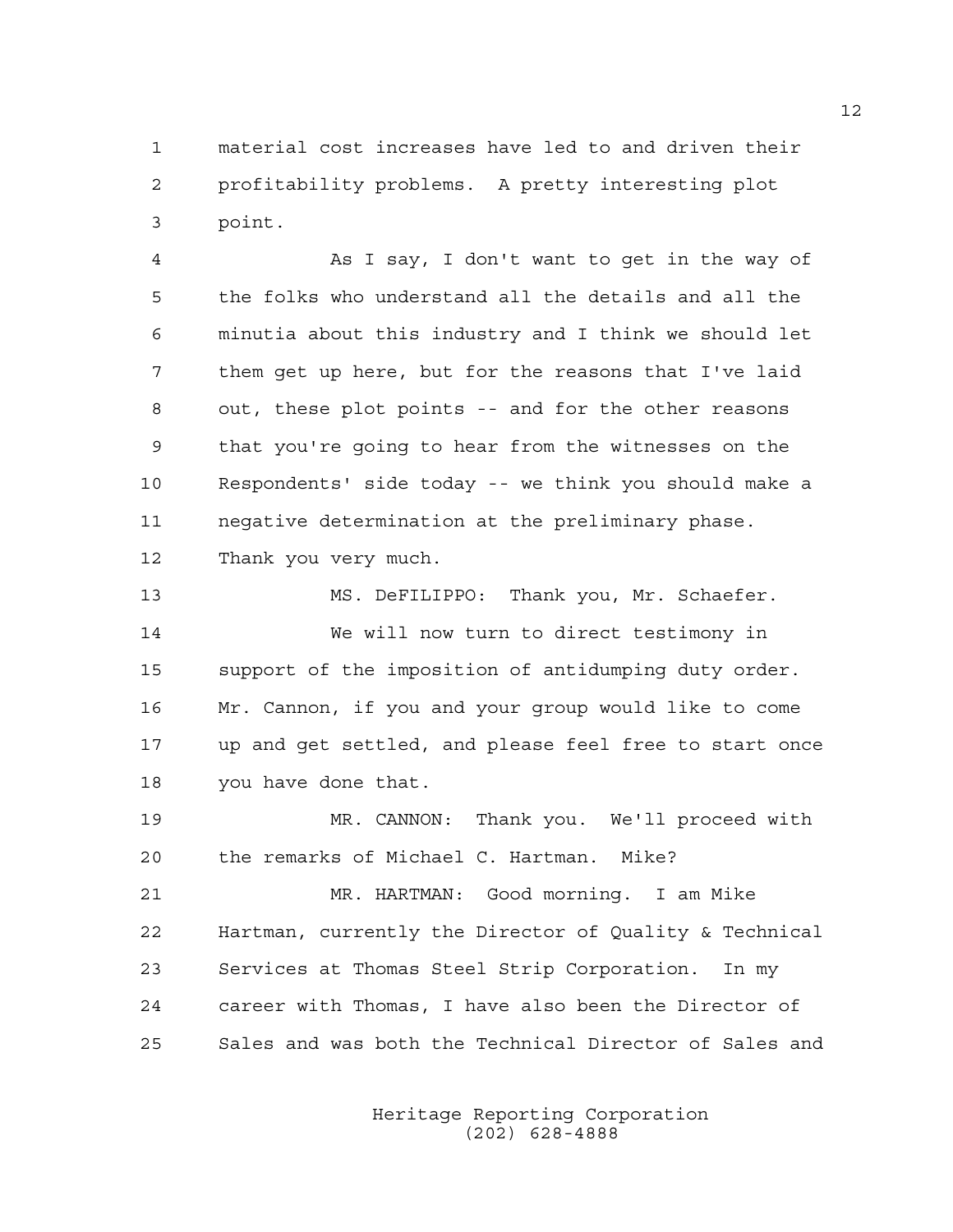material cost increases have led to and driven their profitability problems. A pretty interesting plot point.

As I say, I don't want to get in the way of the folks who understand all the details and all the minutia about this industry and I think we should let them get up here, but for the reasons that I've laid out, these plot points -- and for the other reasons that you're going to hear from the witnesses on the Respondents' side today -- we think you should make a negative determination at the preliminary phase. Thank you very much.

MS. DeFILIPPO: Thank you, Mr. Schaefer.

We will now turn to direct testimony in support of the imposition of antidumping duty order. Mr. Cannon, if you and your group would like to come up and get settled, and please feel free to start once you have done that.

MR. CANNON: Thank you. We'll proceed with the remarks of Michael C. Hartman. Mike?

MR. HARTMAN: Good morning. I am Mike Hartman, currently the Director of Quality & Technical Services at Thomas Steel Strip Corporation. In my career with Thomas, I have also been the Director of Sales and was both the Technical Director of Sales and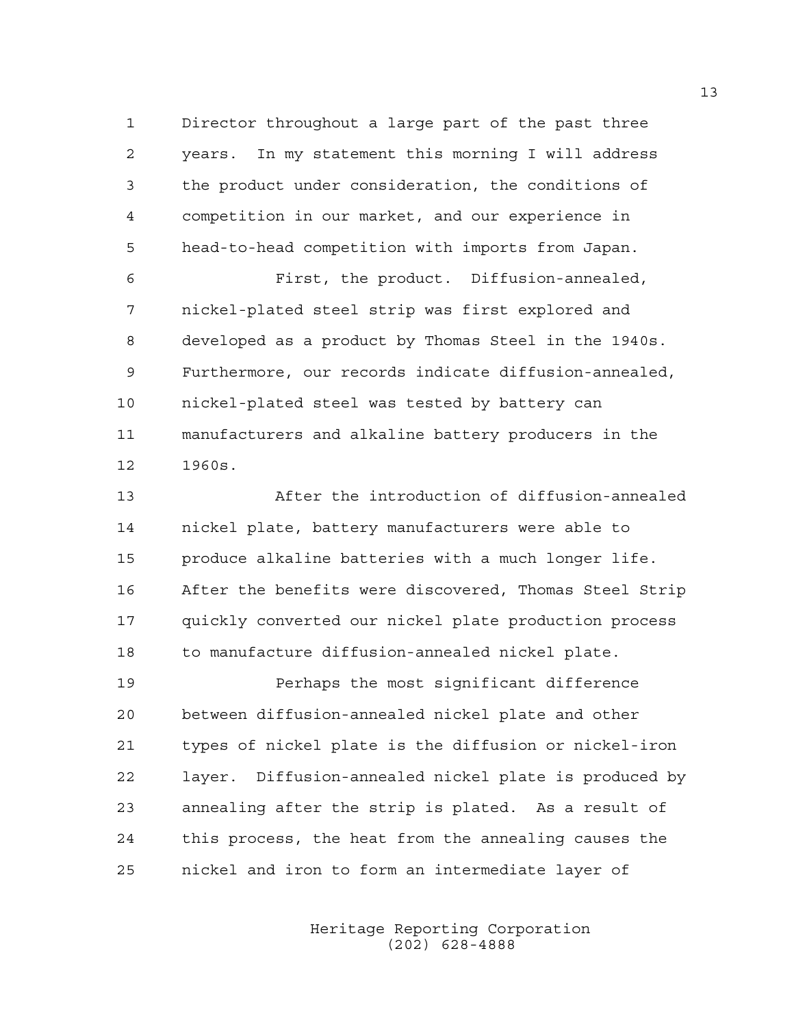Director throughout a large part of the past three years. In my statement this morning I will address the product under consideration, the conditions of competition in our market, and our experience in head-to-head competition with imports from Japan.

First, the product. Diffusion-annealed, nickel-plated steel strip was first explored and developed as a product by Thomas Steel in the 1940s. Furthermore, our records indicate diffusion-annealed, nickel-plated steel was tested by battery can manufacturers and alkaline battery producers in the 1960s.

After the introduction of diffusion-annealed nickel plate, battery manufacturers were able to produce alkaline batteries with a much longer life. After the benefits were discovered, Thomas Steel Strip quickly converted our nickel plate production process to manufacture diffusion-annealed nickel plate.

Perhaps the most significant difference between diffusion-annealed nickel plate and other types of nickel plate is the diffusion or nickel-iron layer. Diffusion-annealed nickel plate is produced by annealing after the strip is plated. As a result of this process, the heat from the annealing causes the nickel and iron to form an intermediate layer of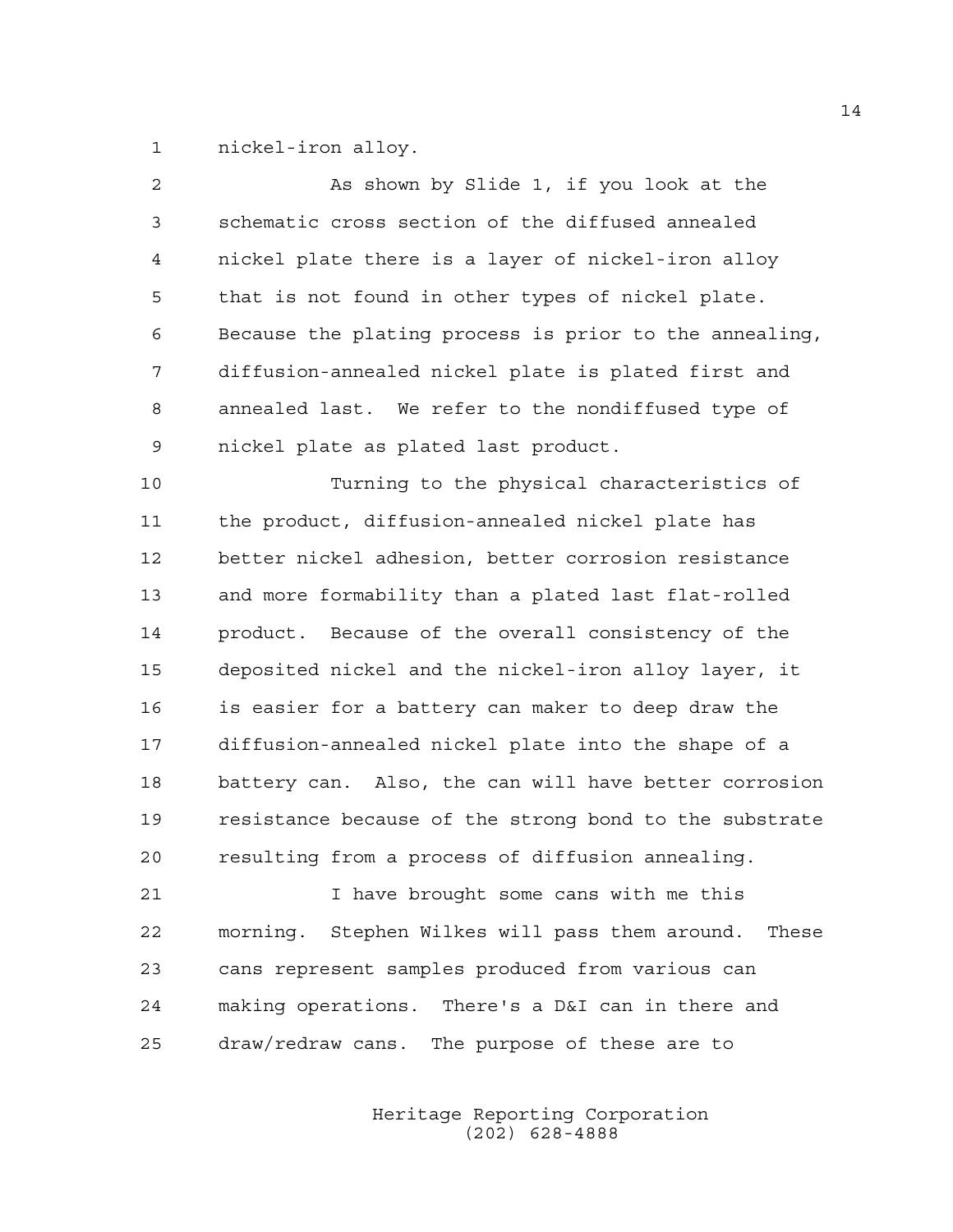nickel-iron alloy.

As shown by Slide 1, if you look at the schematic cross section of the diffused annealed nickel plate there is a layer of nickel-iron alloy that is not found in other types of nickel plate. Because the plating process is prior to the annealing, diffusion-annealed nickel plate is plated first and annealed last. We refer to the nondiffused type of nickel plate as plated last product.

Turning to the physical characteristics of the product, diffusion-annealed nickel plate has better nickel adhesion, better corrosion resistance and more formability than a plated last flat-rolled product. Because of the overall consistency of the deposited nickel and the nickel-iron alloy layer, it is easier for a battery can maker to deep draw the diffusion-annealed nickel plate into the shape of a battery can. Also, the can will have better corrosion resistance because of the strong bond to the substrate resulting from a process of diffusion annealing.

I have brought some cans with me this morning. Stephen Wilkes will pass them around. These cans represent samples produced from various can making operations. There's a D&I can in there and draw/redraw cans. The purpose of these are to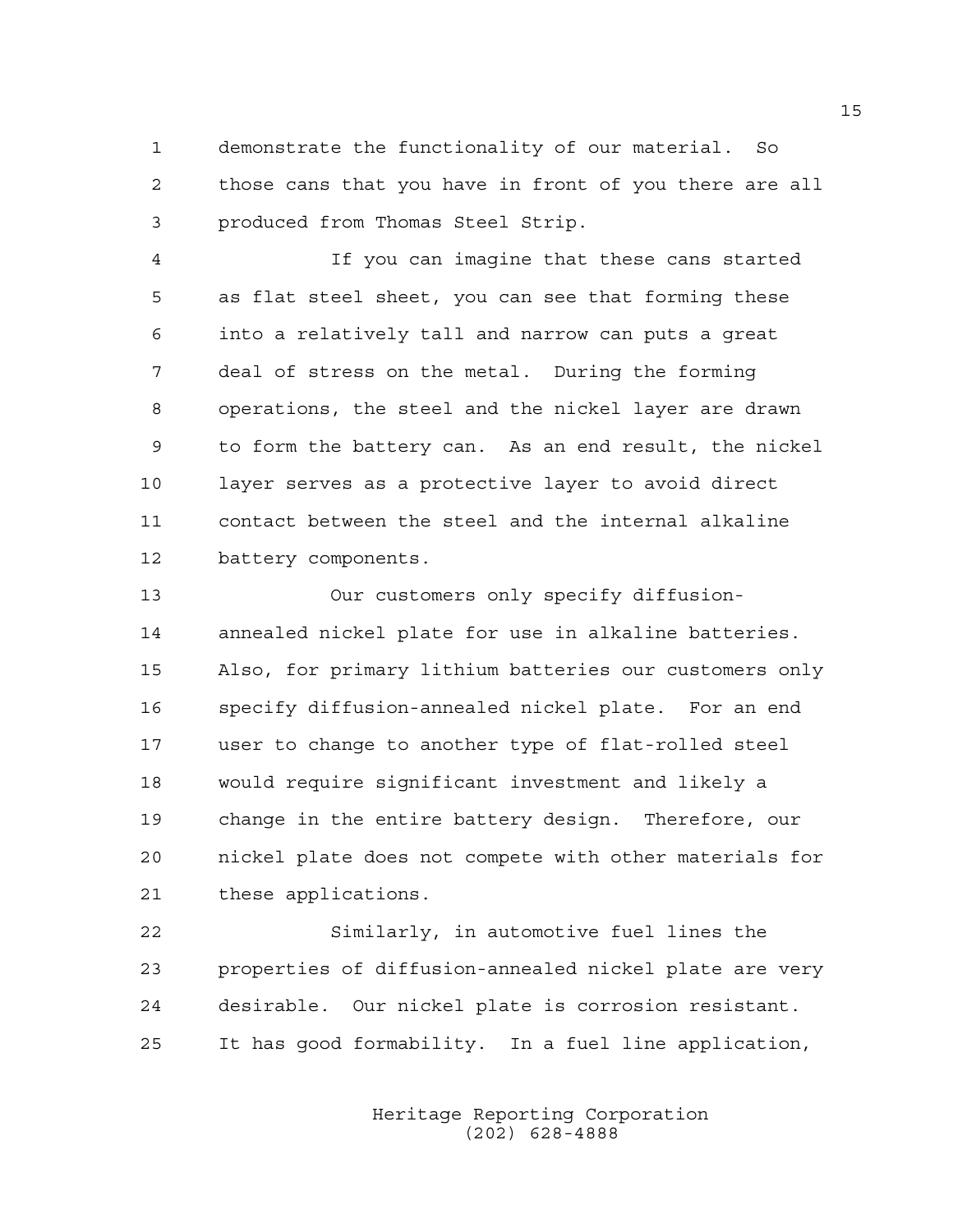demonstrate the functionality of our material. So those cans that you have in front of you there are all produced from Thomas Steel Strip.

If you can imagine that these cans started as flat steel sheet, you can see that forming these into a relatively tall and narrow can puts a great deal of stress on the metal. During the forming operations, the steel and the nickel layer are drawn to form the battery can. As an end result, the nickel layer serves as a protective layer to avoid direct contact between the steel and the internal alkaline battery components.

Our customers only specify diffusion-annealed nickel plate for use in alkaline batteries. Also, for primary lithium batteries our customers only specify diffusion-annealed nickel plate. For an end user to change to another type of flat-rolled steel would require significant investment and likely a change in the entire battery design. Therefore, our nickel plate does not compete with other materials for these applications.

Similarly, in automotive fuel lines the properties of diffusion-annealed nickel plate are very desirable. Our nickel plate is corrosion resistant. It has good formability. In a fuel line application,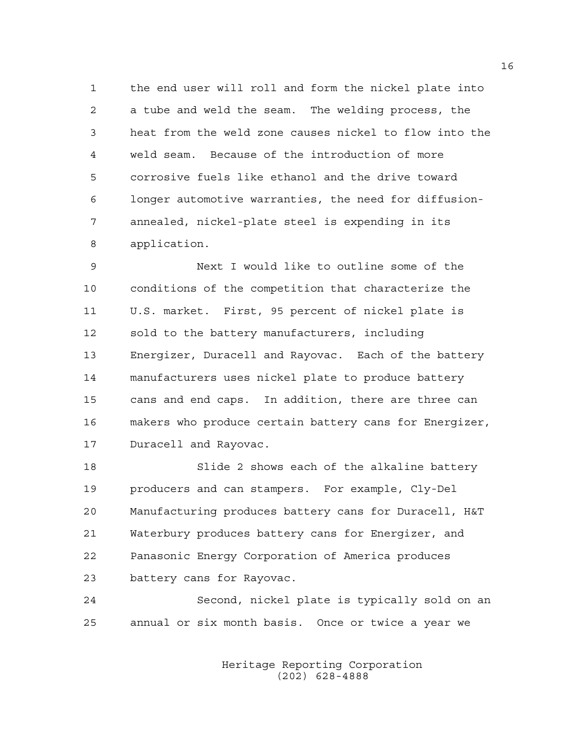the end user will roll and form the nickel plate into a tube and weld the seam. The welding process, the heat from the weld zone causes nickel to flow into the weld seam. Because of the introduction of more corrosive fuels like ethanol and the drive toward longer automotive warranties, the need for diffusion-annealed, nickel-plate steel is expending in its application.

Next I would like to outline some of the conditions of the competition that characterize the U.S. market. First, 95 percent of nickel plate is sold to the battery manufacturers, including Energizer, Duracell and Rayovac. Each of the battery manufacturers uses nickel plate to produce battery cans and end caps. In addition, there are three can makers who produce certain battery cans for Energizer, Duracell and Rayovac.

Slide 2 shows each of the alkaline battery producers and can stampers. For example, Cly-Del Manufacturing produces battery cans for Duracell, H&T Waterbury produces battery cans for Energizer, and Panasonic Energy Corporation of America produces battery cans for Rayovac.

Second, nickel plate is typically sold on an annual or six month basis. Once or twice a year we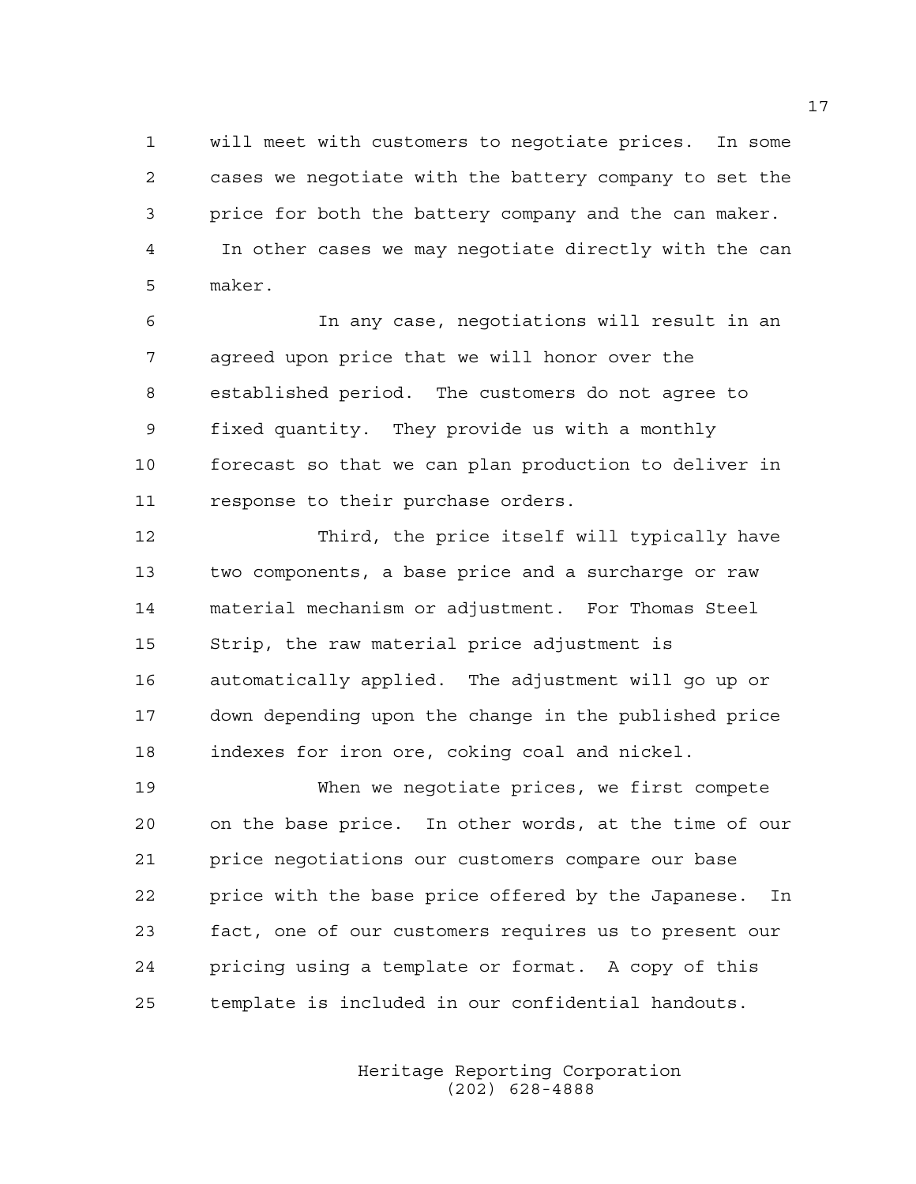will meet with customers to negotiate prices. In some cases we negotiate with the battery company to set the price for both the battery company and the can maker. In other cases we may negotiate directly with the can maker.

In any case, negotiations will result in an agreed upon price that we will honor over the established period. The customers do not agree to fixed quantity. They provide us with a monthly forecast so that we can plan production to deliver in response to their purchase orders.

Third, the price itself will typically have two components, a base price and a surcharge or raw material mechanism or adjustment. For Thomas Steel Strip, the raw material price adjustment is automatically applied. The adjustment will go up or down depending upon the change in the published price indexes for iron ore, coking coal and nickel.

When we negotiate prices, we first compete on the base price. In other words, at the time of our price negotiations our customers compare our base price with the base price offered by the Japanese. In fact, one of our customers requires us to present our pricing using a template or format. A copy of this template is included in our confidential handouts.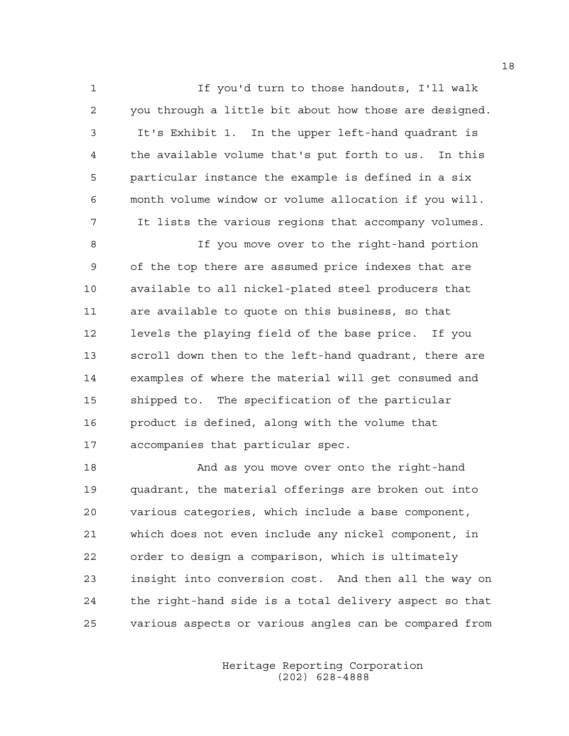If you'd turn to those handouts, I'll walk you through a little bit about how those are designed. It's Exhibit 1. In the upper left-hand quadrant is the available volume that's put forth to us. In this particular instance the example is defined in a six month volume window or volume allocation if you will. It lists the various regions that accompany volumes.

If you move over to the right-hand portion of the top there are assumed price indexes that are available to all nickel-plated steel producers that are available to quote on this business, so that levels the playing field of the base price. If you scroll down then to the left-hand quadrant, there are examples of where the material will get consumed and shipped to. The specification of the particular product is defined, along with the volume that accompanies that particular spec.

And as you move over onto the right-hand quadrant, the material offerings are broken out into various categories, which include a base component, which does not even include any nickel component, in order to design a comparison, which is ultimately insight into conversion cost. And then all the way on the right-hand side is a total delivery aspect so that various aspects or various angles can be compared from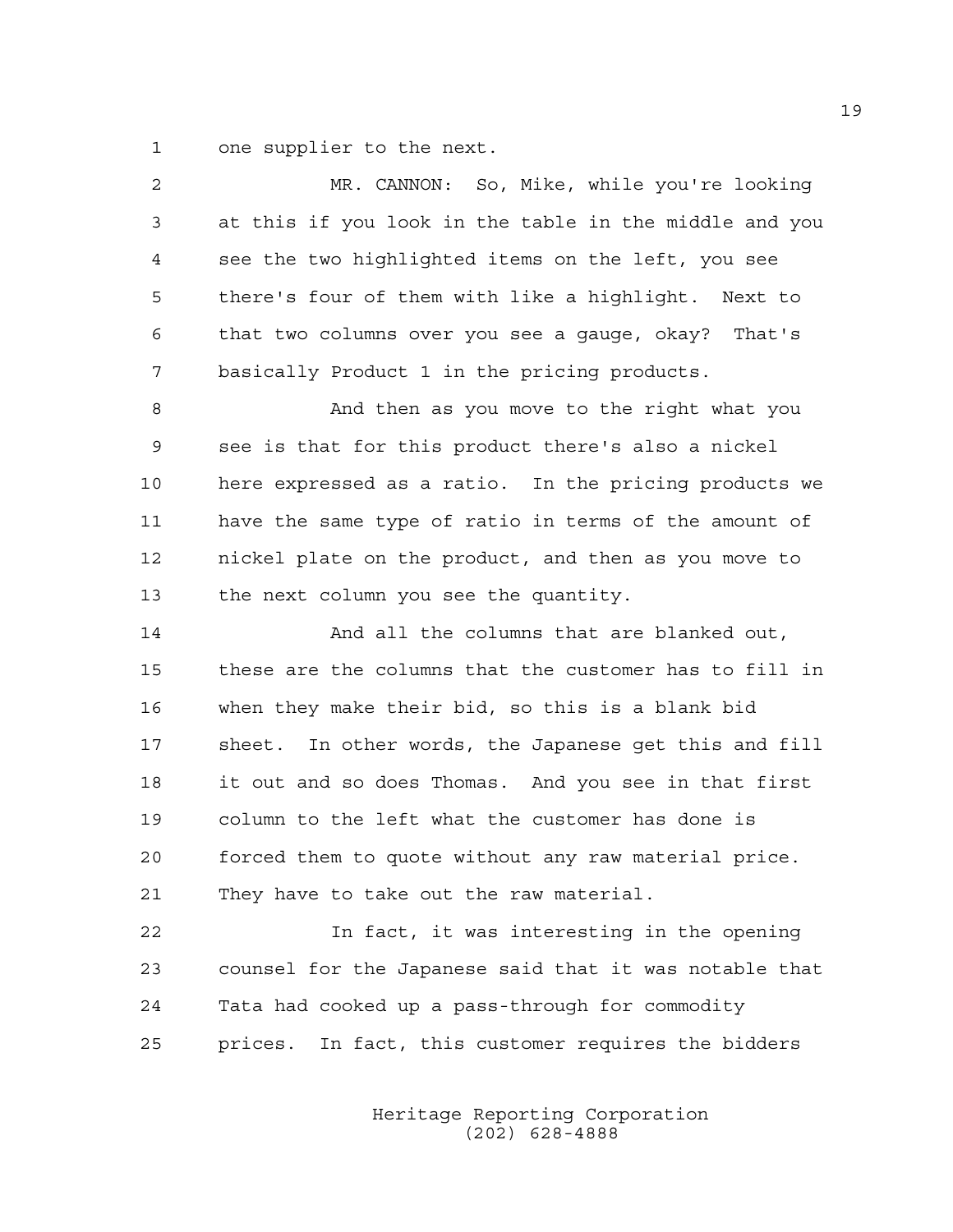one supplier to the next.

MR. CANNON: So, Mike, while you're looking at this if you look in the table in the middle and you see the two highlighted items on the left, you see there's four of them with like a highlight. Next to that two columns over you see a gauge, okay? That's basically Product 1 in the pricing products.

And then as you move to the right what you see is that for this product there's also a nickel here expressed as a ratio. In the pricing products we have the same type of ratio in terms of the amount of nickel plate on the product, and then as you move to the next column you see the quantity.

And all the columns that are blanked out, these are the columns that the customer has to fill in when they make their bid, so this is a blank bid sheet. In other words, the Japanese get this and fill it out and so does Thomas. And you see in that first column to the left what the customer has done is forced them to quote without any raw material price. They have to take out the raw material.

In fact, it was interesting in the opening counsel for the Japanese said that it was notable that Tata had cooked up a pass-through for commodity prices. In fact, this customer requires the bidders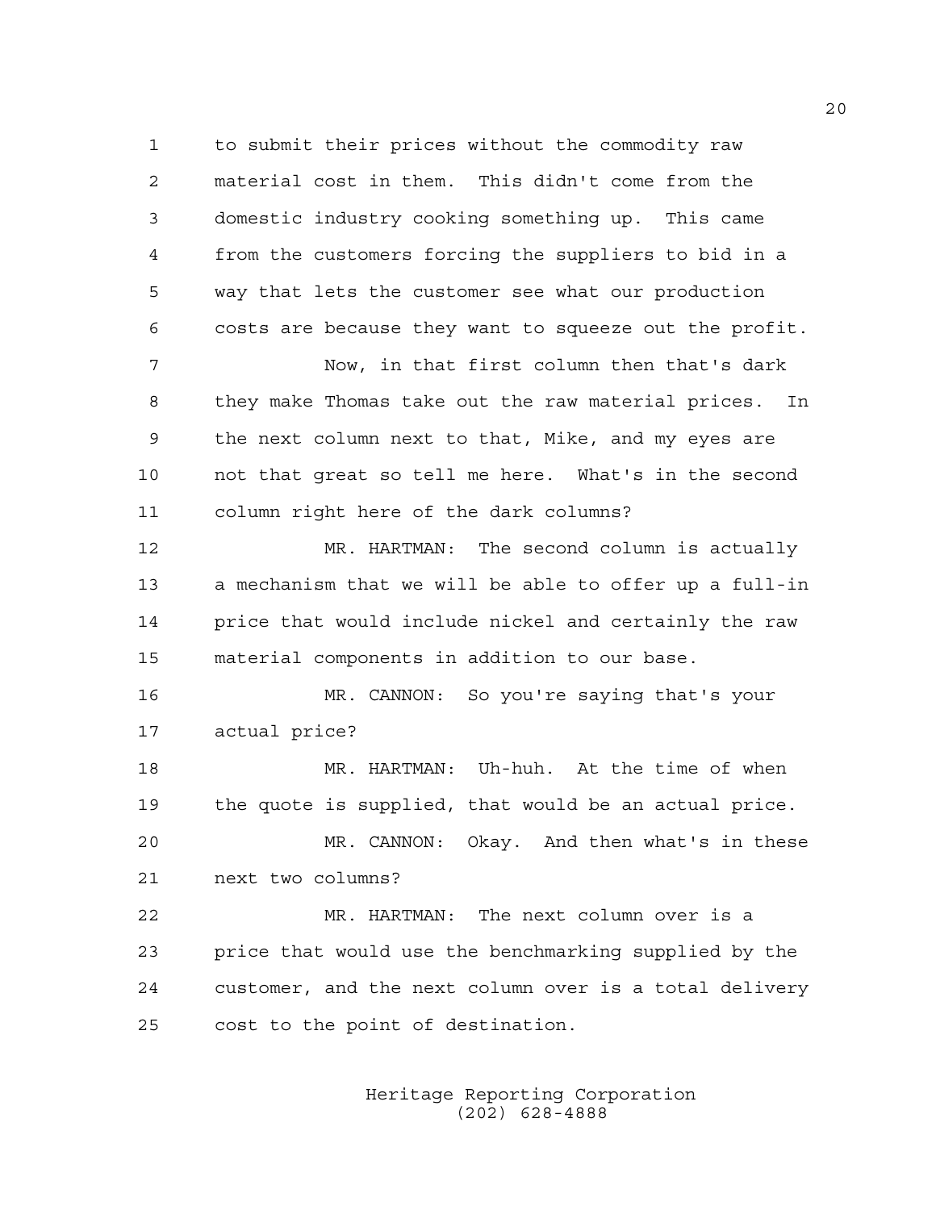to submit their prices without the commodity raw material cost in them. This didn't come from the domestic industry cooking something up. This came from the customers forcing the suppliers to bid in a way that lets the customer see what our production costs are because they want to squeeze out the profit.

Now, in that first column then that's dark they make Thomas take out the raw material prices. In the next column next to that, Mike, and my eyes are not that great so tell me here. What's in the second column right here of the dark columns?

MR. HARTMAN: The second column is actually a mechanism that we will be able to offer up a full-in price that would include nickel and certainly the raw material components in addition to our base.

MR. CANNON: So you're saying that's your actual price?

MR. HARTMAN: Uh-huh. At the time of when the quote is supplied, that would be an actual price.

MR. CANNON: Okay. And then what's in these next two columns?

MR. HARTMAN: The next column over is a price that would use the benchmarking supplied by the customer, and the next column over is a total delivery cost to the point of destination.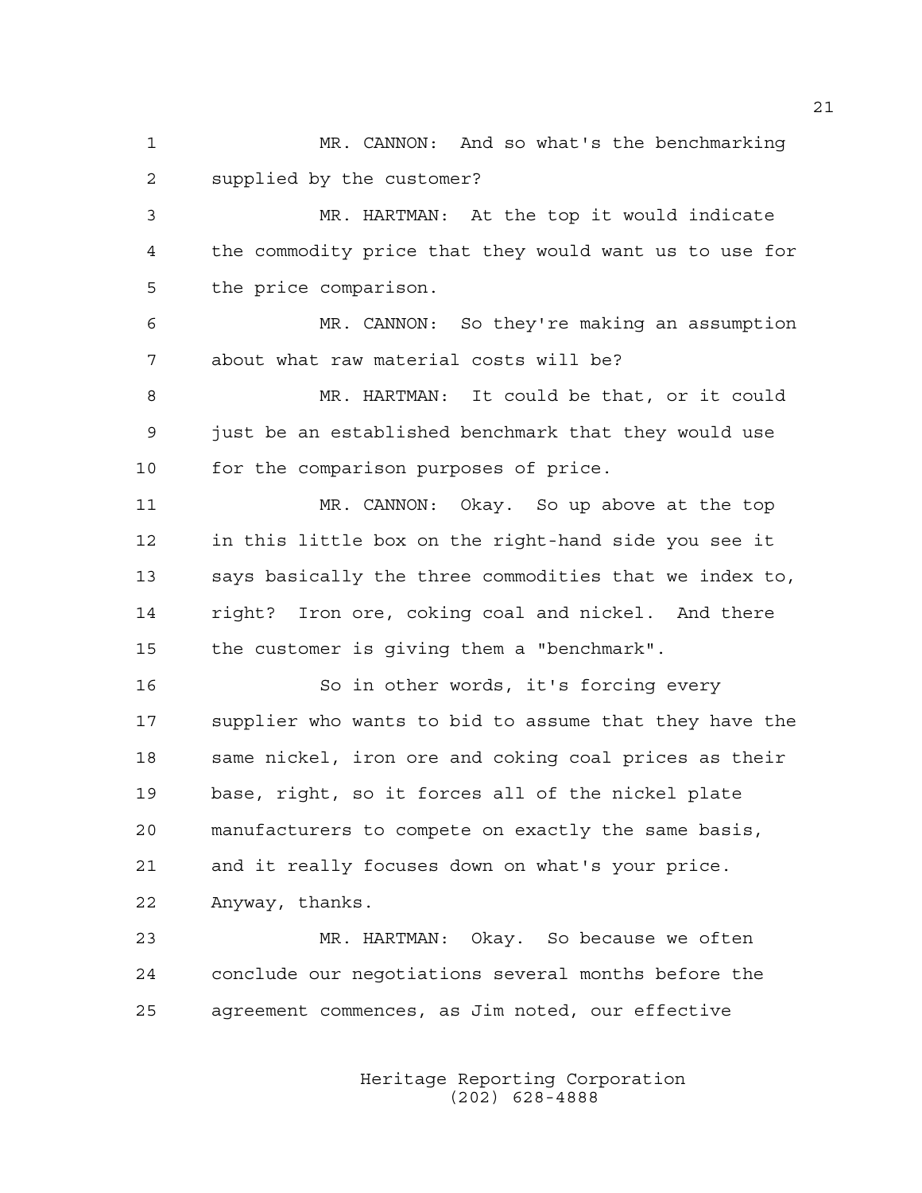MR. CANNON: And so what's the benchmarking supplied by the customer?

MR. HARTMAN: At the top it would indicate the commodity price that they would want us to use for the price comparison.

MR. CANNON: So they're making an assumption about what raw material costs will be?

MR. HARTMAN: It could be that, or it could just be an established benchmark that they would use for the comparison purposes of price.

MR. CANNON: Okay. So up above at the top in this little box on the right-hand side you see it says basically the three commodities that we index to, right? Iron ore, coking coal and nickel. And there the customer is giving them a "benchmark".

So in other words, it's forcing every supplier who wants to bid to assume that they have the same nickel, iron ore and coking coal prices as their base, right, so it forces all of the nickel plate manufacturers to compete on exactly the same basis, and it really focuses down on what's your price. Anyway, thanks.

MR. HARTMAN: Okay. So because we often conclude our negotiations several months before the agreement commences, as Jim noted, our effective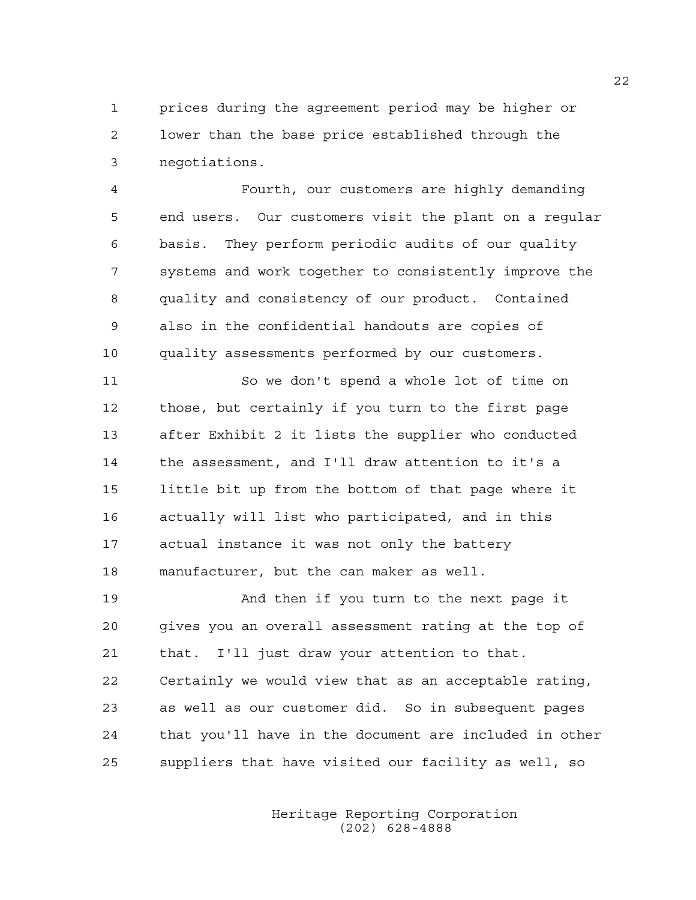prices during the agreement period may be higher or lower than the base price established through the negotiations.

Fourth, our customers are highly demanding end users. Our customers visit the plant on a regular basis. They perform periodic audits of our quality systems and work together to consistently improve the quality and consistency of our product. Contained also in the confidential handouts are copies of quality assessments performed by our customers.

So we don't spend a whole lot of time on those, but certainly if you turn to the first page after Exhibit 2 it lists the supplier who conducted the assessment, and I'll draw attention to it's a little bit up from the bottom of that page where it actually will list who participated, and in this actual instance it was not only the battery manufacturer, but the can maker as well.

And then if you turn to the next page it gives you an overall assessment rating at the top of that. I'll just draw your attention to that. Certainly we would view that as an acceptable rating, as well as our customer did. So in subsequent pages that you'll have in the document are included in other suppliers that have visited our facility as well, so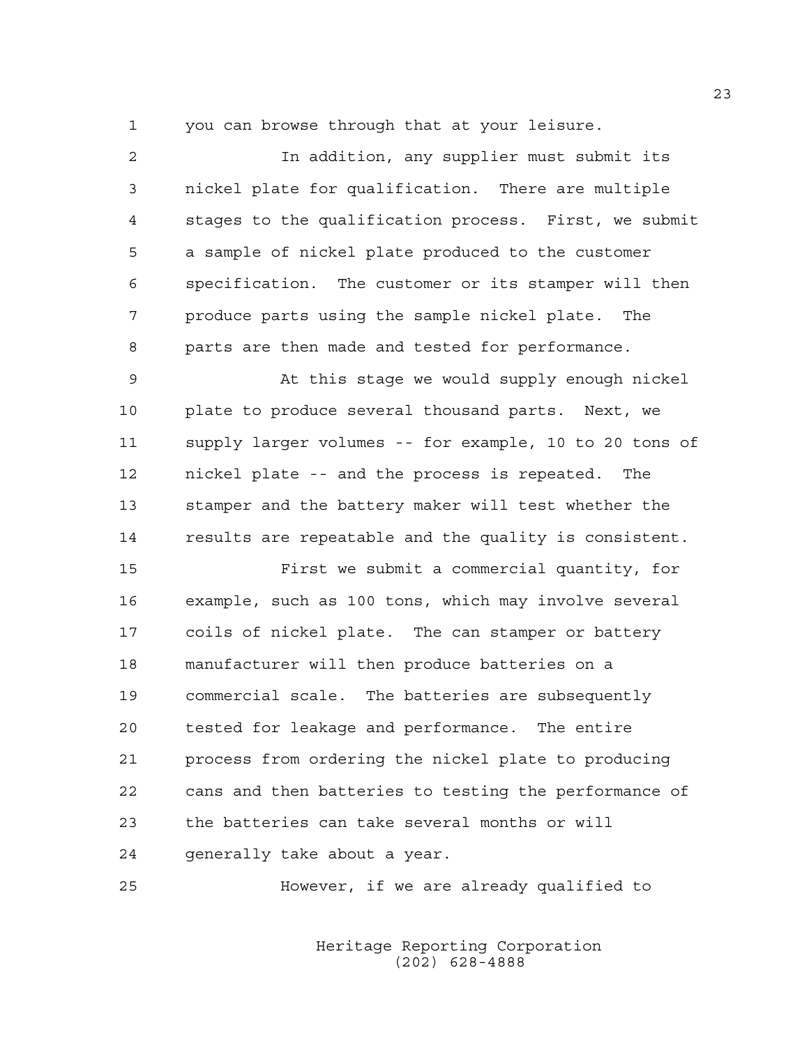you can browse through that at your leisure.

In addition, any supplier must submit its nickel plate for qualification. There are multiple stages to the qualification process. First, we submit a sample of nickel plate produced to the customer specification. The customer or its stamper will then produce parts using the sample nickel plate. The parts are then made and tested for performance.

At this stage we would supply enough nickel plate to produce several thousand parts. Next, we supply larger volumes -- for example, 10 to 20 tons of nickel plate -- and the process is repeated. The stamper and the battery maker will test whether the results are repeatable and the quality is consistent.

First we submit a commercial quantity, for example, such as 100 tons, which may involve several coils of nickel plate. The can stamper or battery manufacturer will then produce batteries on a commercial scale. The batteries are subsequently tested for leakage and performance. The entire process from ordering the nickel plate to producing cans and then batteries to testing the performance of the batteries can take several months or will generally take about a year.

However, if we are already qualified to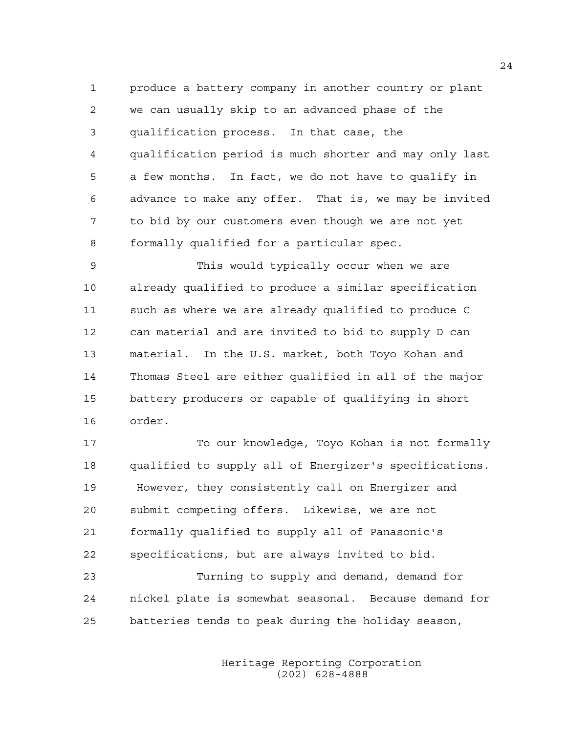produce a battery company in another country or plant we can usually skip to an advanced phase of the qualification process. In that case, the qualification period is much shorter and may only last a few months. In fact, we do not have to qualify in advance to make any offer. That is, we may be invited to bid by our customers even though we are not yet formally qualified for a particular spec.

This would typically occur when we are already qualified to produce a similar specification such as where we are already qualified to produce C can material and are invited to bid to supply D can material. In the U.S. market, both Toyo Kohan and Thomas Steel are either qualified in all of the major battery producers or capable of qualifying in short order.

To our knowledge, Toyo Kohan is not formally qualified to supply all of Energizer's specifications. However, they consistently call on Energizer and submit competing offers. Likewise, we are not formally qualified to supply all of Panasonic's specifications, but are always invited to bid.

Turning to supply and demand, demand for nickel plate is somewhat seasonal. Because demand for batteries tends to peak during the holiday season,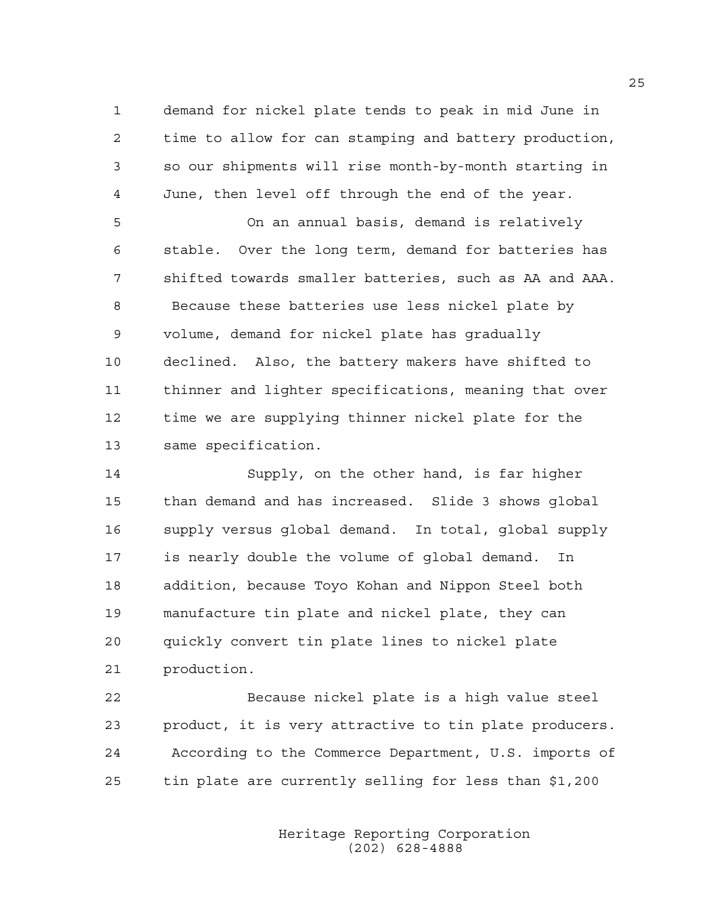demand for nickel plate tends to peak in mid June in time to allow for can stamping and battery production, so our shipments will rise month-by-month starting in June, then level off through the end of the year.

On an annual basis, demand is relatively stable. Over the long term, demand for batteries has shifted towards smaller batteries, such as AA and AAA. Because these batteries use less nickel plate by volume, demand for nickel plate has gradually declined. Also, the battery makers have shifted to thinner and lighter specifications, meaning that over time we are supplying thinner nickel plate for the same specification.

Supply, on the other hand, is far higher than demand and has increased. Slide 3 shows global supply versus global demand. In total, global supply is nearly double the volume of global demand. In addition, because Toyo Kohan and Nippon Steel both manufacture tin plate and nickel plate, they can quickly convert tin plate lines to nickel plate production.

Because nickel plate is a high value steel product, it is very attractive to tin plate producers. According to the Commerce Department, U.S. imports of tin plate are currently selling for less than $1,200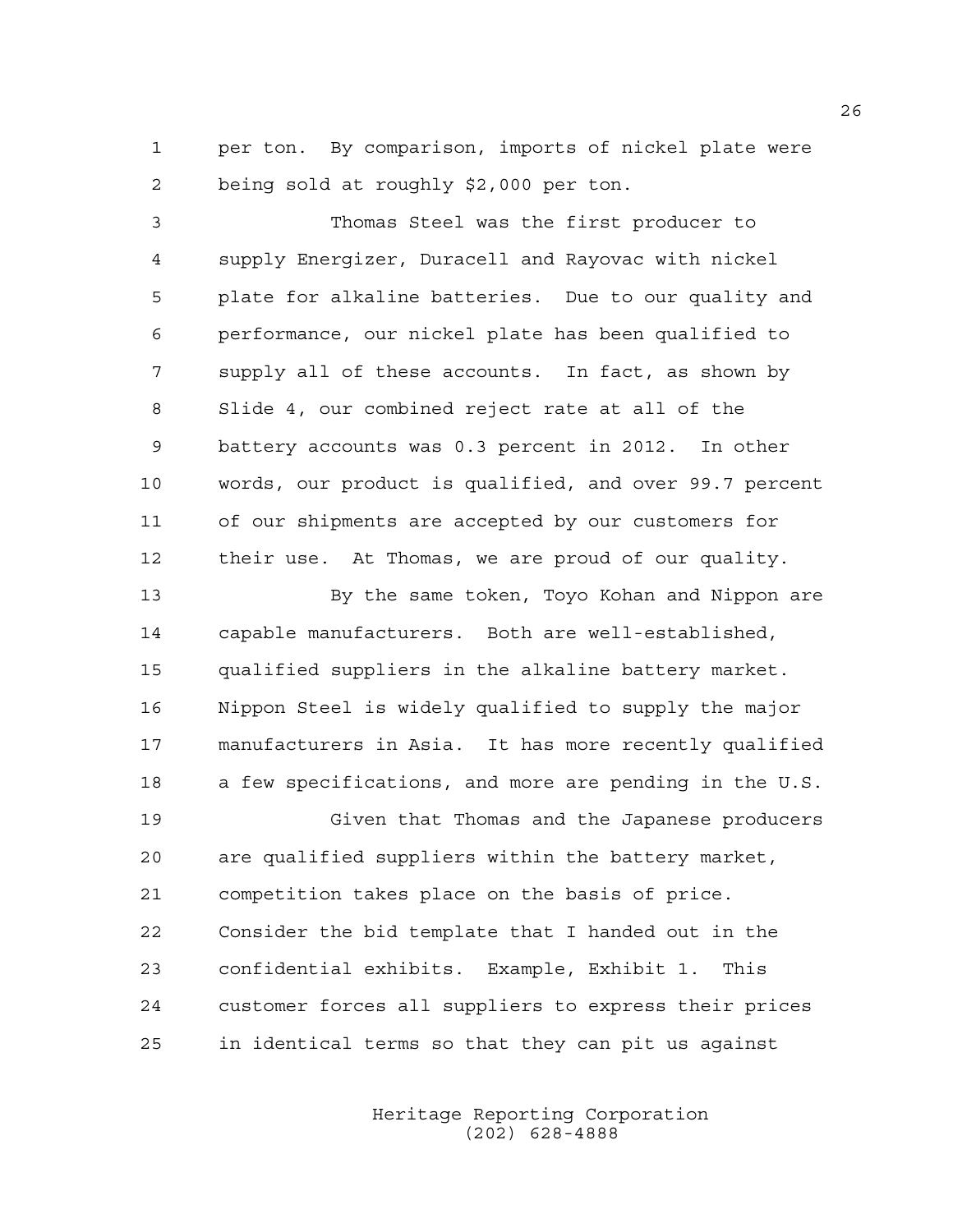per ton. By comparison, imports of nickel plate were being sold at roughly $2,000 per ton.

Thomas Steel was the first producer to supply Energizer, Duracell and Rayovac with nickel plate for alkaline batteries. Due to our quality and performance, our nickel plate has been qualified to supply all of these accounts. In fact, as shown by Slide 4, our combined reject rate at all of the battery accounts was 0.3 percent in 2012. In other words, our product is qualified, and over 99.7 percent of our shipments are accepted by our customers for their use. At Thomas, we are proud of our quality.

By the same token, Toyo Kohan and Nippon are capable manufacturers. Both are well-established, qualified suppliers in the alkaline battery market. Nippon Steel is widely qualified to supply the major manufacturers in Asia. It has more recently qualified a few specifications, and more are pending in the U.S.

Given that Thomas and the Japanese producers are qualified suppliers within the battery market, competition takes place on the basis of price. Consider the bid template that I handed out in the confidential exhibits. Example, Exhibit 1. This customer forces all suppliers to express their prices in identical terms so that they can pit us against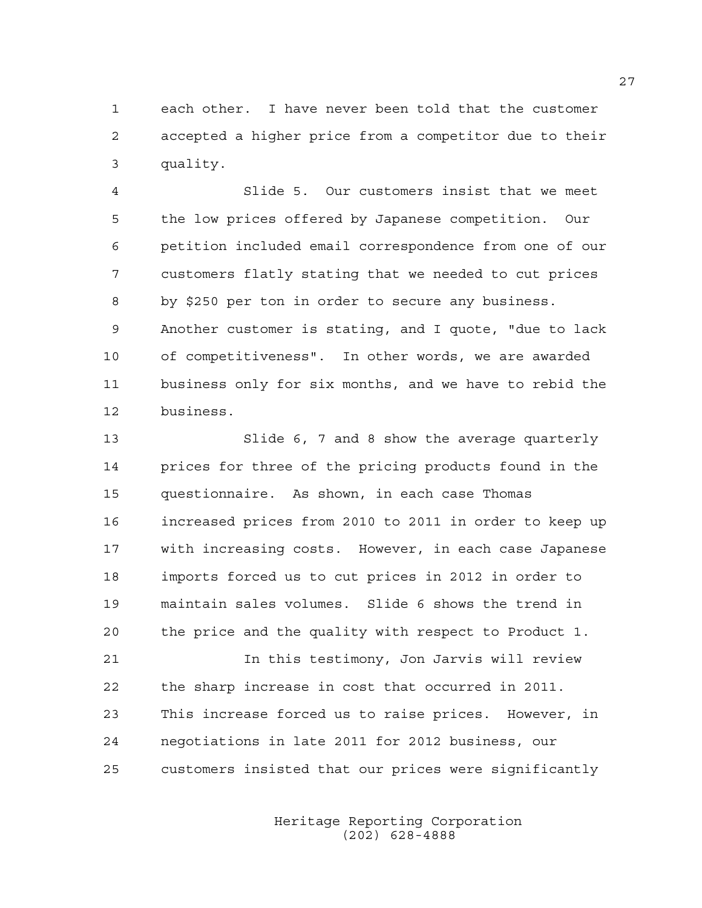each other. I have never been told that the customer accepted a higher price from a competitor due to their quality.

Slide 5. Our customers insist that we meet the low prices offered by Japanese competition. Our petition included email correspondence from one of our customers flatly stating that we needed to cut prices by $250 per ton in order to secure any business. Another customer is stating, and I quote, "due to lack of competitiveness". In other words, we are awarded business only for six months, and we have to rebid the business.

Slide 6, 7 and 8 show the average quarterly prices for three of the pricing products found in the questionnaire. As shown, in each case Thomas increased prices from 2010 to 2011 in order to keep up with increasing costs. However, in each case Japanese imports forced us to cut prices in 2012 in order to maintain sales volumes. Slide 6 shows the trend in the price and the quality with respect to Product 1.

In this testimony, Jon Jarvis will review the sharp increase in cost that occurred in 2011. This increase forced us to raise prices. However, in negotiations in late 2011 for 2012 business, our customers insisted that our prices were significantly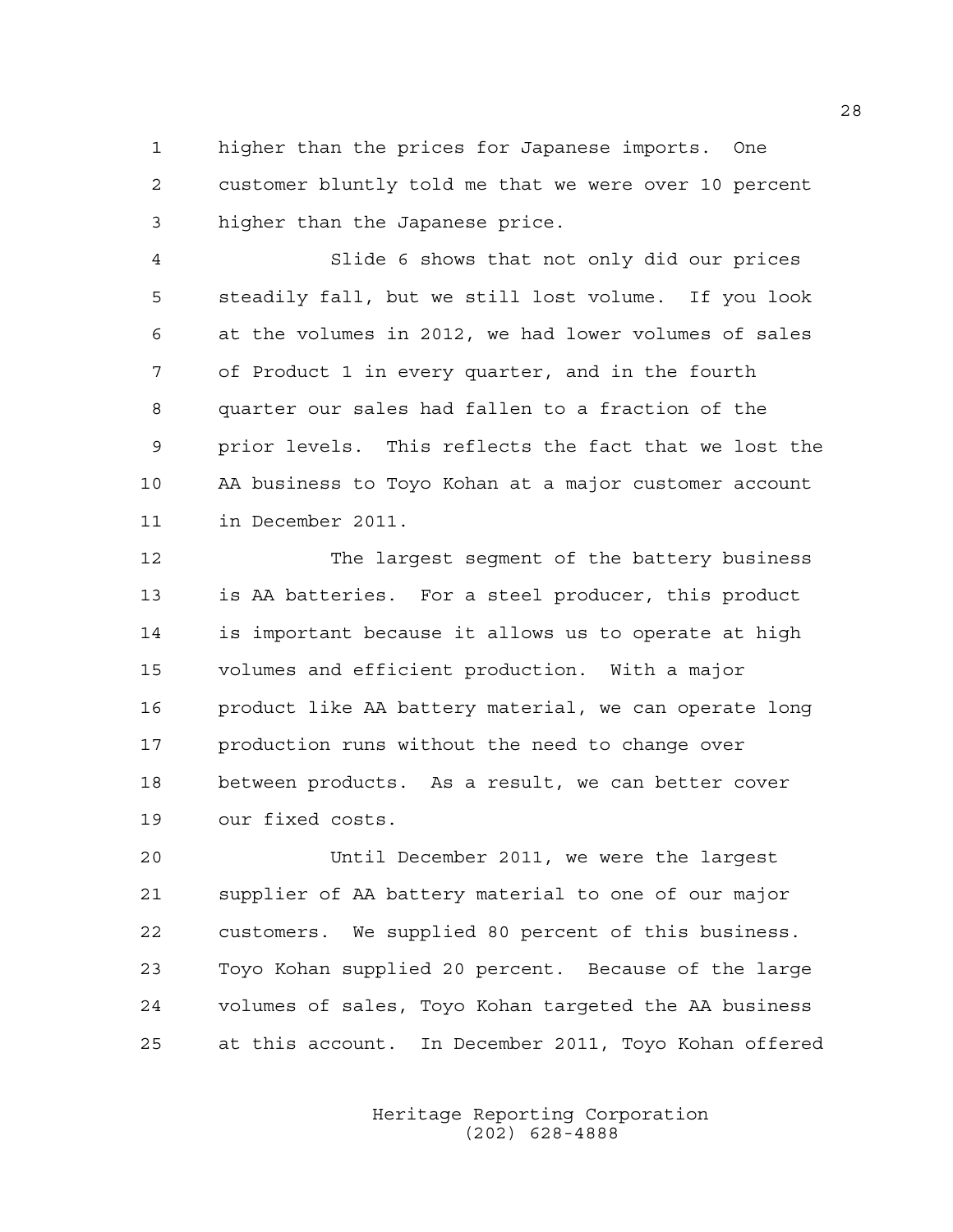higher than the prices for Japanese imports. One customer bluntly told me that we were over 10 percent higher than the Japanese price.

Slide 6 shows that not only did our prices steadily fall, but we still lost volume. If you look at the volumes in 2012, we had lower volumes of sales of Product 1 in every quarter, and in the fourth quarter our sales had fallen to a fraction of the prior levels. This reflects the fact that we lost the AA business to Toyo Kohan at a major customer account in December 2011.

The largest segment of the battery business is AA batteries. For a steel producer, this product is important because it allows us to operate at high volumes and efficient production. With a major product like AA battery material, we can operate long production runs without the need to change over between products. As a result, we can better cover our fixed costs.

Until December 2011, we were the largest supplier of AA battery material to one of our major customers. We supplied 80 percent of this business. Toyo Kohan supplied 20 percent. Because of the large volumes of sales, Toyo Kohan targeted the AA business at this account. In December 2011, Toyo Kohan offered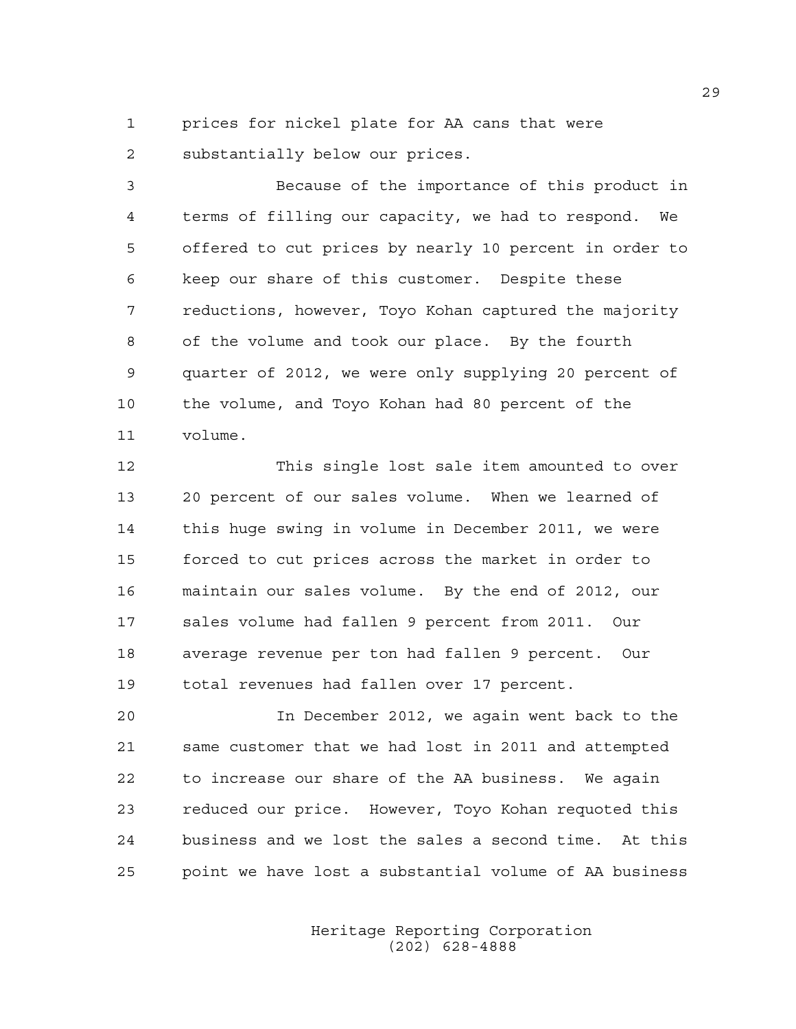prices for nickel plate for AA cans that were substantially below our prices.

Because of the importance of this product in terms of filling our capacity, we had to respond. We offered to cut prices by nearly 10 percent in order to keep our share of this customer. Despite these reductions, however, Toyo Kohan captured the majority of the volume and took our place. By the fourth quarter of 2012, we were only supplying 20 percent of the volume, and Toyo Kohan had 80 percent of the volume.

This single lost sale item amounted to over 20 percent of our sales volume. When we learned of this huge swing in volume in December 2011, we were forced to cut prices across the market in order to maintain our sales volume. By the end of 2012, our sales volume had fallen 9 percent from 2011. Our average revenue per ton had fallen 9 percent. Our total revenues had fallen over 17 percent.

In December 2012, we again went back to the same customer that we had lost in 2011 and attempted to increase our share of the AA business. We again reduced our price. However, Toyo Kohan requoted this business and we lost the sales a second time. At this point we have lost a substantial volume of AA business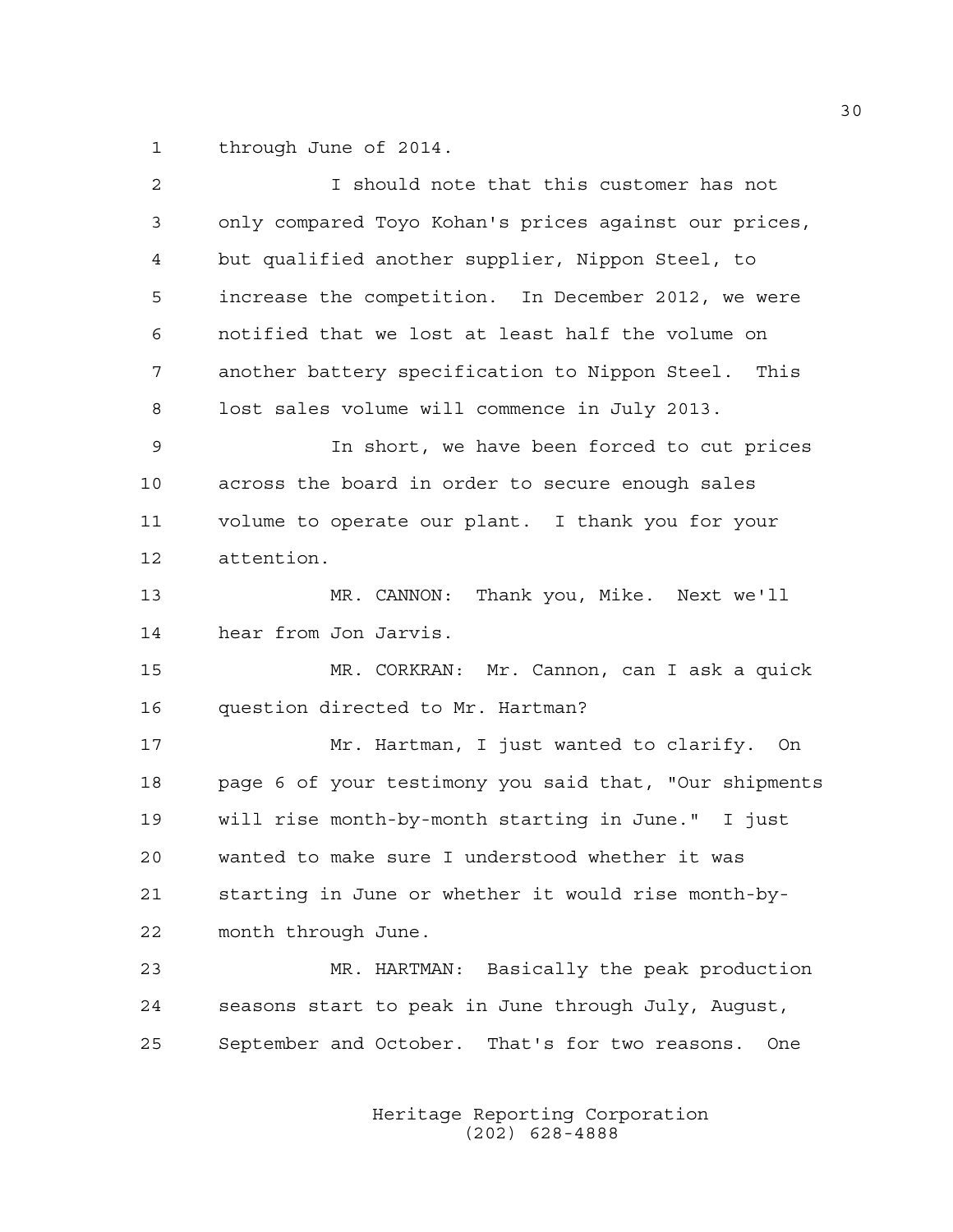through June of 2014.

I should note that this customer has not only compared Toyo Kohan's prices against our prices, but qualified another supplier, Nippon Steel, to increase the competition. In December 2012, we were notified that we lost at least half the volume on another battery specification to Nippon Steel. This lost sales volume will commence in July 2013.

In short, we have been forced to cut prices across the board in order to secure enough sales volume to operate our plant. I thank you for your attention.

MR. CANNON: Thank you, Mike. Next we'll hear from Jon Jarvis.

MR. CORKRAN: Mr. Cannon, can I ask a quick question directed to Mr. Hartman?

Mr. Hartman, I just wanted to clarify. On page 6 of your testimony you said that, "Our shipments will rise month-by-month starting in June." I just wanted to make sure I understood whether it was starting in June or whether it would rise month-by-month through June.

MR. HARTMAN: Basically the peak production seasons start to peak in June through July, August, September and October. That's for two reasons. One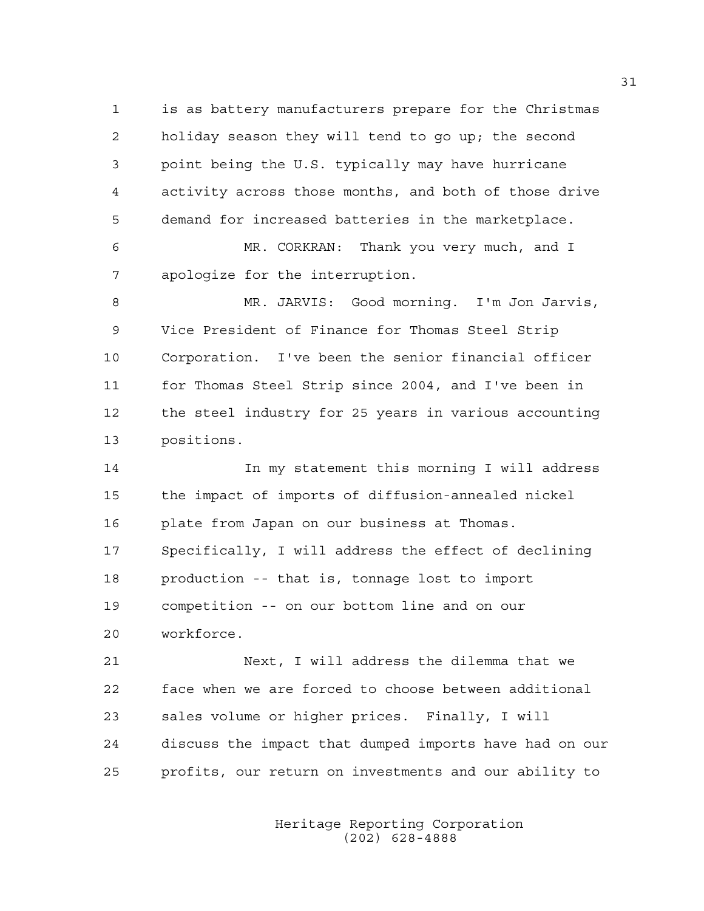is as battery manufacturers prepare for the Christmas holiday season they will tend to go up; the second point being the U.S. typically may have hurricane activity across those months, and both of those drive demand for increased batteries in the marketplace.

MR. CORKRAN: Thank you very much, and I apologize for the interruption.

MR. JARVIS: Good morning. I'm Jon Jarvis, Vice President of Finance for Thomas Steel Strip Corporation. I've been the senior financial officer for Thomas Steel Strip since 2004, and I've been in the steel industry for 25 years in various accounting positions.

In my statement this morning I will address the impact of imports of diffusion-annealed nickel plate from Japan on our business at Thomas. Specifically, I will address the effect of declining production -- that is, tonnage lost to import competition -- on our bottom line and on our workforce.

Next, I will address the dilemma that we face when we are forced to choose between additional sales volume or higher prices. Finally, I will discuss the impact that dumped imports have had on our profits, our return on investments and our ability to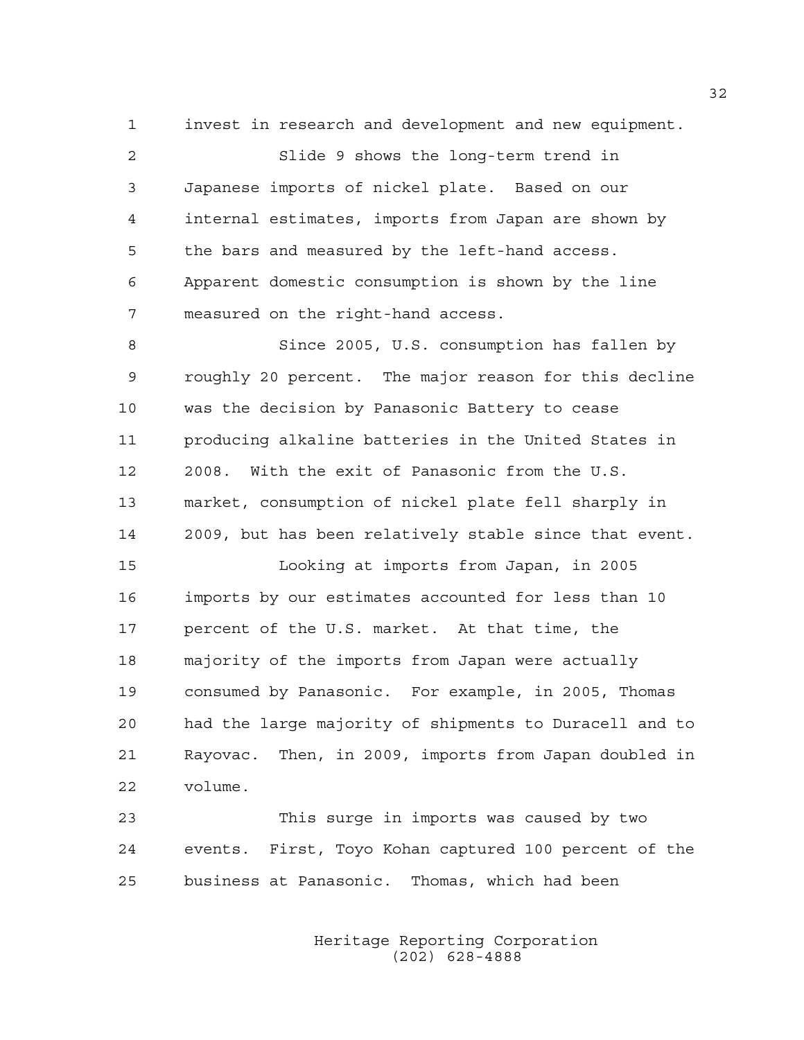invest in research and development and new equipment.

Slide 9 shows the long-term trend in Japanese imports of nickel plate. Based on our internal estimates, imports from Japan are shown by the bars and measured by the left-hand access. Apparent domestic consumption is shown by the line measured on the right-hand access.

Since 2005, U.S. consumption has fallen by roughly 20 percent. The major reason for this decline was the decision by Panasonic Battery to cease producing alkaline batteries in the United States in 2008. With the exit of Panasonic from the U.S. market, consumption of nickel plate fell sharply in 2009, but has been relatively stable since that event.

Looking at imports from Japan, in 2005 imports by our estimates accounted for less than 10 percent of the U.S. market. At that time, the majority of the imports from Japan were actually consumed by Panasonic. For example, in 2005, Thomas had the large majority of shipments to Duracell and to Rayovac. Then, in 2009, imports from Japan doubled in volume.

This surge in imports was caused by two events. First, Toyo Kohan captured 100 percent of the business at Panasonic. Thomas, which had been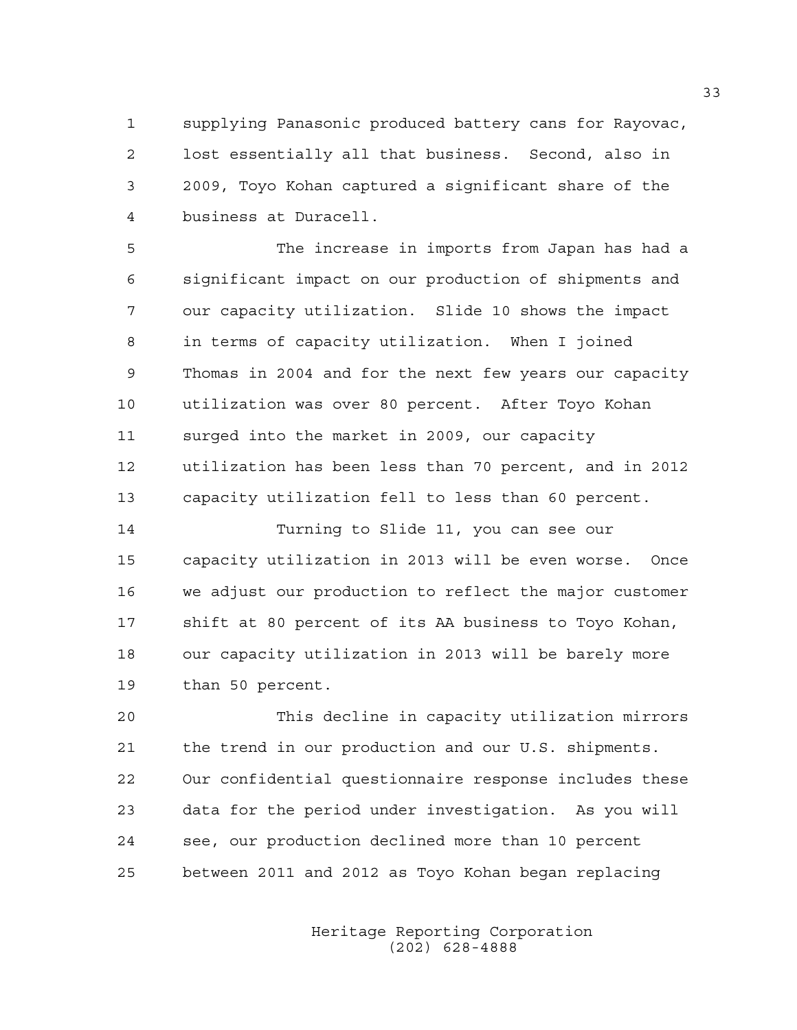supplying Panasonic produced battery cans for Rayovac, lost essentially all that business. Second, also in 2009, Toyo Kohan captured a significant share of the business at Duracell.

The increase in imports from Japan has had a significant impact on our production of shipments and our capacity utilization. Slide 10 shows the impact in terms of capacity utilization. When I joined Thomas in 2004 and for the next few years our capacity utilization was over 80 percent. After Toyo Kohan surged into the market in 2009, our capacity utilization has been less than 70 percent, and in 2012 capacity utilization fell to less than 60 percent.

Turning to Slide 11, you can see our capacity utilization in 2013 will be even worse. Once we adjust our production to reflect the major customer shift at 80 percent of its AA business to Toyo Kohan, our capacity utilization in 2013 will be barely more than 50 percent.

This decline in capacity utilization mirrors the trend in our production and our U.S. shipments. Our confidential questionnaire response includes these data for the period under investigation. As you will see, our production declined more than 10 percent between 2011 and 2012 as Toyo Kohan began replacing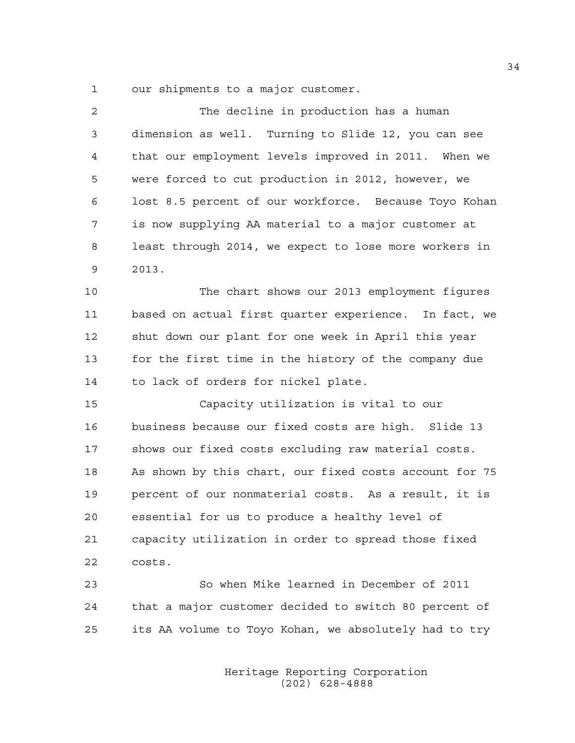our shipments to a major customer.

The decline in production has a human dimension as well. Turning to Slide 12, you can see that our employment levels improved in 2011. When we were forced to cut production in 2012, however, we lost 8.5 percent of our workforce. Because Toyo Kohan is now supplying AA material to a major customer at least through 2014, we expect to lose more workers in 2013.

The chart shows our 2013 employment figures based on actual first quarter experience. In fact, we shut down our plant for one week in April this year for the first time in the history of the company due to lack of orders for nickel plate.

Capacity utilization is vital to our business because our fixed costs are high. Slide 13 shows our fixed costs excluding raw material costs. As shown by this chart, our fixed costs account for 75 percent of our nonmaterial costs. As a result, it is essential for us to produce a healthy level of capacity utilization in order to spread those fixed costs.

So when Mike learned in December of 2011 that a major customer decided to switch 80 percent of its AA volume to Toyo Kohan, we absolutely had to try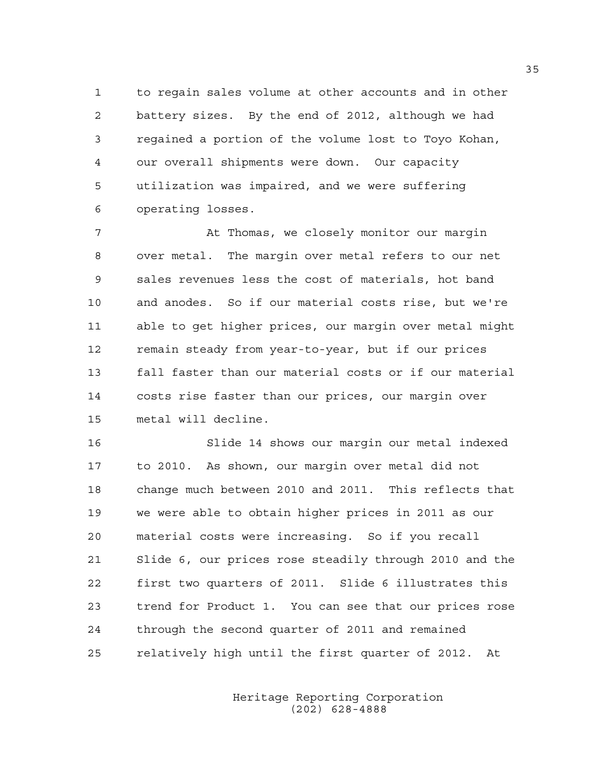to regain sales volume at other accounts and in other battery sizes. By the end of 2012, although we had regained a portion of the volume lost to Toyo Kohan, our overall shipments were down. Our capacity utilization was impaired, and we were suffering operating losses.

At Thomas, we closely monitor our margin over metal. The margin over metal refers to our net sales revenues less the cost of materials, hot band and anodes. So if our material costs rise, but we're able to get higher prices, our margin over metal might remain steady from year-to-year, but if our prices fall faster than our material costs or if our material costs rise faster than our prices, our margin over metal will decline.

Slide 14 shows our margin our metal indexed to 2010. As shown, our margin over metal did not change much between 2010 and 2011. This reflects that we were able to obtain higher prices in 2011 as our material costs were increasing. So if you recall Slide 6, our prices rose steadily through 2010 and the first two quarters of 2011. Slide 6 illustrates this trend for Product 1. You can see that our prices rose through the second quarter of 2011 and remained relatively high until the first quarter of 2012. At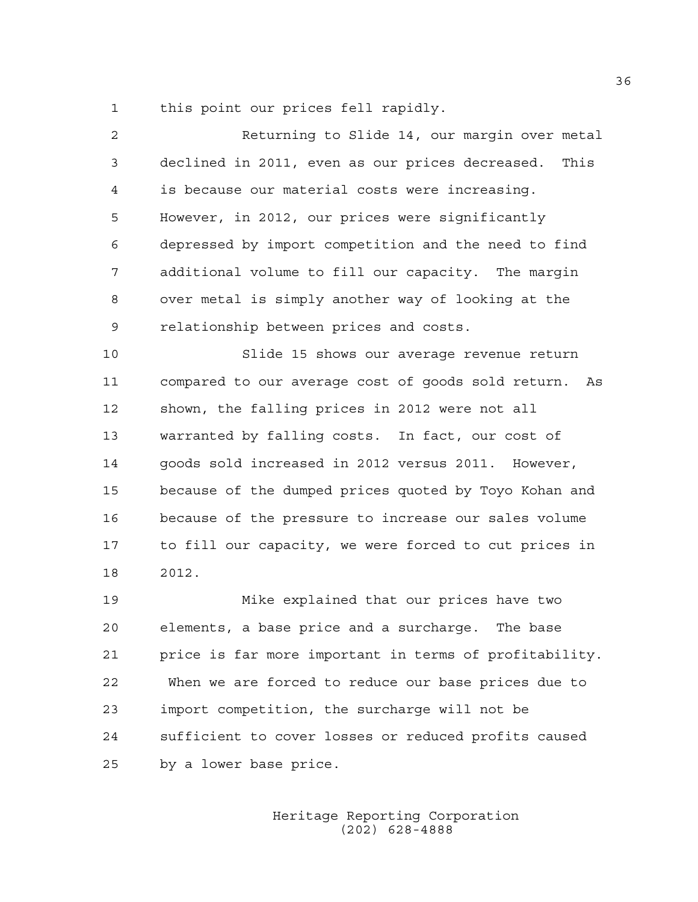this point our prices fell rapidly.

Returning to Slide 14, our margin over metal declined in 2011, even as our prices decreased. This is because our material costs were increasing. However, in 2012, our prices were significantly depressed by import competition and the need to find additional volume to fill our capacity. The margin over metal is simply another way of looking at the relationship between prices and costs.

Slide 15 shows our average revenue return compared to our average cost of goods sold return. As shown, the falling prices in 2012 were not all warranted by falling costs. In fact, our cost of goods sold increased in 2012 versus 2011. However, because of the dumped prices quoted by Toyo Kohan and because of the pressure to increase our sales volume to fill our capacity, we were forced to cut prices in 2012.

Mike explained that our prices have two elements, a base price and a surcharge. The base price is far more important in terms of profitability. When we are forced to reduce our base prices due to import competition, the surcharge will not be sufficient to cover losses or reduced profits caused by a lower base price.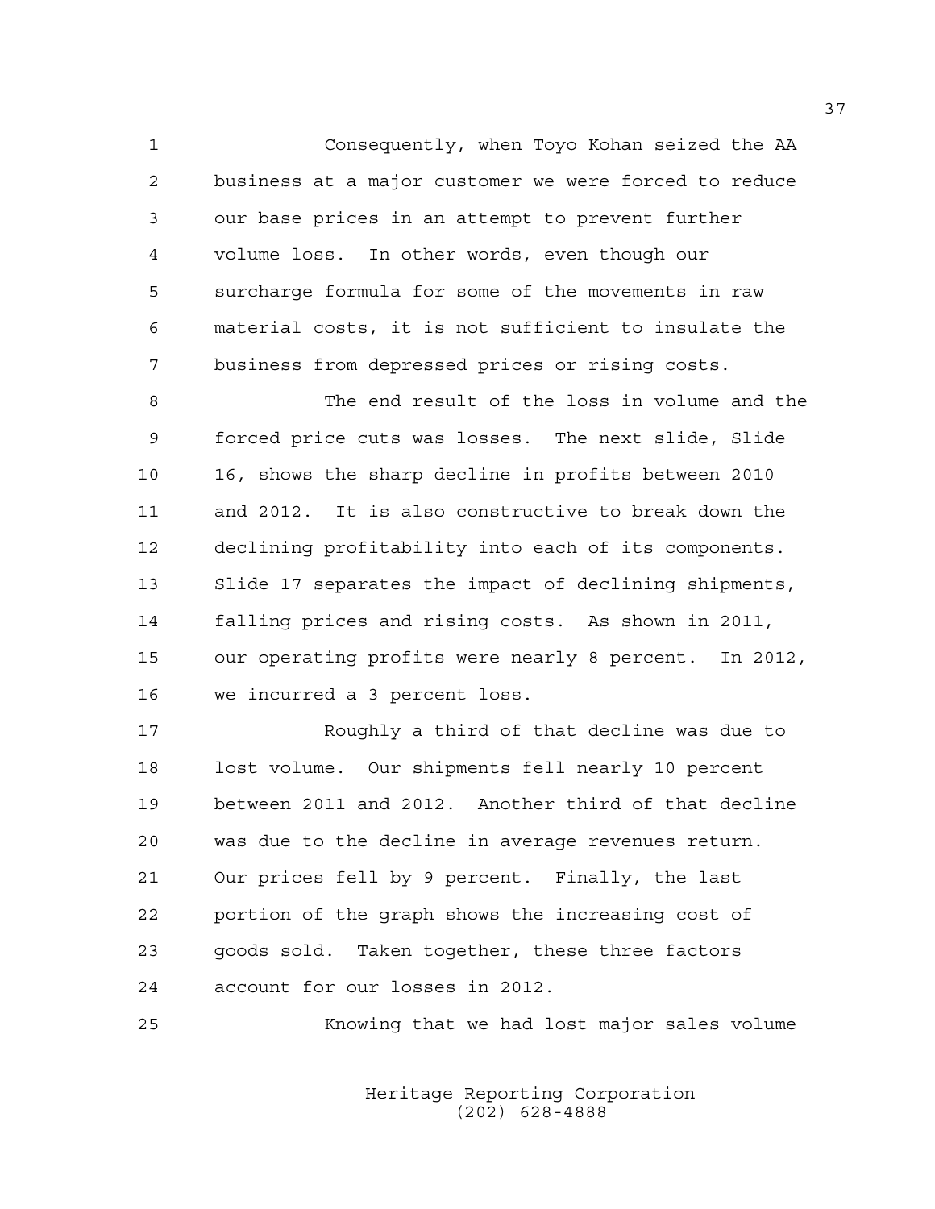Consequently, when Toyo Kohan seized the AA business at a major customer we were forced to reduce our base prices in an attempt to prevent further volume loss. In other words, even though our surcharge formula for some of the movements in raw material costs, it is not sufficient to insulate the business from depressed prices or rising costs.

The end result of the loss in volume and the forced price cuts was losses. The next slide, Slide 16, shows the sharp decline in profits between 2010 and 2012. It is also constructive to break down the declining profitability into each of its components. Slide 17 separates the impact of declining shipments, falling prices and rising costs. As shown in 2011, our operating profits were nearly 8 percent. In 2012, we incurred a 3 percent loss.

Roughly a third of that decline was due to lost volume. Our shipments fell nearly 10 percent between 2011 and 2012. Another third of that decline was due to the decline in average revenues return. Our prices fell by 9 percent. Finally, the last portion of the graph shows the increasing cost of goods sold. Taken together, these three factors account for our losses in 2012.

Knowing that we had lost major sales volume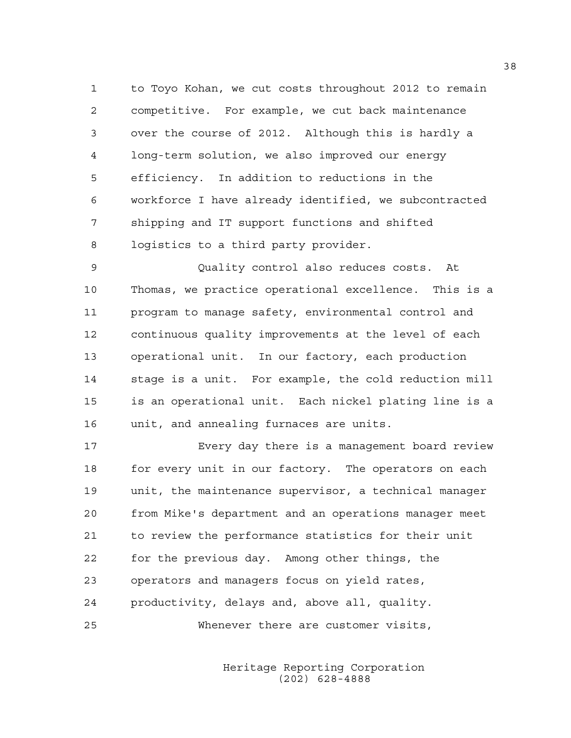to Toyo Kohan, we cut costs throughout 2012 to remain competitive. For example, we cut back maintenance over the course of 2012. Although this is hardly a long-term solution, we also improved our energy efficiency. In addition to reductions in the workforce I have already identified, we subcontracted shipping and IT support functions and shifted logistics to a third party provider.

Quality control also reduces costs. At Thomas, we practice operational excellence. This is a program to manage safety, environmental control and continuous quality improvements at the level of each operational unit. In our factory, each production stage is a unit. For example, the cold reduction mill is an operational unit. Each nickel plating line is a unit, and annealing furnaces are units.

Every day there is a management board review for every unit in our factory. The operators on each unit, the maintenance supervisor, a technical manager from Mike's department and an operations manager meet to review the performance statistics for their unit for the previous day. Among other things, the operators and managers focus on yield rates, productivity, delays and, above all, quality.

Whenever there are customer visits,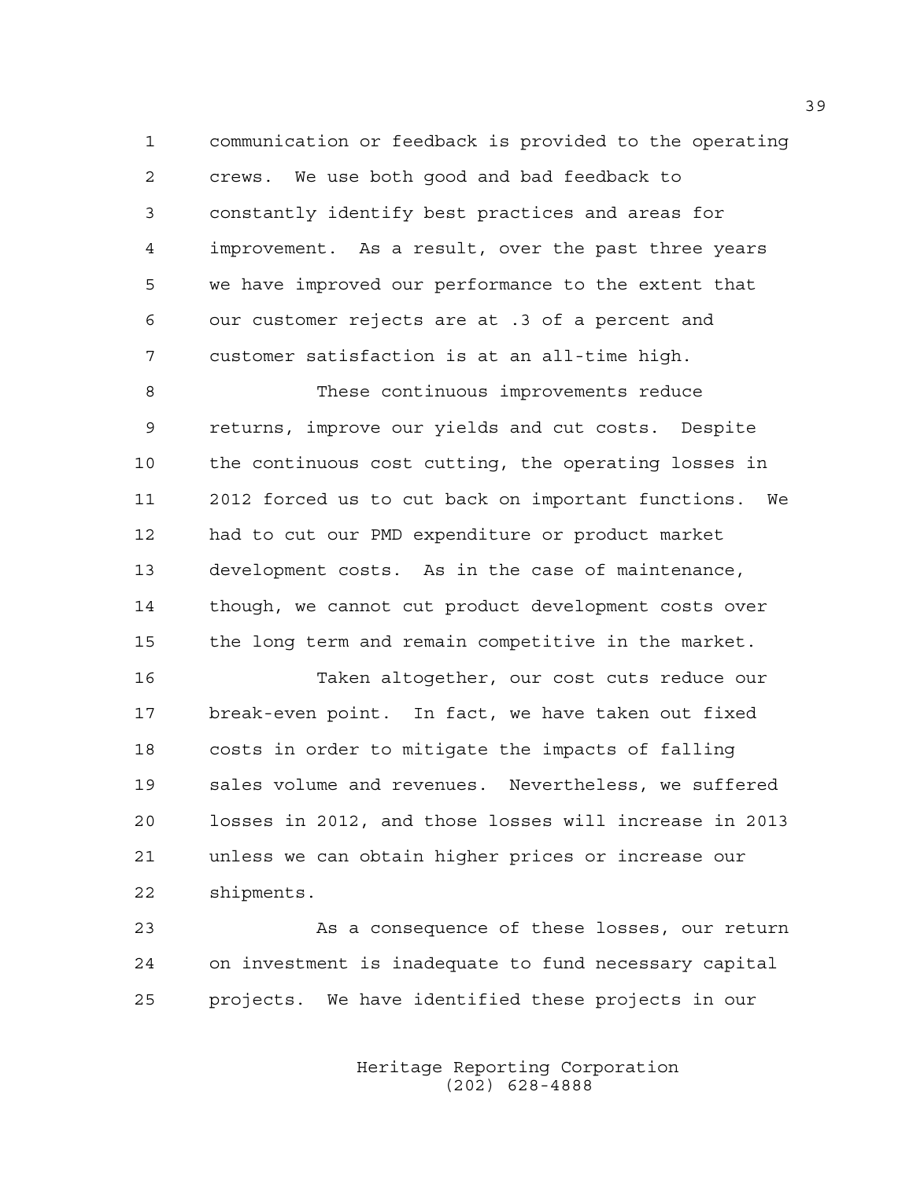communication or feedback is provided to the operating crews. We use both good and bad feedback to constantly identify best practices and areas for improvement. As a result, over the past three years we have improved our performance to the extent that our customer rejects are at .3 of a percent and customer satisfaction is at an all-time high.

These continuous improvements reduce returns, improve our yields and cut costs. Despite the continuous cost cutting, the operating losses in 2012 forced us to cut back on important functions. We had to cut our PMD expenditure or product market development costs. As in the case of maintenance, though, we cannot cut product development costs over the long term and remain competitive in the market.

Taken altogether, our cost cuts reduce our break-even point. In fact, we have taken out fixed costs in order to mitigate the impacts of falling sales volume and revenues. Nevertheless, we suffered losses in 2012, and those losses will increase in 2013 unless we can obtain higher prices or increase our shipments.

As a consequence of these losses, our return on investment is inadequate to fund necessary capital projects. We have identified these projects in our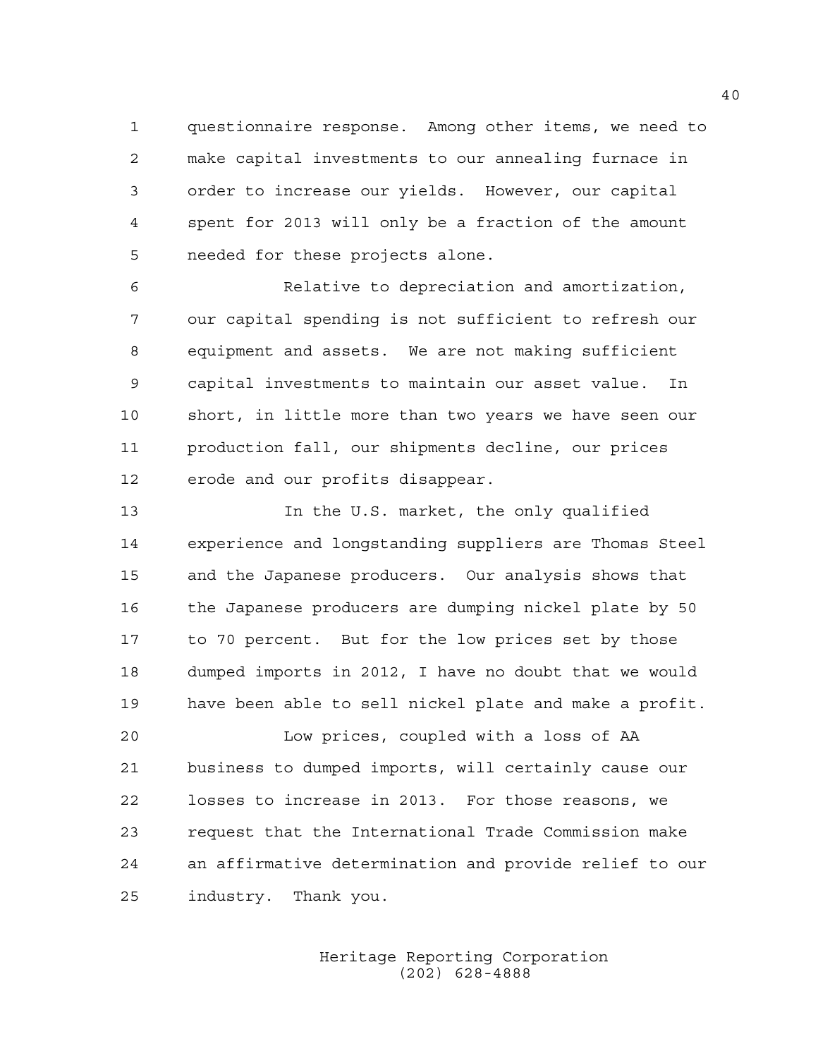questionnaire response. Among other items, we need to make capital investments to our annealing furnace in order to increase our yields. However, our capital spent for 2013 will only be a fraction of the amount needed for these projects alone.

Relative to depreciation and amortization, our capital spending is not sufficient to refresh our equipment and assets. We are not making sufficient capital investments to maintain our asset value. In short, in little more than two years we have seen our production fall, our shipments decline, our prices erode and our profits disappear.

In the U.S. market, the only qualified experience and longstanding suppliers are Thomas Steel and the Japanese producers. Our analysis shows that the Japanese producers are dumping nickel plate by 50 to 70 percent. But for the low prices set by those dumped imports in 2012, I have no doubt that we would have been able to sell nickel plate and make a profit.

Low prices, coupled with a loss of AA business to dumped imports, will certainly cause our losses to increase in 2013. For those reasons, we request that the International Trade Commission make an affirmative determination and provide relief to our industry. Thank you.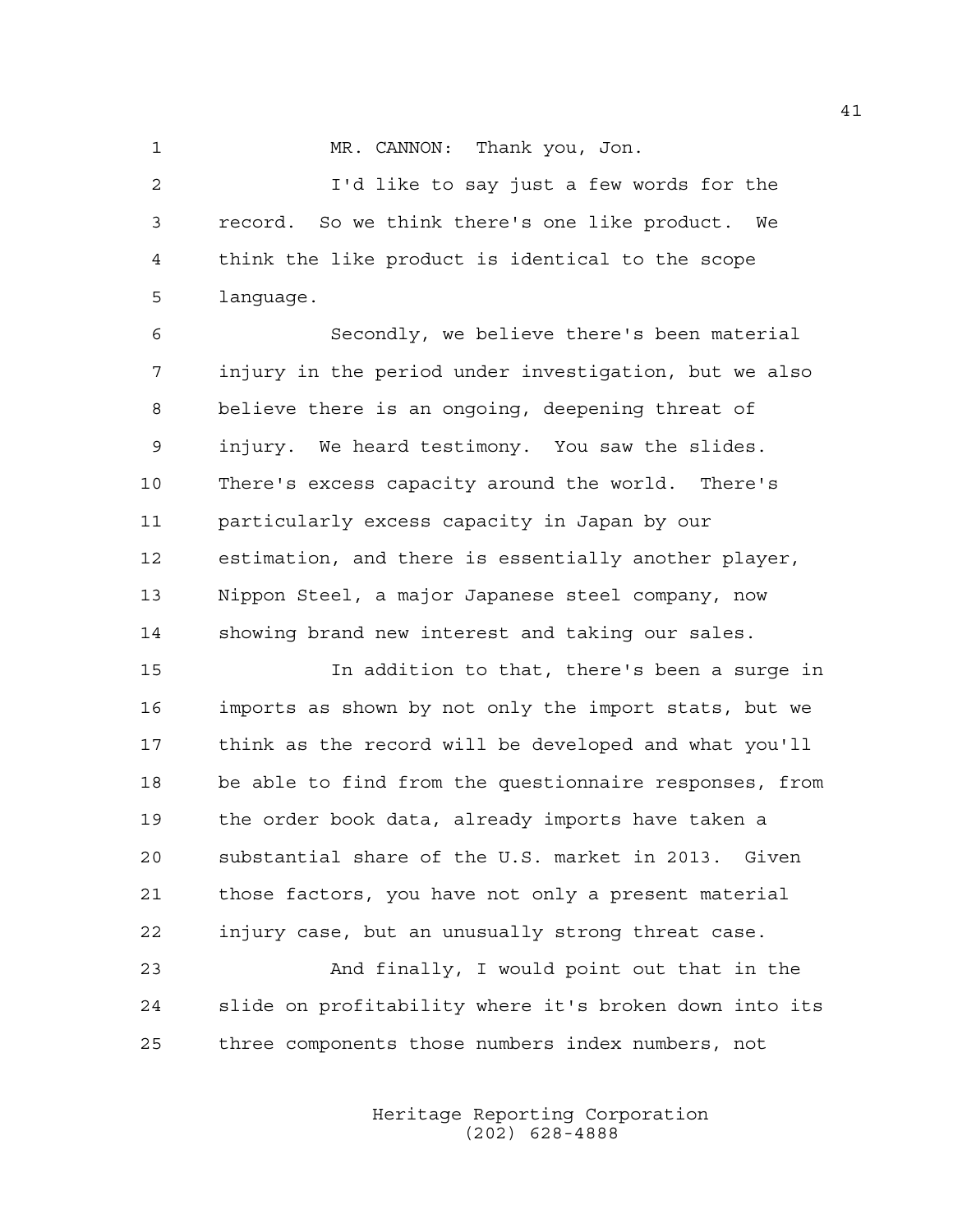MR. CANNON: Thank you, Jon.

I'd like to say just a few words for the record. So we think there's one like product. We think the like product is identical to the scope language.

Secondly, we believe there's been material injury in the period under investigation, but we also believe there is an ongoing, deepening threat of injury. We heard testimony. You saw the slides. There's excess capacity around the world. There's particularly excess capacity in Japan by our estimation, and there is essentially another player, Nippon Steel, a major Japanese steel company, now showing brand new interest and taking our sales.

In addition to that, there's been a surge in imports as shown by not only the import stats, but we think as the record will be developed and what you'll be able to find from the questionnaire responses, from the order book data, already imports have taken a substantial share of the U.S. market in 2013. Given those factors, you have not only a present material injury case, but an unusually strong threat case.

And finally, I would point out that in the slide on profitability where it's broken down into its three components those numbers index numbers, not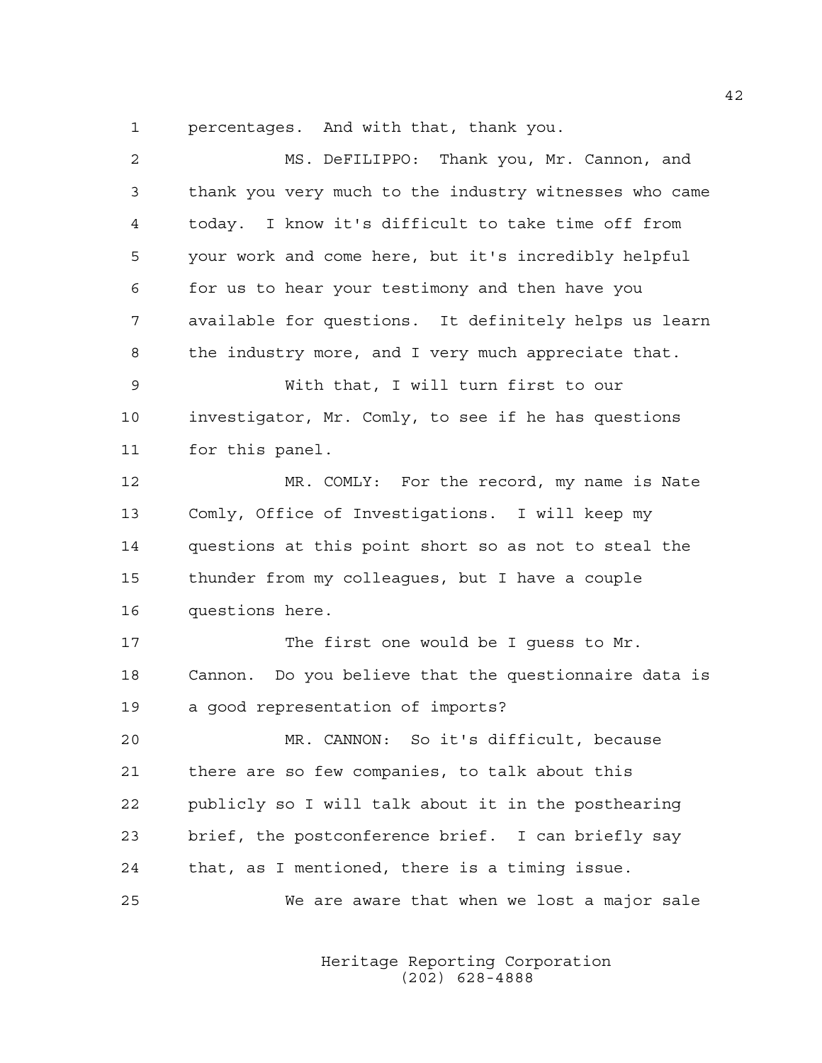percentages. And with that, thank you.

MS. DeFILIPPO: Thank you, Mr. Cannon, and thank you very much to the industry witnesses who came today. I know it's difficult to take time off from your work and come here, but it's incredibly helpful for us to hear your testimony and then have you available for questions. It definitely helps us learn the industry more, and I very much appreciate that.

With that, I will turn first to our investigator, Mr. Comly, to see if he has questions for this panel.

MR. COMLY: For the record, my name is Nate Comly, Office of Investigations. I will keep my questions at this point short so as not to steal the thunder from my colleagues, but I have a couple questions here.

The first one would be I guess to Mr. Cannon. Do you believe that the questionnaire data is a good representation of imports?

MR. CANNON: So it's difficult, because there are so few companies, to talk about this publicly so I will talk about it in the posthearing brief, the postconference brief. I can briefly say that, as I mentioned, there is a timing issue.

We are aware that when we lost a major sale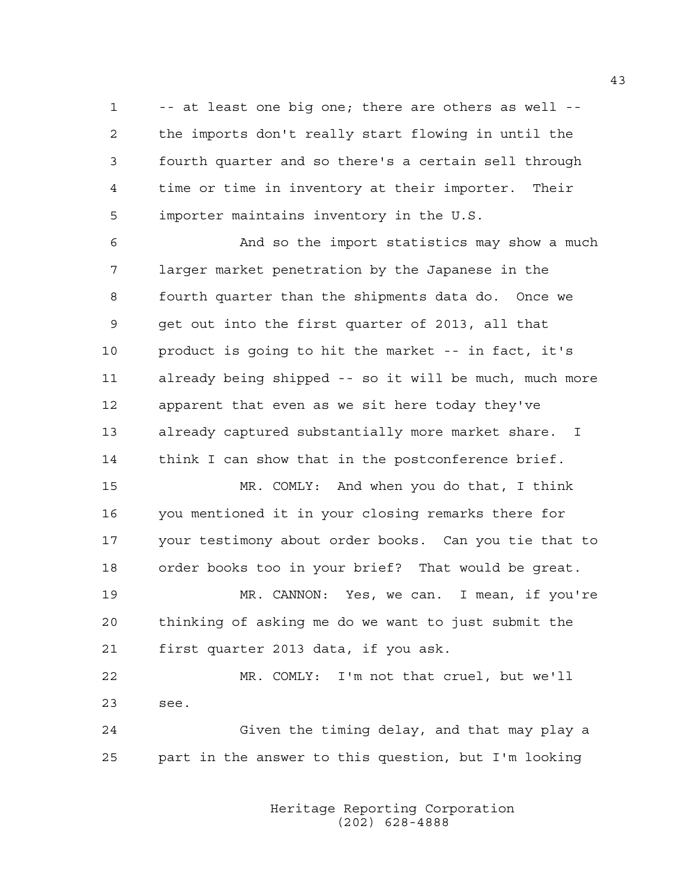-- at least one big one; there are others as well -- the imports don't really start flowing in until the fourth quarter and so there's a certain sell through time or time in inventory at their importer. Their importer maintains inventory in the U.S.

And so the import statistics may show a much larger market penetration by the Japanese in the fourth quarter than the shipments data do. Once we get out into the first quarter of 2013, all that product is going to hit the market -- in fact, it's already being shipped -- so it will be much, much more apparent that even as we sit here today they've already captured substantially more market share. I think I can show that in the postconference brief.

MR. COMLY: And when you do that, I think you mentioned it in your closing remarks there for your testimony about order books. Can you tie that to order books too in your brief? That would be great.

MR. CANNON: Yes, we can. I mean, if you're thinking of asking me do we want to just submit the first quarter 2013 data, if you ask.

MR. COMLY: I'm not that cruel, but we'll see.

Given the timing delay, and that may play a part in the answer to this question, but I'm looking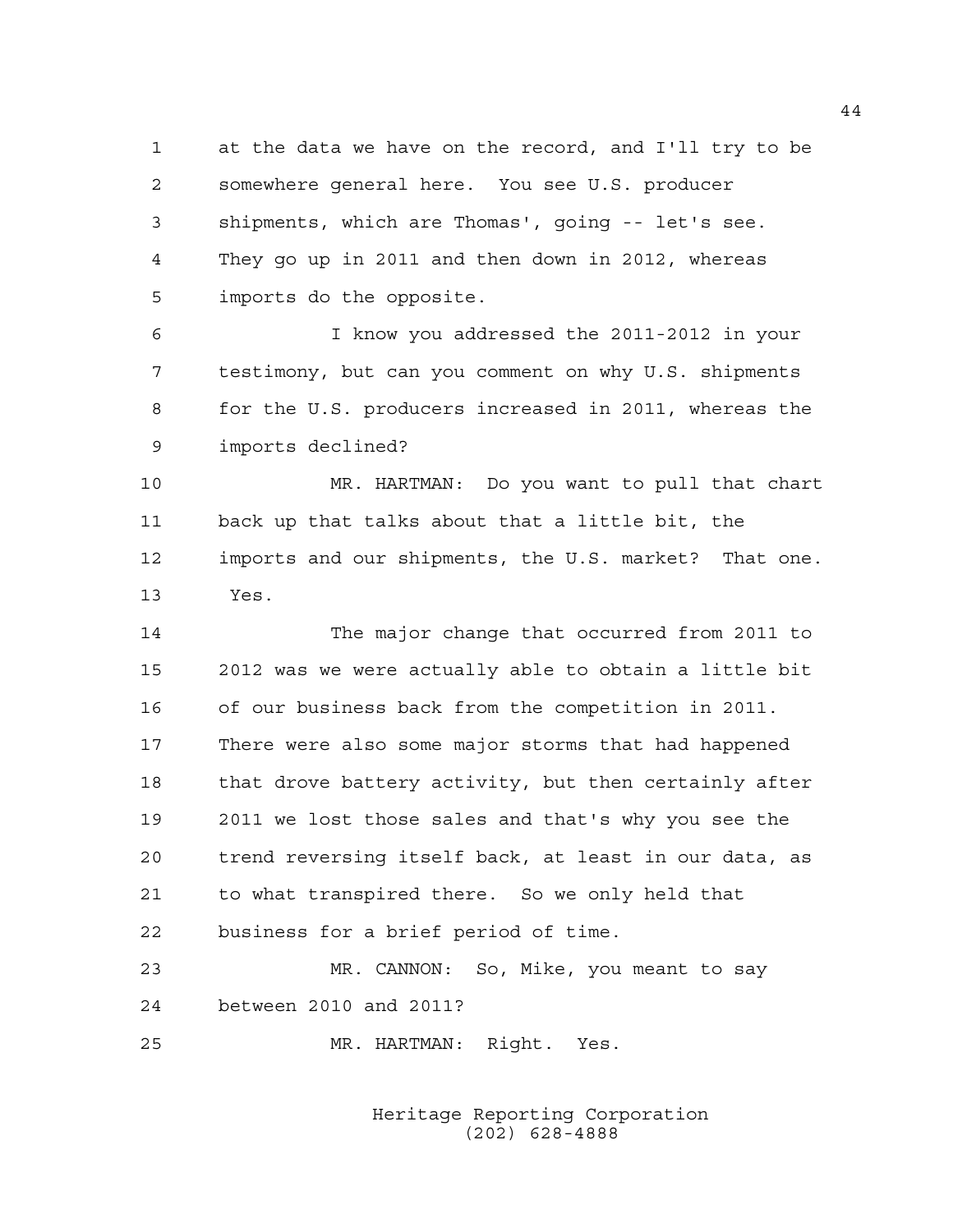at the data we have on the record, and I'll try to be somewhere general here. You see U.S. producer shipments, which are Thomas', going -- let's see. They go up in 2011 and then down in 2012, whereas imports do the opposite.

I know you addressed the 2011-2012 in your testimony, but can you comment on why U.S. shipments for the U.S. producers increased in 2011, whereas the imports declined?

MR. HARTMAN: Do you want to pull that chart back up that talks about that a little bit, the imports and our shipments, the U.S. market? That one. Yes.

The major change that occurred from 2011 to 2012 was we were actually able to obtain a little bit of our business back from the competition in 2011. There were also some major storms that had happened that drove battery activity, but then certainly after 2011 we lost those sales and that's why you see the trend reversing itself back, at least in our data, as to what transpired there. So we only held that business for a brief period of time.

MR. CANNON: So, Mike, you meant to say between 2010 and 2011?

MR. HARTMAN: Right. Yes.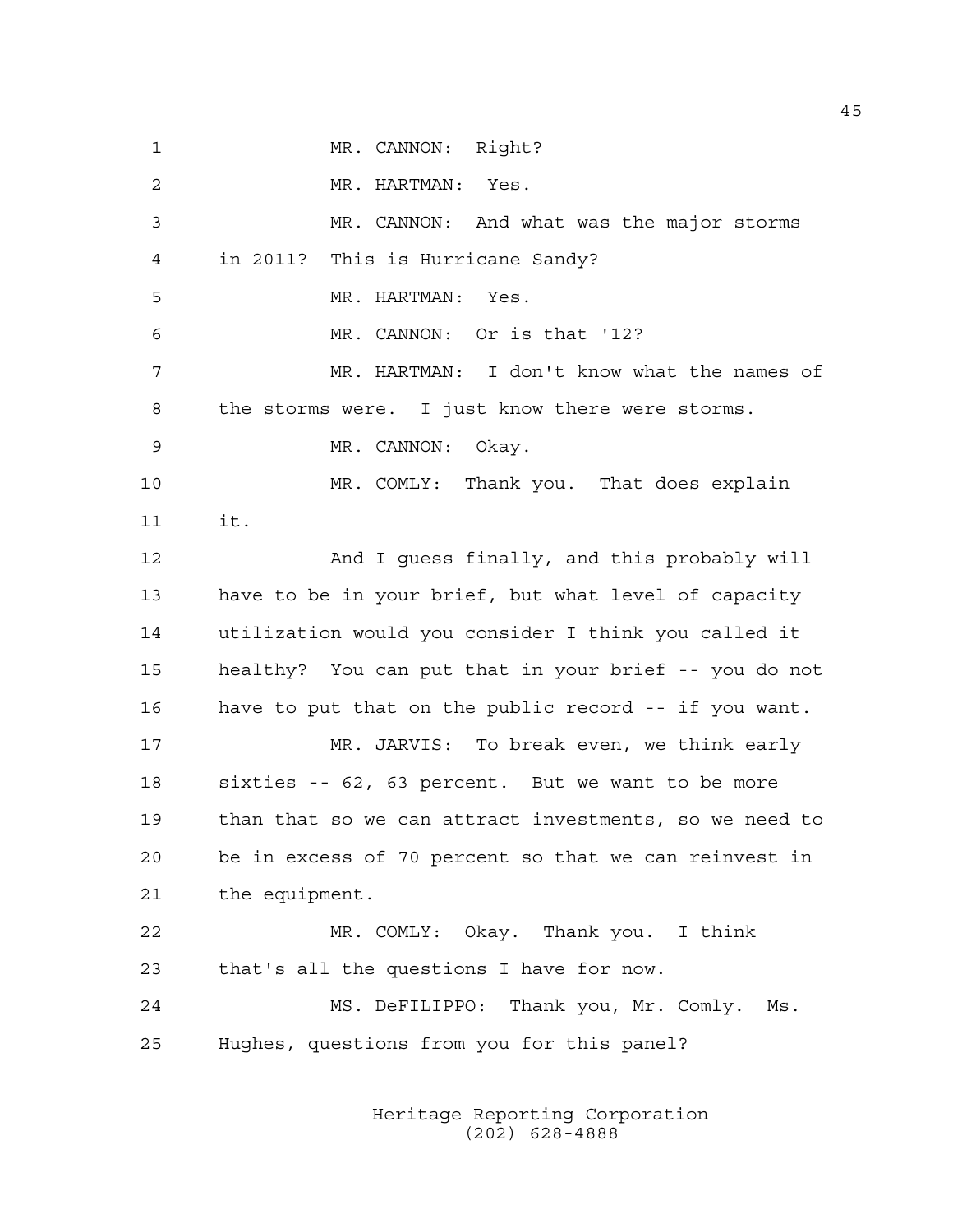MR. CANNON: Right?

MR. HARTMAN: Yes.

MR. CANNON: And what was the major storms in 2011? This is Hurricane Sandy?

MR. HARTMAN: Yes.

MR. CANNON: Or is that '12?

MR. HARTMAN: I don't know what the names of the storms were. I just know there were storms.

MR. CANNON: Okay.

MR. COMLY: Thank you. That does explain it.

And I guess finally, and this probably will have to be in your brief, but what level of capacity utilization would you consider I think you called it healthy? You can put that in your brief -- you do not have to put that on the public record -- if you want.

MR. JARVIS: To break even, we think early sixties -- 62, 63 percent. But we want to be more than that so we can attract investments, so we need to be in excess of 70 percent so that we can reinvest in the equipment.

MR. COMLY: Okay. Thank you. I think that's all the questions I have for now.

MS. DeFILIPPO: Thank you, Mr. Comly. Ms. Hughes, questions from you for this panel?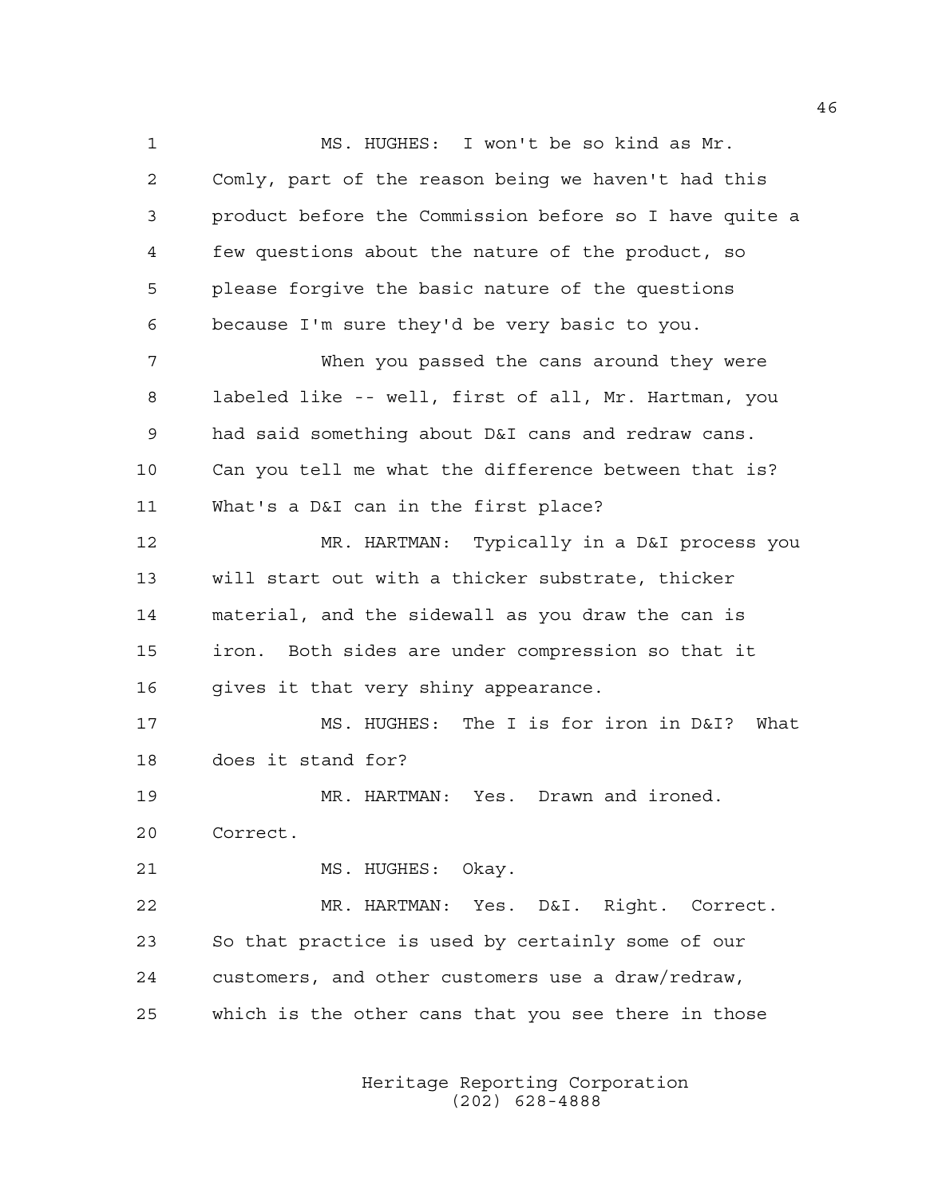MS. HUGHES: I won't be so kind as Mr. Comly, part of the reason being we haven't had this product before the Commission before so I have quite a few questions about the nature of the product, so please forgive the basic nature of the questions because I'm sure they'd be very basic to you.

When you passed the cans around they were labeled like -- well, first of all, Mr. Hartman, you had said something about D&I cans and redraw cans. Can you tell me what the difference between that is? What's a D&I can in the first place?

MR. HARTMAN: Typically in a D&I process you will start out with a thicker substrate, thicker material, and the sidewall as you draw the can is iron. Both sides are under compression so that it gives it that very shiny appearance.

MS. HUGHES: The I is for iron in D&I? What does it stand for?

MR. HARTMAN: Yes. Drawn and ironed. Correct.

MS. HUGHES: Okay.

MR. HARTMAN: Yes. D&I. Right. Correct. So that practice is used by certainly some of our customers, and other customers use a draw/redraw, which is the other cans that you see there in those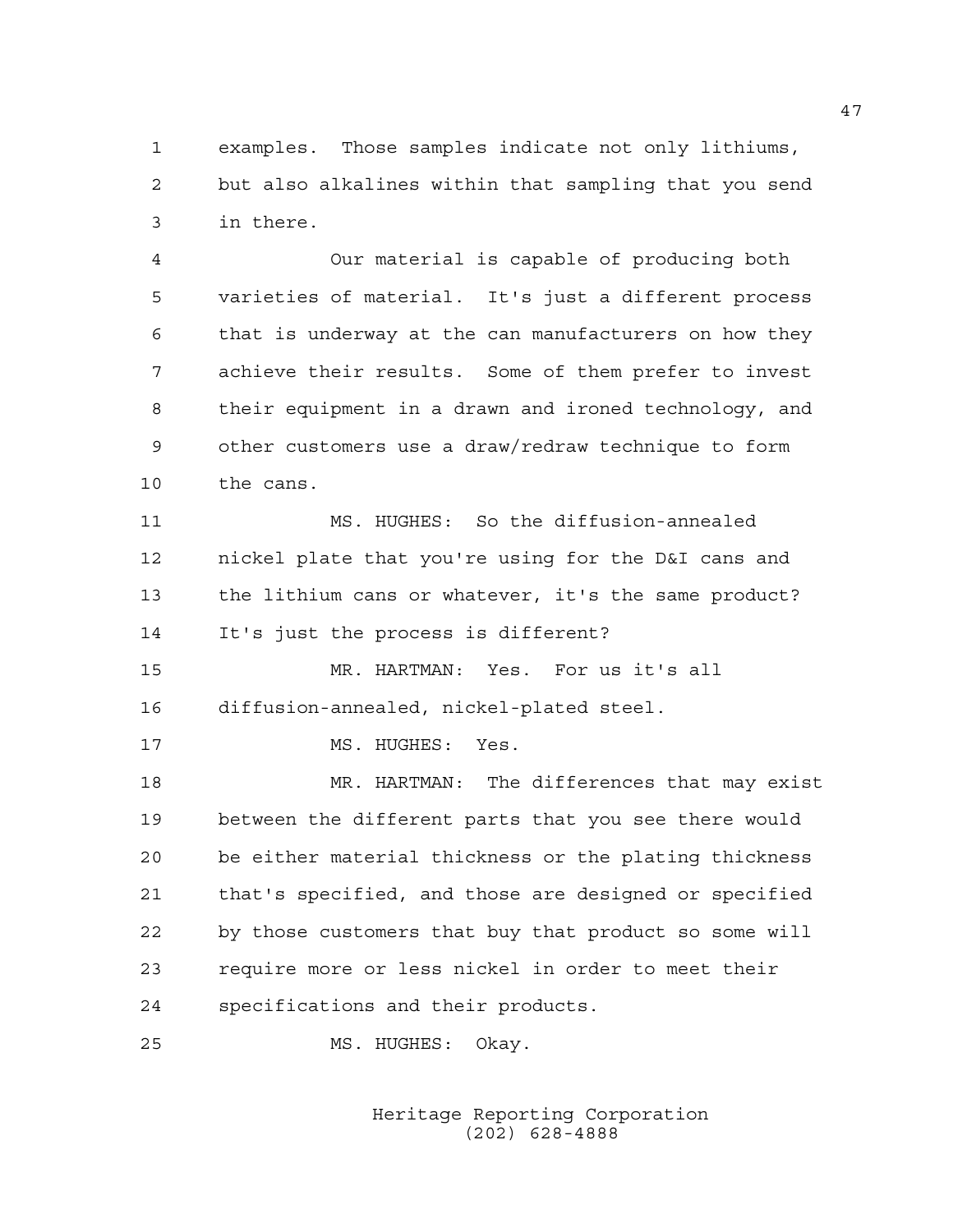examples. Those samples indicate not only lithiums, but also alkalines within that sampling that you send in there.

Our material is capable of producing both varieties of material. It's just a different process that is underway at the can manufacturers on how they achieve their results. Some of them prefer to invest their equipment in a drawn and ironed technology, and other customers use a draw/redraw technique to form the cans.

MS. HUGHES: So the diffusion-annealed nickel plate that you're using for the D&I cans and the lithium cans or whatever, it's the same product? It's just the process is different?

MR. HARTMAN: Yes. For us it's all diffusion-annealed, nickel-plated steel.

MS. HUGHES: Yes.

MR. HARTMAN: The differences that may exist between the different parts that you see there would be either material thickness or the plating thickness that's specified, and those are designed or specified by those customers that buy that product so some will require more or less nickel in order to meet their specifications and their products.

MS. HUGHES: Okay.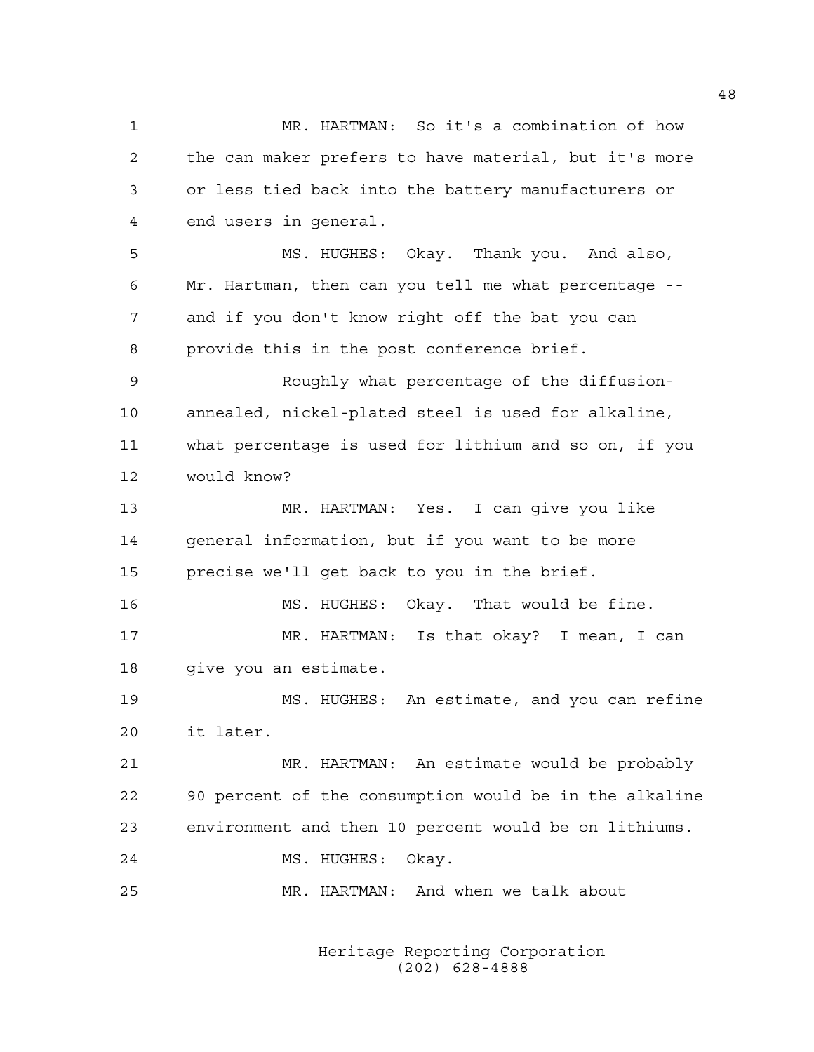MR. HARTMAN: So it's a combination of how the can maker prefers to have material, but it's more or less tied back into the battery manufacturers or end users in general.

MS. HUGHES: Okay. Thank you. And also, Mr. Hartman, then can you tell me what percentage -- and if you don't know right off the bat you can provide this in the post conference brief.

Roughly what percentage of the diffusion-annealed, nickel-plated steel is used for alkaline, what percentage is used for lithium and so on, if you would know?

MR. HARTMAN: Yes. I can give you like general information, but if you want to be more precise we'll get back to you in the brief.

MS. HUGHES: Okay. That would be fine.

MR. HARTMAN: Is that okay? I mean, I can give you an estimate.

MS. HUGHES: An estimate, and you can refine it later.

MR. HARTMAN: An estimate would be probably 90 percent of the consumption would be in the alkaline environment and then 10 percent would be on lithiums.

MS. HUGHES: Okay.

MR. HARTMAN: And when we talk about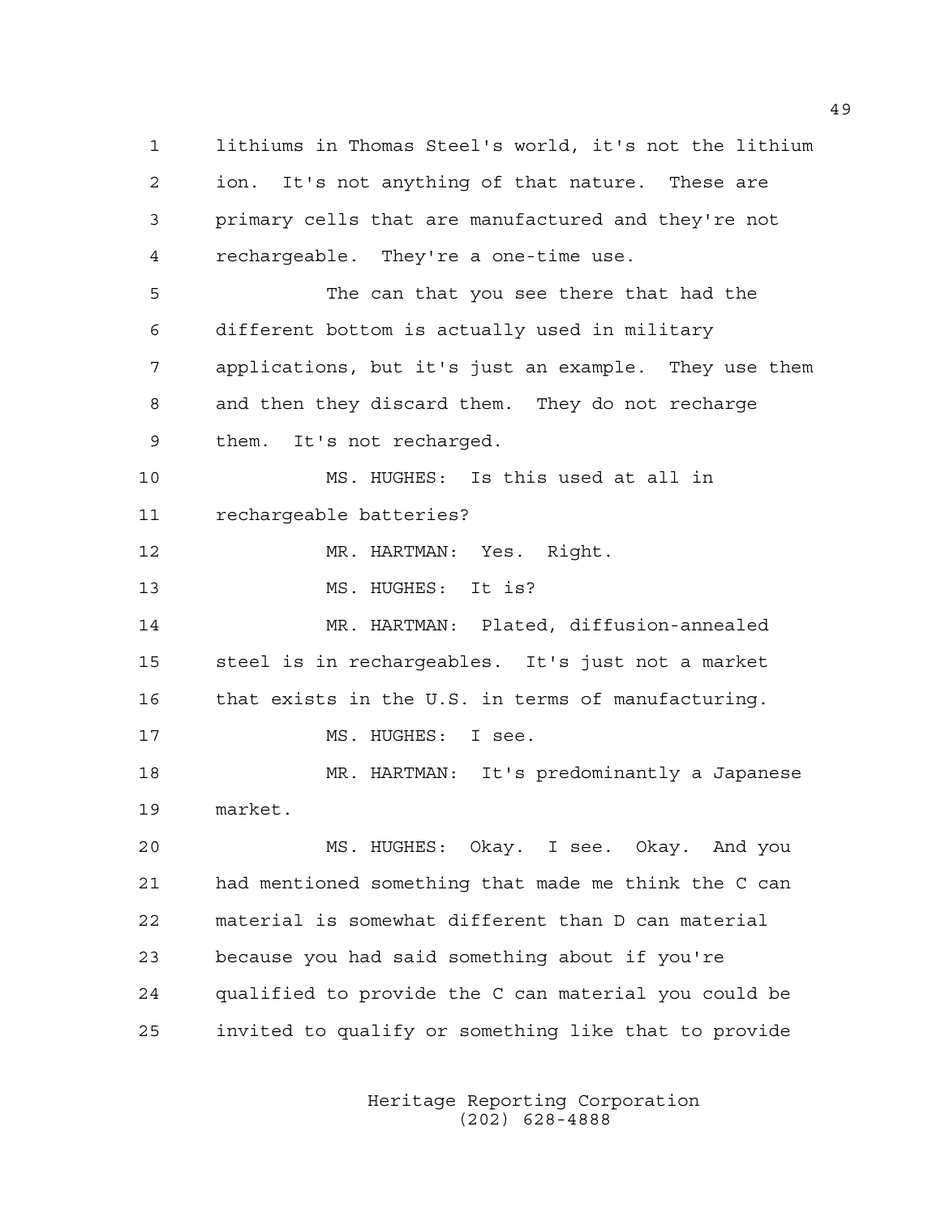lithiums in Thomas Steel's world, it's not the lithium ion. It's not anything of that nature. These are primary cells that are manufactured and they're not rechargeable. They're a one-time use.

The can that you see there that had the different bottom is actually used in military applications, but it's just an example. They use them and then they discard them. They do not recharge them. It's not recharged.

MS. HUGHES: Is this used at all in rechargeable batteries?

MR. HARTMAN: Yes. Right.

MS. HUGHES: It is?

MR. HARTMAN: Plated, diffusion-annealed steel is in rechargeables. It's just not a market that exists in the U.S. in terms of manufacturing.

MS. HUGHES: I see.

MR. HARTMAN: It's predominantly a Japanese market.

MS. HUGHES: Okay. I see. Okay. And you had mentioned something that made me think the C can material is somewhat different than D can material because you had said something about if you're qualified to provide the C can material you could be invited to qualify or something like that to provide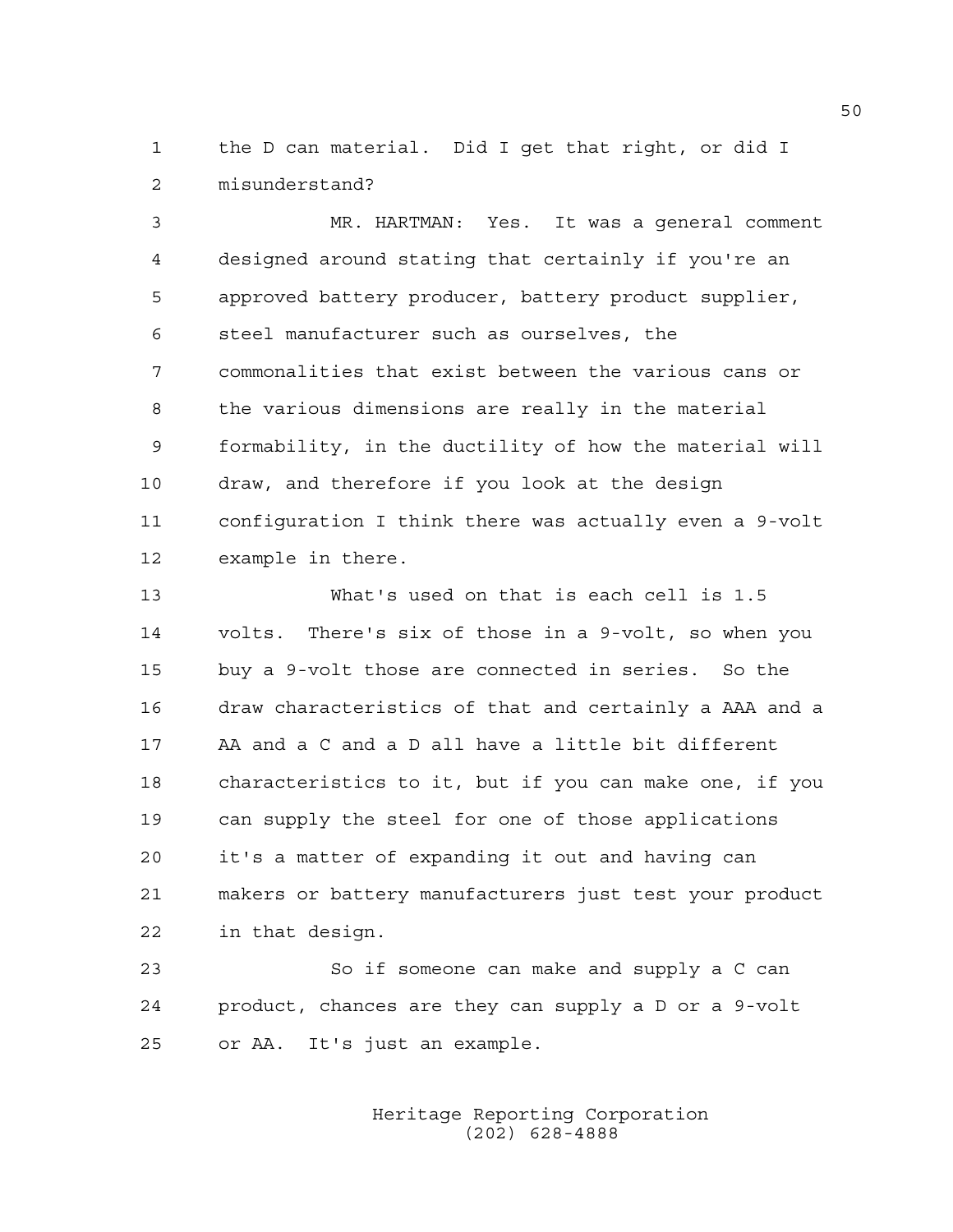the D can material. Did I get that right, or did I misunderstand?

MR. HARTMAN: Yes. It was a general comment designed around stating that certainly if you're an approved battery producer, battery product supplier, steel manufacturer such as ourselves, the commonalities that exist between the various cans or the various dimensions are really in the material formability, in the ductility of how the material will draw, and therefore if you look at the design configuration I think there was actually even a 9-volt example in there.

What's used on that is each cell is 1.5 volts. There's six of those in a 9-volt, so when you buy a 9-volt those are connected in series. So the draw characteristics of that and certainly a AAA and a AA and a C and a D all have a little bit different characteristics to it, but if you can make one, if you can supply the steel for one of those applications it's a matter of expanding it out and having can makers or battery manufacturers just test your product in that design.

So if someone can make and supply a C can product, chances are they can supply a D or a 9-volt or AA. It's just an example.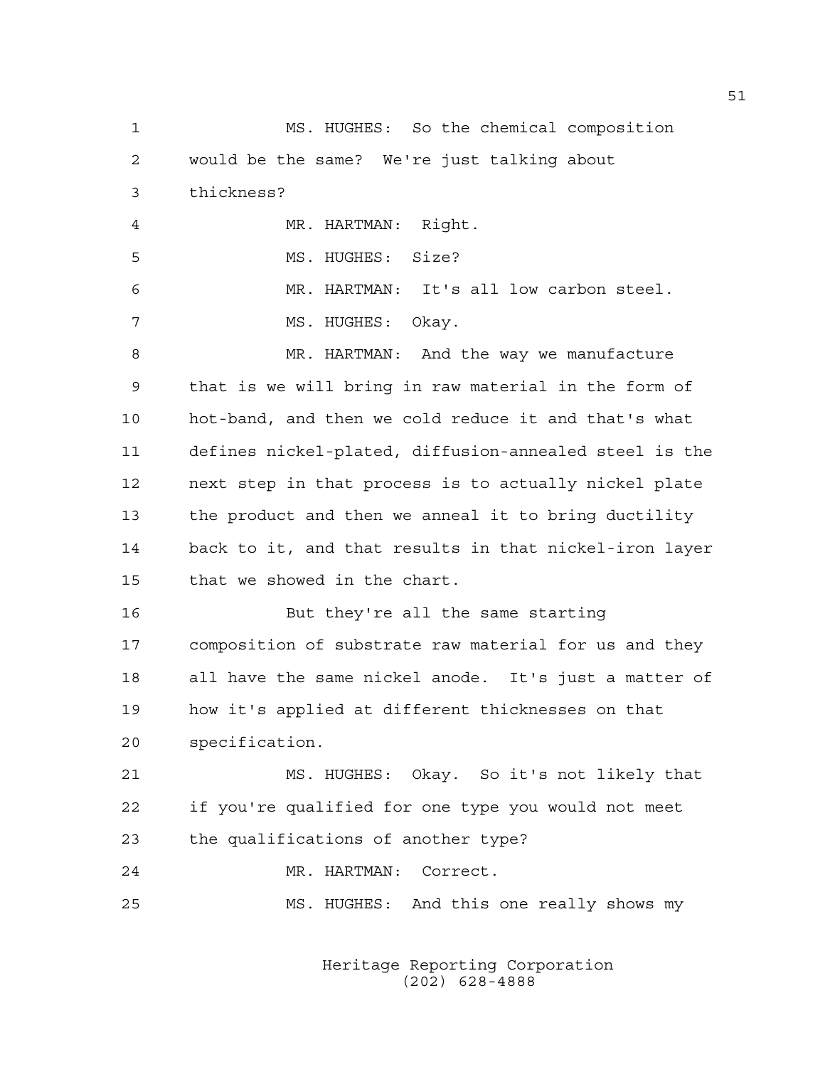MS. HUGHES: So the chemical composition would be the same? We're just talking about thickness?

MR. HARTMAN: Right.

MS. HUGHES: Size?

MR. HARTMAN: It's all low carbon steel.

MS. HUGHES: Okay.

MR. HARTMAN: And the way we manufacture that is we will bring in raw material in the form of hot-band, and then we cold reduce it and that's what defines nickel-plated, diffusion-annealed steel is the next step in that process is to actually nickel plate the product and then we anneal it to bring ductility back to it, and that results in that nickel-iron layer that we showed in the chart.

But they're all the same starting composition of substrate raw material for us and they all have the same nickel anode. It's just a matter of how it's applied at different thicknesses on that specification.

MS. HUGHES: Okay. So it's not likely that if you're qualified for one type you would not meet the qualifications of another type?

MR. HARTMAN: Correct.

MS. HUGHES: And this one really shows my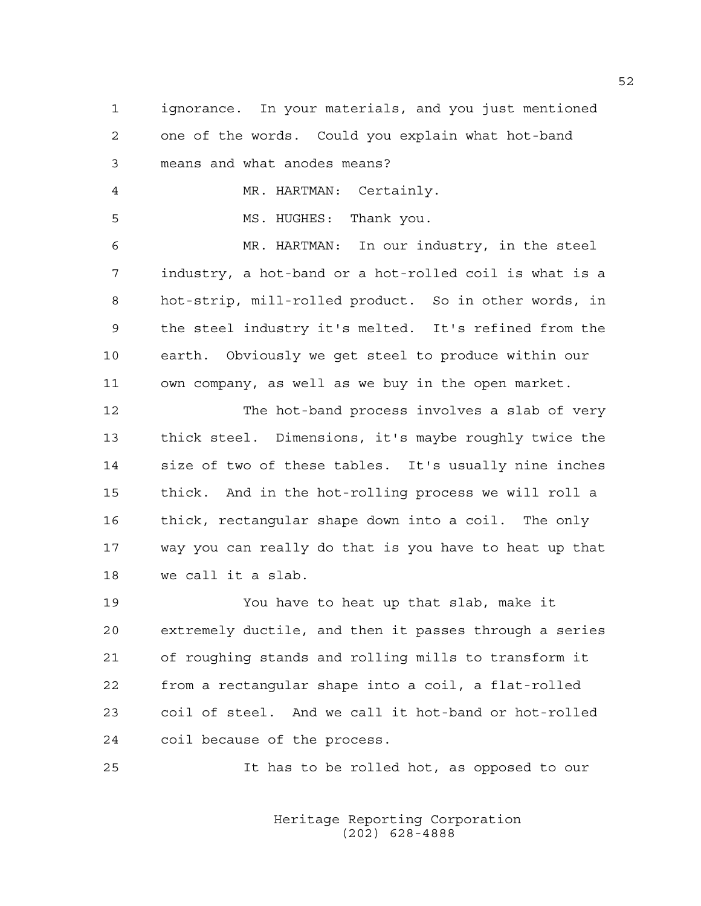ignorance. In your materials, and you just mentioned one of the words. Could you explain what hot-band means and what anodes means?

MR. HARTMAN: Certainly.

MS. HUGHES: Thank you.

MR. HARTMAN: In our industry, in the steel industry, a hot-band or a hot-rolled coil is what is a hot-strip, mill-rolled product. So in other words, in the steel industry it's melted. It's refined from the earth. Obviously we get steel to produce within our own company, as well as we buy in the open market.

The hot-band process involves a slab of very thick steel. Dimensions, it's maybe roughly twice the size of two of these tables. It's usually nine inches thick. And in the hot-rolling process we will roll a thick, rectangular shape down into a coil. The only way you can really do that is you have to heat up that we call it a slab.

You have to heat up that slab, make it extremely ductile, and then it passes through a series of roughing stands and rolling mills to transform it from a rectangular shape into a coil, a flat-rolled coil of steel. And we call it hot-band or hot-rolled coil because of the process.

It has to be rolled hot, as opposed to our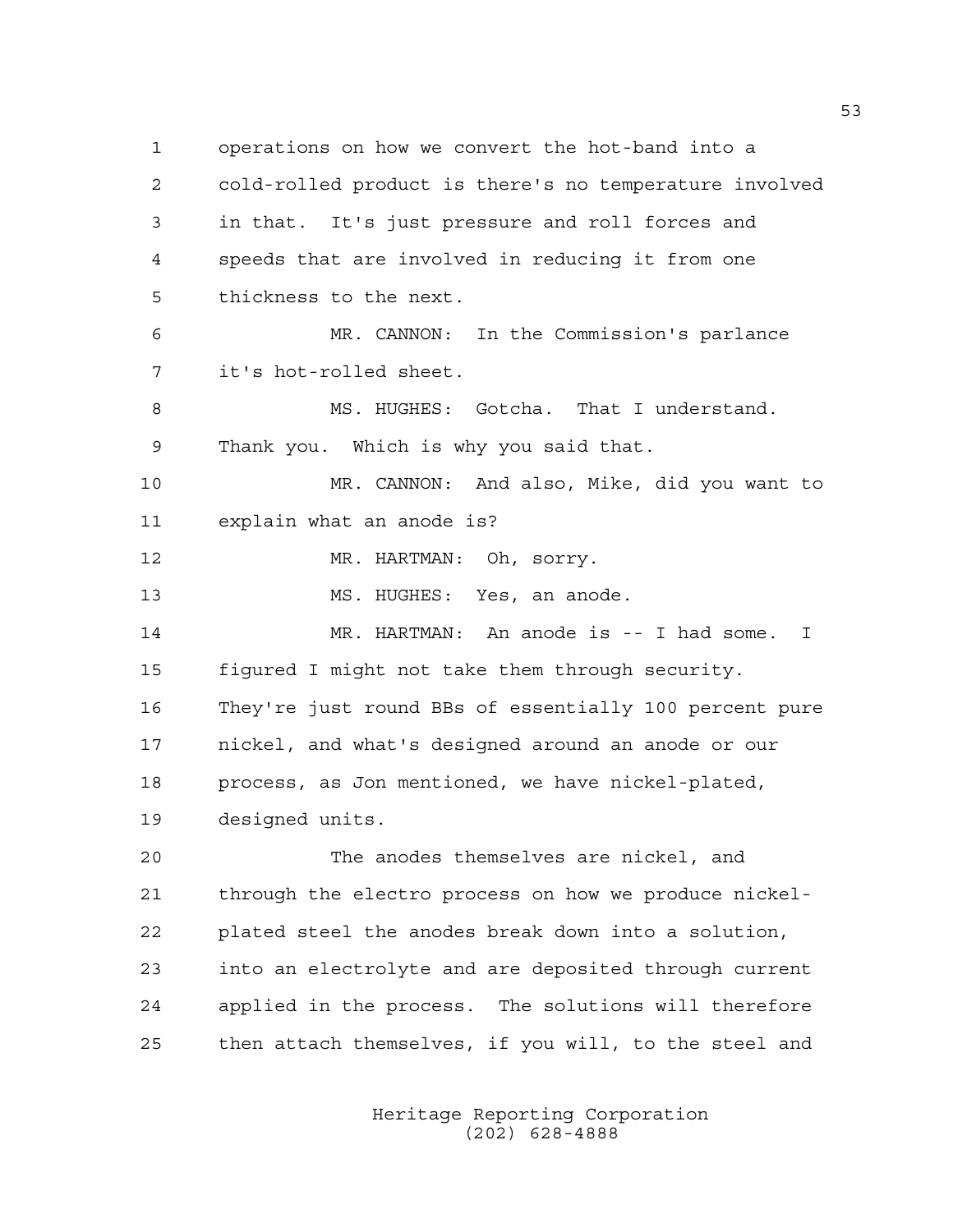operations on how we convert the hot-band into a cold-rolled product is there's no temperature involved in that. It's just pressure and roll forces and speeds that are involved in reducing it from one thickness to the next.

MR. CANNON: In the Commission's parlance it's hot-rolled sheet.

MS. HUGHES: Gotcha. That I understand. Thank you. Which is why you said that.

MR. CANNON: And also, Mike, did you want to explain what an anode is?

MR. HARTMAN: Oh, sorry.

MS. HUGHES: Yes, an anode.

MR. HARTMAN: An anode is -- I had some. I figured I might not take them through security. They're just round BBs of essentially 100 percent pure nickel, and what's designed around an anode or our process, as Jon mentioned, we have nickel-plated, designed units.

The anodes themselves are nickel, and through the electro process on how we produce nickel-plated steel the anodes break down into a solution, into an electrolyte and are deposited through current applied in the process. The solutions will therefore then attach themselves, if you will, to the steel and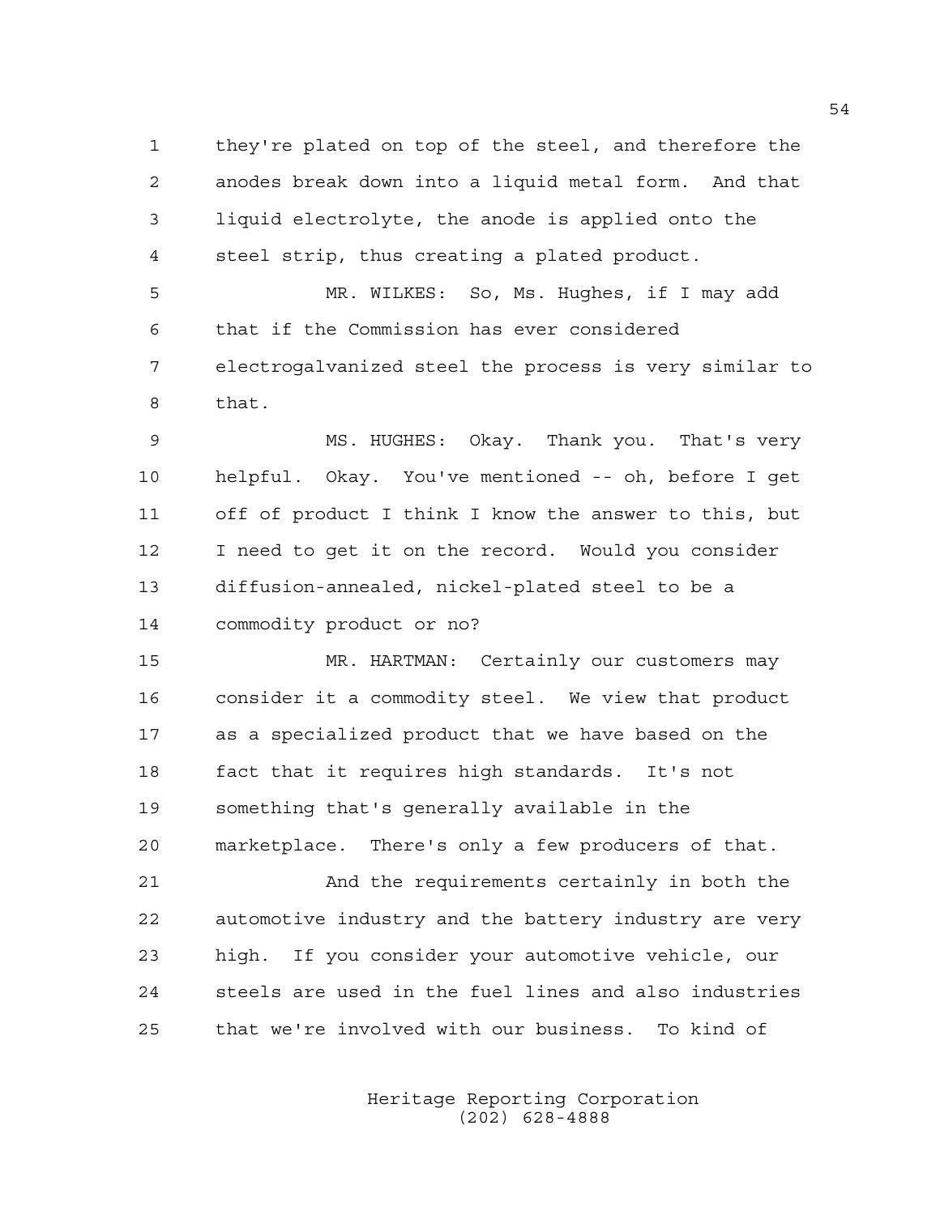they're plated on top of the steel, and therefore the anodes break down into a liquid metal form. And that liquid electrolyte, the anode is applied onto the steel strip, thus creating a plated product.

MR. WILKES: So, Ms. Hughes, if I may add that if the Commission has ever considered electrogalvanized steel the process is very similar to that.

MS. HUGHES: Okay. Thank you. That's very helpful. Okay. You've mentioned -- oh, before I get off of product I think I know the answer to this, but I need to get it on the record. Would you consider diffusion-annealed, nickel-plated steel to be a commodity product or no?

MR. HARTMAN: Certainly our customers may consider it a commodity steel. We view that product as a specialized product that we have based on the fact that it requires high standards. It's not something that's generally available in the marketplace. There's only a few producers of that.

And the requirements certainly in both the automotive industry and the battery industry are very high. If you consider your automotive vehicle, our steels are used in the fuel lines and also industries that we're involved with our business. To kind of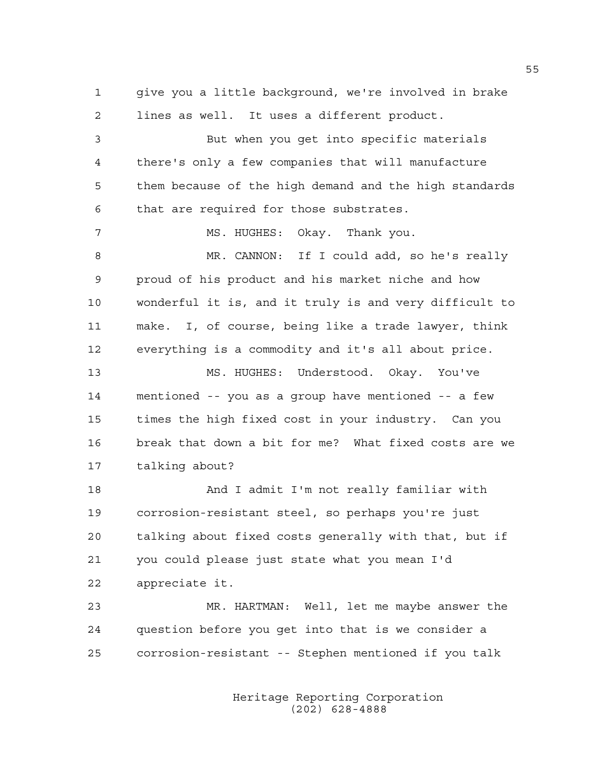give you a little background, we're involved in brake lines as well. It uses a different product.

But when you get into specific materials there's only a few companies that will manufacture them because of the high demand and the high standards that are required for those substrates.

MS. HUGHES: Okay. Thank you.

MR. CANNON: If I could add, so he's really proud of his product and his market niche and how wonderful it is, and it truly is and very difficult to make. I, of course, being like a trade lawyer, think everything is a commodity and it's all about price.

MS. HUGHES: Understood. Okay. You've mentioned -- you as a group have mentioned -- a few times the high fixed cost in your industry. Can you break that down a bit for me? What fixed costs are we talking about?

And I admit I'm not really familiar with corrosion-resistant steel, so perhaps you're just talking about fixed costs generally with that, but if you could please just state what you mean I'd appreciate it.

MR. HARTMAN: Well, let me maybe answer the question before you get into that is we consider a corrosion-resistant -- Stephen mentioned if you talk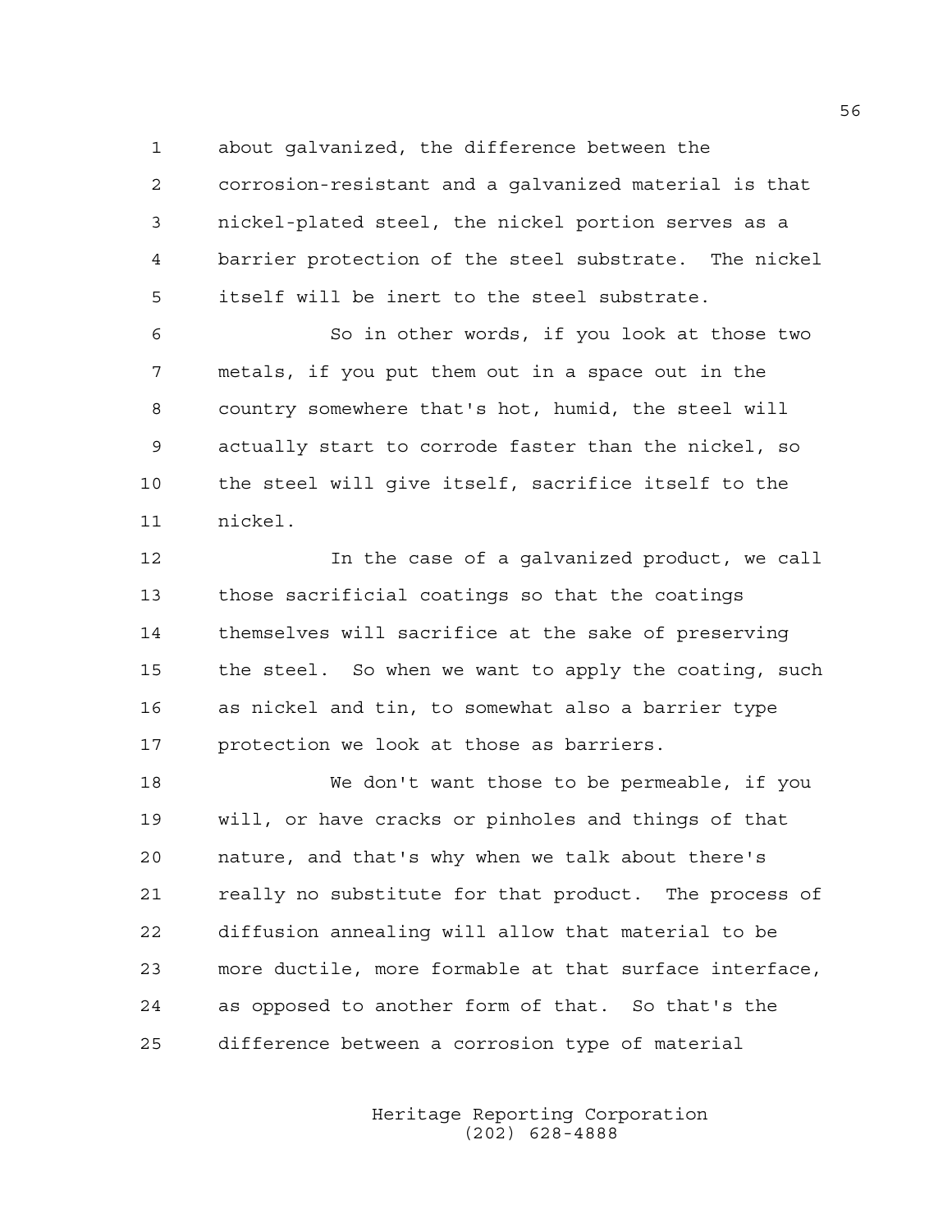about galvanized, the difference between the corrosion-resistant and a galvanized material is that nickel-plated steel, the nickel portion serves as a barrier protection of the steel substrate. The nickel itself will be inert to the steel substrate.

So in other words, if you look at those two metals, if you put them out in a space out in the country somewhere that's hot, humid, the steel will actually start to corrode faster than the nickel, so the steel will give itself, sacrifice itself to the nickel.

In the case of a galvanized product, we call those sacrificial coatings so that the coatings themselves will sacrifice at the sake of preserving the steel. So when we want to apply the coating, such as nickel and tin, to somewhat also a barrier type protection we look at those as barriers.

We don't want those to be permeable, if you will, or have cracks or pinholes and things of that nature, and that's why when we talk about there's really no substitute for that product. The process of diffusion annealing will allow that material to be more ductile, more formable at that surface interface, as opposed to another form of that. So that's the difference between a corrosion type of material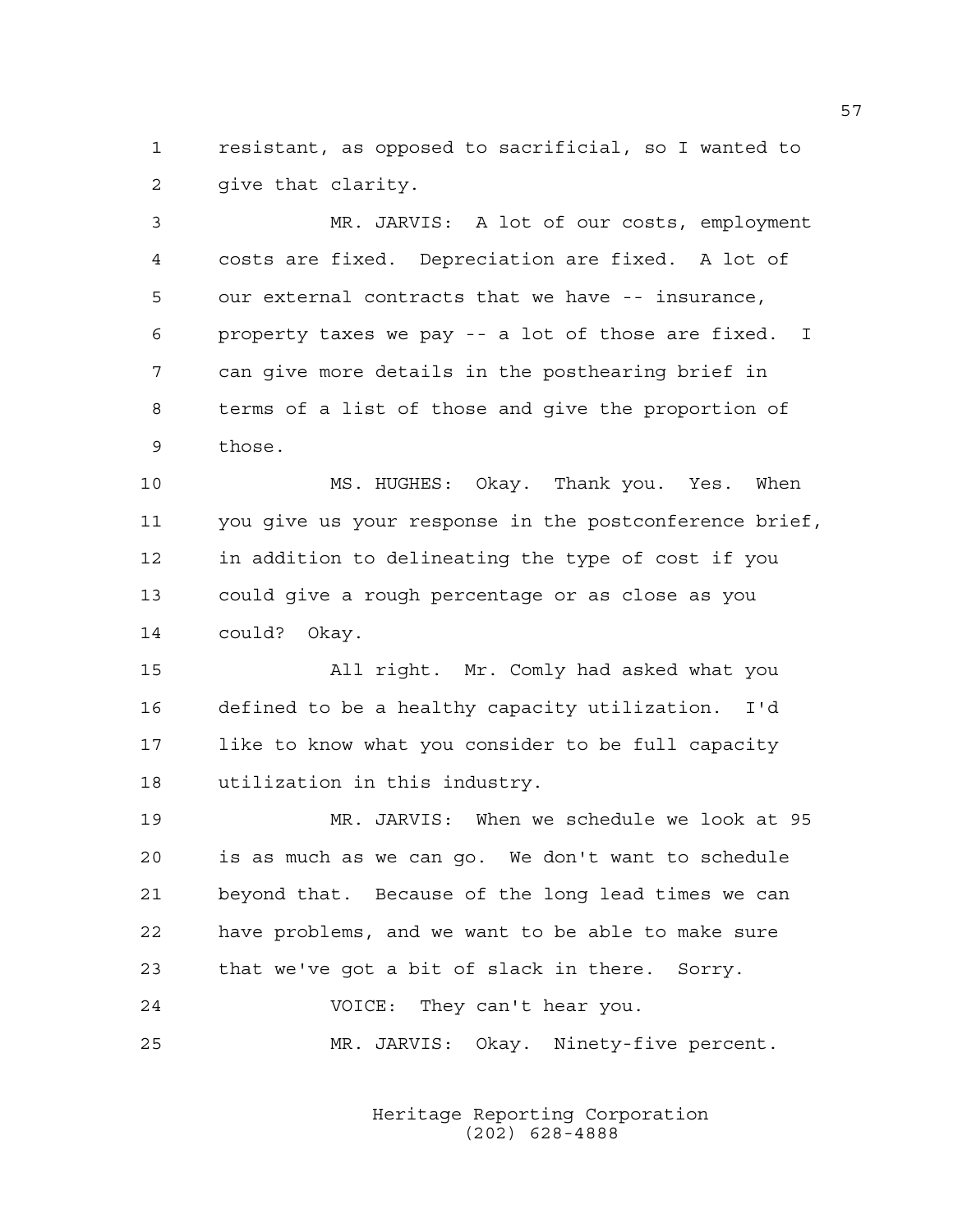resistant, as opposed to sacrificial, so I wanted to give that clarity.

MR. JARVIS: A lot of our costs, employment costs are fixed. Depreciation are fixed. A lot of our external contracts that we have -- insurance, property taxes we pay -- a lot of those are fixed. I can give more details in the posthearing brief in terms of a list of those and give the proportion of those.

MS. HUGHES: Okay. Thank you. Yes. When you give us your response in the postconference brief, in addition to delineating the type of cost if you could give a rough percentage or as close as you could? Okay.

All right. Mr. Comly had asked what you defined to be a healthy capacity utilization. I'd like to know what you consider to be full capacity utilization in this industry.

MR. JARVIS: When we schedule we look at 95 is as much as we can go. We don't want to schedule beyond that. Because of the long lead times we can have problems, and we want to be able to make sure that we've got a bit of slack in there. Sorry.

VOICE: They can't hear you.

MR. JARVIS: Okay. Ninety-five percent.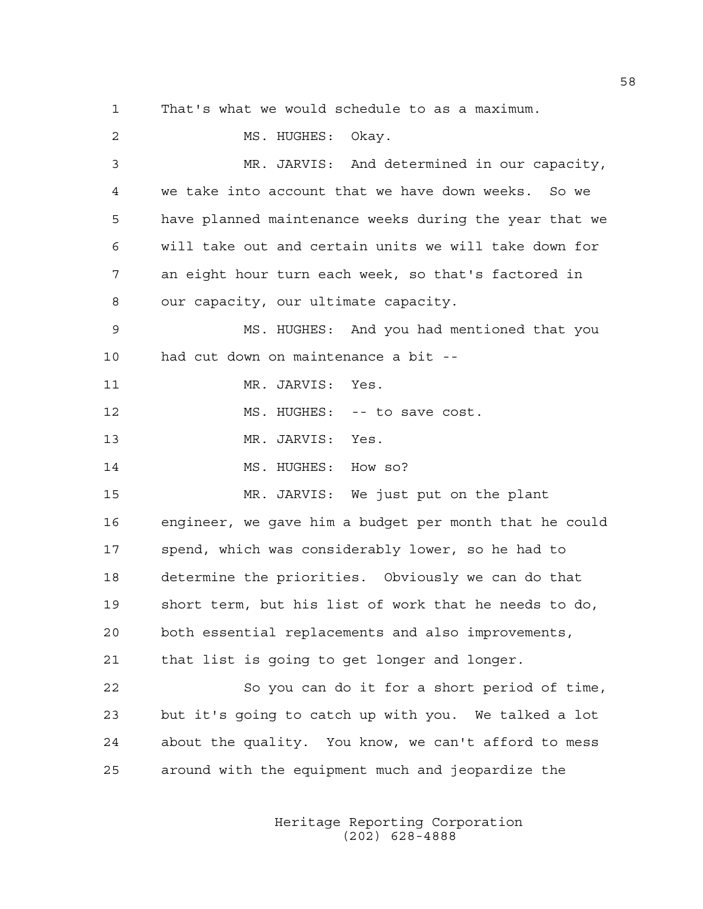That's what we would schedule to as a maximum.

MS. HUGHES: Okay.

MR. JARVIS: And determined in our capacity, we take into account that we have down weeks. So we have planned maintenance weeks during the year that we will take out and certain units we will take down for an eight hour turn each week, so that's factored in our capacity, our ultimate capacity.

MS. HUGHES: And you had mentioned that you had cut down on maintenance a bit --

MR. JARVIS: Yes.

MS. HUGHES: -- to save cost.

MR. JARVIS: Yes.

MS. HUGHES: How so?

MR. JARVIS: We just put on the plant engineer, we gave him a budget per month that he could spend, which was considerably lower, so he had to determine the priorities. Obviously we can do that short term, but his list of work that he needs to do, both essential replacements and also improvements, that list is going to get longer and longer.

So you can do it for a short period of time, but it's going to catch up with you. We talked a lot about the quality. You know, we can't afford to mess around with the equipment much and jeopardize the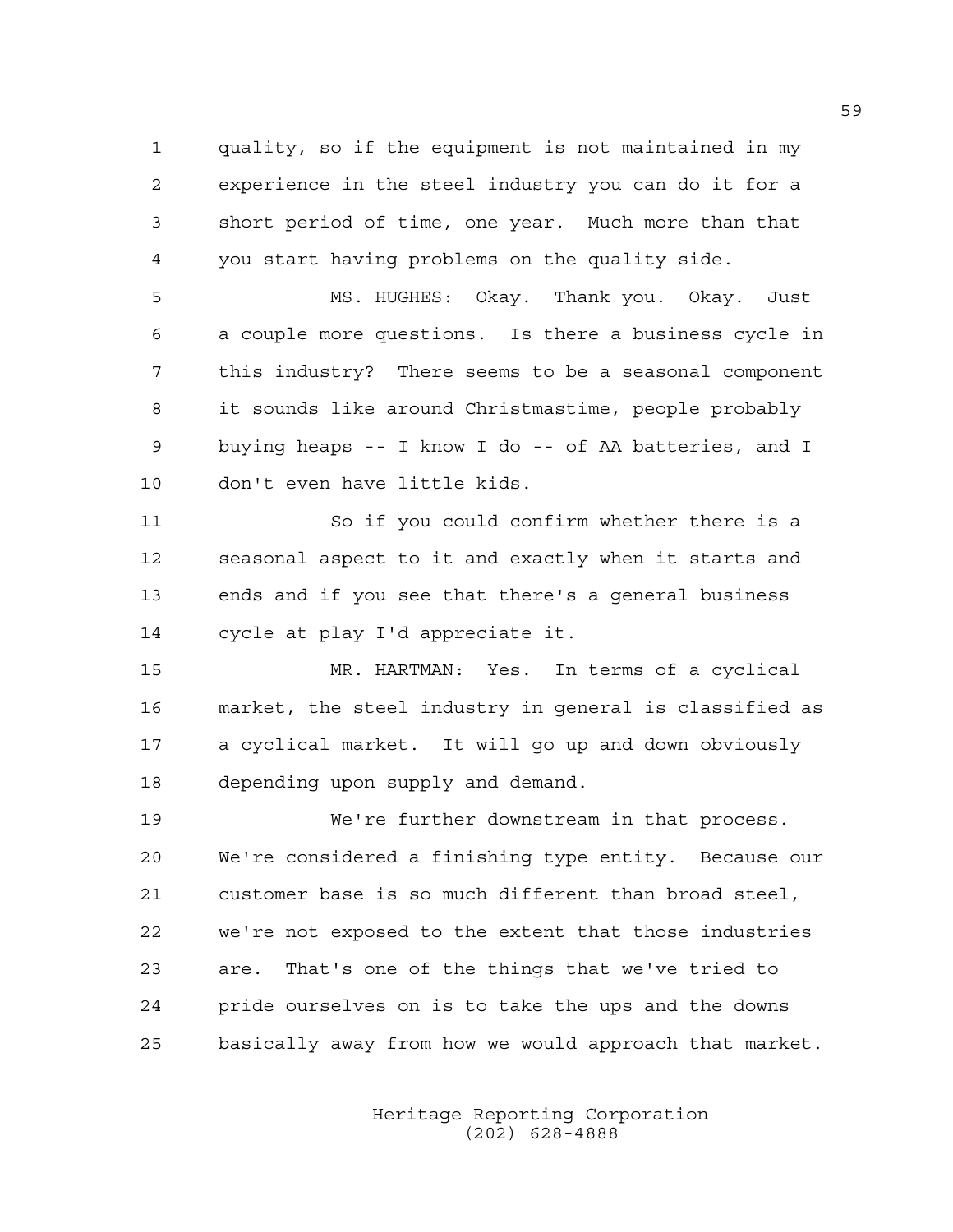quality, so if the equipment is not maintained in my experience in the steel industry you can do it for a short period of time, one year. Much more than that you start having problems on the quality side.

MS. HUGHES: Okay. Thank you. Okay. Just a couple more questions. Is there a business cycle in this industry? There seems to be a seasonal component it sounds like around Christmastime, people probably buying heaps -- I know I do -- of AA batteries, and I don't even have little kids.

So if you could confirm whether there is a seasonal aspect to it and exactly when it starts and ends and if you see that there's a general business cycle at play I'd appreciate it.

MR. HARTMAN: Yes. In terms of a cyclical market, the steel industry in general is classified as a cyclical market. It will go up and down obviously depending upon supply and demand.

We're further downstream in that process. We're considered a finishing type entity. Because our customer base is so much different than broad steel, we're not exposed to the extent that those industries are. That's one of the things that we've tried to pride ourselves on is to take the ups and the downs basically away from how we would approach that market.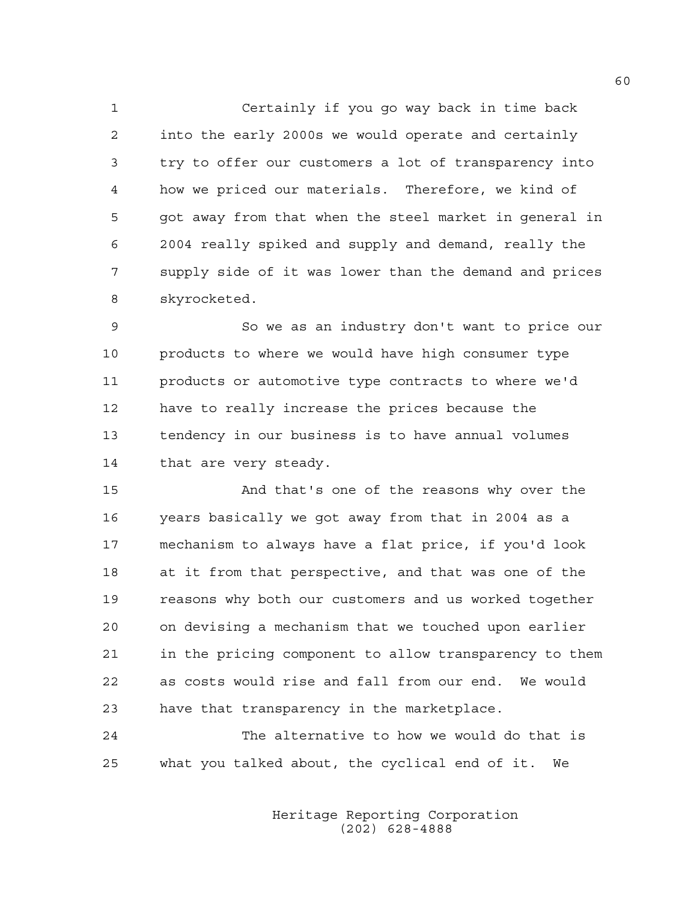Certainly if you go way back in time back into the early 2000s we would operate and certainly try to offer our customers a lot of transparency into how we priced our materials. Therefore, we kind of got away from that when the steel market in general in 2004 really spiked and supply and demand, really the supply side of it was lower than the demand and prices skyrocketed.

So we as an industry don't want to price our products to where we would have high consumer type products or automotive type contracts to where we'd have to really increase the prices because the tendency in our business is to have annual volumes that are very steady.

And that's one of the reasons why over the years basically we got away from that in 2004 as a mechanism to always have a flat price, if you'd look at it from that perspective, and that was one of the reasons why both our customers and us worked together on devising a mechanism that we touched upon earlier in the pricing component to allow transparency to them as costs would rise and fall from our end. We would have that transparency in the marketplace.

The alternative to how we would do that is what you talked about, the cyclical end of it. We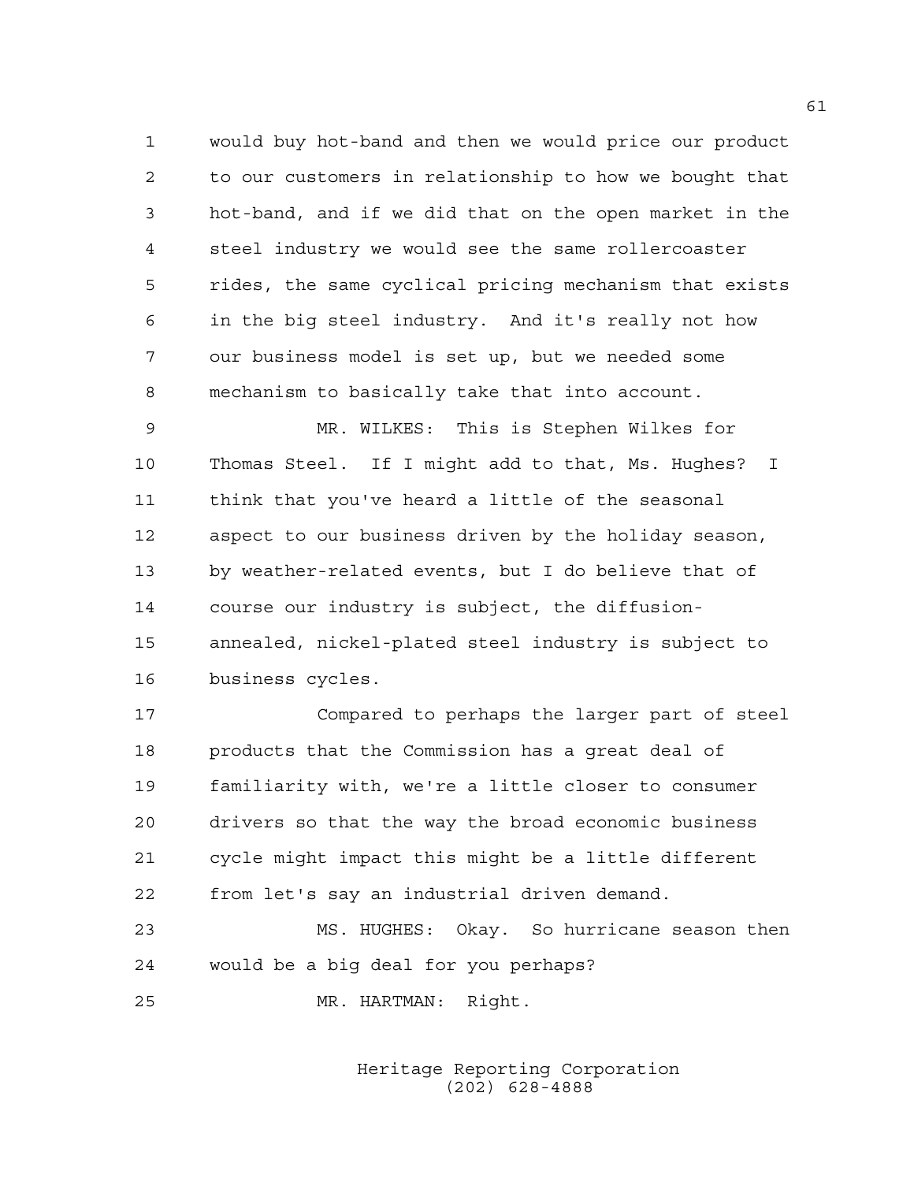would buy hot-band and then we would price our product to our customers in relationship to how we bought that hot-band, and if we did that on the open market in the steel industry we would see the same rollercoaster rides, the same cyclical pricing mechanism that exists in the big steel industry. And it's really not how our business model is set up, but we needed some mechanism to basically take that into account.

MR. WILKES: This is Stephen Wilkes for Thomas Steel. If I might add to that, Ms. Hughes? I think that you've heard a little of the seasonal aspect to our business driven by the holiday season, by weather-related events, but I do believe that of course our industry is subject, the diffusion-annealed, nickel-plated steel industry is subject to business cycles.

Compared to perhaps the larger part of steel products that the Commission has a great deal of familiarity with, we're a little closer to consumer drivers so that the way the broad economic business cycle might impact this might be a little different from let's say an industrial driven demand.

MS. HUGHES: Okay. So hurricane season then would be a big deal for you perhaps?

MR. HARTMAN: Right.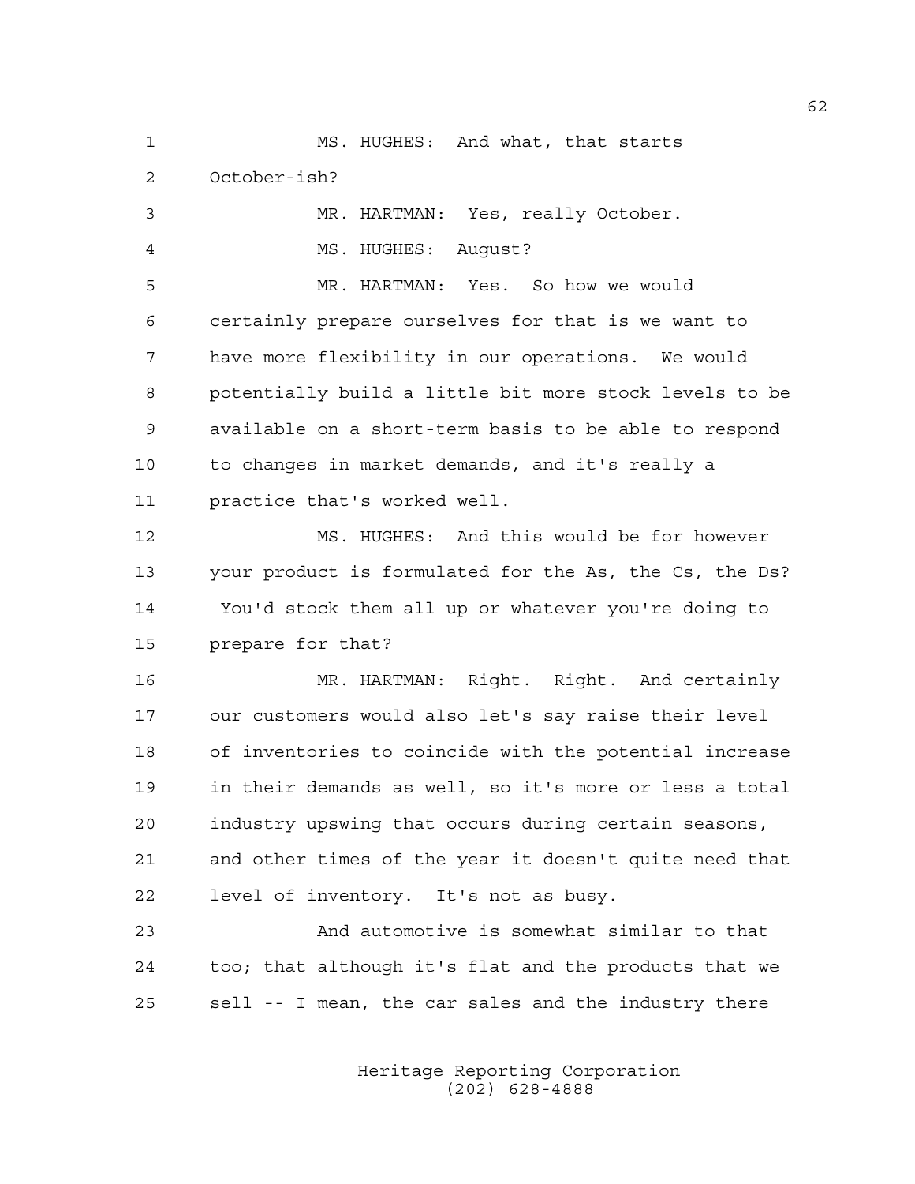MS. HUGHES: And what, that starts October-ish?

MR. HARTMAN: Yes, really October.

MS. HUGHES: August?

MR. HARTMAN: Yes. So how we would certainly prepare ourselves for that is we want to have more flexibility in our operations. We would potentially build a little bit more stock levels to be available on a short-term basis to be able to respond to changes in market demands, and it's really a practice that's worked well.

MS. HUGHES: And this would be for however your product is formulated for the As, the Cs, the Ds? You'd stock them all up or whatever you're doing to prepare for that?

MR. HARTMAN: Right. Right. And certainly our customers would also let's say raise their level of inventories to coincide with the potential increase in their demands as well, so it's more or less a total industry upswing that occurs during certain seasons, and other times of the year it doesn't quite need that level of inventory. It's not as busy.

And automotive is somewhat similar to that too; that although it's flat and the products that we sell -- I mean, the car sales and the industry there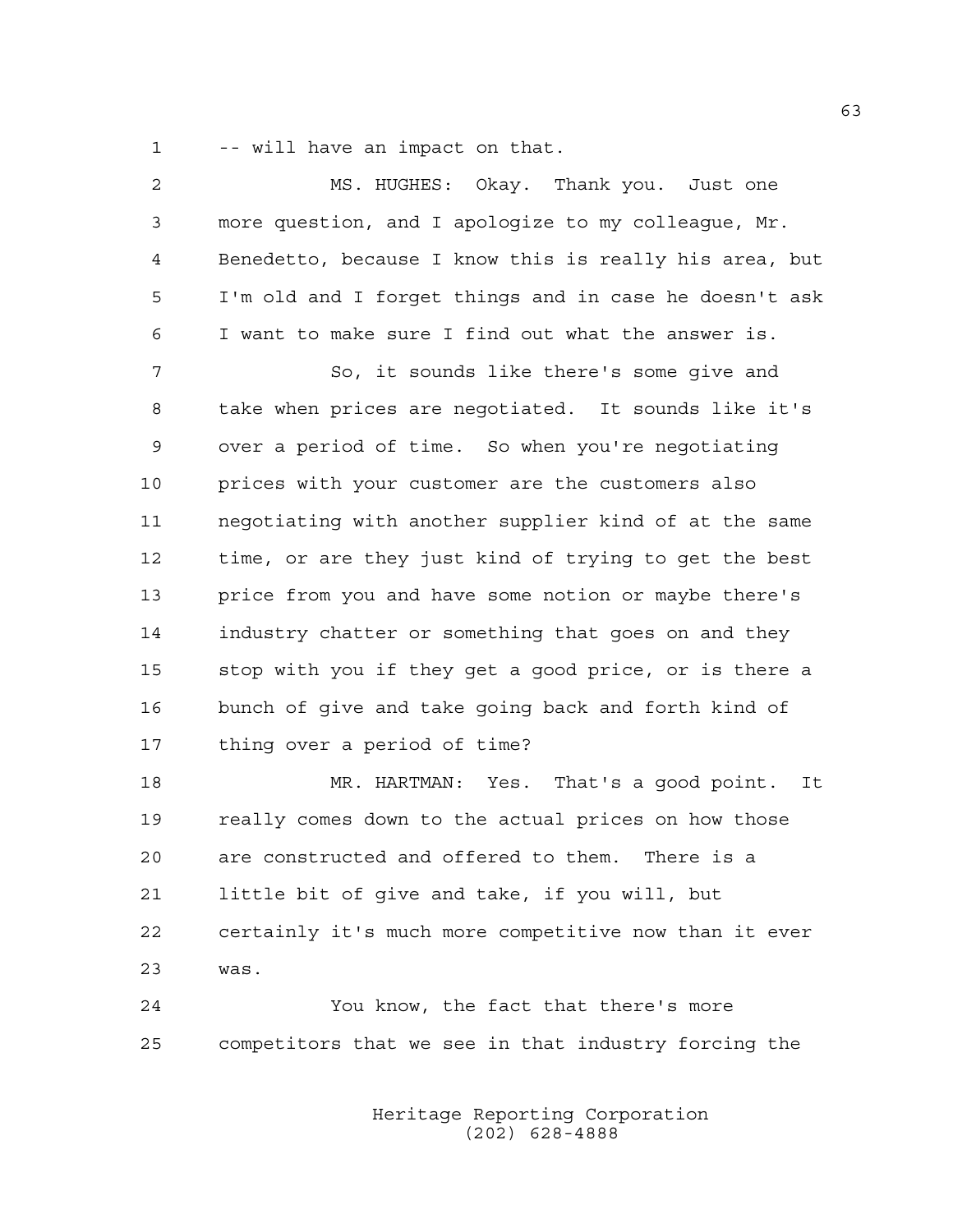-- will have an impact on that.

MS. HUGHES: Okay. Thank you. Just one more question, and I apologize to my colleague, Mr. Benedetto, because I know this is really his area, but I'm old and I forget things and in case he doesn't ask I want to make sure I find out what the answer is.

So, it sounds like there's some give and take when prices are negotiated. It sounds like it's over a period of time. So when you're negotiating prices with your customer are the customers also negotiating with another supplier kind of at the same time, or are they just kind of trying to get the best price from you and have some notion or maybe there's industry chatter or something that goes on and they stop with you if they get a good price, or is there a bunch of give and take going back and forth kind of thing over a period of time?

MR. HARTMAN: Yes. That's a good point. It really comes down to the actual prices on how those are constructed and offered to them. There is a little bit of give and take, if you will, but certainly it's much more competitive now than it ever was.

You know, the fact that there's more competitors that we see in that industry forcing the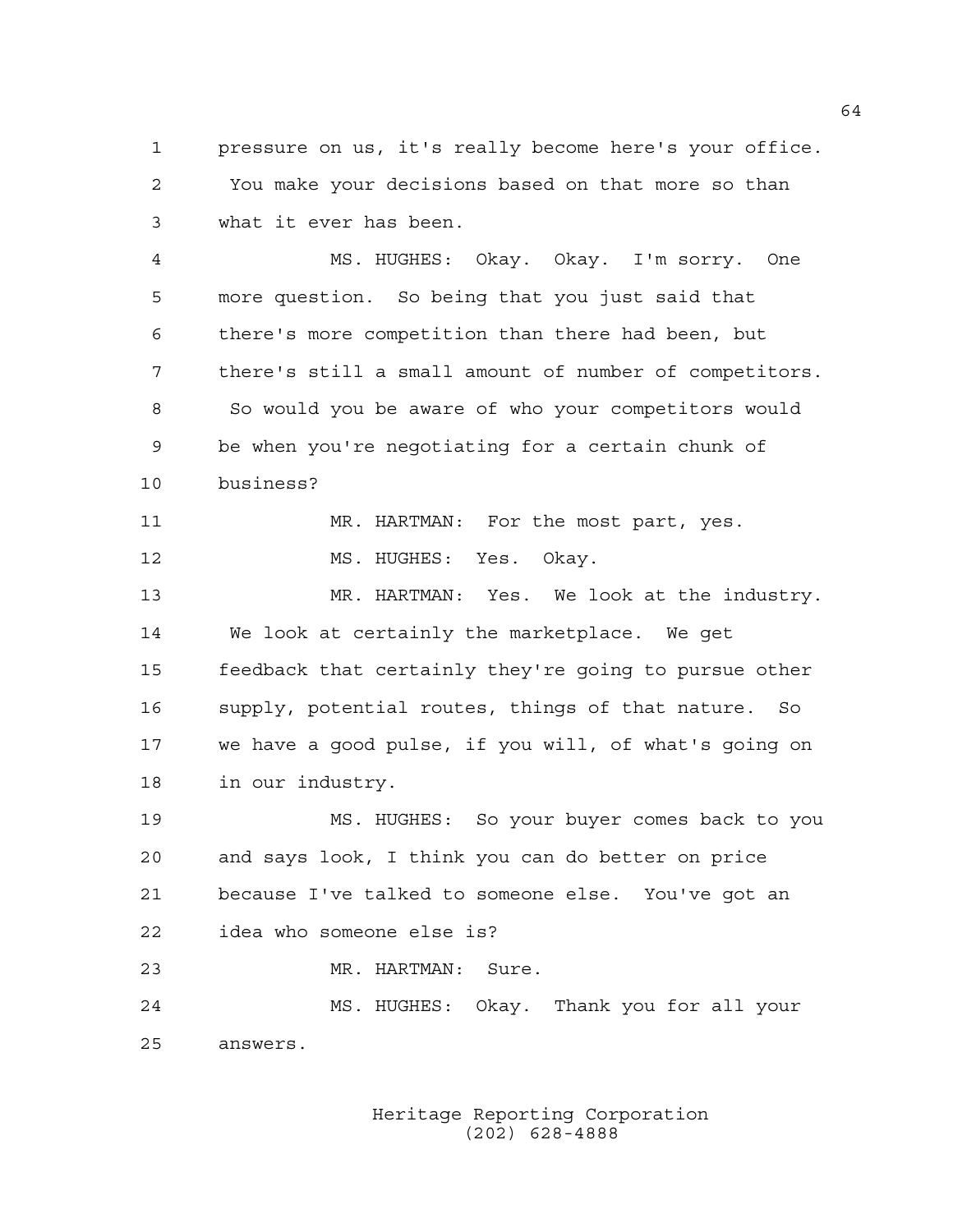pressure on us, it's really become here's your office. You make your decisions based on that more so than what it ever has been.

MS. HUGHES: Okay. Okay. I'm sorry. One more question. So being that you just said that there's more competition than there had been, but there's still a small amount of number of competitors. So would you be aware of who your competitors would be when you're negotiating for a certain chunk of business?

MR. HARTMAN: For the most part, yes.

MS. HUGHES: Yes. Okay.

MR. HARTMAN: Yes. We look at the industry. We look at certainly the marketplace. We get feedback that certainly they're going to pursue other supply, potential routes, things of that nature. So we have a good pulse, if you will, of what's going on in our industry.

MS. HUGHES: So your buyer comes back to you and says look, I think you can do better on price because I've talked to someone else. You've got an idea who someone else is?

MR. HARTMAN: Sure.

MS. HUGHES: Okay. Thank you for all your answers.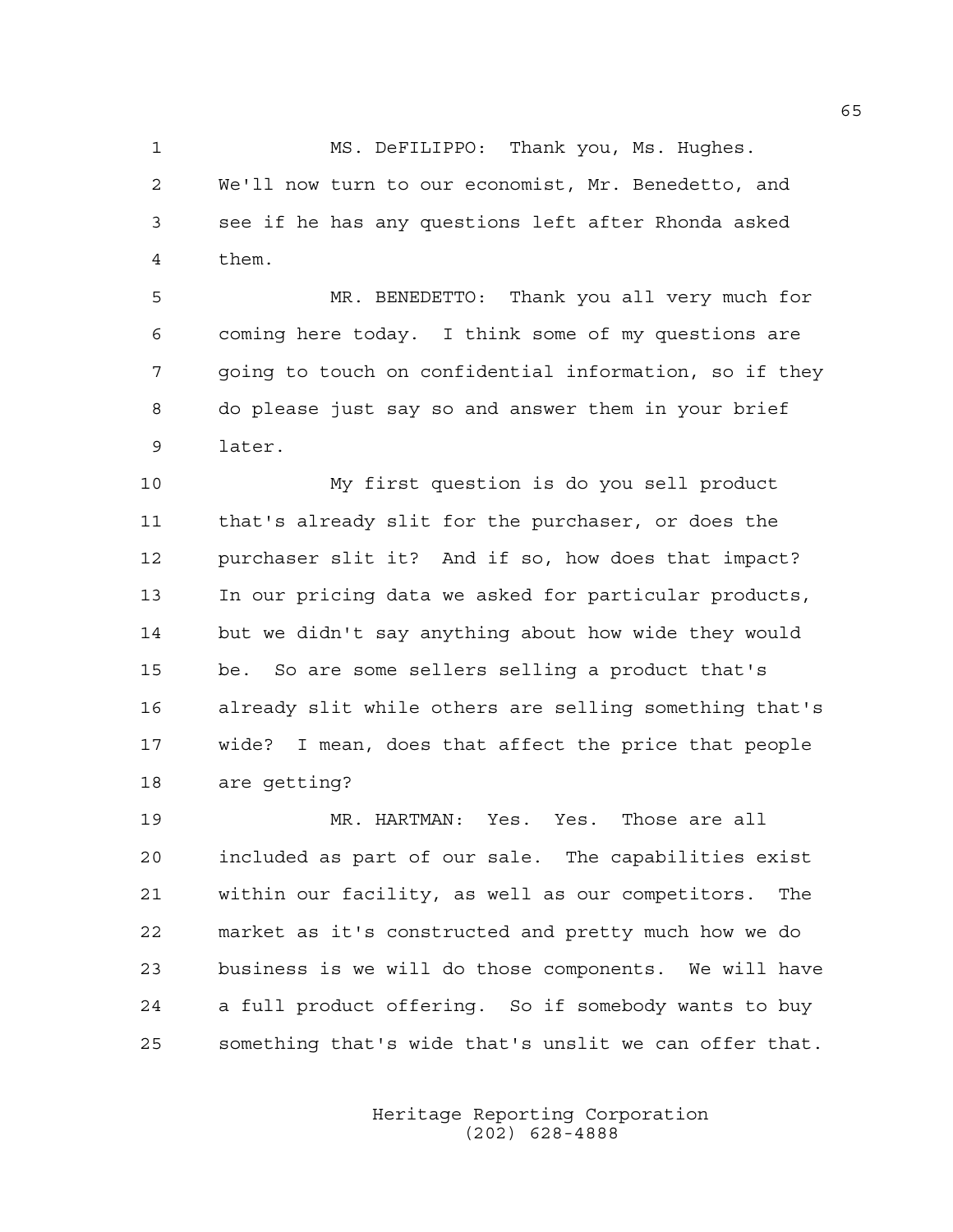MS. DeFILIPPO: Thank you, Ms. Hughes. We'll now turn to our economist, Mr. Benedetto, and see if he has any questions left after Rhonda asked them.

MR. BENEDETTO: Thank you all very much for coming here today. I think some of my questions are going to touch on confidential information, so if they do please just say so and answer them in your brief later.

My first question is do you sell product that's already slit for the purchaser, or does the purchaser slit it? And if so, how does that impact? In our pricing data we asked for particular products, but we didn't say anything about how wide they would be. So are some sellers selling a product that's already slit while others are selling something that's wide? I mean, does that affect the price that people are getting?

MR. HARTMAN: Yes. Yes. Those are all included as part of our sale. The capabilities exist within our facility, as well as our competitors. The market as it's constructed and pretty much how we do business is we will do those components. We will have a full product offering. So if somebody wants to buy something that's wide that's unslit we can offer that.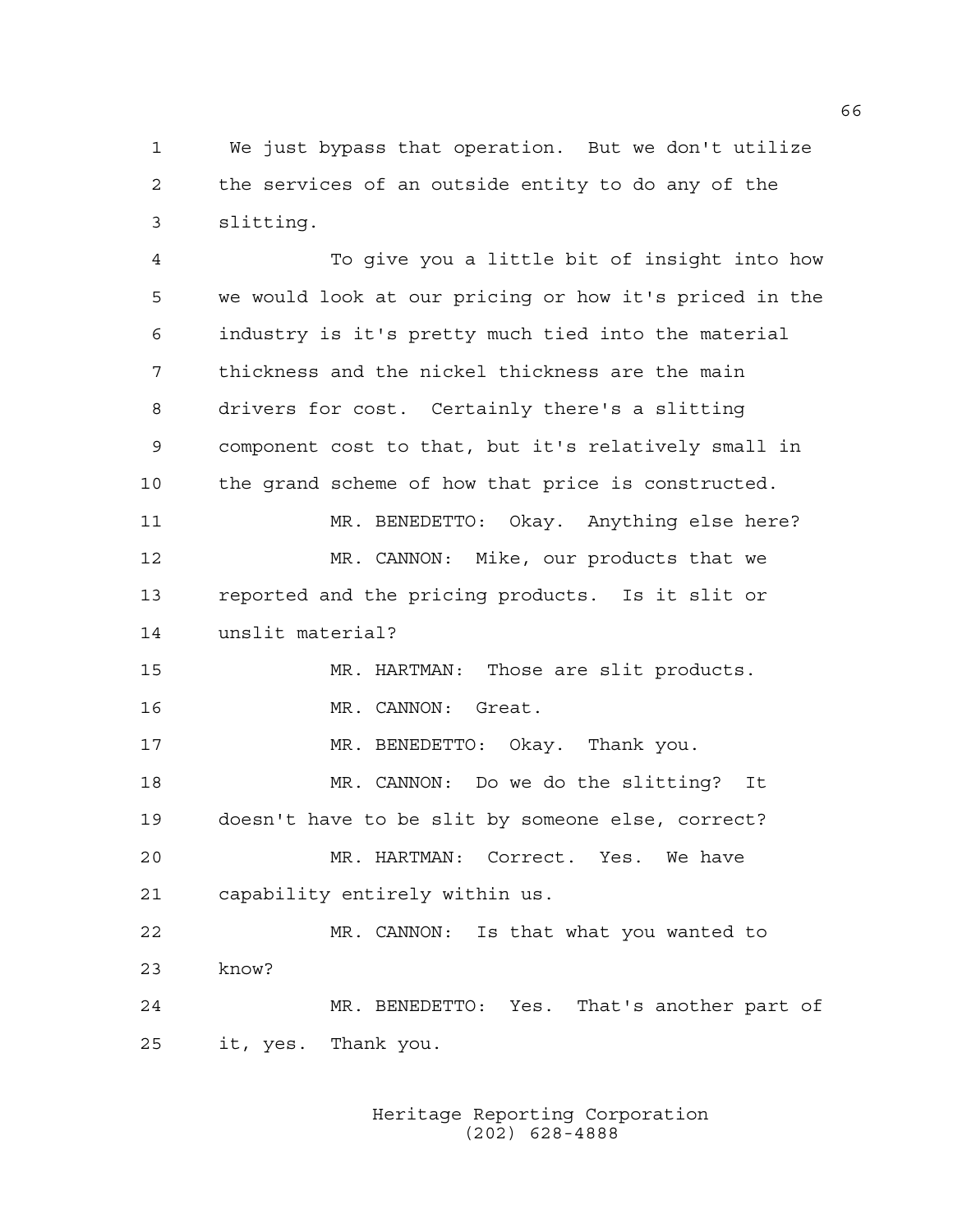We just bypass that operation. But we don't utilize the services of an outside entity to do any of the slitting.

To give you a little bit of insight into how we would look at our pricing or how it's priced in the industry is it's pretty much tied into the material thickness and the nickel thickness are the main drivers for cost. Certainly there's a slitting component cost to that, but it's relatively small in the grand scheme of how that price is constructed.

MR. BENEDETTO: Okay. Anything else here?

MR. CANNON: Mike, our products that we reported and the pricing products. Is it slit or unslit material?

MR. HARTMAN: Those are slit products.

MR. CANNON: Great.

MR. BENEDETTO: Okay. Thank you.

MR. CANNON: Do we do the slitting? It doesn't have to be slit by someone else, correct?

MR. HARTMAN: Correct. Yes. We have capability entirely within us.

MR. CANNON: Is that what you wanted to know?

MR. BENEDETTO: Yes. That's another part of it, yes. Thank you.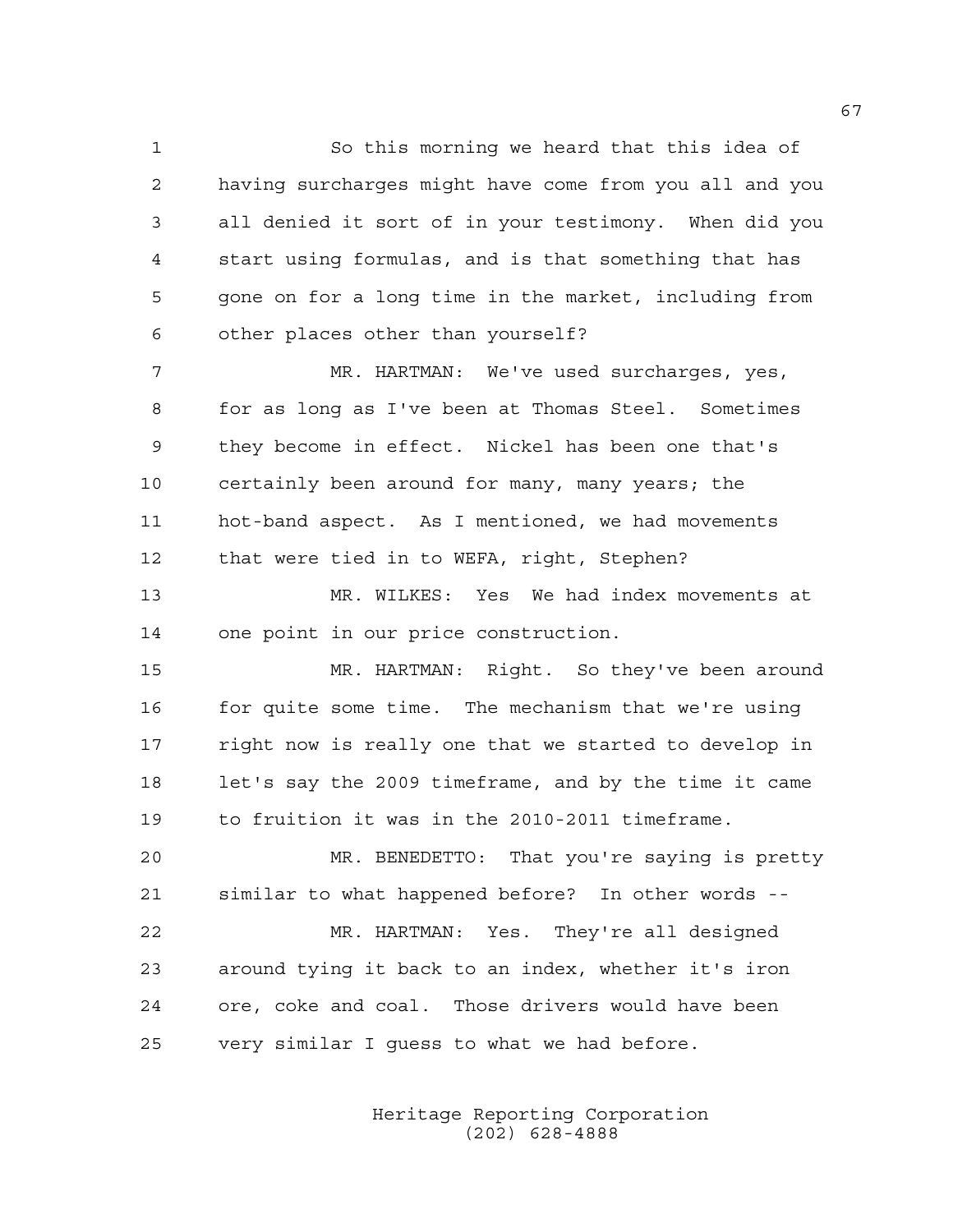So this morning we heard that this idea of having surcharges might have come from you all and you all denied it sort of in your testimony. When did you start using formulas, and is that something that has gone on for a long time in the market, including from other places other than yourself?

MR. HARTMAN: We've used surcharges, yes, for as long as I've been at Thomas Steel. Sometimes they become in effect. Nickel has been one that's certainly been around for many, many years; the hot-band aspect. As I mentioned, we had movements that were tied in to WEFA, right, Stephen?

MR. WILKES: Yes We had index movements at one point in our price construction.

MR. HARTMAN: Right. So they've been around for quite some time. The mechanism that we're using right now is really one that we started to develop in let's say the 2009 timeframe, and by the time it came to fruition it was in the 2010-2011 timeframe.

MR. BENEDETTO: That you're saying is pretty similar to what happened before? In other words --

MR. HARTMAN: Yes. They're all designed around tying it back to an index, whether it's iron ore, coke and coal. Those drivers would have been very similar I guess to what we had before.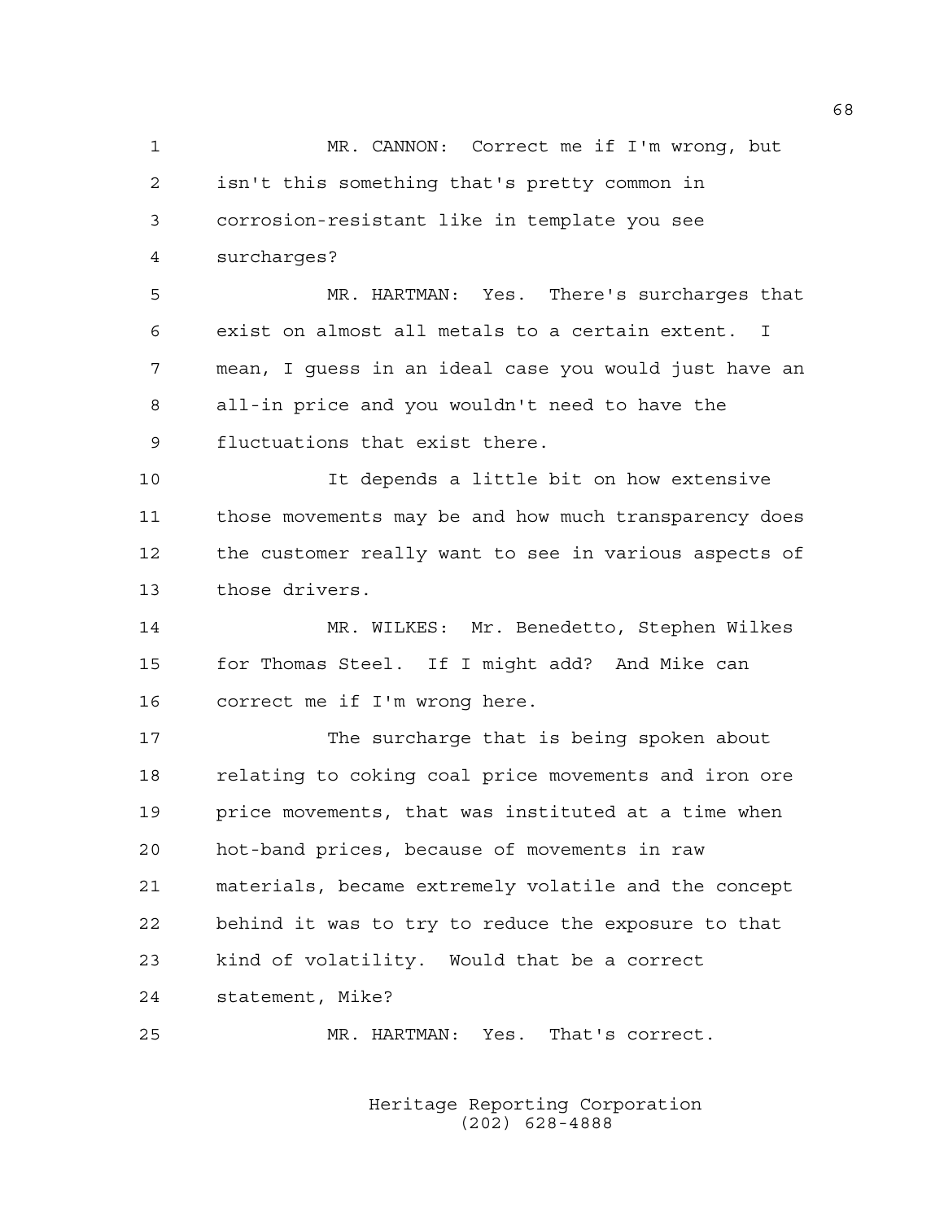MR. CANNON: Correct me if I'm wrong, but isn't this something that's pretty common in corrosion-resistant like in template you see surcharges?

MR. HARTMAN: Yes. There's surcharges that exist on almost all metals to a certain extent. I mean, I guess in an ideal case you would just have an all-in price and you wouldn't need to have the fluctuations that exist there.

It depends a little bit on how extensive those movements may be and how much transparency does the customer really want to see in various aspects of those drivers.

MR. WILKES: Mr. Benedetto, Stephen Wilkes for Thomas Steel. If I might add? And Mike can correct me if I'm wrong here.

The surcharge that is being spoken about relating to coking coal price movements and iron ore price movements, that was instituted at a time when hot-band prices, because of movements in raw materials, became extremely volatile and the concept behind it was to try to reduce the exposure to that kind of volatility. Would that be a correct statement, Mike?

MR. HARTMAN: Yes. That's correct.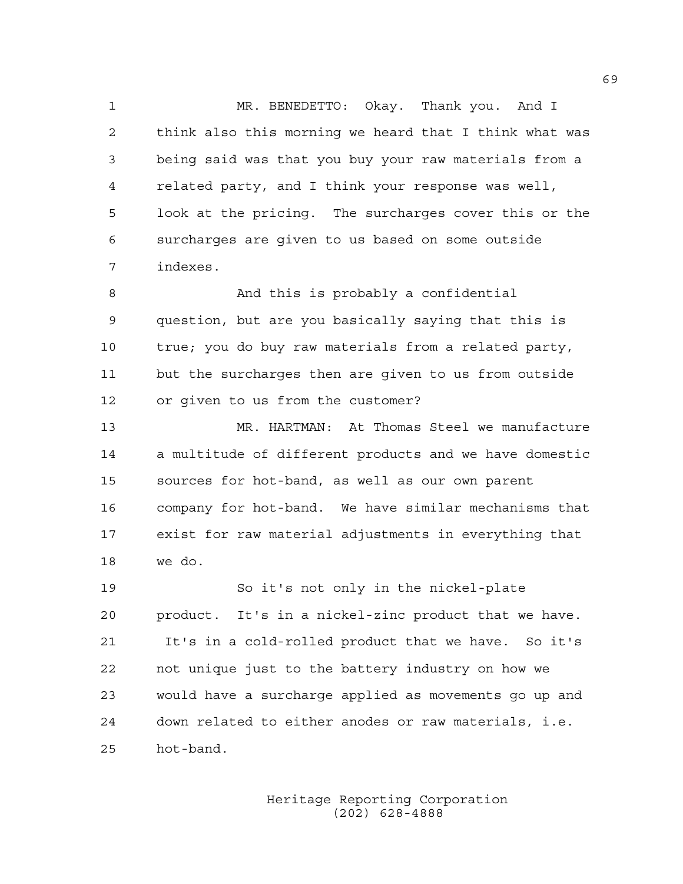MR. BENEDETTO: Okay. Thank you. And I think also this morning we heard that I think what was being said was that you buy your raw materials from a related party, and I think your response was well, look at the pricing. The surcharges cover this or the surcharges are given to us based on some outside indexes.

And this is probably a confidential question, but are you basically saying that this is true; you do buy raw materials from a related party, but the surcharges then are given to us from outside or given to us from the customer?

MR. HARTMAN: At Thomas Steel we manufacture a multitude of different products and we have domestic sources for hot-band, as well as our own parent company for hot-band. We have similar mechanisms that exist for raw material adjustments in everything that we do.

So it's not only in the nickel-plate product. It's in a nickel-zinc product that we have. It's in a cold-rolled product that we have. So it's not unique just to the battery industry on how we would have a surcharge applied as movements go up and down related to either anodes or raw materials, i.e. hot-band.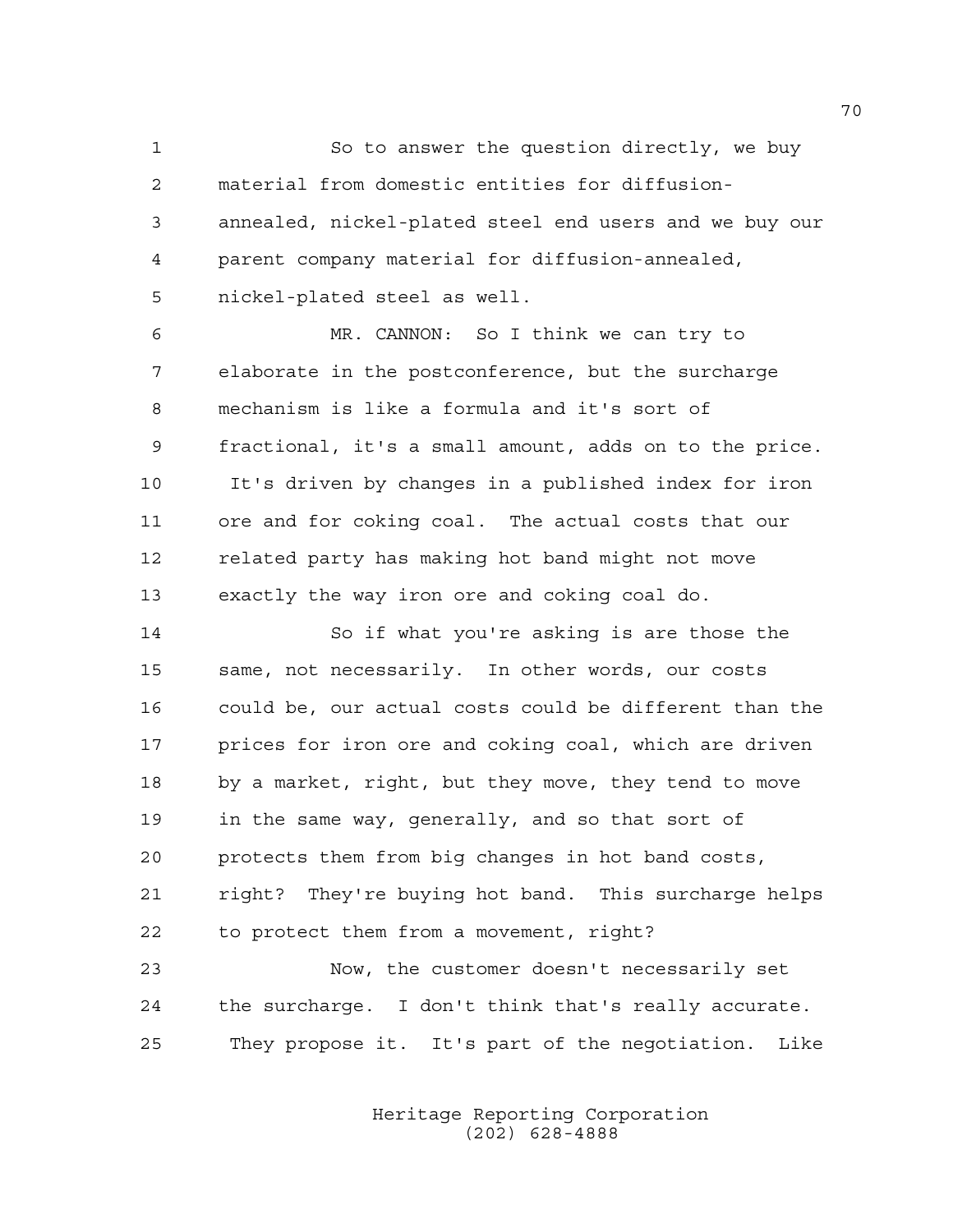So to answer the question directly, we buy material from domestic entities for diffusion-annealed, nickel-plated steel end users and we buy our parent company material for diffusion-annealed, nickel-plated steel as well.

MR. CANNON: So I think we can try to elaborate in the postconference, but the surcharge mechanism is like a formula and it's sort of fractional, it's a small amount, adds on to the price. It's driven by changes in a published index for iron ore and for coking coal. The actual costs that our related party has making hot band might not move exactly the way iron ore and coking coal do.

So if what you're asking is are those the same, not necessarily. In other words, our costs could be, our actual costs could be different than the prices for iron ore and coking coal, which are driven by a market, right, but they move, they tend to move in the same way, generally, and so that sort of protects them from big changes in hot band costs, right? They're buying hot band. This surcharge helps to protect them from a movement, right?

Now, the customer doesn't necessarily set the surcharge. I don't think that's really accurate. They propose it. It's part of the negotiation. Like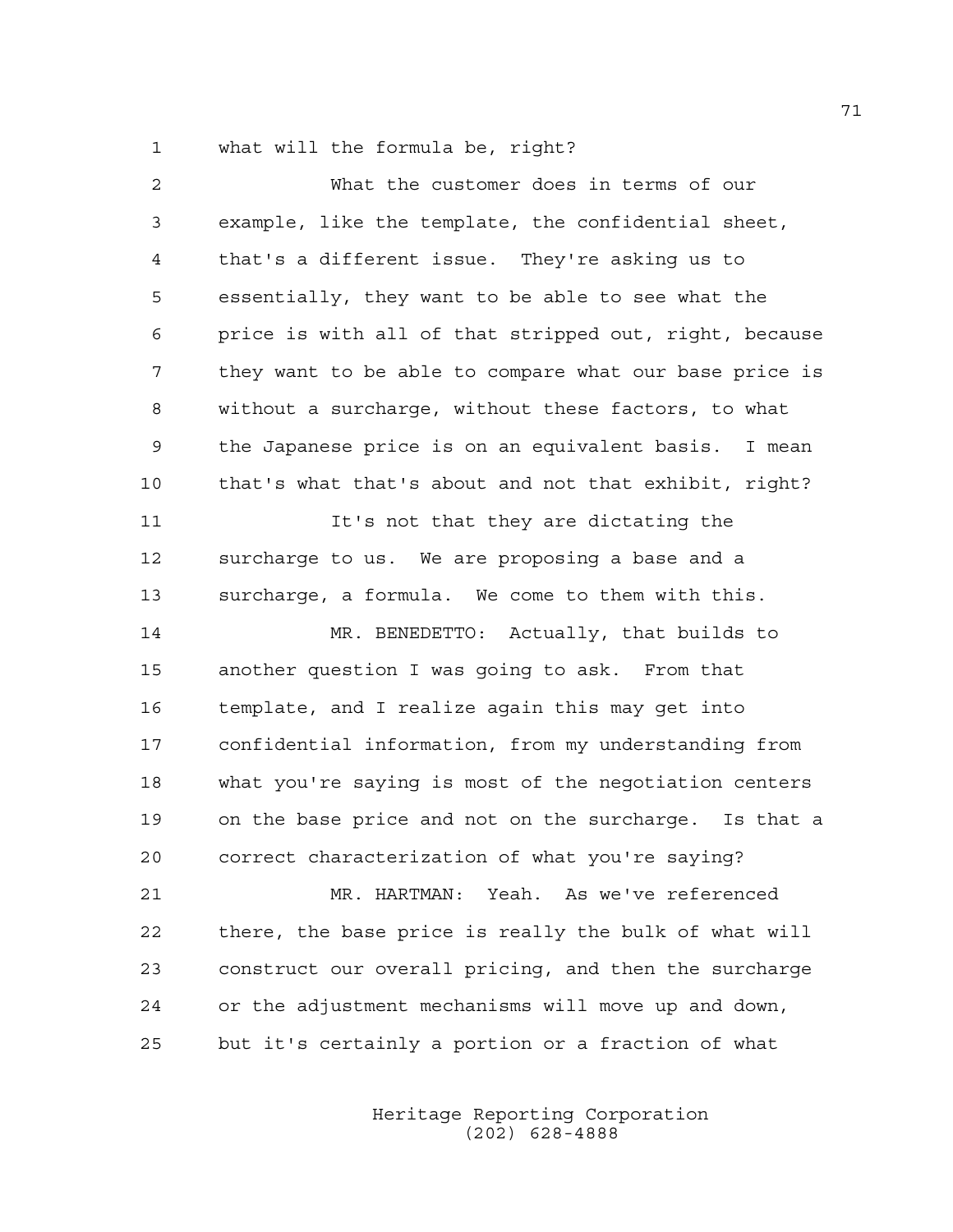what will the formula be, right?

What the customer does in terms of our example, like the template, the confidential sheet, that's a different issue. They're asking us to essentially, they want to be able to see what the price is with all of that stripped out, right, because they want to be able to compare what our base price is without a surcharge, without these factors, to what the Japanese price is on an equivalent basis. I mean that's what that's about and not that exhibit, right?

It's not that they are dictating the surcharge to us. We are proposing a base and a surcharge, a formula. We come to them with this.

MR. BENEDETTO: Actually, that builds to another question I was going to ask. From that template, and I realize again this may get into confidential information, from my understanding from what you're saying is most of the negotiation centers on the base price and not on the surcharge. Is that a correct characterization of what you're saying?

MR. HARTMAN: Yeah. As we've referenced there, the base price is really the bulk of what will construct our overall pricing, and then the surcharge or the adjustment mechanisms will move up and down, but it's certainly a portion or a fraction of what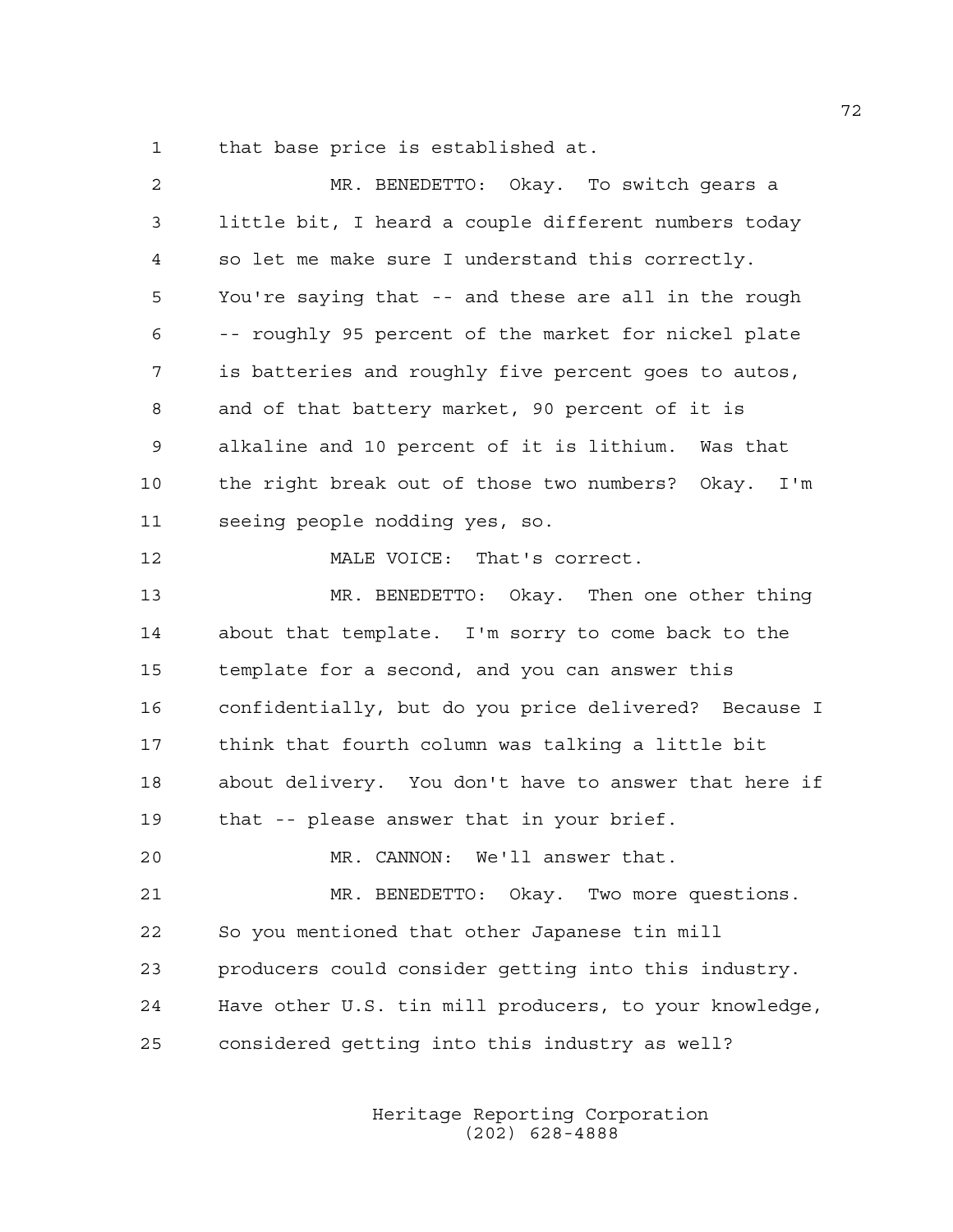that base price is established at.

MR. BENEDETTO: Okay. To switch gears a little bit, I heard a couple different numbers today so let me make sure I understand this correctly. You're saying that -- and these are all in the rough -- roughly 95 percent of the market for nickel plate is batteries and roughly five percent goes to autos, and of that battery market, 90 percent of it is alkaline and 10 percent of it is lithium. Was that the right break out of those two numbers? Okay. I'm seeing people nodding yes, so.

MALE VOICE: That's correct.

MR. BENEDETTO: Okay. Then one other thing about that template. I'm sorry to come back to the template for a second, and you can answer this confidentially, but do you price delivered? Because I think that fourth column was talking a little bit about delivery. You don't have to answer that here if that -- please answer that in your brief.

MR. CANNON: We'll answer that.

MR. BENEDETTO: Okay. Two more questions. So you mentioned that other Japanese tin mill producers could consider getting into this industry. Have other U.S. tin mill producers, to your knowledge, considered getting into this industry as well?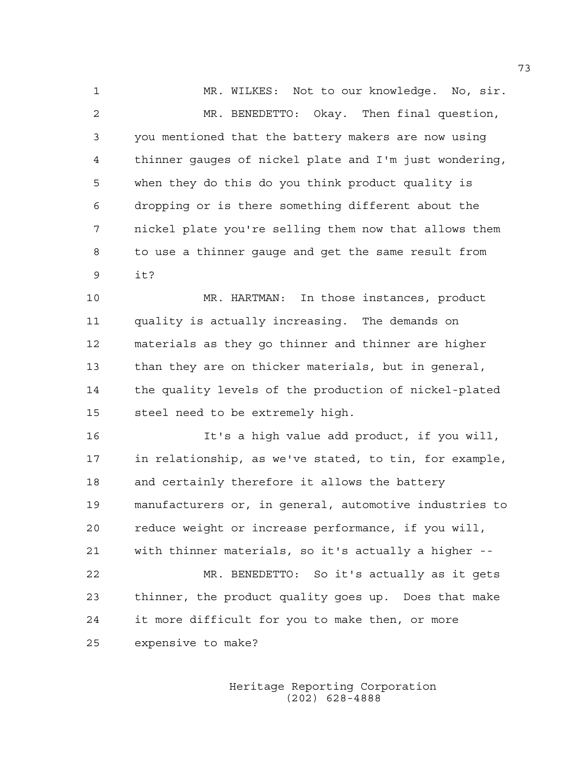MR. WILKES: Not to our knowledge. No, sir.

MR. BENEDETTO: Okay. Then final question, you mentioned that the battery makers are now using thinner gauges of nickel plate and I'm just wondering, when they do this do you think product quality is dropping or is there something different about the nickel plate you're selling them now that allows them to use a thinner gauge and get the same result from it?

MR. HARTMAN: In those instances, product quality is actually increasing. The demands on materials as they go thinner and thinner are higher than they are on thicker materials, but in general, the quality levels of the production of nickel-plated steel need to be extremely high.

It's a high value add product, if you will, in relationship, as we've stated, to tin, for example, and certainly therefore it allows the battery manufacturers or, in general, automotive industries to reduce weight or increase performance, if you will, with thinner materials, so it's actually a higher --

MR. BENEDETTO: So it's actually as it gets thinner, the product quality goes up. Does that make it more difficult for you to make then, or more expensive to make?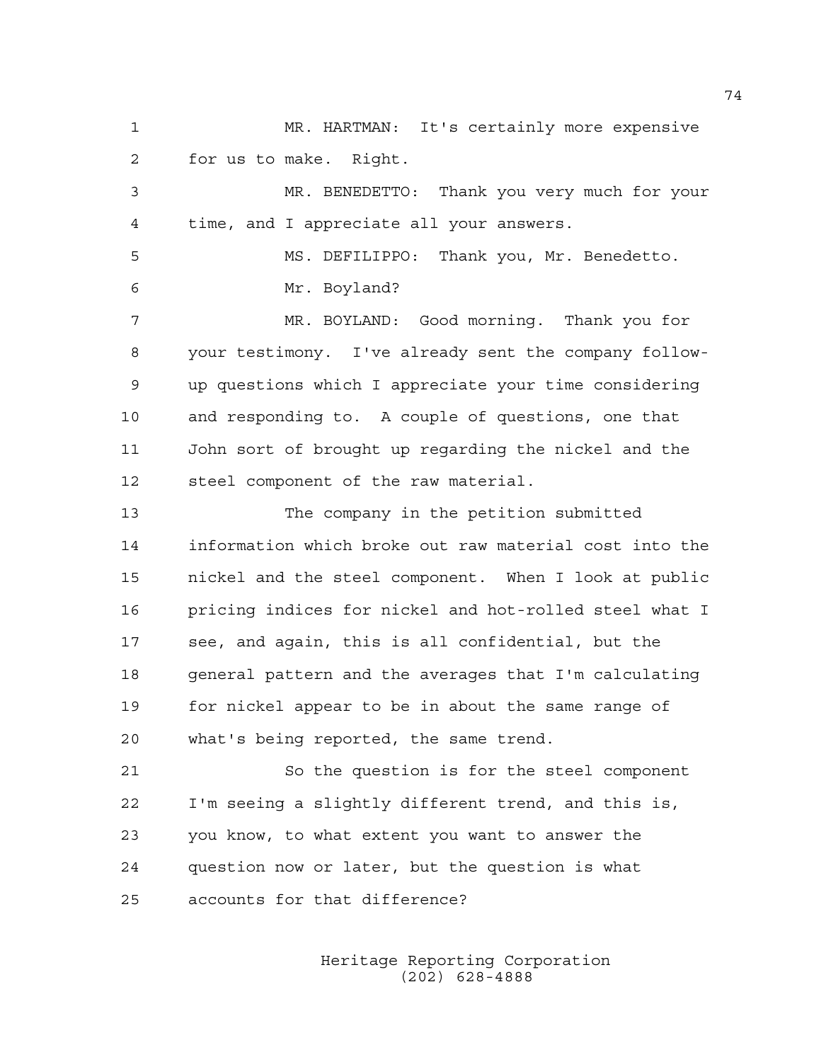MR. HARTMAN: It's certainly more expensive for us to make. Right.

MR. BENEDETTO: Thank you very much for your time, and I appreciate all your answers.

MS. DEFILIPPO: Thank you, Mr. Benedetto. Mr. Boyland?

MR. BOYLAND: Good morning. Thank you for your testimony. I've already sent the company follow-up questions which I appreciate your time considering and responding to. A couple of questions, one that John sort of brought up regarding the nickel and the steel component of the raw material.

The company in the petition submitted information which broke out raw material cost into the nickel and the steel component. When I look at public pricing indices for nickel and hot-rolled steel what I see, and again, this is all confidential, but the general pattern and the averages that I'm calculating for nickel appear to be in about the same range of what's being reported, the same trend.

So the question is for the steel component I'm seeing a slightly different trend, and this is, you know, to what extent you want to answer the question now or later, but the question is what accounts for that difference?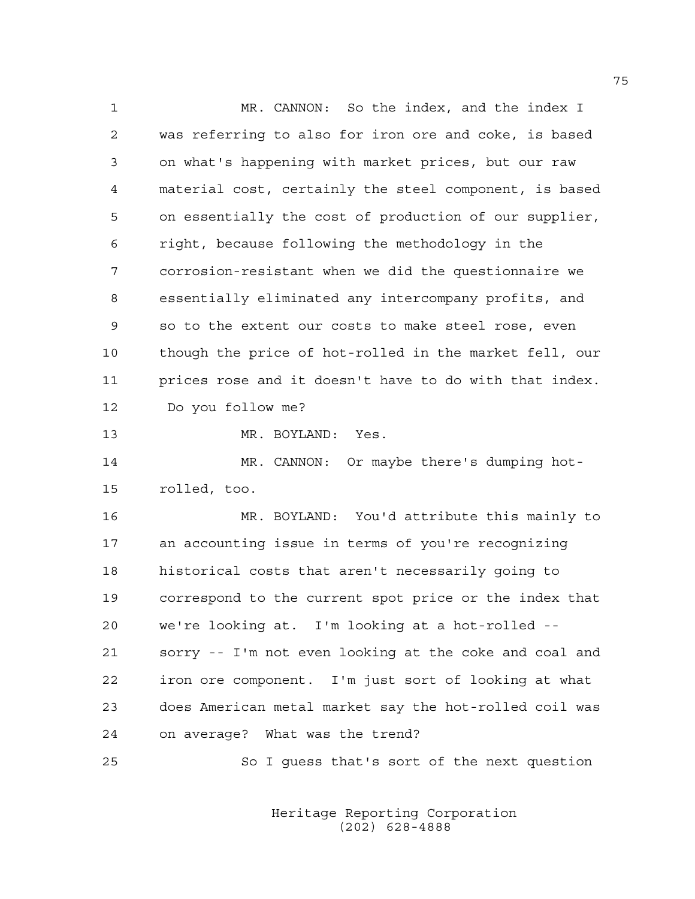MR. CANNON: So the index, and the index I was referring to also for iron ore and coke, is based on what's happening with market prices, but our raw material cost, certainly the steel component, is based on essentially the cost of production of our supplier, right, because following the methodology in the corrosion-resistant when we did the questionnaire we essentially eliminated any intercompany profits, and so to the extent our costs to make steel rose, even though the price of hot-rolled in the market fell, our prices rose and it doesn't have to do with that index. Do you follow me?

MR. BOYLAND: Yes.

MR. CANNON: Or maybe there's dumping hot-rolled, too.

MR. BOYLAND: You'd attribute this mainly to an accounting issue in terms of you're recognizing historical costs that aren't necessarily going to correspond to the current spot price or the index that we're looking at. I'm looking at a hot-rolled -- sorry -- I'm not even looking at the coke and coal and iron ore component. I'm just sort of looking at what does American metal market say the hot-rolled coil was on average? What was the trend?

So I guess that's sort of the next question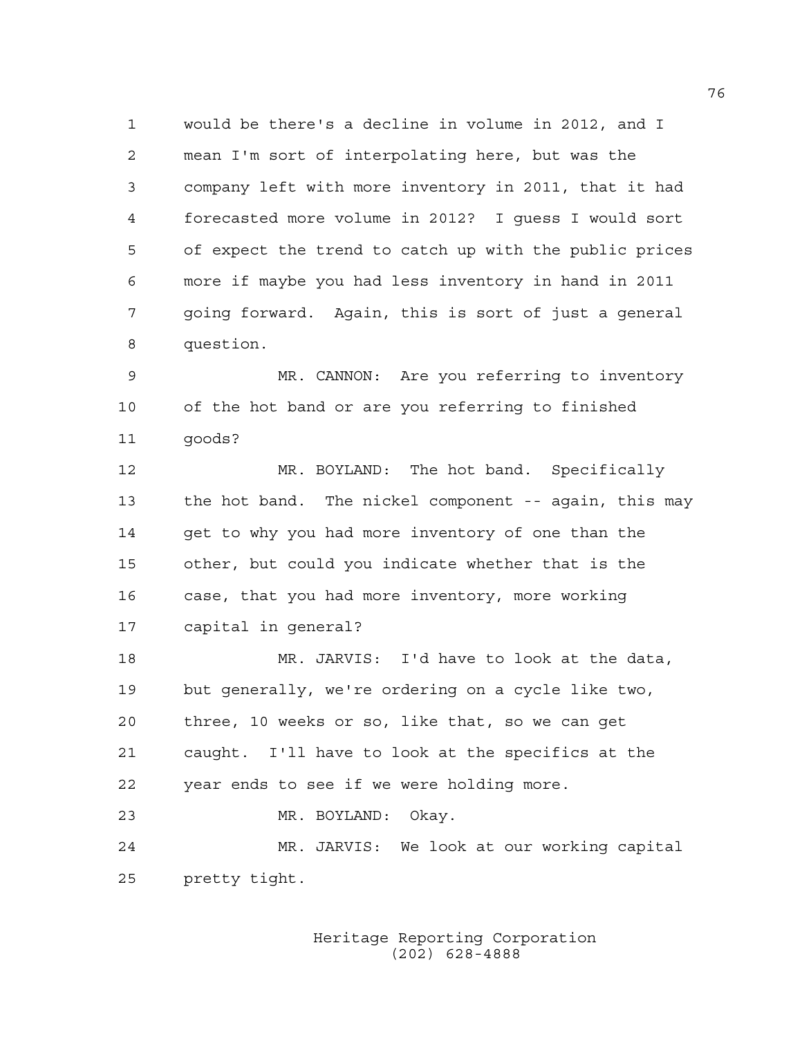would be there's a decline in volume in 2012, and I mean I'm sort of interpolating here, but was the company left with more inventory in 2011, that it had forecasted more volume in 2012? I guess I would sort of expect the trend to catch up with the public prices more if maybe you had less inventory in hand in 2011 going forward. Again, this is sort of just a general question.

MR. CANNON: Are you referring to inventory of the hot band or are you referring to finished goods?

MR. BOYLAND: The hot band. Specifically the hot band. The nickel component -- again, this may get to why you had more inventory of one than the other, but could you indicate whether that is the case, that you had more inventory, more working capital in general?

MR. JARVIS: I'd have to look at the data, but generally, we're ordering on a cycle like two, three, 10 weeks or so, like that, so we can get caught. I'll have to look at the specifics at the year ends to see if we were holding more.

MR. BOYLAND: Okay.

MR. JARVIS: We look at our working capital pretty tight.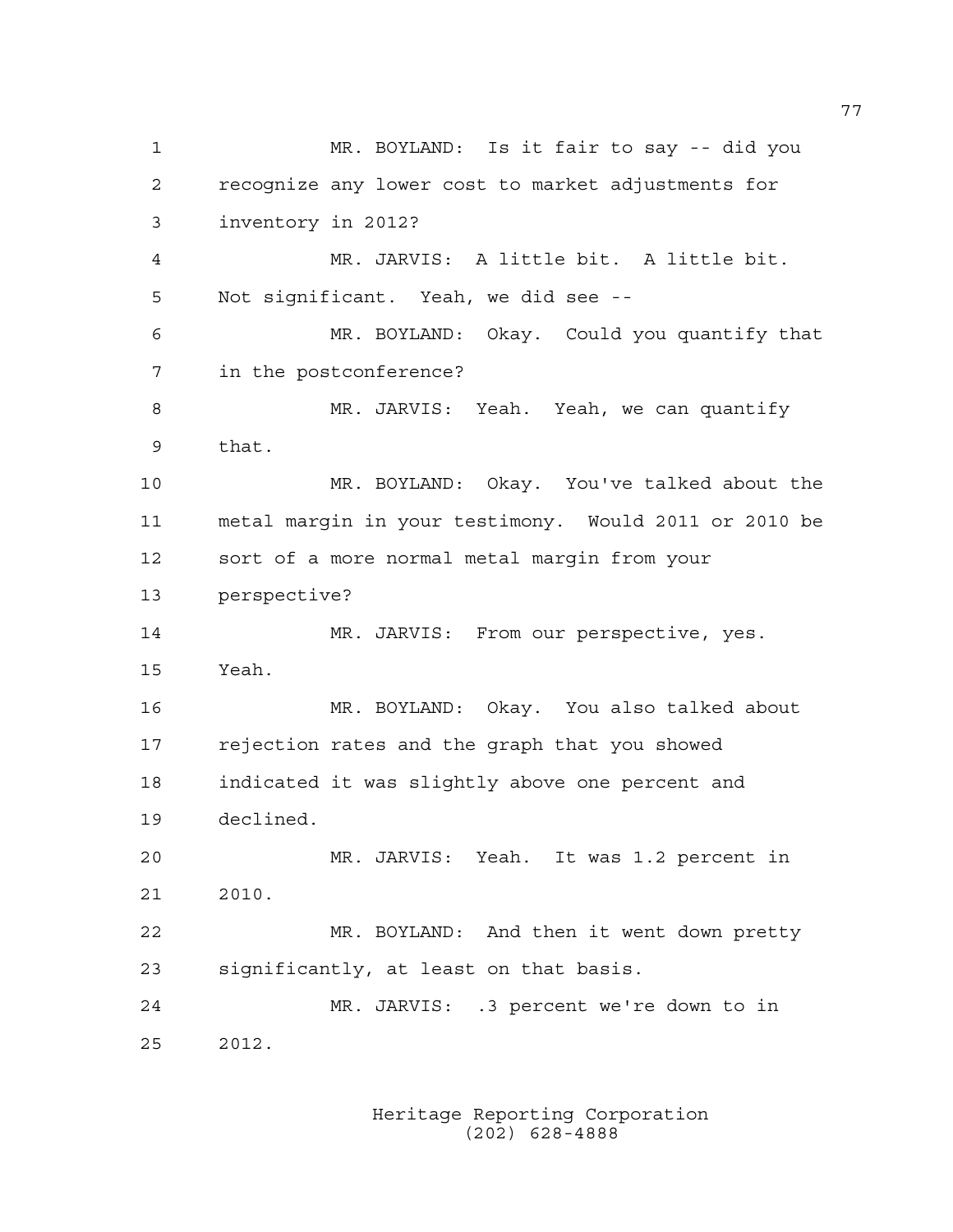MR. BOYLAND: Is it fair to say -- did you recognize any lower cost to market adjustments for inventory in 2012?

MR. JARVIS: A little bit. A little bit. Not significant. Yeah, we did see --

MR. BOYLAND: Okay. Could you quantify that in the postconference?

MR. JARVIS: Yeah. Yeah, we can quantify that.

MR. BOYLAND: Okay. You've talked about the metal margin in your testimony. Would 2011 or 2010 be sort of a more normal metal margin from your perspective?

MR. JARVIS: From our perspective, yes. Yeah.

MR. BOYLAND: Okay. You also talked about rejection rates and the graph that you showed indicated it was slightly above one percent and declined.

MR. JARVIS: Yeah. It was 1.2 percent in 2010.

MR. BOYLAND: And then it went down pretty significantly, at least on that basis.

MR. JARVIS: .3 percent we're down to in 2012.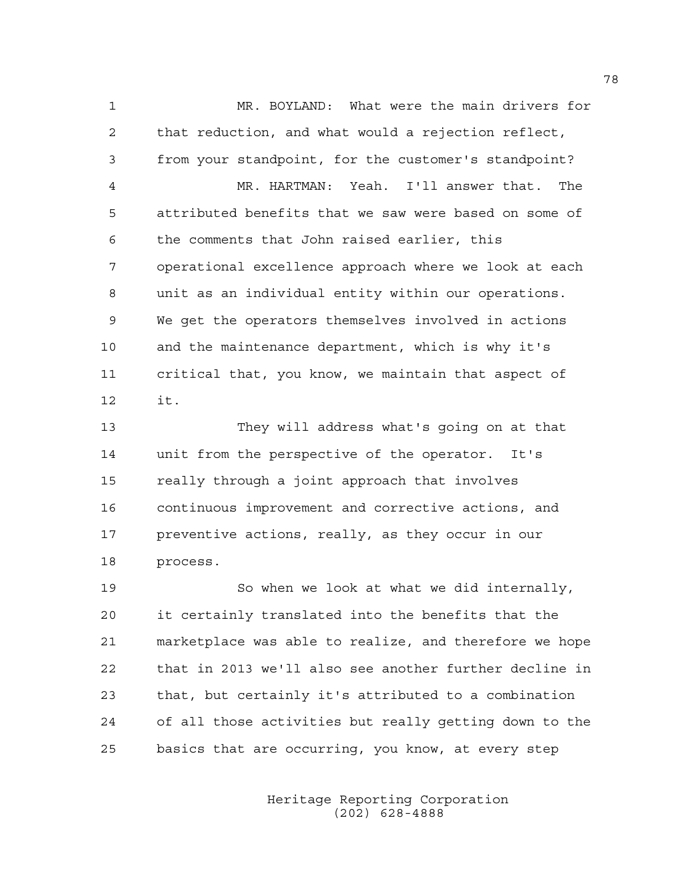MR. BOYLAND: What were the main drivers for that reduction, and what would a rejection reflect, from your standpoint, for the customer's standpoint?

MR. HARTMAN: Yeah. I'll answer that. The attributed benefits that we saw were based on some of the comments that John raised earlier, this operational excellence approach where we look at each unit as an individual entity within our operations. We get the operators themselves involved in actions and the maintenance department, which is why it's critical that, you know, we maintain that aspect of it.

They will address what's going on at that unit from the perspective of the operator. It's really through a joint approach that involves continuous improvement and corrective actions, and preventive actions, really, as they occur in our process.

So when we look at what we did internally, it certainly translated into the benefits that the marketplace was able to realize, and therefore we hope that in 2013 we'll also see another further decline in that, but certainly it's attributed to a combination of all those activities but really getting down to the basics that are occurring, you know, at every step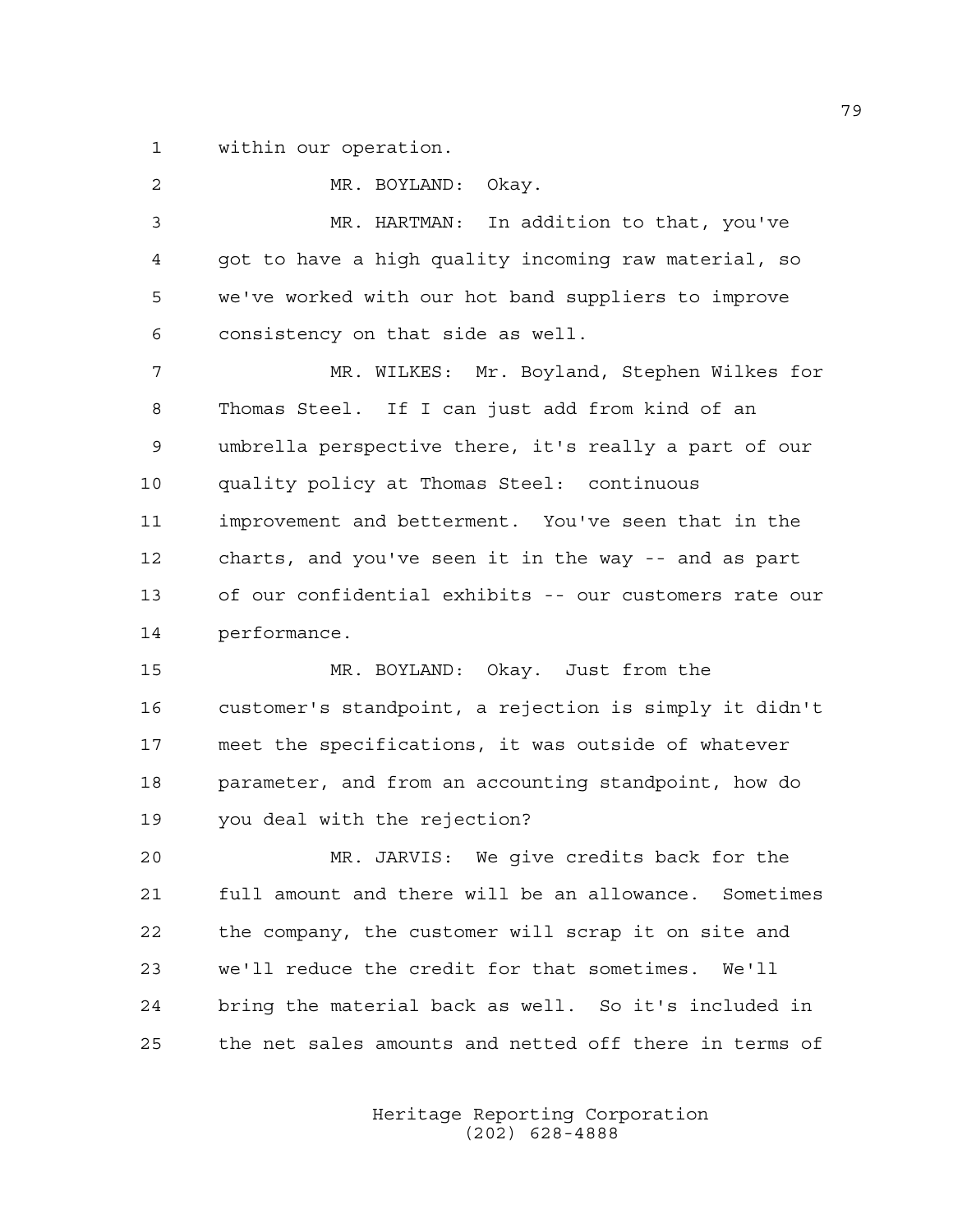within our operation.

MR. BOYLAND: Okay.

MR. HARTMAN: In addition to that, you've got to have a high quality incoming raw material, so we've worked with our hot band suppliers to improve consistency on that side as well.

MR. WILKES: Mr. Boyland, Stephen Wilkes for Thomas Steel. If I can just add from kind of an umbrella perspective there, it's really a part of our quality policy at Thomas Steel: continuous improvement and betterment. You've seen that in the charts, and you've seen it in the way -- and as part of our confidential exhibits -- our customers rate our performance.

MR. BOYLAND: Okay. Just from the customer's standpoint, a rejection is simply it didn't meet the specifications, it was outside of whatever parameter, and from an accounting standpoint, how do you deal with the rejection?

MR. JARVIS: We give credits back for the full amount and there will be an allowance. Sometimes the company, the customer will scrap it on site and we'll reduce the credit for that sometimes. We'll bring the material back as well. So it's included in the net sales amounts and netted off there in terms of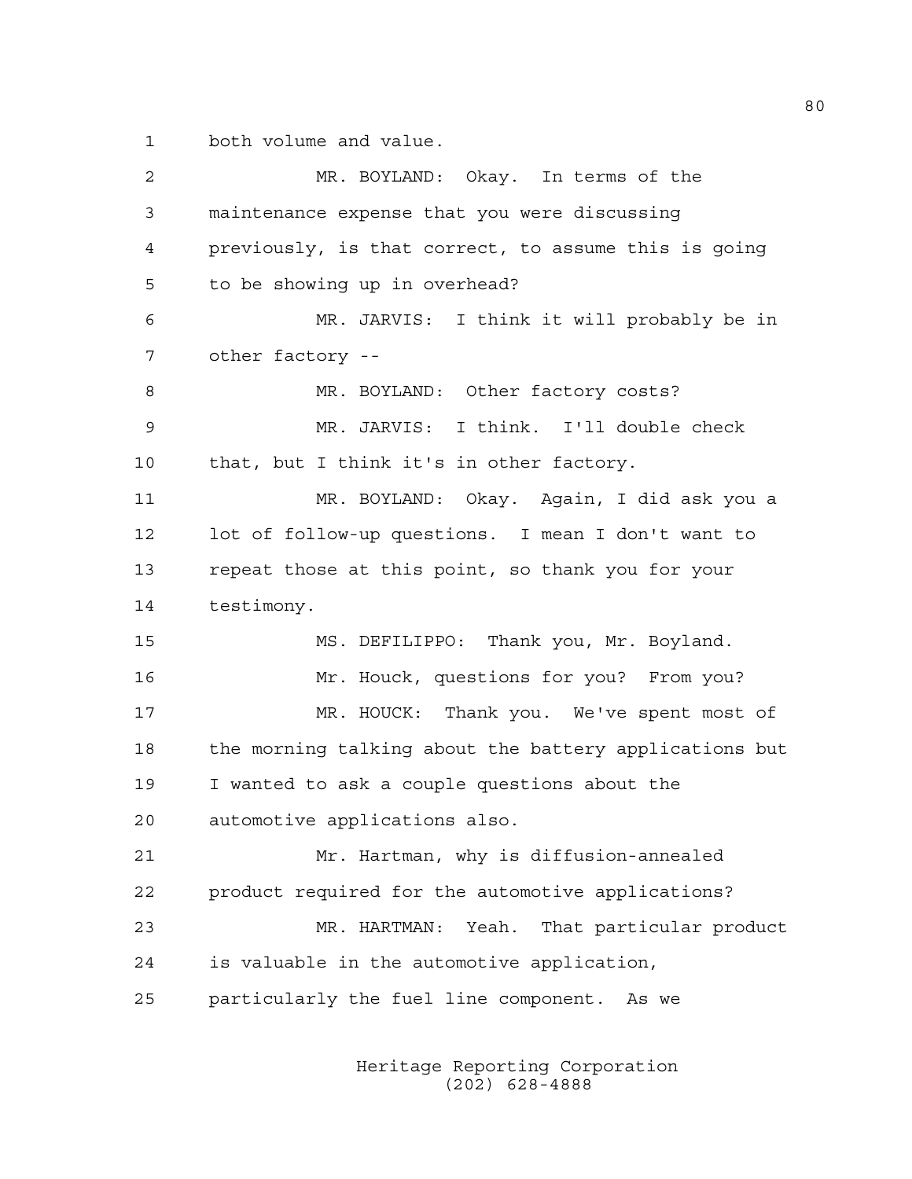both volume and value.

MR. BOYLAND: Okay. In terms of the maintenance expense that you were discussing previously, is that correct, to assume this is going to be showing up in overhead?

MR. JARVIS: I think it will probably be in other factory --

MR. BOYLAND: Other factory costs?

MR. JARVIS: I think. I'll double check that, but I think it's in other factory.

MR. BOYLAND: Okay. Again, I did ask you a lot of follow-up questions. I mean I don't want to repeat those at this point, so thank you for your testimony.

MS. DEFILIPPO: Thank you, Mr. Boyland.

Mr. Houck, questions for you? From you?

MR. HOUCK: Thank you. We've spent most of the morning talking about the battery applications but I wanted to ask a couple questions about the automotive applications also.

Mr. Hartman, why is diffusion-annealed product required for the automotive applications?

MR. HARTMAN: Yeah. That particular product is valuable in the automotive application, particularly the fuel line component. As we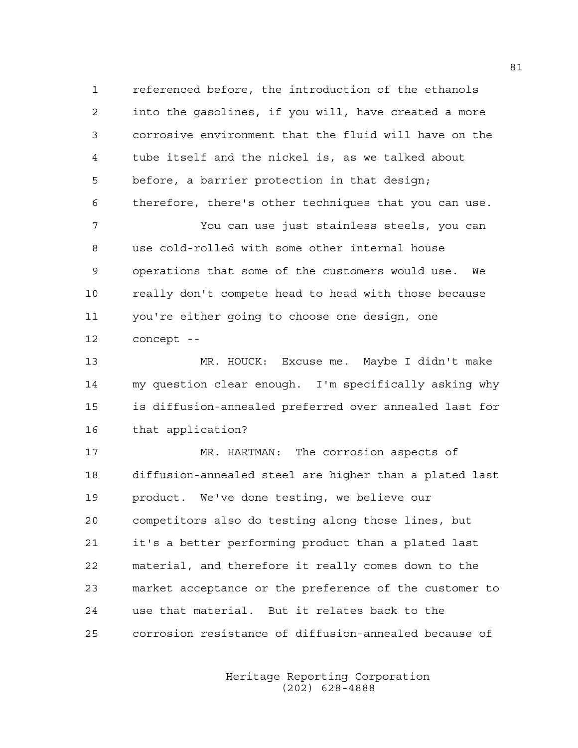referenced before, the introduction of the ethanols into the gasolines, if you will, have created a more corrosive environment that the fluid will have on the tube itself and the nickel is, as we talked about before, a barrier protection in that design; therefore, there's other techniques that you can use.

You can use just stainless steels, you can use cold-rolled with some other internal house operations that some of the customers would use. We really don't compete head to head with those because you're either going to choose one design, one concept --

MR. HOUCK: Excuse me. Maybe I didn't make my question clear enough. I'm specifically asking why is diffusion-annealed preferred over annealed last for that application?

MR. HARTMAN: The corrosion aspects of diffusion-annealed steel are higher than a plated last product. We've done testing, we believe our competitors also do testing along those lines, but it's a better performing product than a plated last material, and therefore it really comes down to the market acceptance or the preference of the customer to use that material. But it relates back to the corrosion resistance of diffusion-annealed because of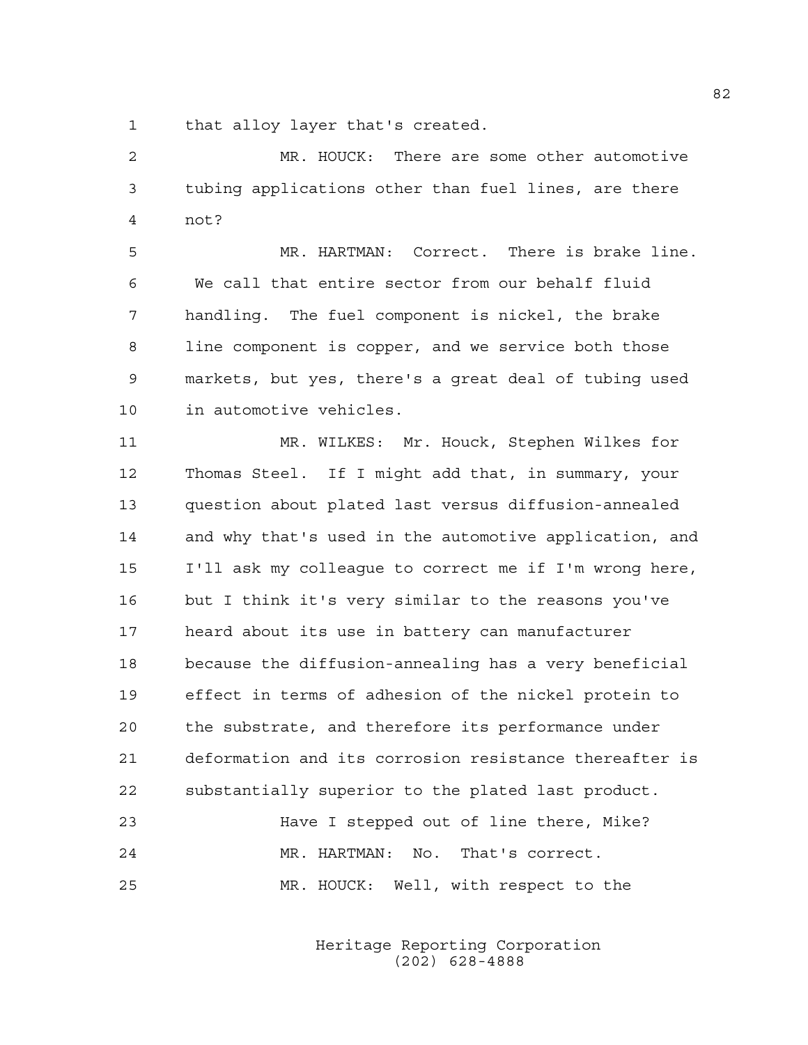that alloy layer that's created.

MR. HOUCK: There are some other automotive tubing applications other than fuel lines, are there not?

MR. HARTMAN: Correct. There is brake line. We call that entire sector from our behalf fluid handling. The fuel component is nickel, the brake line component is copper, and we service both those markets, but yes, there's a great deal of tubing used in automotive vehicles.

MR. WILKES: Mr. Houck, Stephen Wilkes for Thomas Steel. If I might add that, in summary, your question about plated last versus diffusion-annealed and why that's used in the automotive application, and I'll ask my colleague to correct me if I'm wrong here, but I think it's very similar to the reasons you've heard about its use in battery can manufacturer because the diffusion-annealing has a very beneficial effect in terms of adhesion of the nickel protein to the substrate, and therefore its performance under deformation and its corrosion resistance thereafter is substantially superior to the plated last product.

Have I stepped out of line there, Mike?

MR. HARTMAN: No. That's correct.

MR. HOUCK: Well, with respect to the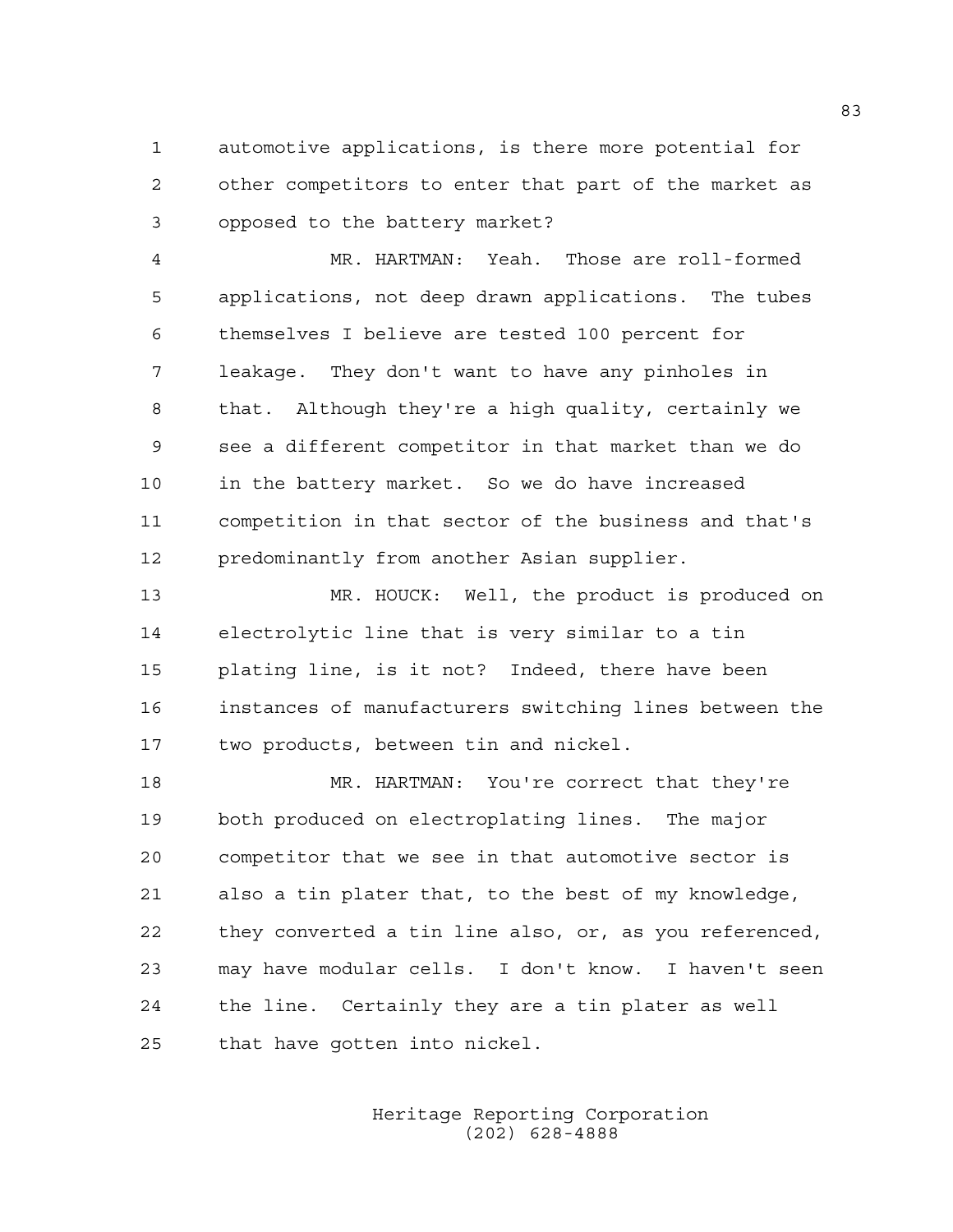automotive applications, is there more potential for other competitors to enter that part of the market as opposed to the battery market?

MR. HARTMAN: Yeah. Those are roll-formed applications, not deep drawn applications. The tubes themselves I believe are tested 100 percent for leakage. They don't want to have any pinholes in that. Although they're a high quality, certainly we see a different competitor in that market than we do in the battery market. So we do have increased competition in that sector of the business and that's predominantly from another Asian supplier.

MR. HOUCK: Well, the product is produced on electrolytic line that is very similar to a tin plating line, is it not? Indeed, there have been instances of manufacturers switching lines between the two products, between tin and nickel.

MR. HARTMAN: You're correct that they're both produced on electroplating lines. The major competitor that we see in that automotive sector is also a tin plater that, to the best of my knowledge, they converted a tin line also, or, as you referenced, may have modular cells. I don't know. I haven't seen the line. Certainly they are a tin plater as well that have gotten into nickel.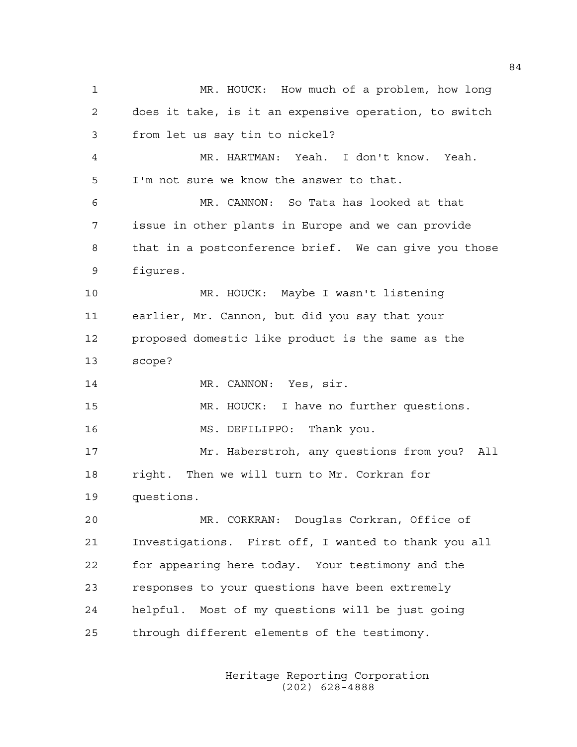MR. HOUCK: How much of a problem, how long does it take, is it an expensive operation, to switch from let us say tin to nickel?

MR. HARTMAN: Yeah. I don't know. Yeah. I'm not sure we know the answer to that.

MR. CANNON: So Tata has looked at that issue in other plants in Europe and we can provide that in a postconference brief. We can give you those figures.

MR. HOUCK: Maybe I wasn't listening earlier, Mr. Cannon, but did you say that your proposed domestic like product is the same as the scope?

MR. CANNON: Yes, sir.

MR. HOUCK: I have no further questions.

MS. DEFILIPPO: Thank you.

Mr. Haberstroh, any questions from you? All right. Then we will turn to Mr. Corkran for questions.

MR. CORKRAN: Douglas Corkran, Office of Investigations. First off, I wanted to thank you all for appearing here today. Your testimony and the responses to your questions have been extremely helpful. Most of my questions will be just going through different elements of the testimony.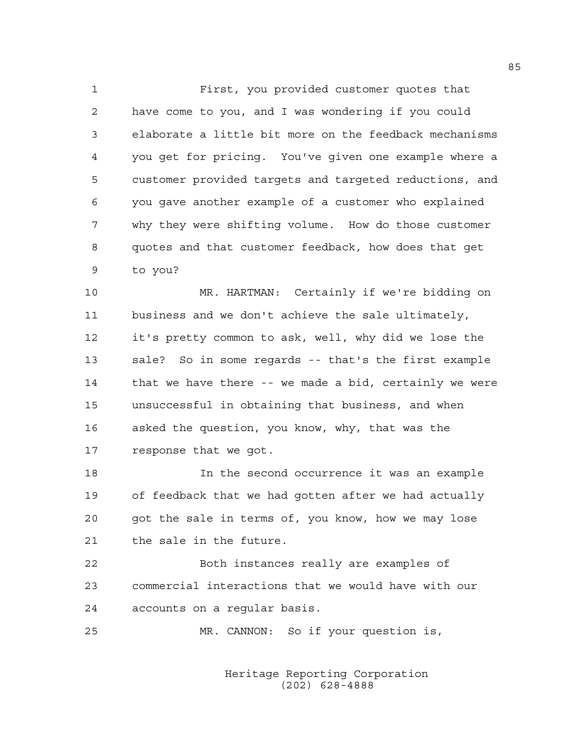First, you provided customer quotes that have come to you, and I was wondering if you could elaborate a little bit more on the feedback mechanisms you get for pricing. You've given one example where a customer provided targets and targeted reductions, and you gave another example of a customer who explained why they were shifting volume. How do those customer quotes and that customer feedback, how does that get to you?

MR. HARTMAN: Certainly if we're bidding on business and we don't achieve the sale ultimately, it's pretty common to ask, well, why did we lose the sale? So in some regards -- that's the first example that we have there -- we made a bid, certainly we were unsuccessful in obtaining that business, and when asked the question, you know, why, that was the response that we got.

In the second occurrence it was an example of feedback that we had gotten after we had actually got the sale in terms of, you know, how we may lose the sale in the future.

Both instances really are examples of commercial interactions that we would have with our accounts on a regular basis.

MR. CANNON: So if your question is,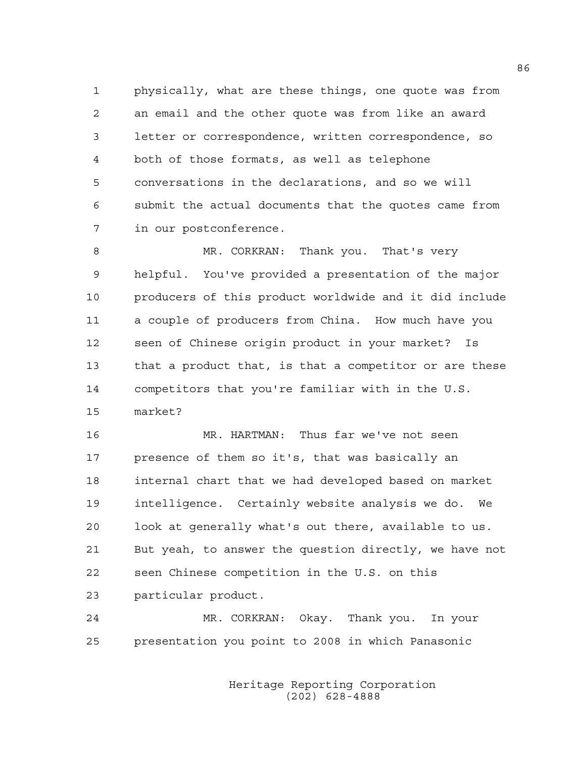physically, what are these things, one quote was from an email and the other quote was from like an award letter or correspondence, written correspondence, so both of those formats, as well as telephone conversations in the declarations, and so we will submit the actual documents that the quotes came from in our postconference.

MR. CORKRAN: Thank you. That's very helpful. You've provided a presentation of the major producers of this product worldwide and it did include a couple of producers from China. How much have you seen of Chinese origin product in your market? Is that a product that, is that a competitor or are these competitors that you're familiar with in the U.S. market?

MR. HARTMAN: Thus far we've not seen presence of them so it's, that was basically an internal chart that we had developed based on market intelligence. Certainly website analysis we do. We look at generally what's out there, available to us. But yeah, to answer the question directly, we have not seen Chinese competition in the U.S. on this particular product.

MR. CORKRAN: Okay. Thank you. In your presentation you point to 2008 in which Panasonic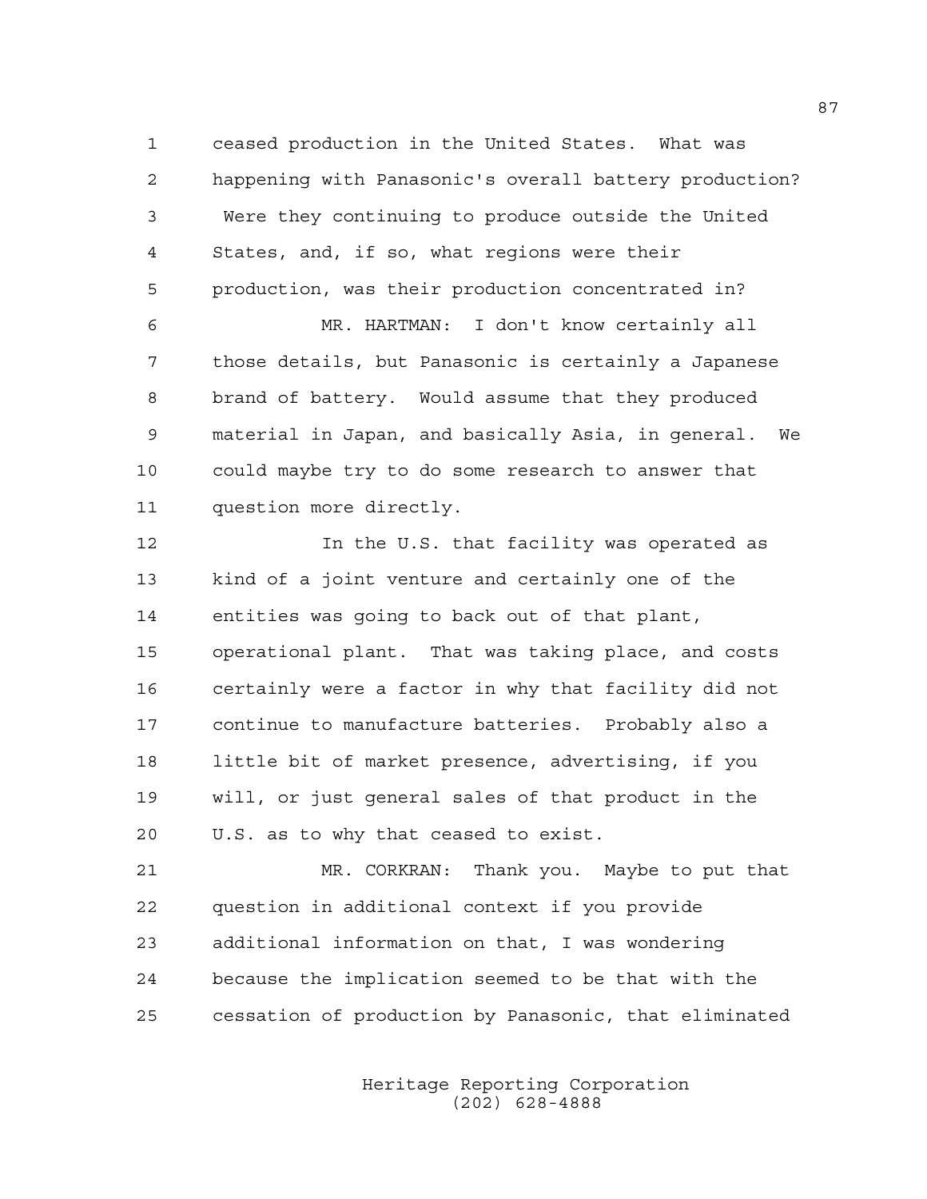ceased production in the United States. What was happening with Panasonic's overall battery production? Were they continuing to produce outside the United States, and, if so, what regions were their production, was their production concentrated in?

MR. HARTMAN: I don't know certainly all those details, but Panasonic is certainly a Japanese brand of battery. Would assume that they produced material in Japan, and basically Asia, in general. We could maybe try to do some research to answer that question more directly.

In the U.S. that facility was operated as kind of a joint venture and certainly one of the entities was going to back out of that plant, operational plant. That was taking place, and costs certainly were a factor in why that facility did not continue to manufacture batteries. Probably also a little bit of market presence, advertising, if you will, or just general sales of that product in the U.S. as to why that ceased to exist.

MR. CORKRAN: Thank you. Maybe to put that question in additional context if you provide additional information on that, I was wondering because the implication seemed to be that with the cessation of production by Panasonic, that eliminated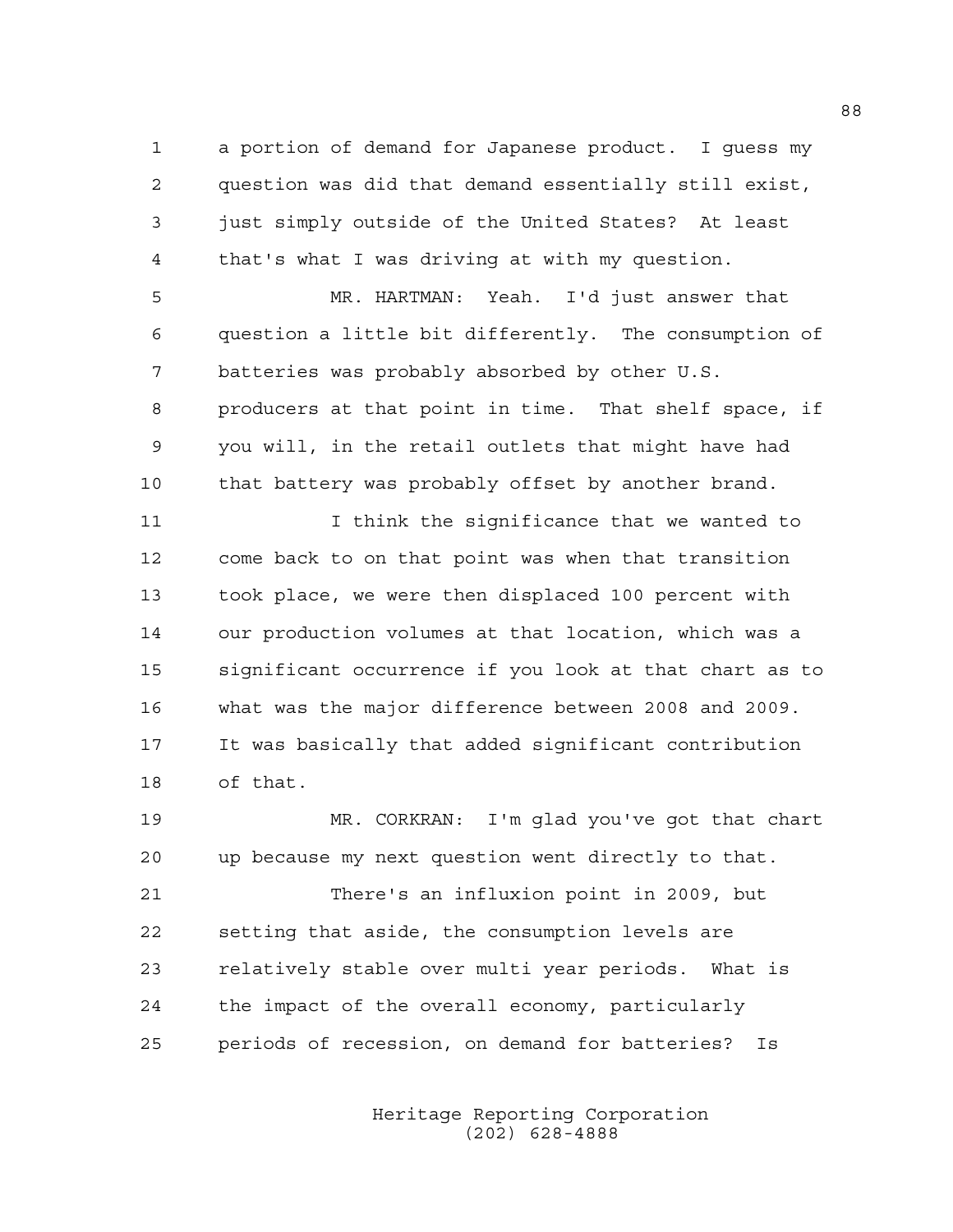a portion of demand for Japanese product. I guess my question was did that demand essentially still exist, just simply outside of the United States? At least that's what I was driving at with my question.

MR. HARTMAN: Yeah. I'd just answer that question a little bit differently. The consumption of batteries was probably absorbed by other U.S. producers at that point in time. That shelf space, if you will, in the retail outlets that might have had that battery was probably offset by another brand.

I think the significance that we wanted to come back to on that point was when that transition took place, we were then displaced 100 percent with our production volumes at that location, which was a significant occurrence if you look at that chart as to what was the major difference between 2008 and 2009. It was basically that added significant contribution of that.

MR. CORKRAN: I'm glad you've got that chart up because my next question went directly to that.

There's an influxion point in 2009, but setting that aside, the consumption levels are relatively stable over multi year periods. What is the impact of the overall economy, particularly periods of recession, on demand for batteries? Is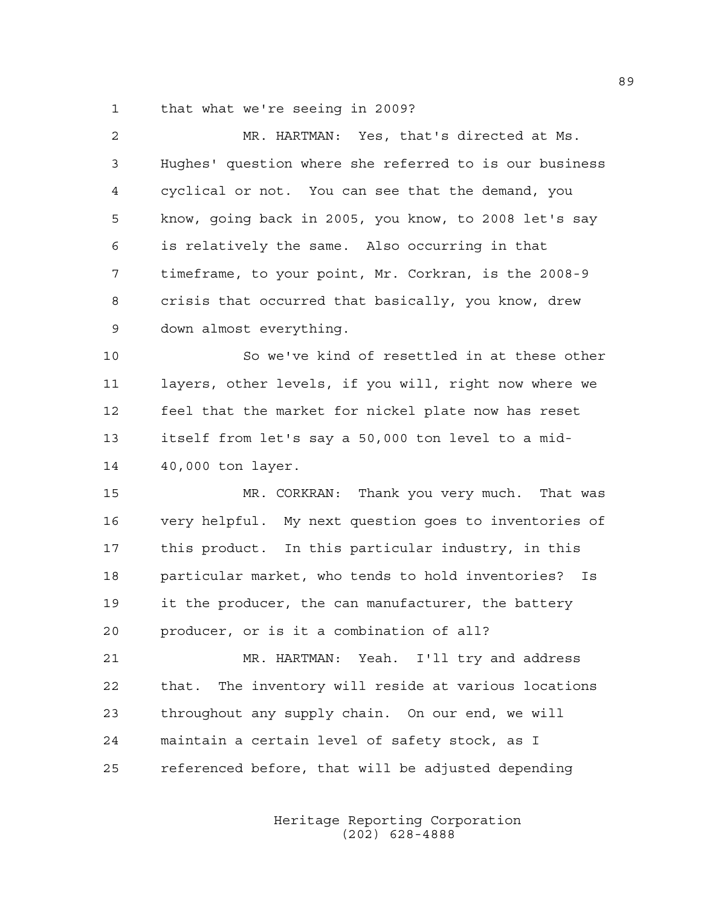that what we're seeing in 2009?

MR. HARTMAN: Yes, that's directed at Ms. Hughes' question where she referred to is our business cyclical or not. You can see that the demand, you know, going back in 2005, you know, to 2008 let's say is relatively the same. Also occurring in that timeframe, to your point, Mr. Corkran, is the 2008-9 crisis that occurred that basically, you know, drew down almost everything.

So we've kind of resettled in at these other layers, other levels, if you will, right now where we feel that the market for nickel plate now has reset itself from let's say a 50,000 ton level to a mid-40,000 ton layer.

MR. CORKRAN: Thank you very much. That was very helpful. My next question goes to inventories of this product. In this particular industry, in this particular market, who tends to hold inventories? Is it the producer, the can manufacturer, the battery producer, or is it a combination of all?

MR. HARTMAN: Yeah. I'll try and address that. The inventory will reside at various locations throughout any supply chain. On our end, we will maintain a certain level of safety stock, as I referenced before, that will be adjusted depending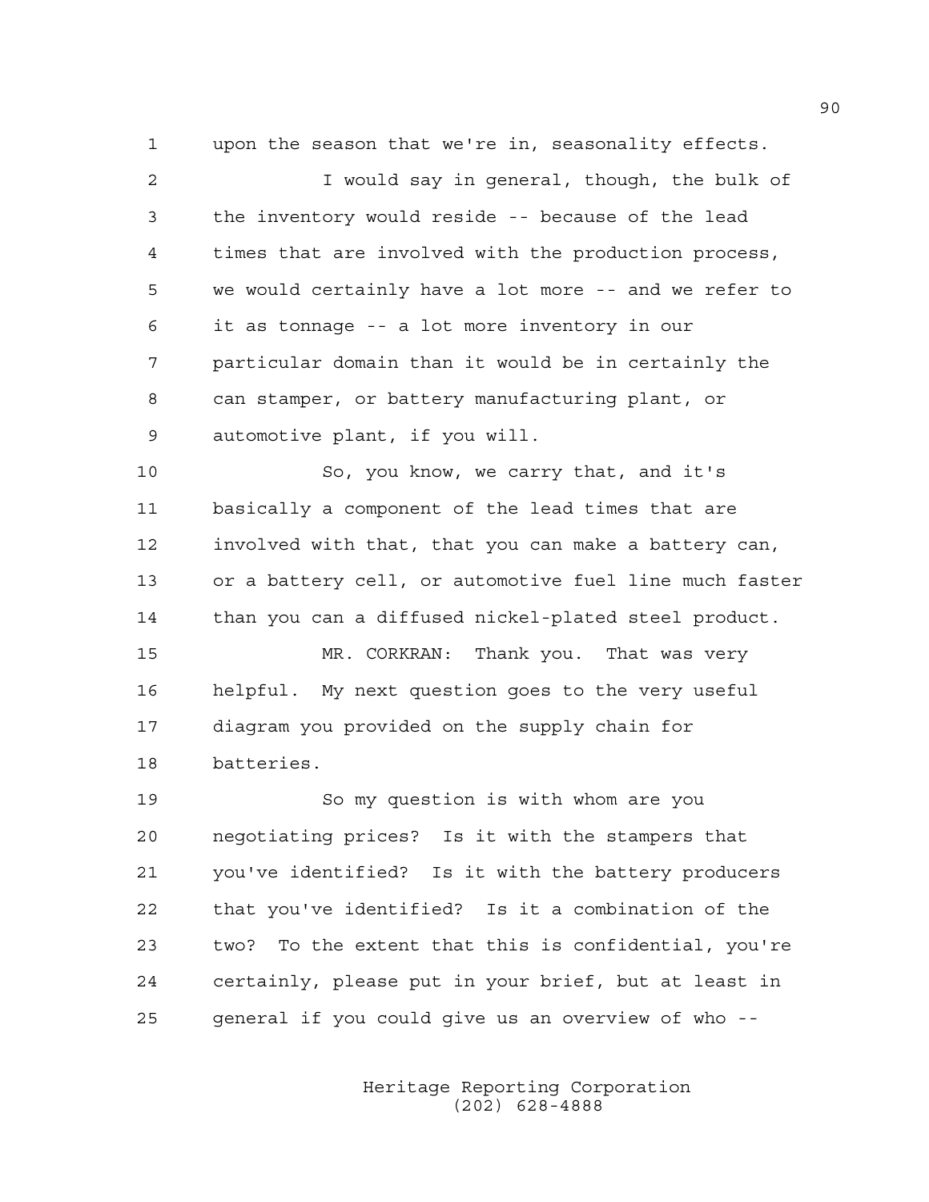upon the season that we're in, seasonality effects.

I would say in general, though, the bulk of the inventory would reside -- because of the lead times that are involved with the production process, we would certainly have a lot more -- and we refer to it as tonnage -- a lot more inventory in our particular domain than it would be in certainly the can stamper, or battery manufacturing plant, or automotive plant, if you will.

So, you know, we carry that, and it's basically a component of the lead times that are involved with that, that you can make a battery can, or a battery cell, or automotive fuel line much faster than you can a diffused nickel-plated steel product.

MR. CORKRAN: Thank you. That was very helpful. My next question goes to the very useful diagram you provided on the supply chain for batteries.

So my question is with whom are you negotiating prices? Is it with the stampers that you've identified? Is it with the battery producers that you've identified? Is it a combination of the two? To the extent that this is confidential, you're certainly, please put in your brief, but at least in general if you could give us an overview of who --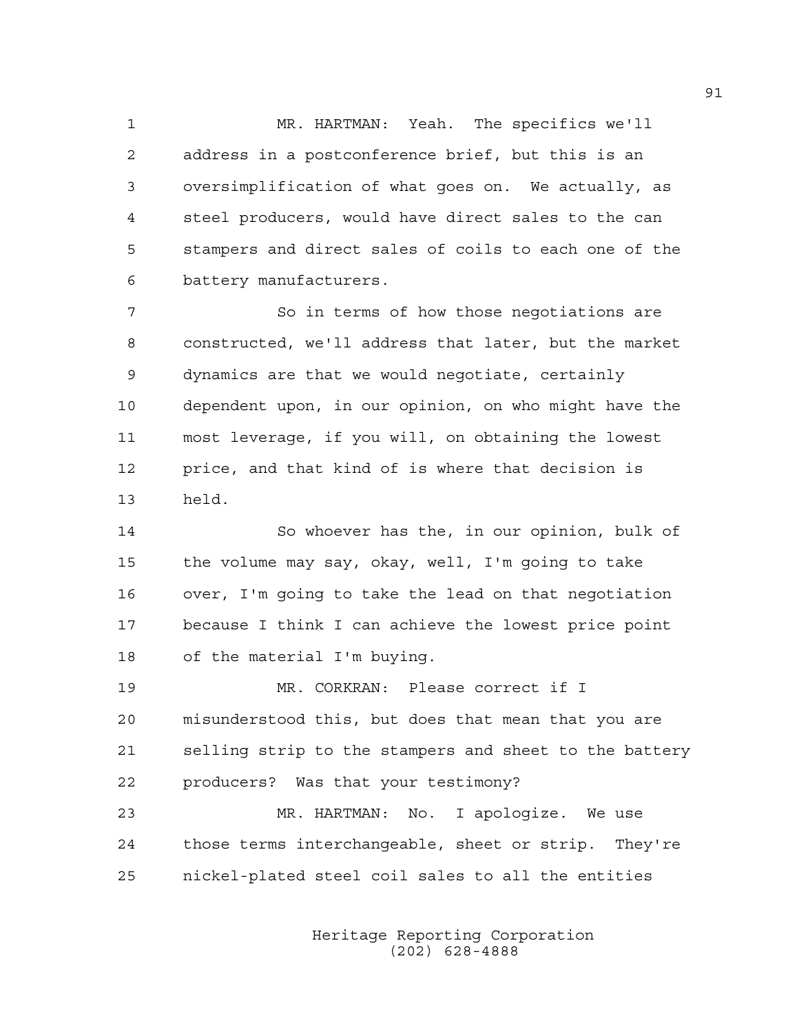MR. HARTMAN: Yeah. The specifics we'll address in a postconference brief, but this is an oversimplification of what goes on. We actually, as steel producers, would have direct sales to the can stampers and direct sales of coils to each one of the battery manufacturers.

So in terms of how those negotiations are constructed, we'll address that later, but the market dynamics are that we would negotiate, certainly dependent upon, in our opinion, on who might have the most leverage, if you will, on obtaining the lowest price, and that kind of is where that decision is held.

So whoever has the, in our opinion, bulk of the volume may say, okay, well, I'm going to take over, I'm going to take the lead on that negotiation because I think I can achieve the lowest price point of the material I'm buying.

MR. CORKRAN: Please correct if I misunderstood this, but does that mean that you are selling strip to the stampers and sheet to the battery producers? Was that your testimony?

MR. HARTMAN: No. I apologize. We use those terms interchangeable, sheet or strip. They're nickel-plated steel coil sales to all the entities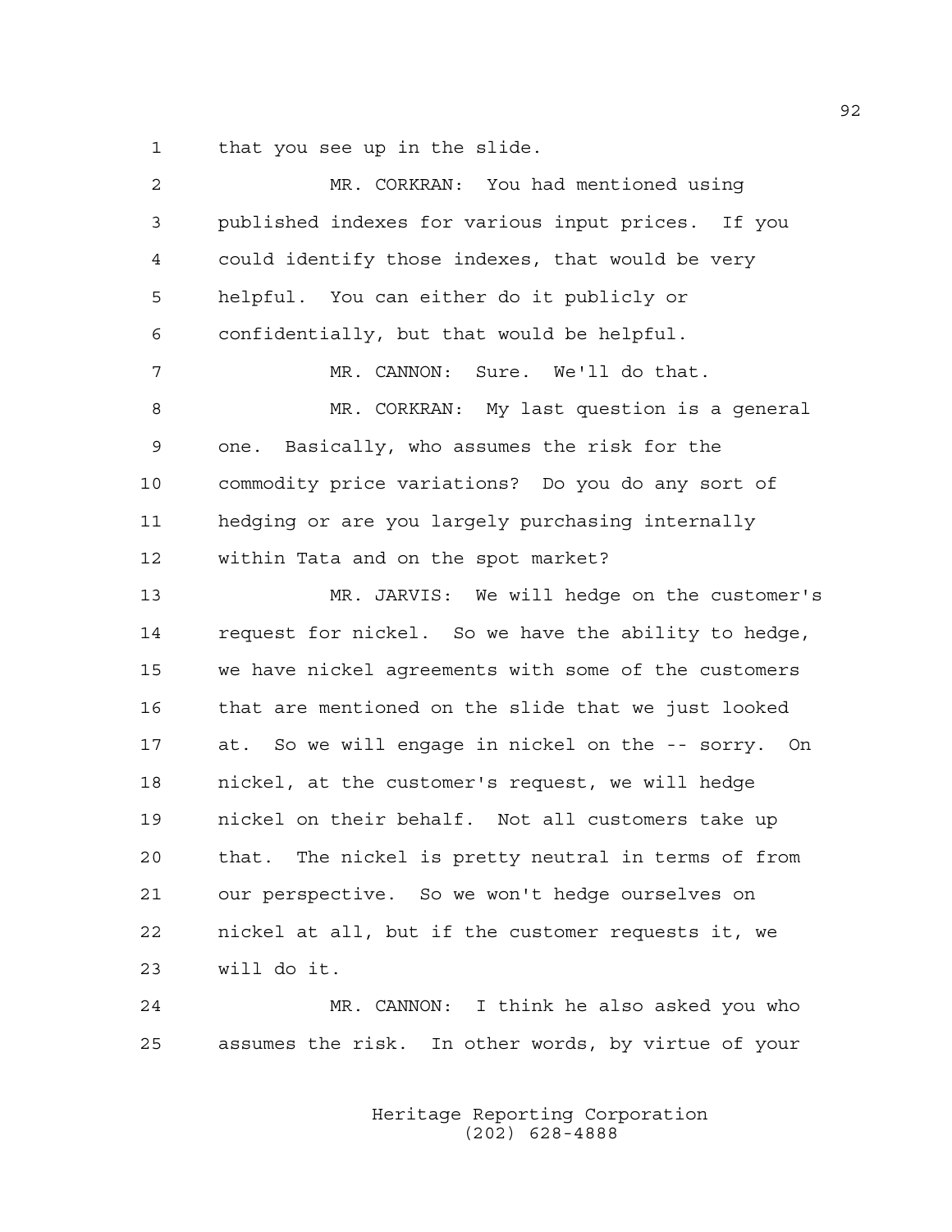that you see up in the slide.

MR. CORKRAN: You had mentioned using published indexes for various input prices. If you could identify those indexes, that would be very helpful. You can either do it publicly or confidentially, but that would be helpful.

MR. CANNON: Sure. We'll do that.

MR. CORKRAN: My last question is a general one. Basically, who assumes the risk for the commodity price variations? Do you do any sort of hedging or are you largely purchasing internally within Tata and on the spot market?

MR. JARVIS: We will hedge on the customer's request for nickel. So we have the ability to hedge, we have nickel agreements with some of the customers that are mentioned on the slide that we just looked at. So we will engage in nickel on the -- sorry. On nickel, at the customer's request, we will hedge nickel on their behalf. Not all customers take up that. The nickel is pretty neutral in terms of from our perspective. So we won't hedge ourselves on nickel at all, but if the customer requests it, we will do it.

MR. CANNON: I think he also asked you who assumes the risk. In other words, by virtue of your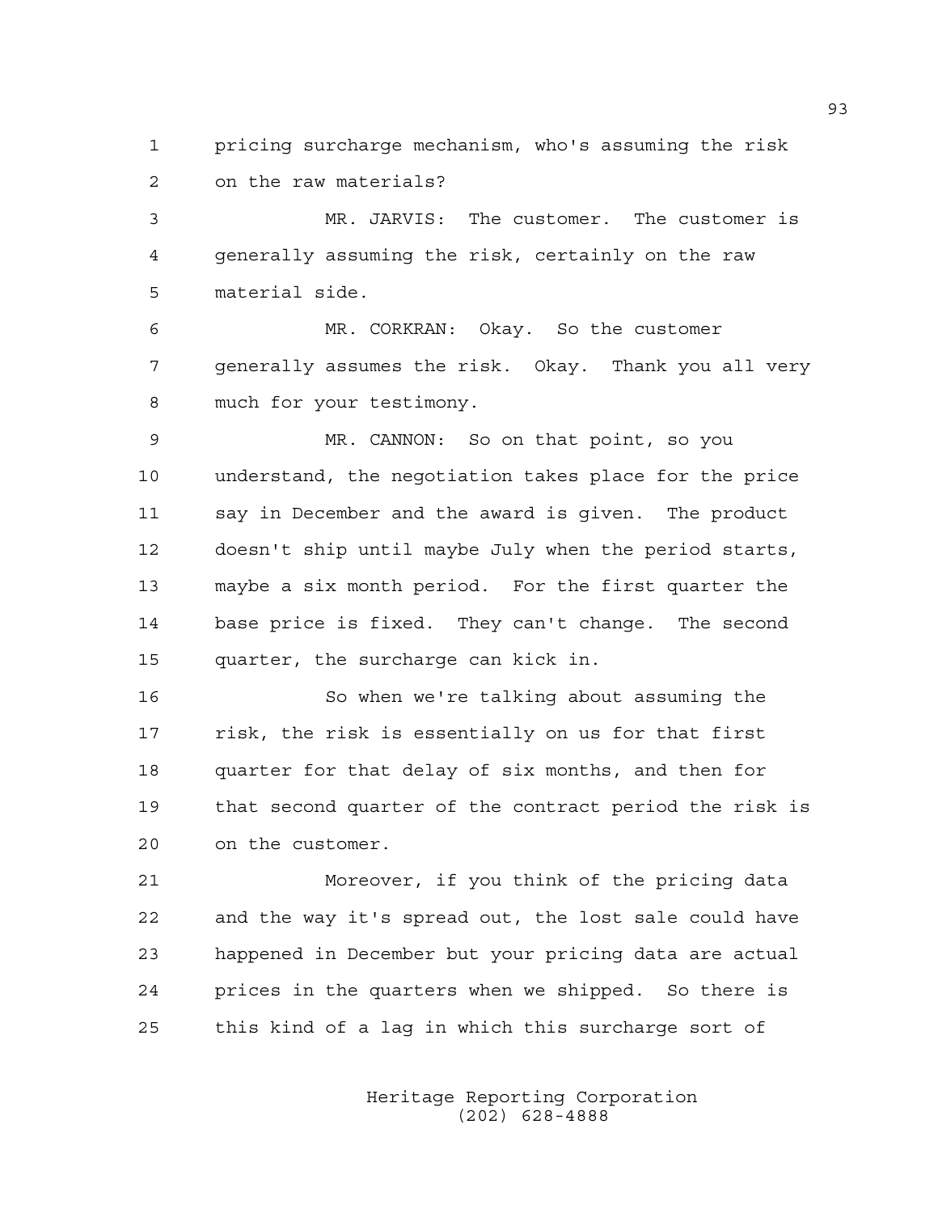pricing surcharge mechanism, who's assuming the risk on the raw materials?

MR. JARVIS: The customer. The customer is generally assuming the risk, certainly on the raw material side.

MR. CORKRAN: Okay. So the customer generally assumes the risk. Okay. Thank you all very much for your testimony.

MR. CANNON: So on that point, so you understand, the negotiation takes place for the price say in December and the award is given. The product doesn't ship until maybe July when the period starts, maybe a six month period. For the first quarter the base price is fixed. They can't change. The second quarter, the surcharge can kick in.

So when we're talking about assuming the risk, the risk is essentially on us for that first quarter for that delay of six months, and then for that second quarter of the contract period the risk is on the customer.

Moreover, if you think of the pricing data and the way it's spread out, the lost sale could have happened in December but your pricing data are actual prices in the quarters when we shipped. So there is this kind of a lag in which this surcharge sort of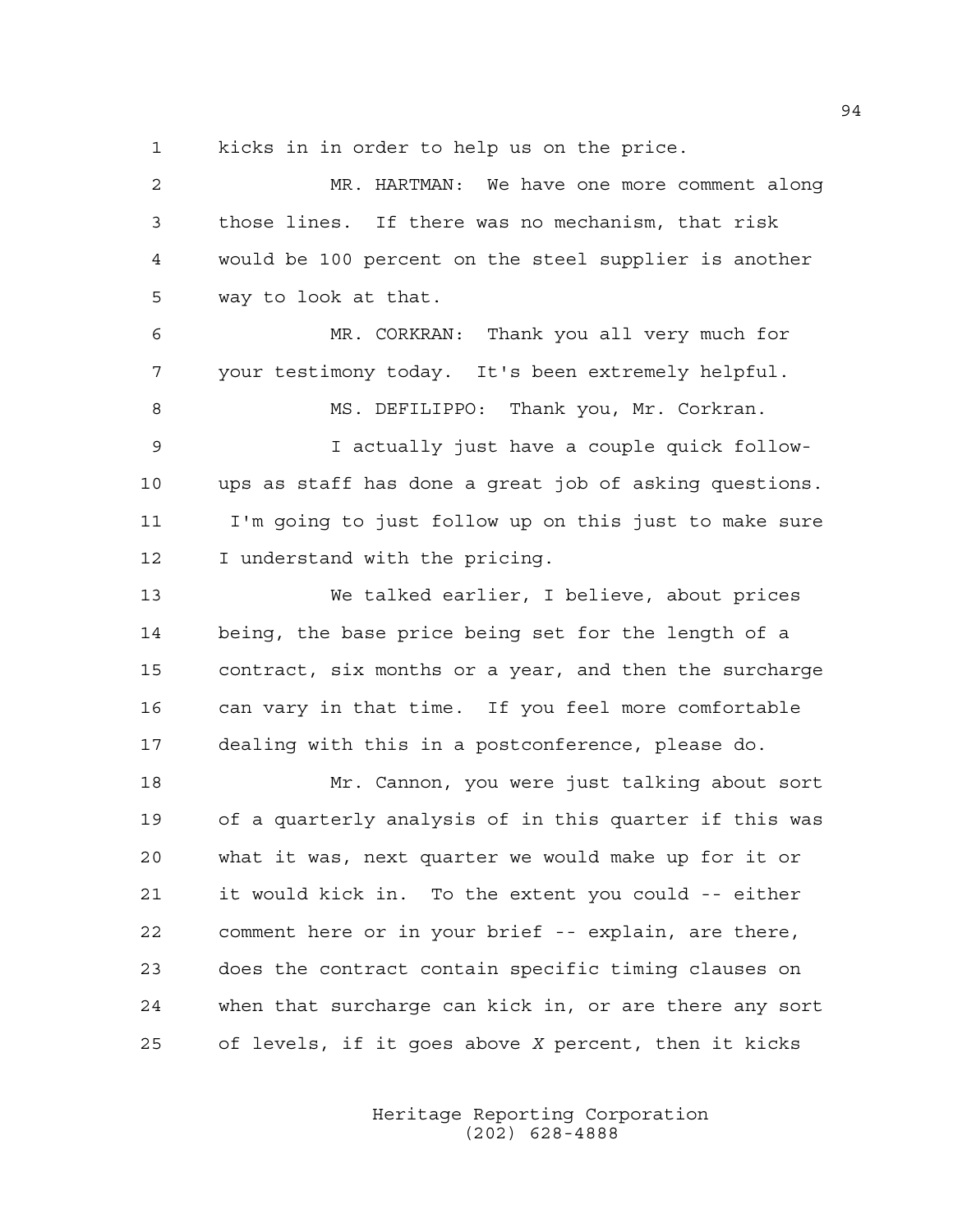kicks in in order to help us on the price.

MR. HARTMAN: We have one more comment along those lines. If there was no mechanism, that risk would be 100 percent on the steel supplier is another way to look at that.

MR. CORKRAN: Thank you all very much for your testimony today. It's been extremely helpful.

MS. DEFILIPPO: Thank you, Mr. Corkran.

I actually just have a couple quick follow-ups as staff has done a great job of asking questions. I'm going to just follow up on this just to make sure I understand with the pricing.

We talked earlier, I believe, about prices being, the base price being set for the length of a contract, six months or a year, and then the surcharge can vary in that time. If you feel more comfortable dealing with this in a postconference, please do.

Mr. Cannon, you were just talking about sort of a quarterly analysis of in this quarter if this was what it was, next quarter we would make up for it or it would kick in. To the extent you could -- either comment here or in your brief -- explain, are there, does the contract contain specific timing clauses on when that surcharge can kick in, or are there any sort of levels, if it goes above *X* percent, then it kicks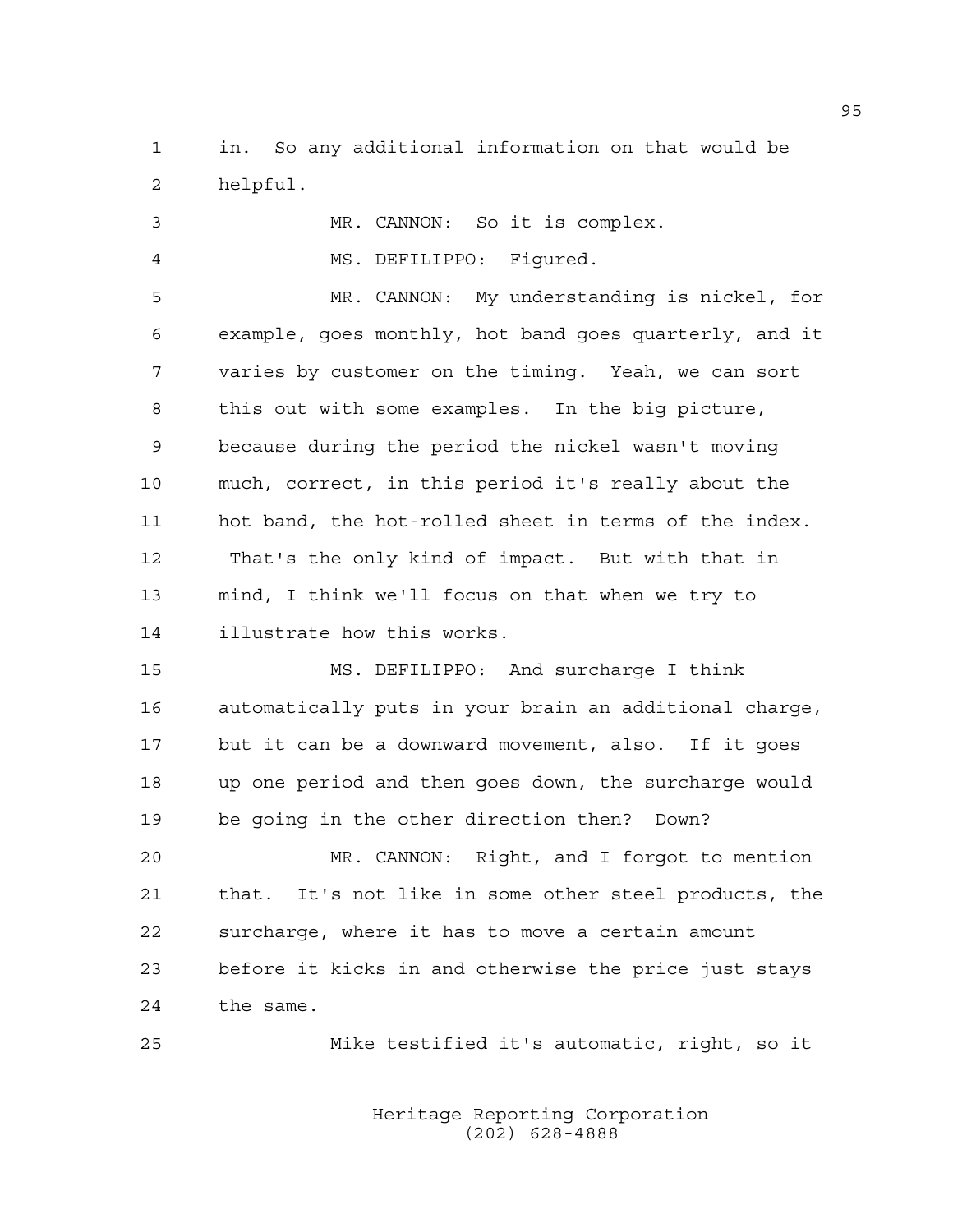in. So any additional information on that would be helpful.

MR. CANNON: So it is complex.

MS. DEFILIPPO: Figured.

MR. CANNON: My understanding is nickel, for example, goes monthly, hot band goes quarterly, and it varies by customer on the timing. Yeah, we can sort this out with some examples. In the big picture, because during the period the nickel wasn't moving much, correct, in this period it's really about the hot band, the hot-rolled sheet in terms of the index. That's the only kind of impact. But with that in mind, I think we'll focus on that when we try to illustrate how this works.

MS. DEFILIPPO: And surcharge I think automatically puts in your brain an additional charge, but it can be a downward movement, also. If it goes up one period and then goes down, the surcharge would be going in the other direction then? Down?

MR. CANNON: Right, and I forgot to mention that. It's not like in some other steel products, the surcharge, where it has to move a certain amount before it kicks in and otherwise the price just stays the same.

Mike testified it's automatic, right, so it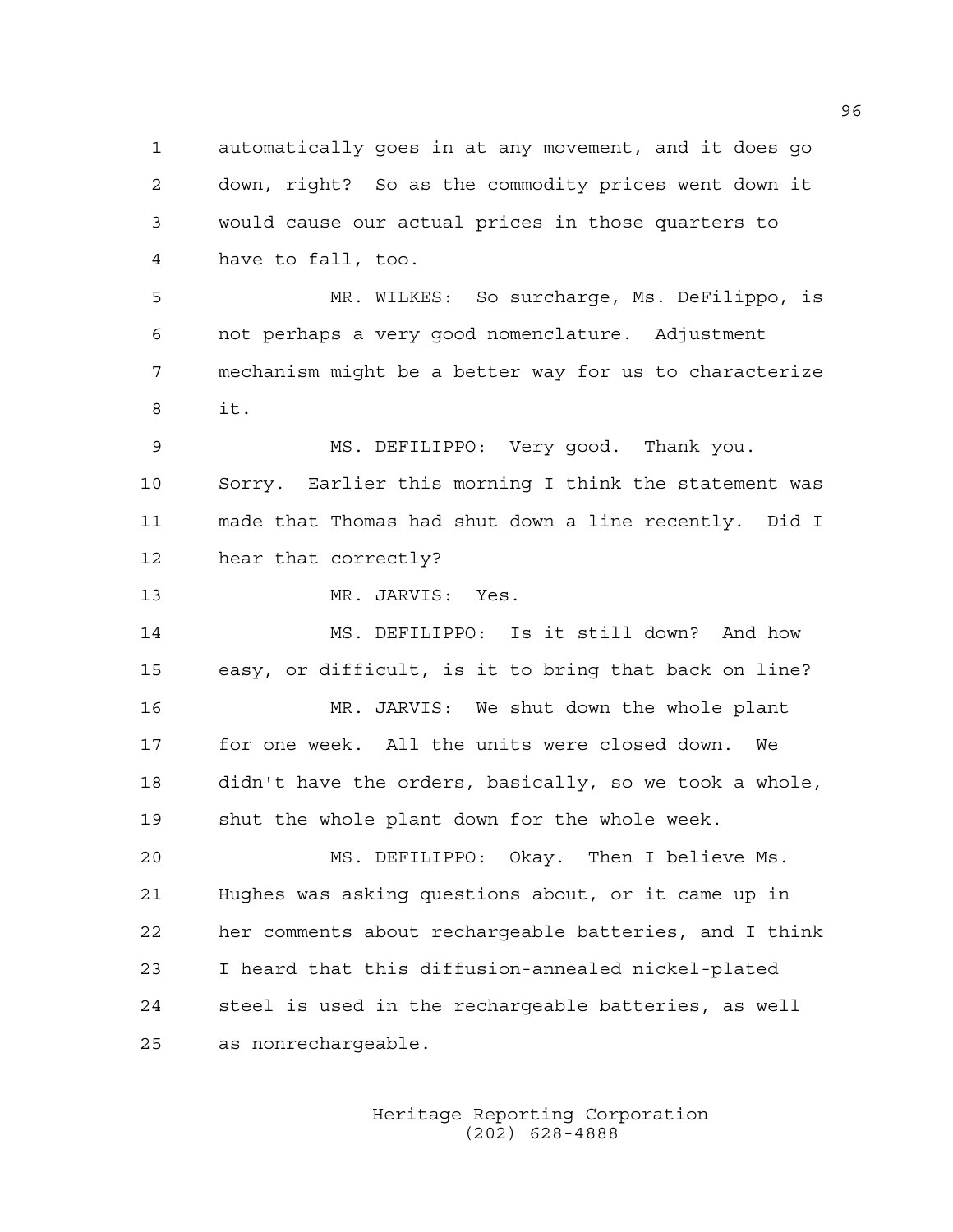automatically goes in at any movement, and it does go down, right? So as the commodity prices went down it would cause our actual prices in those quarters to have to fall, too.

MR. WILKES: So surcharge, Ms. DeFilippo, is not perhaps a very good nomenclature. Adjustment mechanism might be a better way for us to characterize it.

MS. DEFILIPPO: Very good. Thank you. Sorry. Earlier this morning I think the statement was made that Thomas had shut down a line recently. Did I hear that correctly?

MR. JARVIS: Yes.

MS. DEFILIPPO: Is it still down? And how easy, or difficult, is it to bring that back on line?

MR. JARVIS: We shut down the whole plant for one week. All the units were closed down. We didn't have the orders, basically, so we took a whole, shut the whole plant down for the whole week.

MS. DEFILIPPO: Okay. Then I believe Ms. Hughes was asking questions about, or it came up in her comments about rechargeable batteries, and I think I heard that this diffusion-annealed nickel-plated steel is used in the rechargeable batteries, as well as nonrechargeable.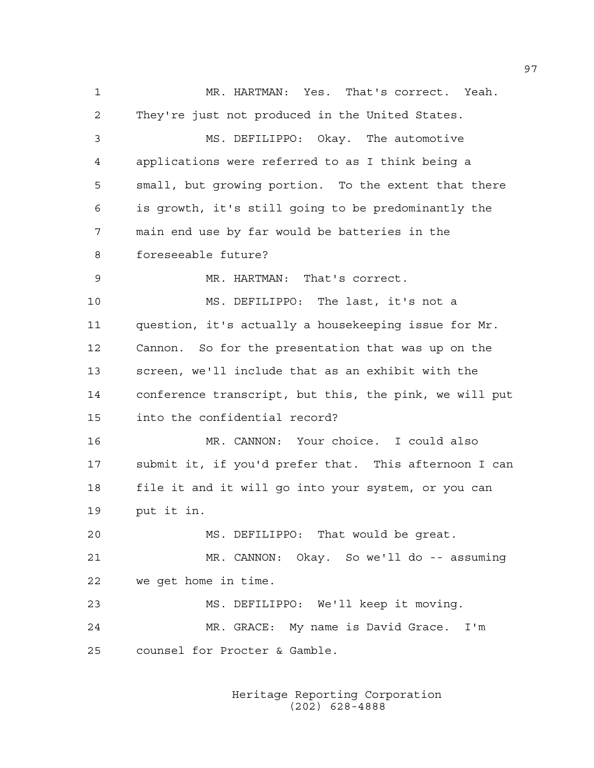MR. HARTMAN: Yes. That's correct. Yeah. They're just not produced in the United States.

MS. DEFILIPPO: Okay. The automotive applications were referred to as I think being a small, but growing portion. To the extent that there is growth, it's still going to be predominantly the main end use by far would be batteries in the foreseeable future?

MR. HARTMAN: That's correct.

MS. DEFILIPPO: The last, it's not a question, it's actually a housekeeping issue for Mr. Cannon. So for the presentation that was up on the screen, we'll include that as an exhibit with the conference transcript, but this, the pink, we will put into the confidential record?

MR. CANNON: Your choice. I could also submit it, if you'd prefer that. This afternoon I can file it and it will go into your system, or you can put it in.

MS. DEFILIPPO: That would be great.

MR. CANNON: Okay. So we'll do -- assuming we get home in time.

MS. DEFILIPPO: We'll keep it moving.

MR. GRACE: My name is David Grace. I'm counsel for Procter & Gamble.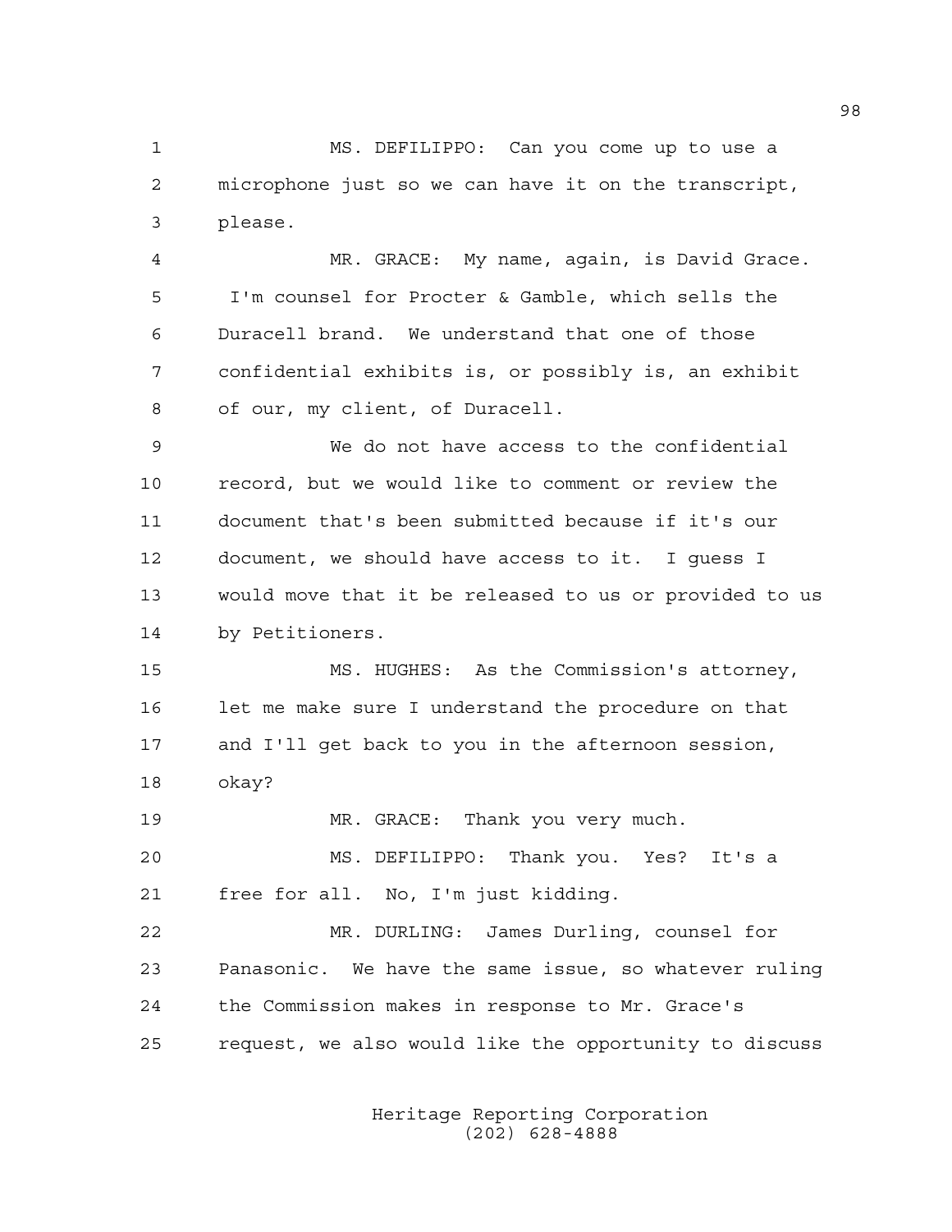MS. DEFILIPPO: Can you come up to use a microphone just so we can have it on the transcript, please.

MR. GRACE: My name, again, is David Grace. I'm counsel for Procter & Gamble, which sells the Duracell brand. We understand that one of those confidential exhibits is, or possibly is, an exhibit of our, my client, of Duracell.

We do not have access to the confidential record, but we would like to comment or review the document that's been submitted because if it's our document, we should have access to it. I guess I would move that it be released to us or provided to us by Petitioners.

MS. HUGHES: As the Commission's attorney, let me make sure I understand the procedure on that and I'll get back to you in the afternoon session, okay?

MR. GRACE: Thank you very much.

MS. DEFILIPPO: Thank you. Yes? It's a free for all. No, I'm just kidding.

MR. DURLING: James Durling, counsel for Panasonic. We have the same issue, so whatever ruling the Commission makes in response to Mr. Grace's request, we also would like the opportunity to discuss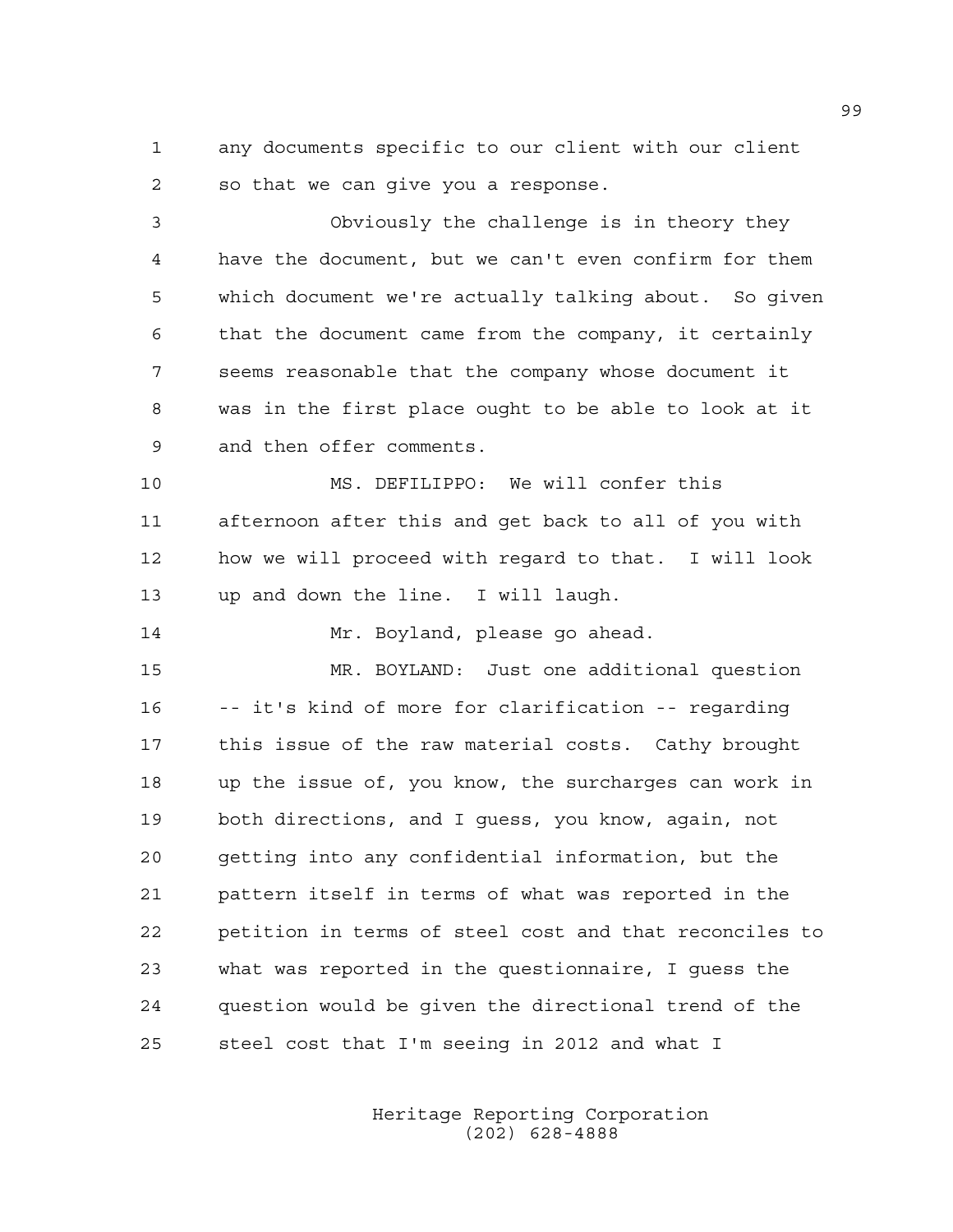any documents specific to our client with our client so that we can give you a response.

Obviously the challenge is in theory they have the document, but we can't even confirm for them which document we're actually talking about. So given that the document came from the company, it certainly seems reasonable that the company whose document it was in the first place ought to be able to look at it and then offer comments.

MS. DEFILIPPO: We will confer this afternoon after this and get back to all of you with how we will proceed with regard to that. I will look up and down the line. I will laugh.

Mr. Boyland, please go ahead.

MR. BOYLAND: Just one additional question -- it's kind of more for clarification -- regarding this issue of the raw material costs. Cathy brought up the issue of, you know, the surcharges can work in both directions, and I guess, you know, again, not getting into any confidential information, but the pattern itself in terms of what was reported in the petition in terms of steel cost and that reconciles to what was reported in the questionnaire, I guess the question would be given the directional trend of the steel cost that I'm seeing in 2012 and what I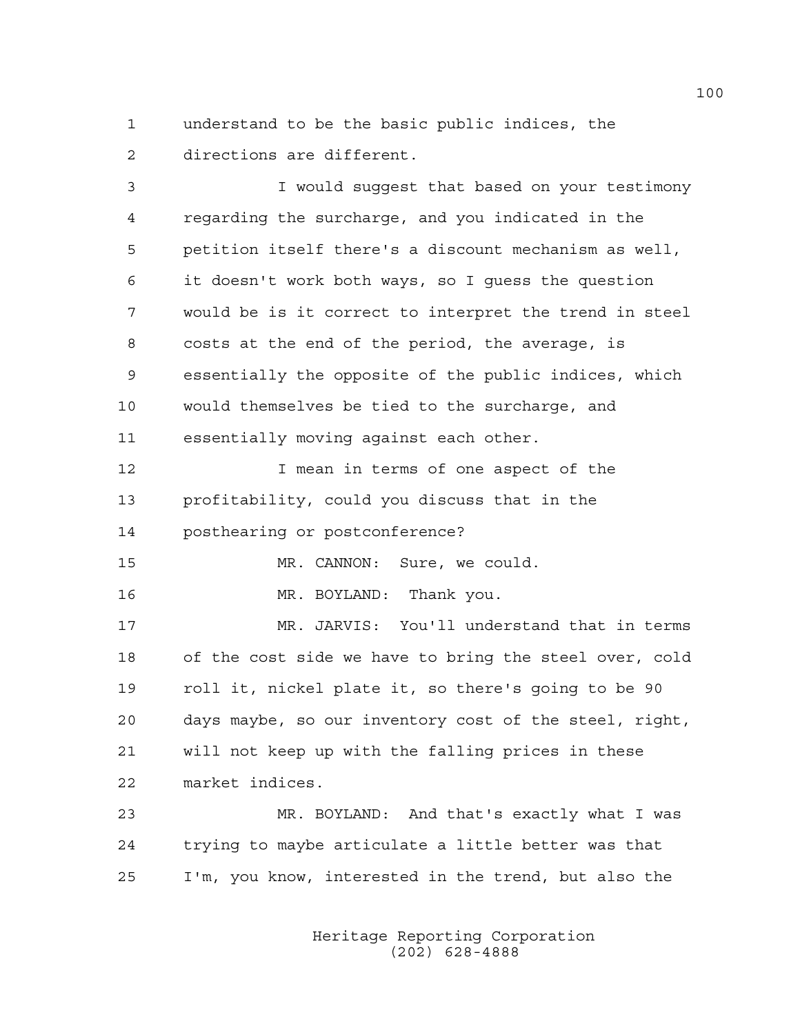understand to be the basic public indices, the directions are different.

I would suggest that based on your testimony regarding the surcharge, and you indicated in the petition itself there's a discount mechanism as well, it doesn't work both ways, so I guess the question would be is it correct to interpret the trend in steel costs at the end of the period, the average, is essentially the opposite of the public indices, which would themselves be tied to the surcharge, and essentially moving against each other.

I mean in terms of one aspect of the profitability, could you discuss that in the posthearing or postconference?

MR. CANNON: Sure, we could.

MR. BOYLAND: Thank you.

MR. JARVIS: You'll understand that in terms of the cost side we have to bring the steel over, cold roll it, nickel plate it, so there's going to be 90 days maybe, so our inventory cost of the steel, right, will not keep up with the falling prices in these market indices.

MR. BOYLAND: And that's exactly what I was trying to maybe articulate a little better was that I'm, you know, interested in the trend, but also the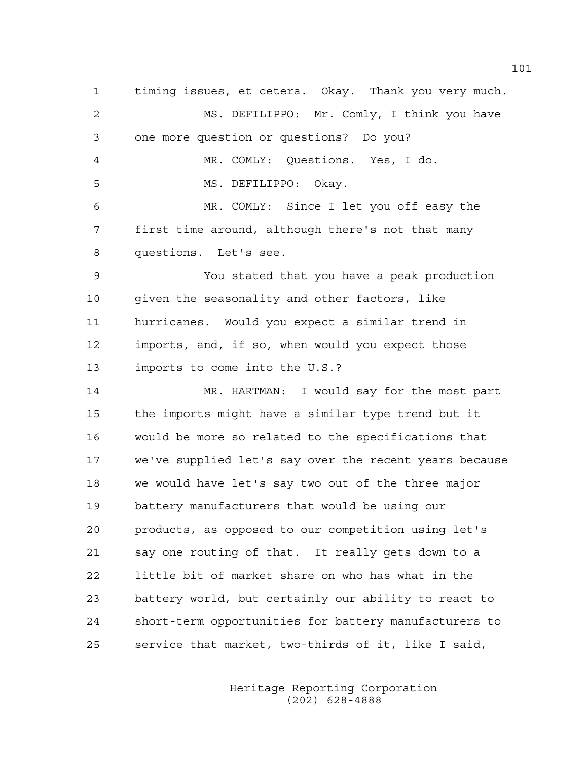timing issues, et cetera. Okay. Thank you very much.

MS. DEFILIPPO: Mr. Comly, I think you have one more question or questions? Do you?

MR. COMLY: Questions. Yes, I do.

MS. DEFILIPPO: Okay.

MR. COMLY: Since I let you off easy the first time around, although there's not that many questions. Let's see.

You stated that you have a peak production given the seasonality and other factors, like hurricanes. Would you expect a similar trend in imports, and, if so, when would you expect those imports to come into the U.S.?

MR. HARTMAN: I would say for the most part the imports might have a similar type trend but it would be more so related to the specifications that we've supplied let's say over the recent years because we would have let's say two out of the three major battery manufacturers that would be using our products, as opposed to our competition using let's say one routing of that. It really gets down to a little bit of market share on who has what in the battery world, but certainly our ability to react to short-term opportunities for battery manufacturers to service that market, two-thirds of it, like I said,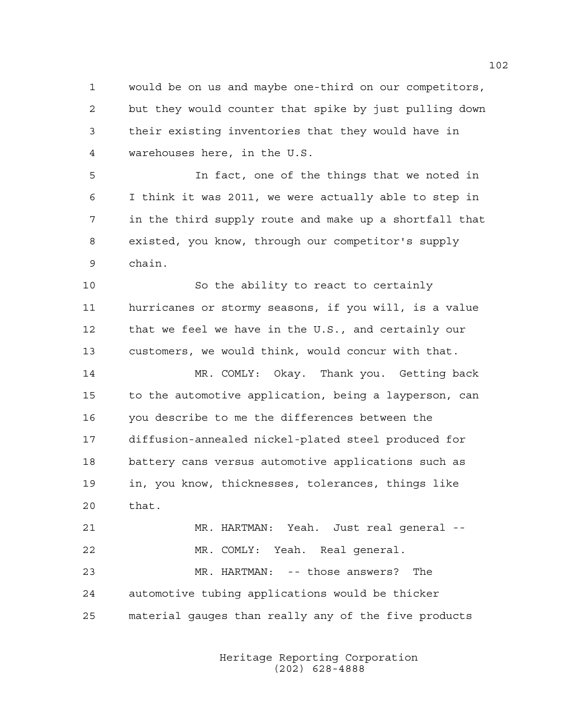would be on us and maybe one-third on our competitors, but they would counter that spike by just pulling down their existing inventories that they would have in warehouses here, in the U.S.

In fact, one of the things that we noted in I think it was 2011, we were actually able to step in in the third supply route and make up a shortfall that existed, you know, through our competitor's supply chain.

So the ability to react to certainly hurricanes or stormy seasons, if you will, is a value that we feel we have in the U.S., and certainly our customers, we would think, would concur with that.

MR. COMLY: Okay. Thank you. Getting back to the automotive application, being a layperson, can you describe to me the differences between the diffusion-annealed nickel-plated steel produced for battery cans versus automotive applications such as in, you know, thicknesses, tolerances, things like that.

MR. HARTMAN: Yeah. Just real general --

MR. COMLY: Yeah. Real general.

MR. HARTMAN: -- those answers? The automotive tubing applications would be thicker material gauges than really any of the five products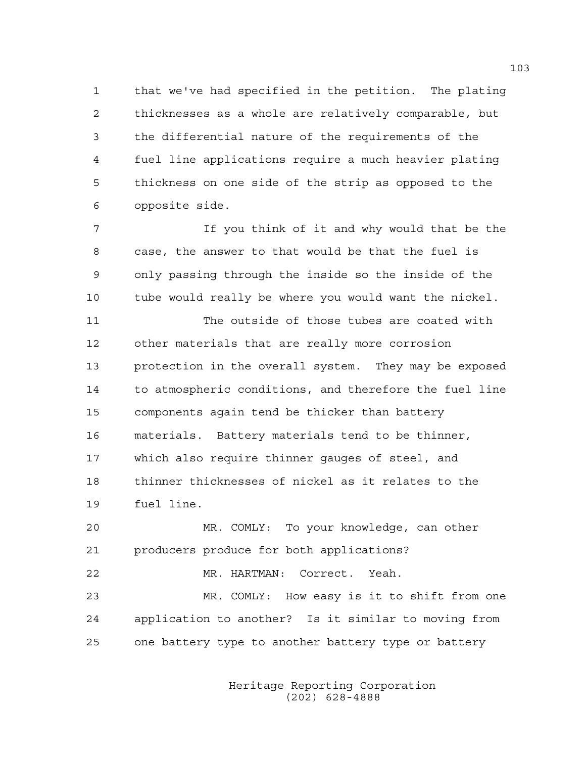that we've had specified in the petition. The plating thicknesses as a whole are relatively comparable, but the differential nature of the requirements of the fuel line applications require a much heavier plating thickness on one side of the strip as opposed to the opposite side.

If you think of it and why would that be the case, the answer to that would be that the fuel is only passing through the inside so the inside of the tube would really be where you would want the nickel.

The outside of those tubes are coated with other materials that are really more corrosion protection in the overall system. They may be exposed to atmospheric conditions, and therefore the fuel line components again tend be thicker than battery materials. Battery materials tend to be thinner, which also require thinner gauges of steel, and thinner thicknesses of nickel as it relates to the fuel line.

MR. COMLY: To your knowledge, can other producers produce for both applications?

MR. HARTMAN: Correct. Yeah.

MR. COMLY: How easy is it to shift from one application to another? Is it similar to moving from one battery type to another battery type or battery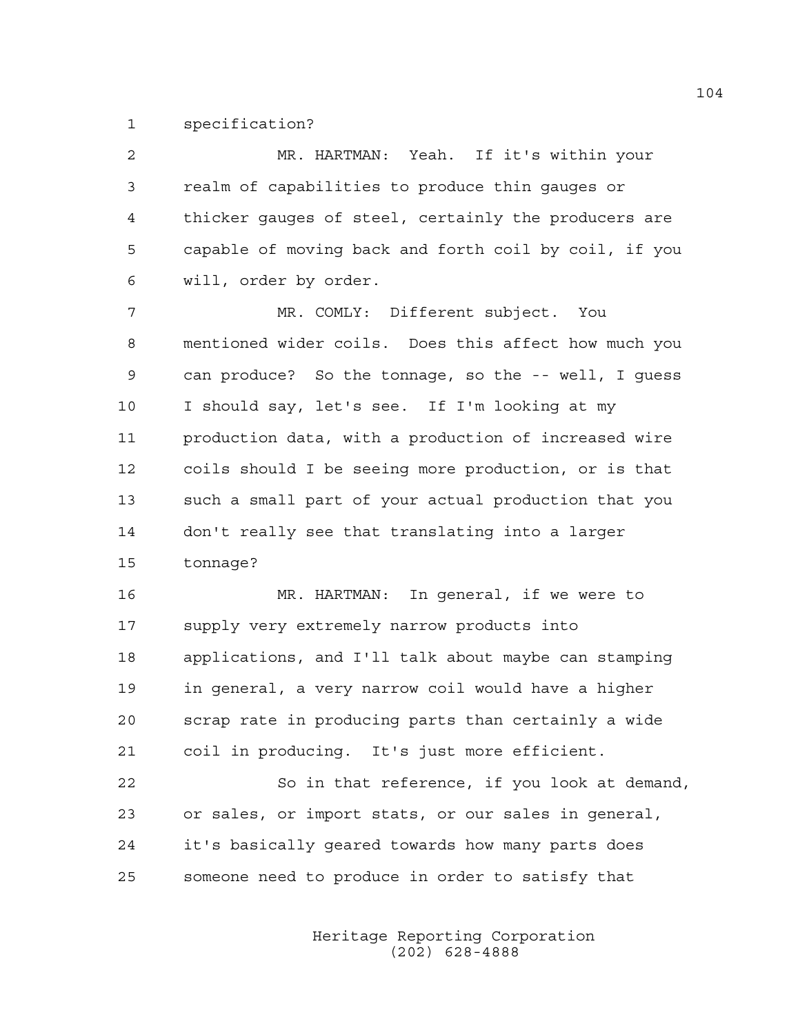specification?

MR. HARTMAN: Yeah. If it's within your realm of capabilities to produce thin gauges or thicker gauges of steel, certainly the producers are capable of moving back and forth coil by coil, if you will, order by order.

MR. COMLY: Different subject. You mentioned wider coils. Does this affect how much you can produce? So the tonnage, so the -- well, I guess I should say, let's see. If I'm looking at my production data, with a production of increased wire coils should I be seeing more production, or is that such a small part of your actual production that you don't really see that translating into a larger tonnage?

MR. HARTMAN: In general, if we were to supply very extremely narrow products into applications, and I'll talk about maybe can stamping in general, a very narrow coil would have a higher scrap rate in producing parts than certainly a wide coil in producing. It's just more efficient.

So in that reference, if you look at demand, or sales, or import stats, or our sales in general, it's basically geared towards how many parts does someone need to produce in order to satisfy that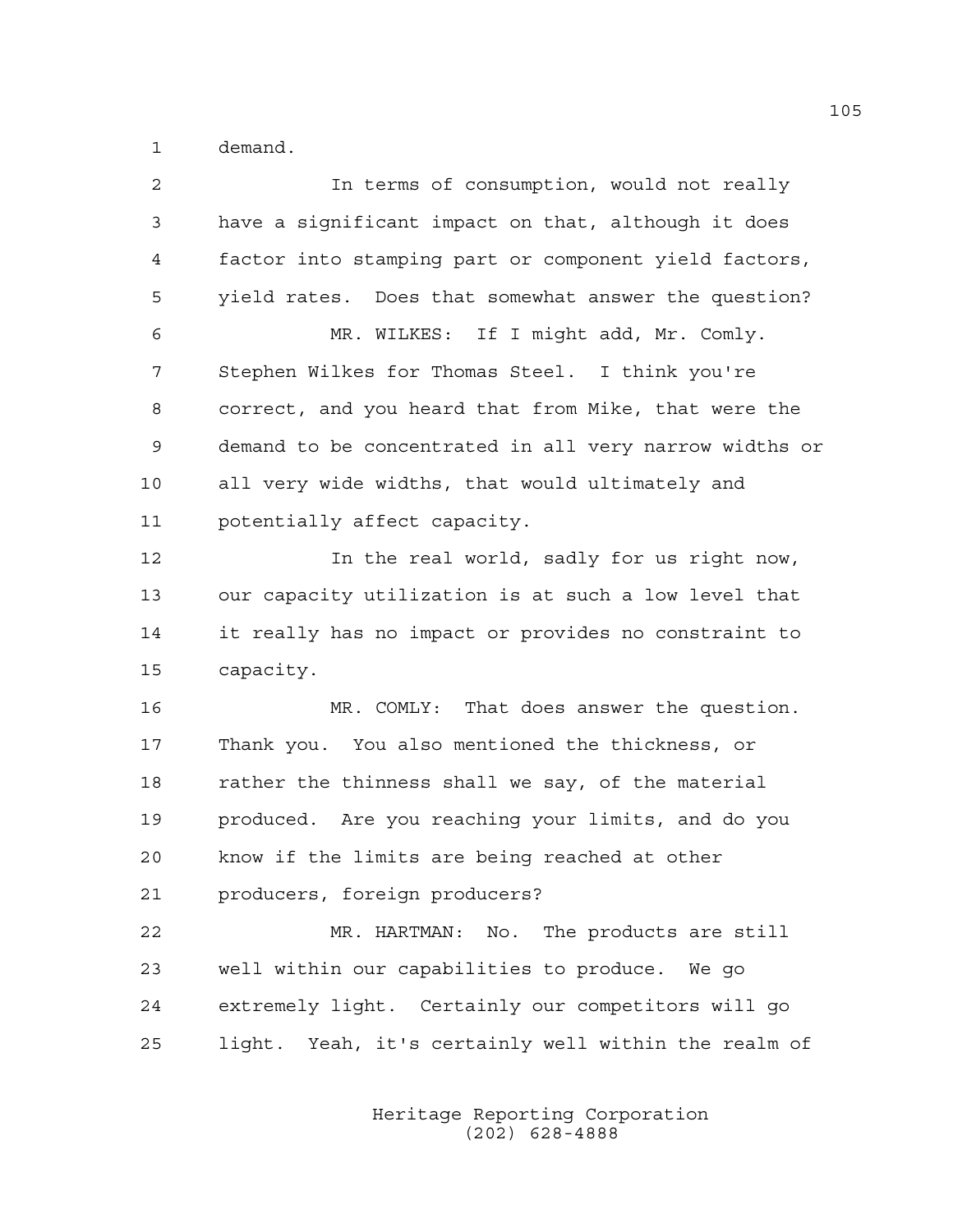demand.

In terms of consumption, would not really have a significant impact on that, although it does factor into stamping part or component yield factors, yield rates. Does that somewhat answer the question?

MR. WILKES: If I might add, Mr. Comly. Stephen Wilkes for Thomas Steel. I think you're correct, and you heard that from Mike, that were the demand to be concentrated in all very narrow widths or all very wide widths, that would ultimately and potentially affect capacity.

In the real world, sadly for us right now, our capacity utilization is at such a low level that it really has no impact or provides no constraint to capacity.

MR. COMLY: That does answer the question. Thank you. You also mentioned the thickness, or rather the thinness shall we say, of the material produced. Are you reaching your limits, and do you know if the limits are being reached at other producers, foreign producers?

MR. HARTMAN: No. The products are still well within our capabilities to produce. We go extremely light. Certainly our competitors will go light. Yeah, it's certainly well within the realm of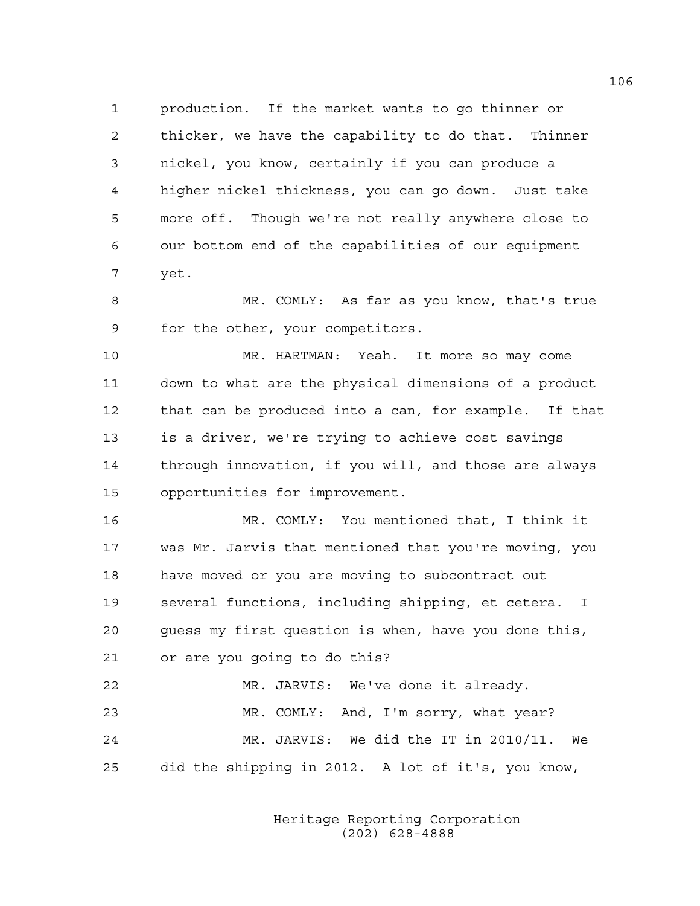production. If the market wants to go thinner or thicker, we have the capability to do that. Thinner nickel, you know, certainly if you can produce a higher nickel thickness, you can go down. Just take more off. Though we're not really anywhere close to our bottom end of the capabilities of our equipment yet.

MR. COMLY: As far as you know, that's true for the other, your competitors.

MR. HARTMAN: Yeah. It more so may come down to what are the physical dimensions of a product that can be produced into a can, for example. If that is a driver, we're trying to achieve cost savings through innovation, if you will, and those are always opportunities for improvement.

MR. COMLY: You mentioned that, I think it was Mr. Jarvis that mentioned that you're moving, you have moved or you are moving to subcontract out several functions, including shipping, et cetera. I guess my first question is when, have you done this, or are you going to do this?

MR. JARVIS: We've done it already.

MR. COMLY: And, I'm sorry, what year?

MR. JARVIS: We did the IT in 2010/11. We did the shipping in 2012. A lot of it's, you know,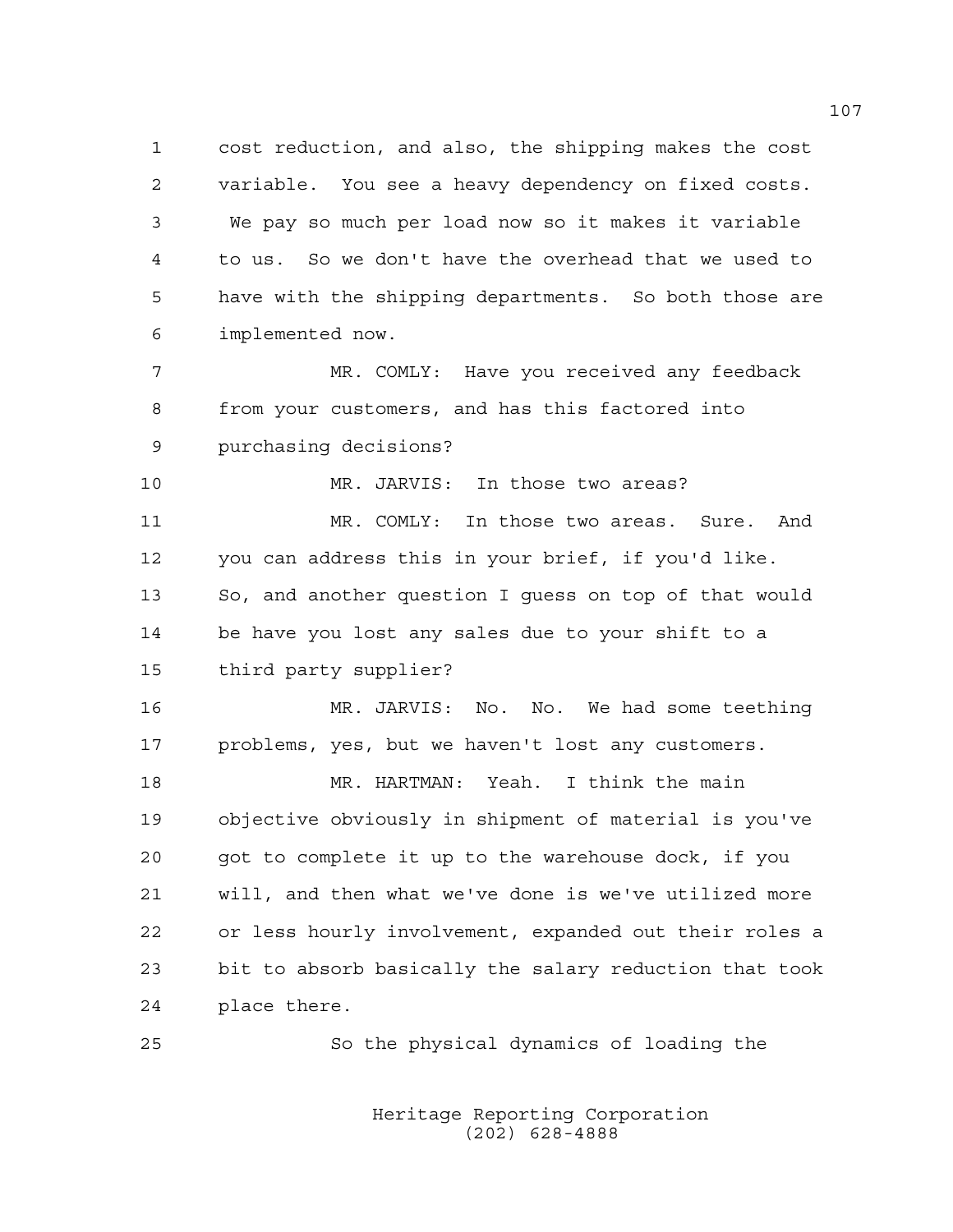cost reduction, and also, the shipping makes the cost variable. You see a heavy dependency on fixed costs. We pay so much per load now so it makes it variable to us. So we don't have the overhead that we used to have with the shipping departments. So both those are implemented now.

MR. COMLY: Have you received any feedback from your customers, and has this factored into purchasing decisions?

MR. JARVIS: In those two areas?

MR. COMLY: In those two areas. Sure. And you can address this in your brief, if you'd like. So, and another question I guess on top of that would be have you lost any sales due to your shift to a third party supplier?

MR. JARVIS: No. No. We had some teething problems, yes, but we haven't lost any customers.

MR. HARTMAN: Yeah. I think the main objective obviously in shipment of material is you've got to complete it up to the warehouse dock, if you will, and then what we've done is we've utilized more or less hourly involvement, expanded out their roles a bit to absorb basically the salary reduction that took place there.

So the physical dynamics of loading the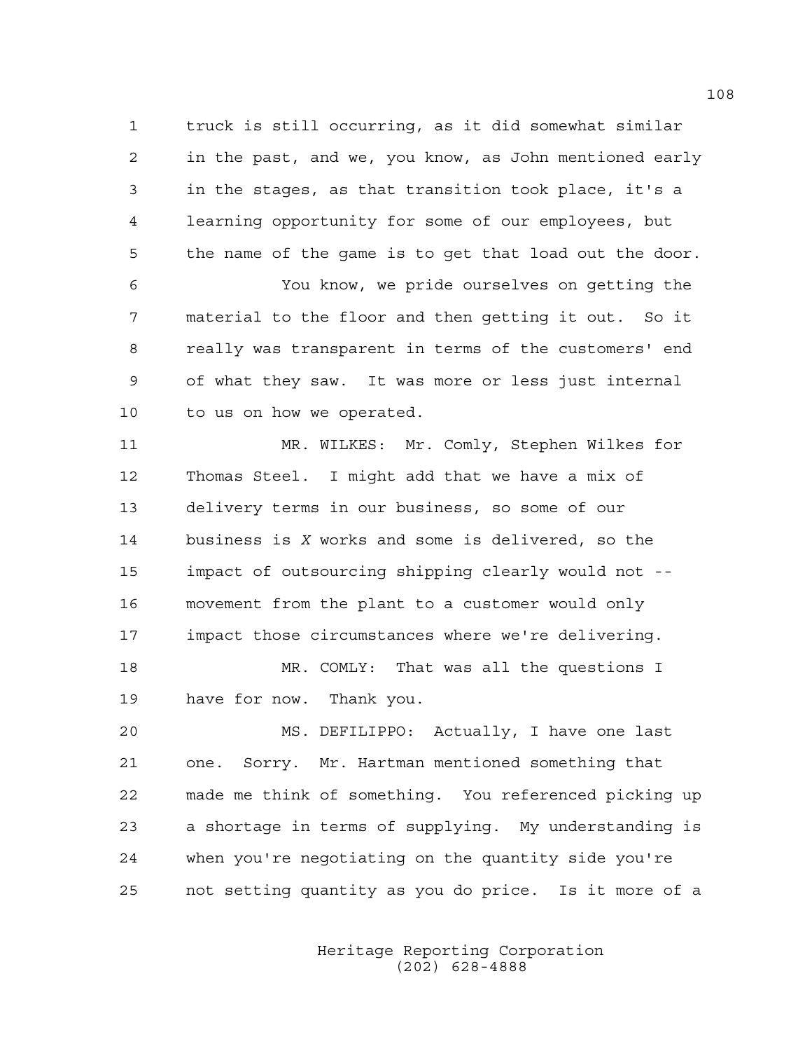truck is still occurring, as it did somewhat similar in the past, and we, you know, as John mentioned early in the stages, as that transition took place, it's a learning opportunity for some of our employees, but the name of the game is to get that load out the door.

You know, we pride ourselves on getting the material to the floor and then getting it out. So it really was transparent in terms of the customers' end of what they saw. It was more or less just internal to us on how we operated.

MR. WILKES: Mr. Comly, Stephen Wilkes for Thomas Steel. I might add that we have a mix of delivery terms in our business, so some of our business is *X* works and some is delivered, so the impact of outsourcing shipping clearly would not -- movement from the plant to a customer would only impact those circumstances where we're delivering.

MR. COMLY: That was all the questions I have for now. Thank you.

MS. DEFILIPPO: Actually, I have one last one. Sorry. Mr. Hartman mentioned something that made me think of something. You referenced picking up a shortage in terms of supplying. My understanding is when you're negotiating on the quantity side you're not setting quantity as you do price. Is it more of a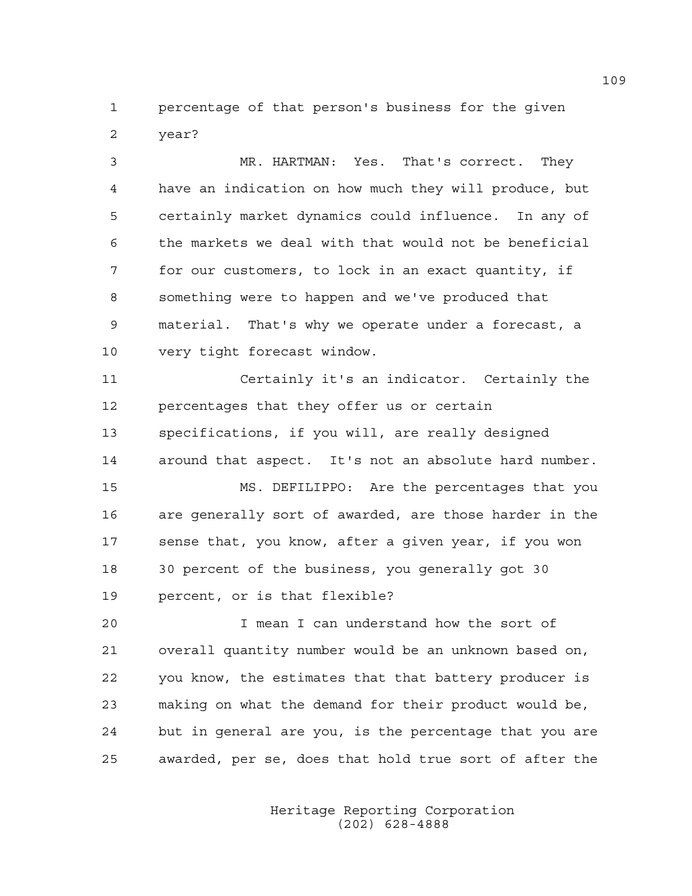percentage of that person's business for the given year?

MR. HARTMAN: Yes. That's correct. They have an indication on how much they will produce, but certainly market dynamics could influence. In any of the markets we deal with that would not be beneficial for our customers, to lock in an exact quantity, if something were to happen and we've produced that material. That's why we operate under a forecast, a very tight forecast window.

Certainly it's an indicator. Certainly the percentages that they offer us or certain specifications, if you will, are really designed around that aspect. It's not an absolute hard number.

MS. DEFILIPPO: Are the percentages that you are generally sort of awarded, are those harder in the sense that, you know, after a given year, if you won 30 percent of the business, you generally got 30 percent, or is that flexible?

I mean I can understand how the sort of overall quantity number would be an unknown based on, you know, the estimates that that battery producer is making on what the demand for their product would be, but in general are you, is the percentage that you are awarded, per se, does that hold true sort of after the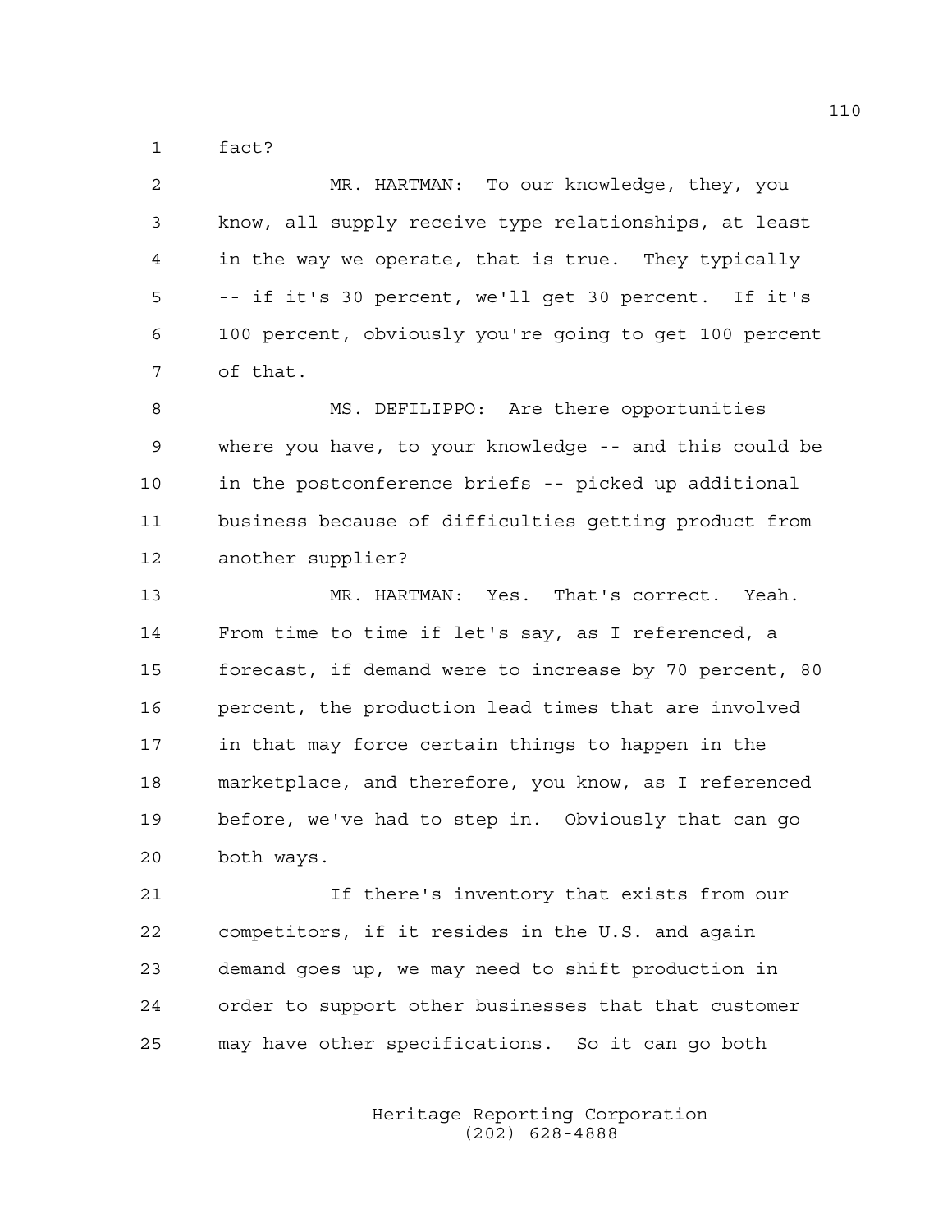fact?

MR. HARTMAN: To our knowledge, they, you know, all supply receive type relationships, at least in the way we operate, that is true. They typically -- if it's 30 percent, we'll get 30 percent. If it's 100 percent, obviously you're going to get 100 percent of that.

MS. DEFILIPPO: Are there opportunities where you have, to your knowledge -- and this could be in the postconference briefs -- picked up additional business because of difficulties getting product from another supplier?

MR. HARTMAN: Yes. That's correct. Yeah. From time to time if let's say, as I referenced, a forecast, if demand were to increase by 70 percent, 80 percent, the production lead times that are involved in that may force certain things to happen in the marketplace, and therefore, you know, as I referenced before, we've had to step in. Obviously that can go both ways.

If there's inventory that exists from our competitors, if it resides in the U.S. and again demand goes up, we may need to shift production in order to support other businesses that that customer may have other specifications. So it can go both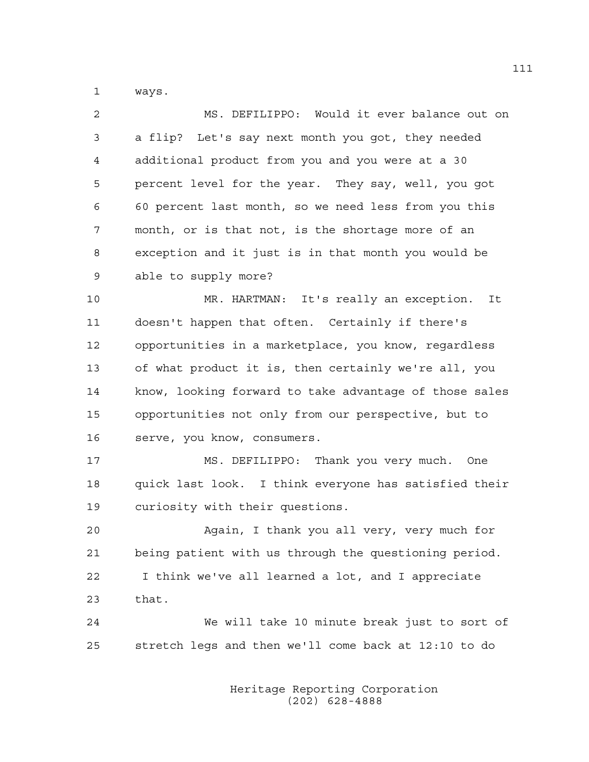ways.

MS. DEFILIPPO: Would it ever balance out on a flip? Let's say next month you got, they needed additional product from you and you were at a 30 percent level for the year. They say, well, you got 60 percent last month, so we need less from you this month, or is that not, is the shortage more of an exception and it just is in that month you would be able to supply more?

MR. HARTMAN: It's really an exception. It doesn't happen that often. Certainly if there's opportunities in a marketplace, you know, regardless of what product it is, then certainly we're all, you know, looking forward to take advantage of those sales opportunities not only from our perspective, but to serve, you know, consumers.

MS. DEFILIPPO: Thank you very much. One quick last look. I think everyone has satisfied their curiosity with their questions.

Again, I thank you all very, very much for being patient with us through the questioning period. I think we've all learned a lot, and I appreciate that.

We will take 10 minute break just to sort of stretch legs and then we'll come back at 12:10 to do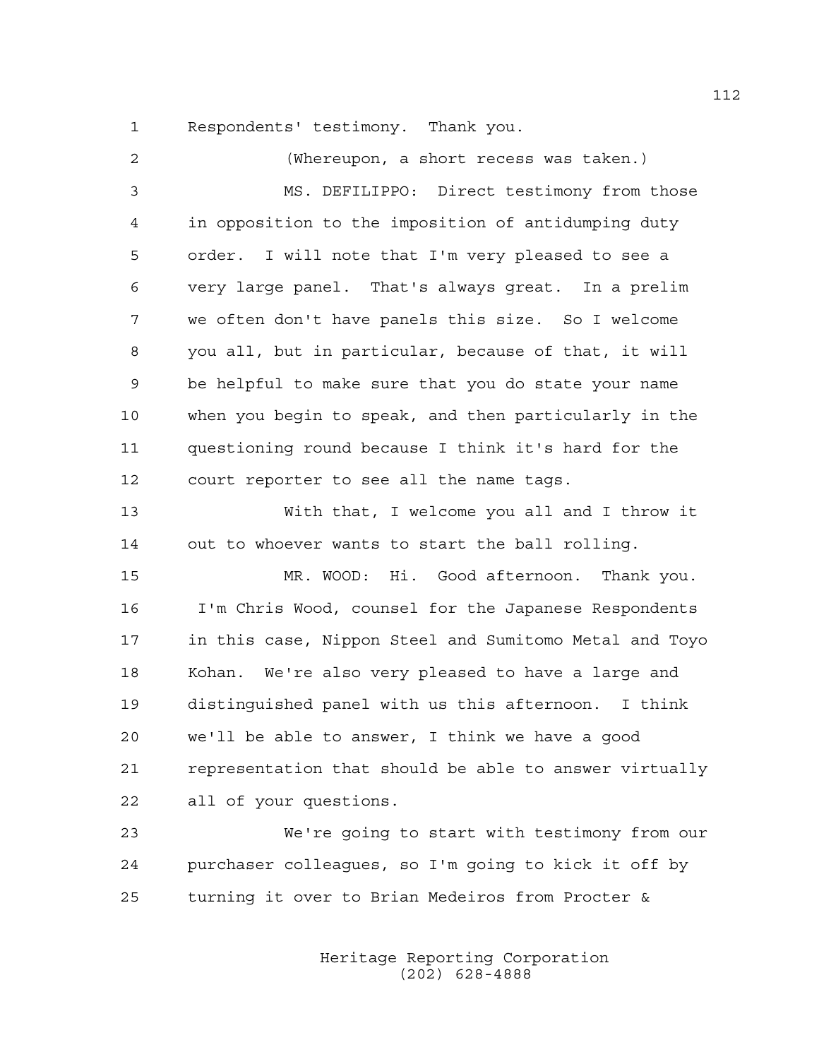Respondents' testimony. Thank you.

(Whereupon, a short recess was taken.)

MS. DEFILIPPO: Direct testimony from those in opposition to the imposition of antidumping duty order. I will note that I'm very pleased to see a very large panel. That's always great. In a prelim we often don't have panels this size. So I welcome you all, but in particular, because of that, it will be helpful to make sure that you do state your name when you begin to speak, and then particularly in the questioning round because I think it's hard for the court reporter to see all the name tags.

With that, I welcome you all and I throw it out to whoever wants to start the ball rolling.

MR. WOOD: Hi. Good afternoon. Thank you. I'm Chris Wood, counsel for the Japanese Respondents in this case, Nippon Steel and Sumitomo Metal and Toyo Kohan. We're also very pleased to have a large and distinguished panel with us this afternoon. I think we'll be able to answer, I think we have a good representation that should be able to answer virtually all of your questions.

We're going to start with testimony from our purchaser colleagues, so I'm going to kick it off by turning it over to Brian Medeiros from Procter &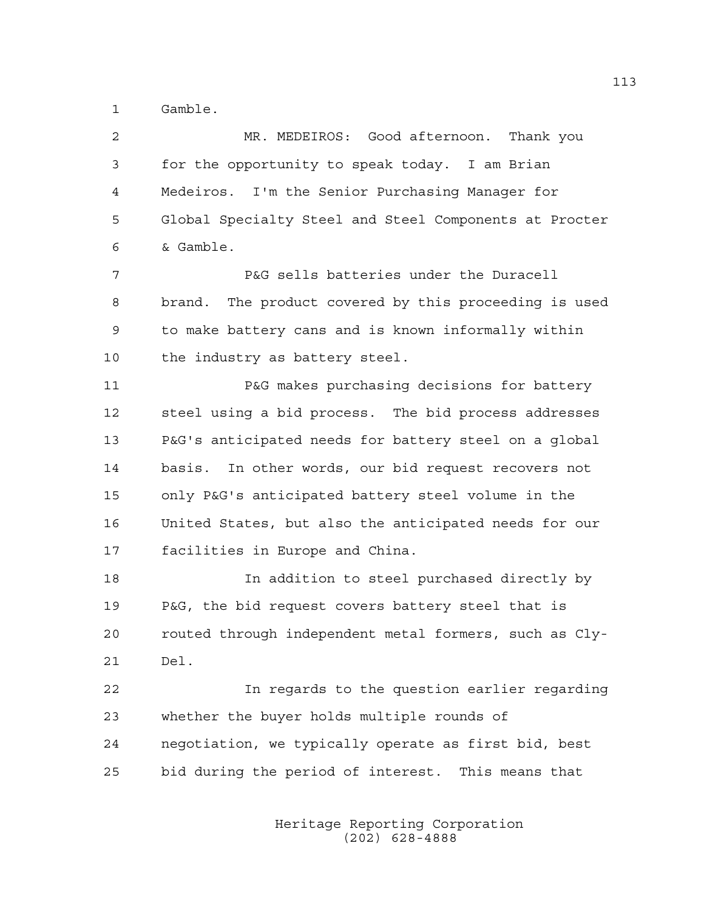Gamble.

MR. MEDEIROS: Good afternoon. Thank you for the opportunity to speak today. I am Brian Medeiros. I'm the Senior Purchasing Manager for Global Specialty Steel and Steel Components at Procter & Gamble.

P&G sells batteries under the Duracell brand. The product covered by this proceeding is used to make battery cans and is known informally within the industry as battery steel.

P&G makes purchasing decisions for battery steel using a bid process. The bid process addresses P&G's anticipated needs for battery steel on a global basis. In other words, our bid request recovers not only P&G's anticipated battery steel volume in the United States, but also the anticipated needs for our facilities in Europe and China.

In addition to steel purchased directly by P&G, the bid request covers battery steel that is routed through independent metal formers, such as Cly-Del.

In regards to the question earlier regarding whether the buyer holds multiple rounds of negotiation, we typically operate as first bid, best bid during the period of interest. This means that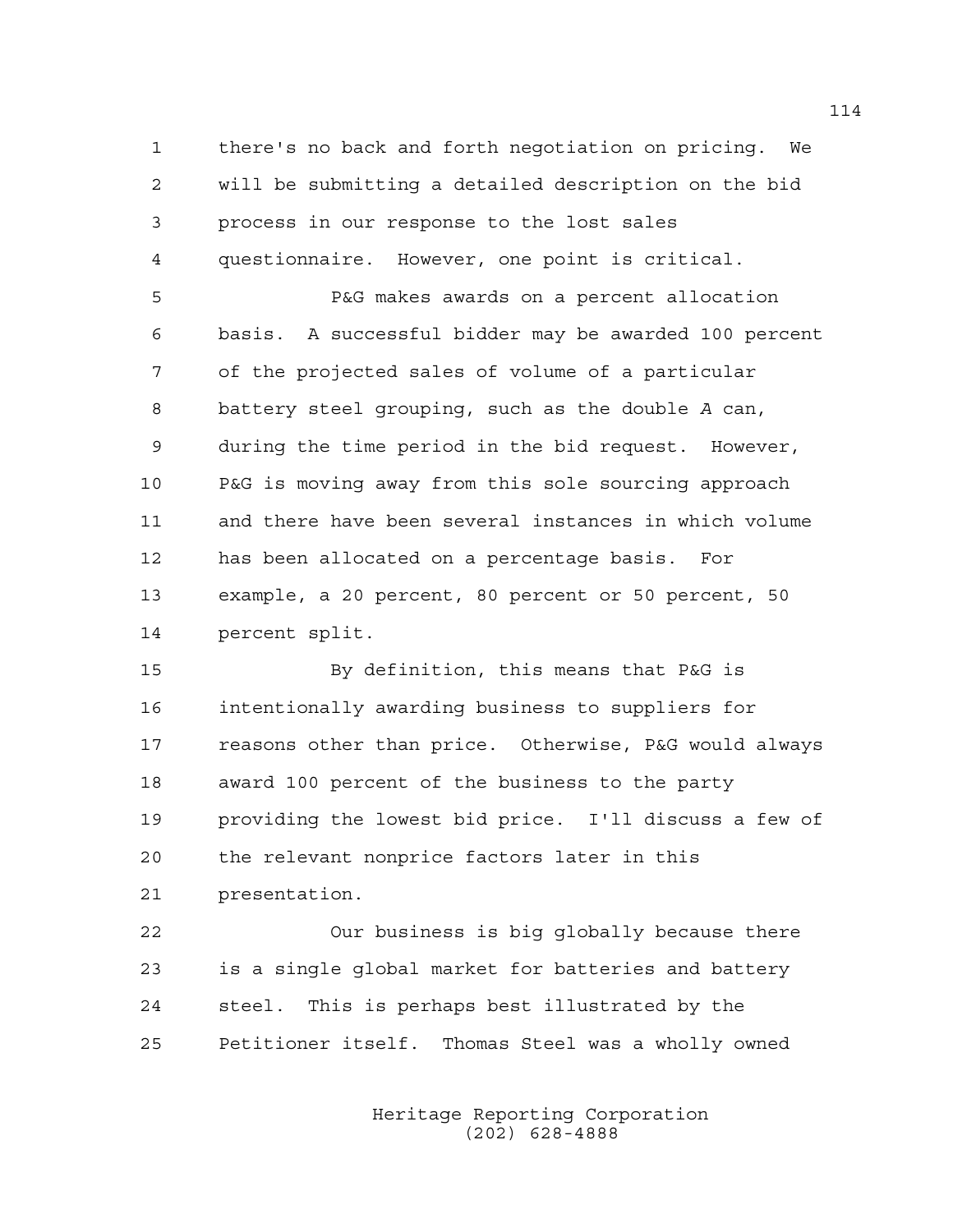there's no back and forth negotiation on pricing. We will be submitting a detailed description on the bid process in our response to the lost sales questionnaire. However, one point is critical.

P&G makes awards on a percent allocation basis. A successful bidder may be awarded 100 percent of the projected sales of volume of a particular battery steel grouping, such as the double A can, during the time period in the bid request. However, P&G is moving away from this sole sourcing approach and there have been several instances in which volume has been allocated on a percentage basis. For example, a 20 percent, 80 percent or 50 percent, 50 percent split.

By definition, this means that P&G is intentionally awarding business to suppliers for reasons other than price. Otherwise, P&G would always award 100 percent of the business to the party providing the lowest bid price. I'll discuss a few of the relevant nonprice factors later in this presentation.

Our business is big globally because there is a single global market for batteries and battery steel. This is perhaps best illustrated by the Petitioner itself. Thomas Steel was a wholly owned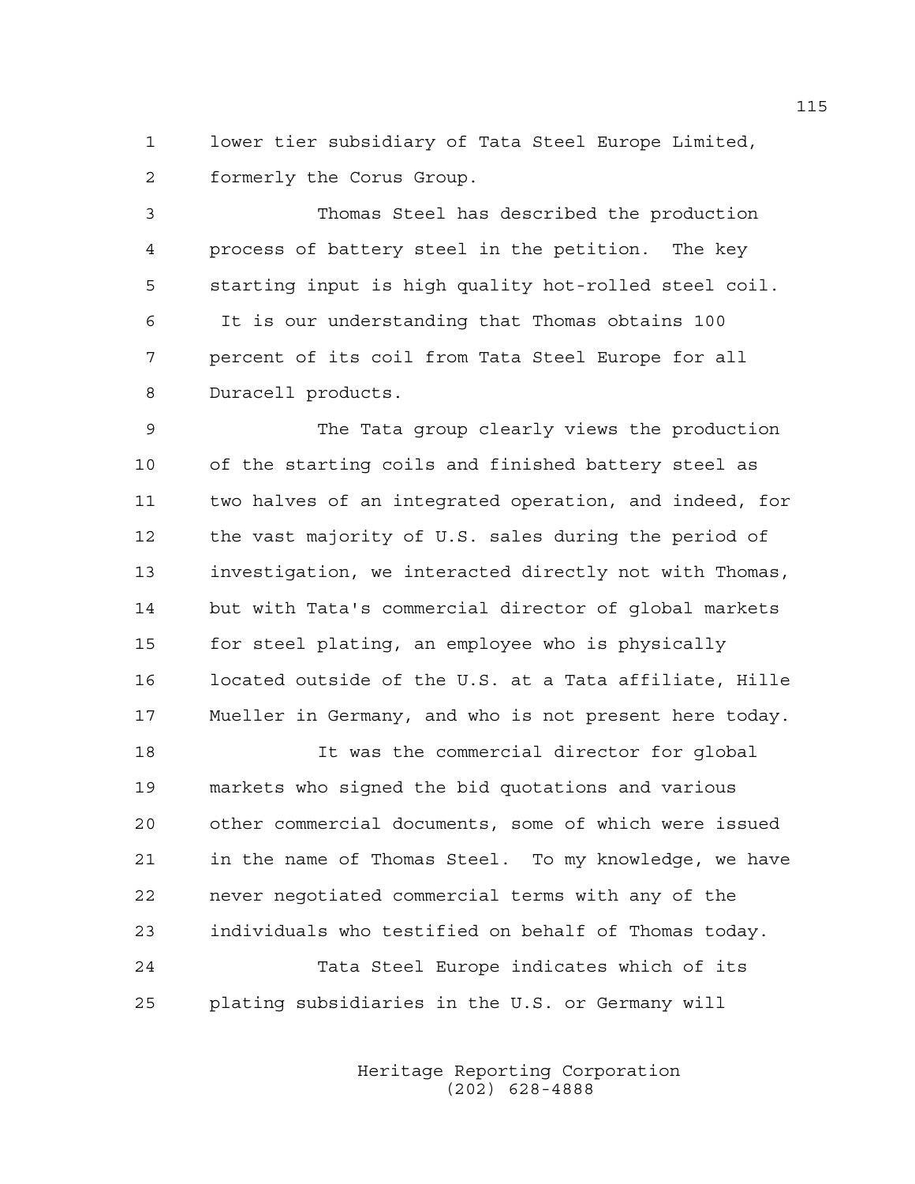lower tier subsidiary of Tata Steel Europe Limited, formerly the Corus Group.

Thomas Steel has described the production process of battery steel in the petition. The key starting input is high quality hot-rolled steel coil. It is our understanding that Thomas obtains 100 percent of its coil from Tata Steel Europe for all Duracell products.

The Tata group clearly views the production of the starting coils and finished battery steel as two halves of an integrated operation, and indeed, for the vast majority of U.S. sales during the period of investigation, we interacted directly not with Thomas, but with Tata's commercial director of global markets for steel plating, an employee who is physically located outside of the U.S. at a Tata affiliate, Hille Mueller in Germany, and who is not present here today.

It was the commercial director for global markets who signed the bid quotations and various other commercial documents, some of which were issued in the name of Thomas Steel. To my knowledge, we have never negotiated commercial terms with any of the individuals who testified on behalf of Thomas today.

Tata Steel Europe indicates which of its plating subsidiaries in the U.S. or Germany will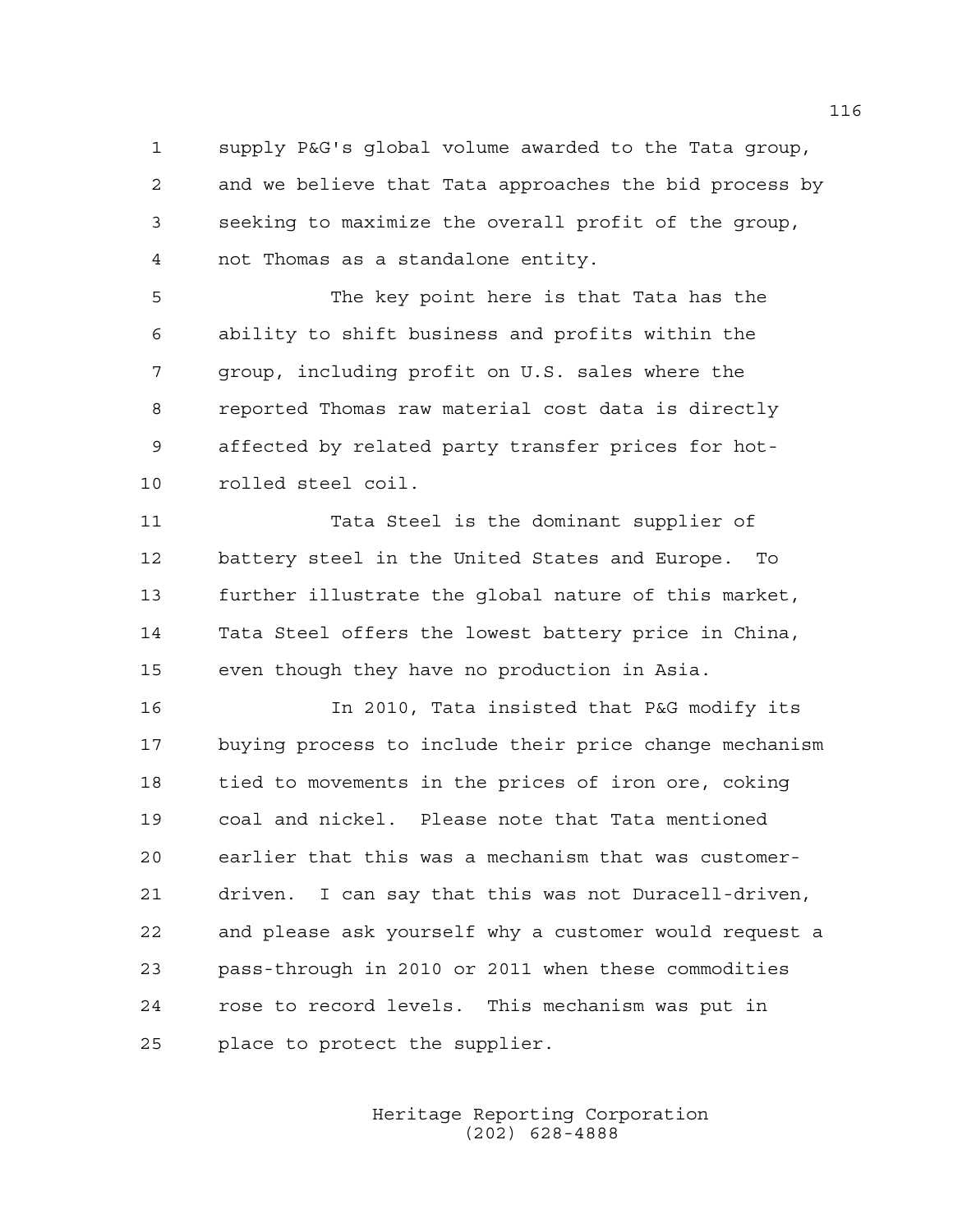supply P&G's global volume awarded to the Tata group, and we believe that Tata approaches the bid process by seeking to maximize the overall profit of the group, not Thomas as a standalone entity.

The key point here is that Tata has the ability to shift business and profits within the group, including profit on U.S. sales where the reported Thomas raw material cost data is directly affected by related party transfer prices for hot-rolled steel coil.

Tata Steel is the dominant supplier of battery steel in the United States and Europe. To further illustrate the global nature of this market, Tata Steel offers the lowest battery price in China, even though they have no production in Asia.

In 2010, Tata insisted that P&G modify its buying process to include their price change mechanism tied to movements in the prices of iron ore, coking coal and nickel. Please note that Tata mentioned earlier that this was a mechanism that was customer-driven. I can say that this was not Duracell-driven, and please ask yourself why a customer would request a pass-through in 2010 or 2011 when these commodities rose to record levels. This mechanism was put in place to protect the supplier.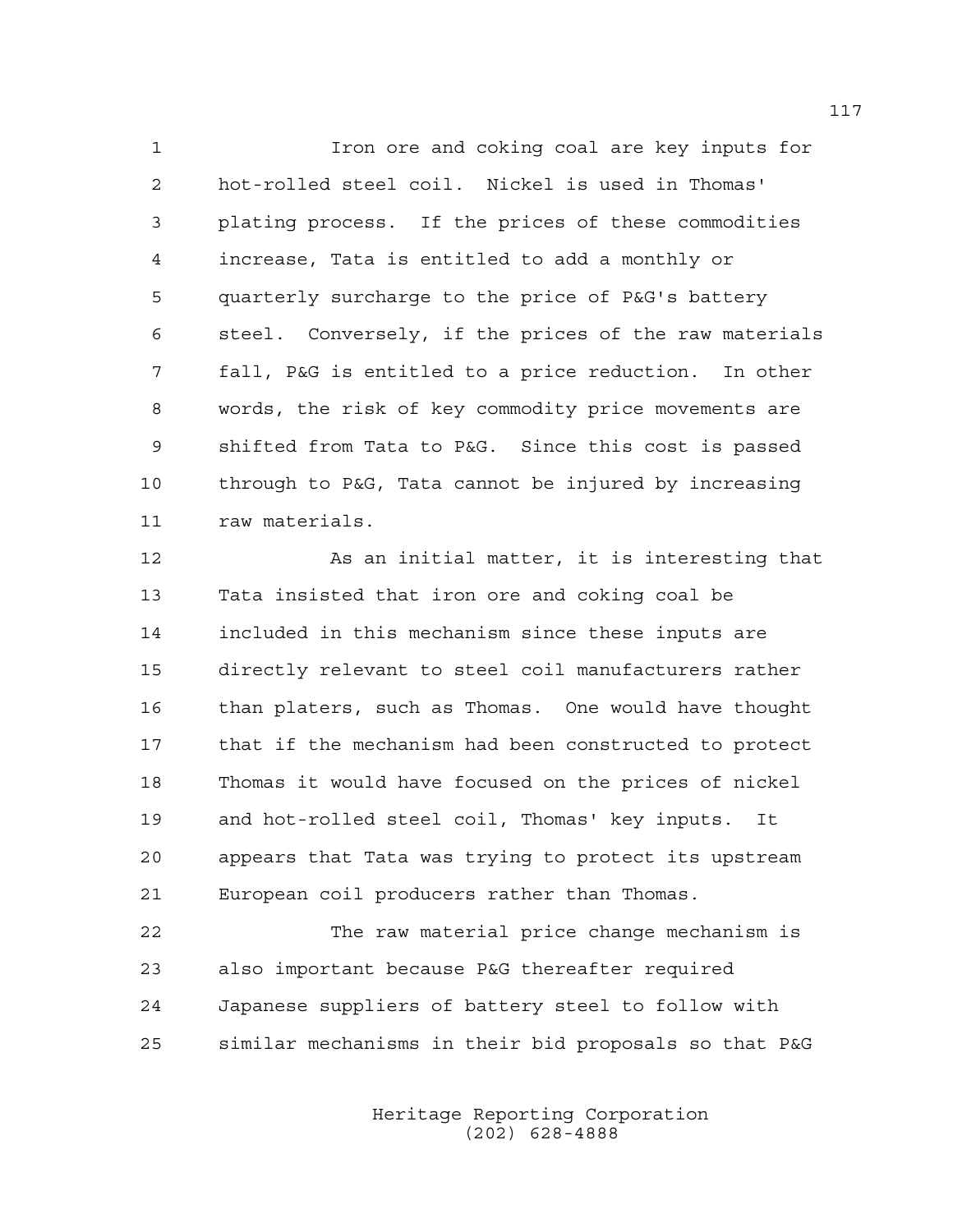Iron ore and coking coal are key inputs for hot-rolled steel coil. Nickel is used in Thomas' plating process. If the prices of these commodities increase, Tata is entitled to add a monthly or quarterly surcharge to the price of P&G's battery steel. Conversely, if the prices of the raw materials fall, P&G is entitled to a price reduction. In other words, the risk of key commodity price movements are shifted from Tata to P&G. Since this cost is passed through to P&G, Tata cannot be injured by increasing raw materials.

As an initial matter, it is interesting that Tata insisted that iron ore and coking coal be included in this mechanism since these inputs are directly relevant to steel coil manufacturers rather than platers, such as Thomas. One would have thought that if the mechanism had been constructed to protect Thomas it would have focused on the prices of nickel and hot-rolled steel coil, Thomas' key inputs. It appears that Tata was trying to protect its upstream European coil producers rather than Thomas.

The raw material price change mechanism is also important because P&G thereafter required Japanese suppliers of battery steel to follow with similar mechanisms in their bid proposals so that P&G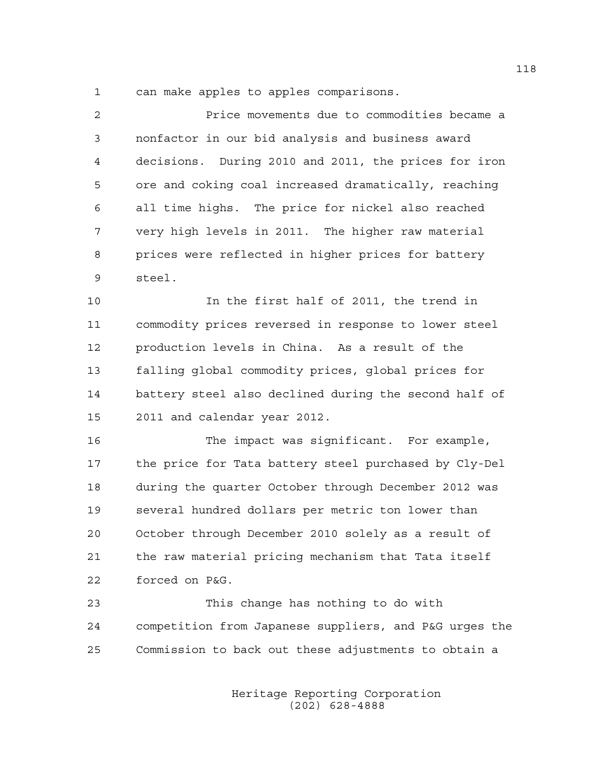can make apples to apples comparisons.

Price movements due to commodities became a nonfactor in our bid analysis and business award decisions. During 2010 and 2011, the prices for iron ore and coking coal increased dramatically, reaching all time highs. The price for nickel also reached very high levels in 2011. The higher raw material prices were reflected in higher prices for battery steel.

In the first half of 2011, the trend in commodity prices reversed in response to lower steel production levels in China. As a result of the falling global commodity prices, global prices for battery steel also declined during the second half of 2011 and calendar year 2012.

The impact was significant. For example, the price for Tata battery steel purchased by Cly-Del during the quarter October through December 2012 was several hundred dollars per metric ton lower than October through December 2010 solely as a result of the raw material pricing mechanism that Tata itself forced on P&G.

This change has nothing to do with competition from Japanese suppliers, and P&G urges the Commission to back out these adjustments to obtain a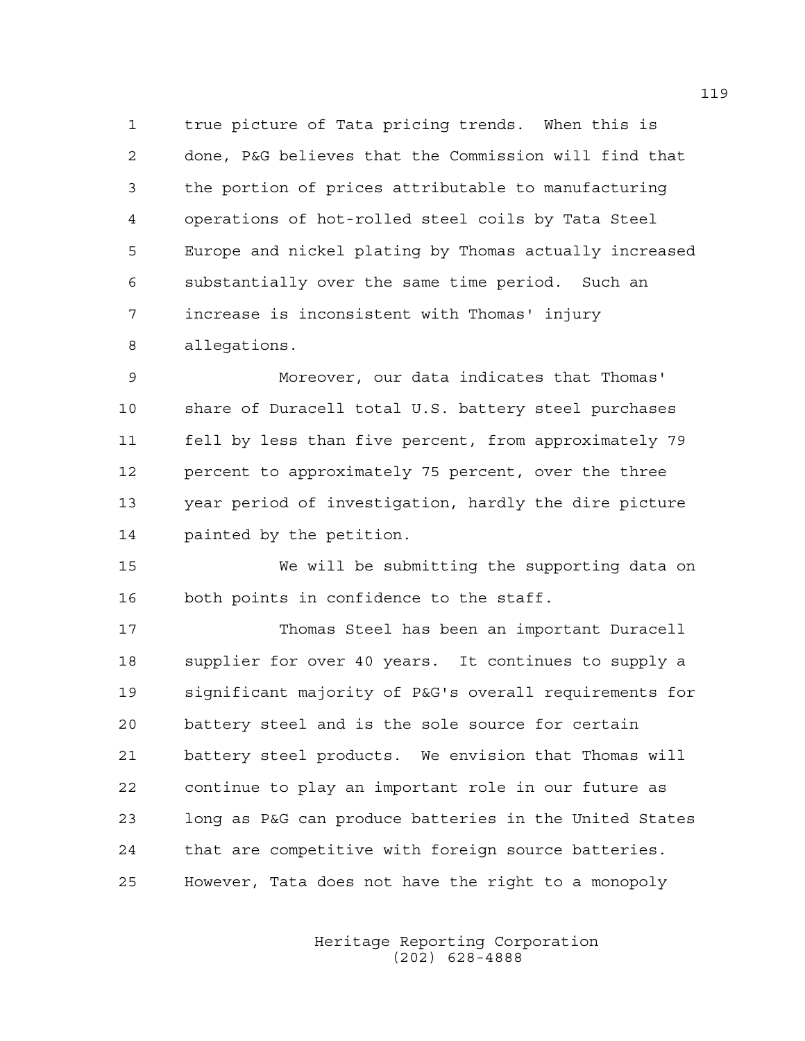true picture of Tata pricing trends. When this is done, P&G believes that the Commission will find that the portion of prices attributable to manufacturing operations of hot-rolled steel coils by Tata Steel Europe and nickel plating by Thomas actually increased substantially over the same time period. Such an increase is inconsistent with Thomas' injury allegations.

Moreover, our data indicates that Thomas' share of Duracell total U.S. battery steel purchases fell by less than five percent, from approximately 79 percent to approximately 75 percent, over the three year period of investigation, hardly the dire picture painted by the petition.

We will be submitting the supporting data on both points in confidence to the staff.

Thomas Steel has been an important Duracell supplier for over 40 years. It continues to supply a significant majority of P&G's overall requirements for battery steel and is the sole source for certain battery steel products. We envision that Thomas will continue to play an important role in our future as long as P&G can produce batteries in the United States that are competitive with foreign source batteries. However, Tata does not have the right to a monopoly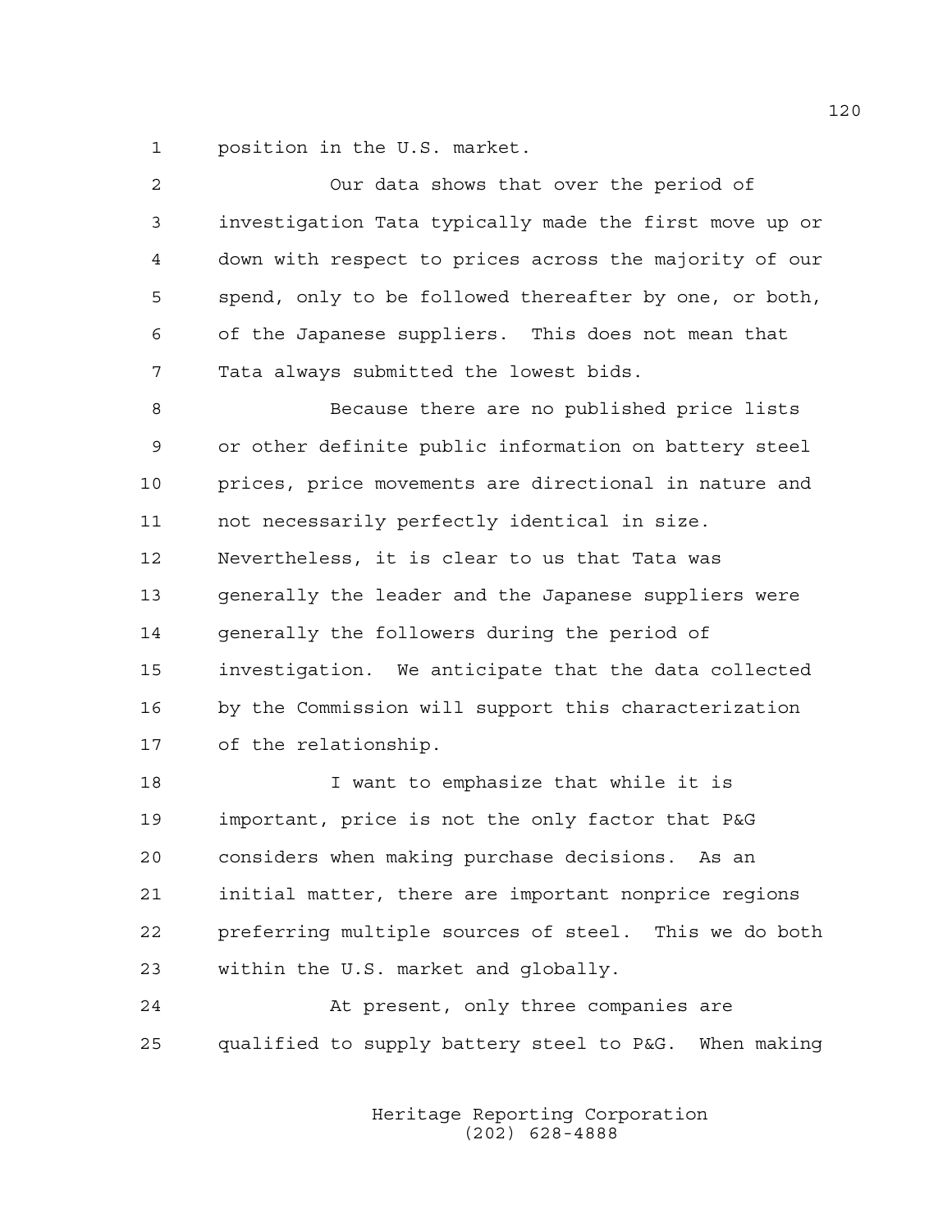position in the U.S. market.

Our data shows that over the period of investigation Tata typically made the first move up or down with respect to prices across the majority of our spend, only to be followed thereafter by one, or both, of the Japanese suppliers. This does not mean that Tata always submitted the lowest bids.

Because there are no published price lists or other definite public information on battery steel prices, price movements are directional in nature and not necessarily perfectly identical in size. Nevertheless, it is clear to us that Tata was generally the leader and the Japanese suppliers were generally the followers during the period of investigation. We anticipate that the data collected by the Commission will support this characterization of the relationship.

I want to emphasize that while it is important, price is not the only factor that P&G considers when making purchase decisions. As an initial matter, there are important nonprice regions preferring multiple sources of steel. This we do both within the U.S. market and globally.

At present, only three companies are qualified to supply battery steel to P&G. When making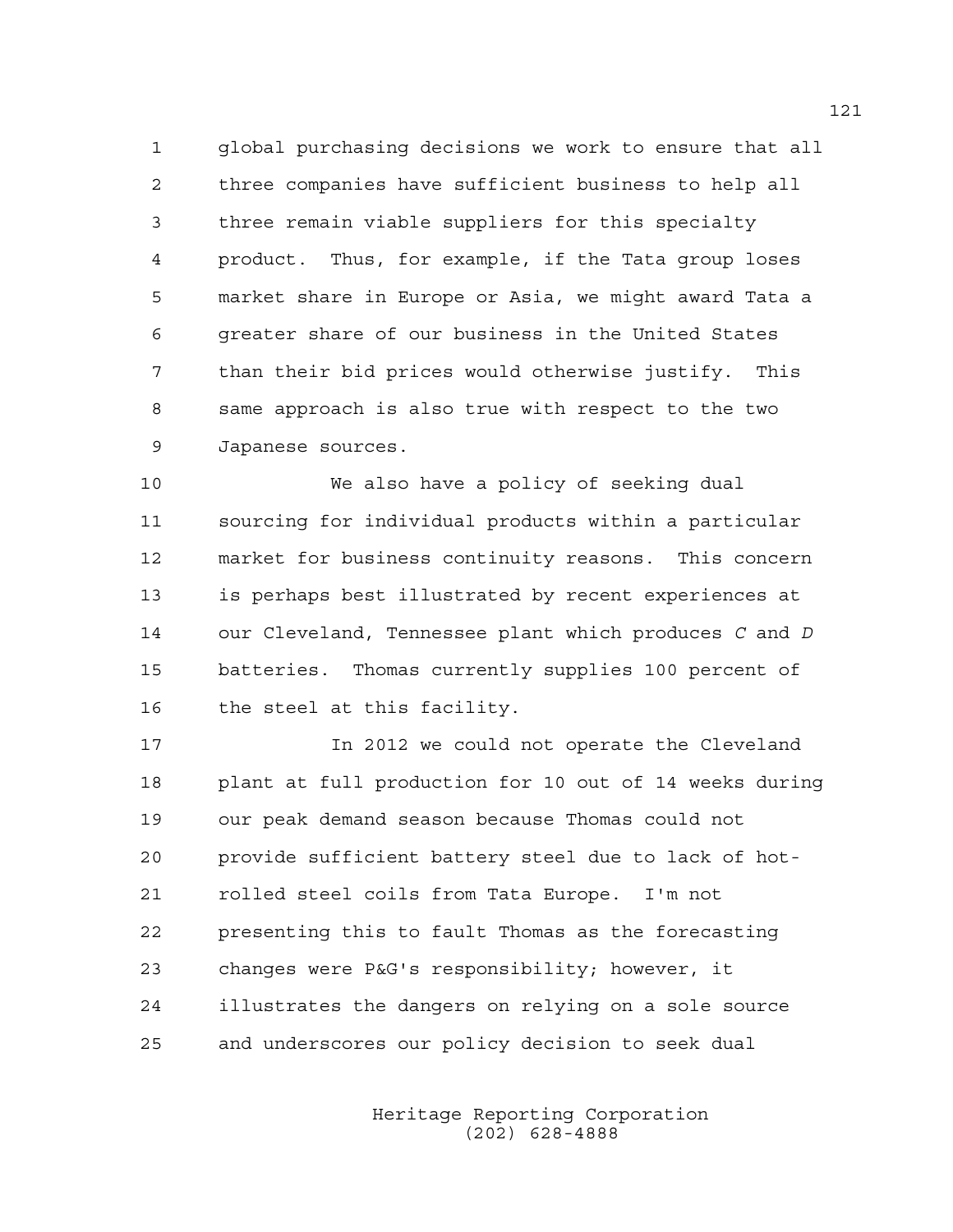global purchasing decisions we work to ensure that all three companies have sufficient business to help all three remain viable suppliers for this specialty product. Thus, for example, if the Tata group loses market share in Europe or Asia, we might award Tata a greater share of our business in the United States than their bid prices would otherwise justify. This same approach is also true with respect to the two Japanese sources.

We also have a policy of seeking dual sourcing for individual products within a particular market for business continuity reasons. This concern is perhaps best illustrated by recent experiences at our Cleveland, Tennessee plant which produces *C* and *D* batteries. Thomas currently supplies 100 percent of the steel at this facility.

In 2012 we could not operate the Cleveland plant at full production for 10 out of 14 weeks during our peak demand season because Thomas could not provide sufficient battery steel due to lack of hot-rolled steel coils from Tata Europe. I'm not presenting this to fault Thomas as the forecasting changes were P&G's responsibility; however, it illustrates the dangers on relying on a sole source and underscores our policy decision to seek dual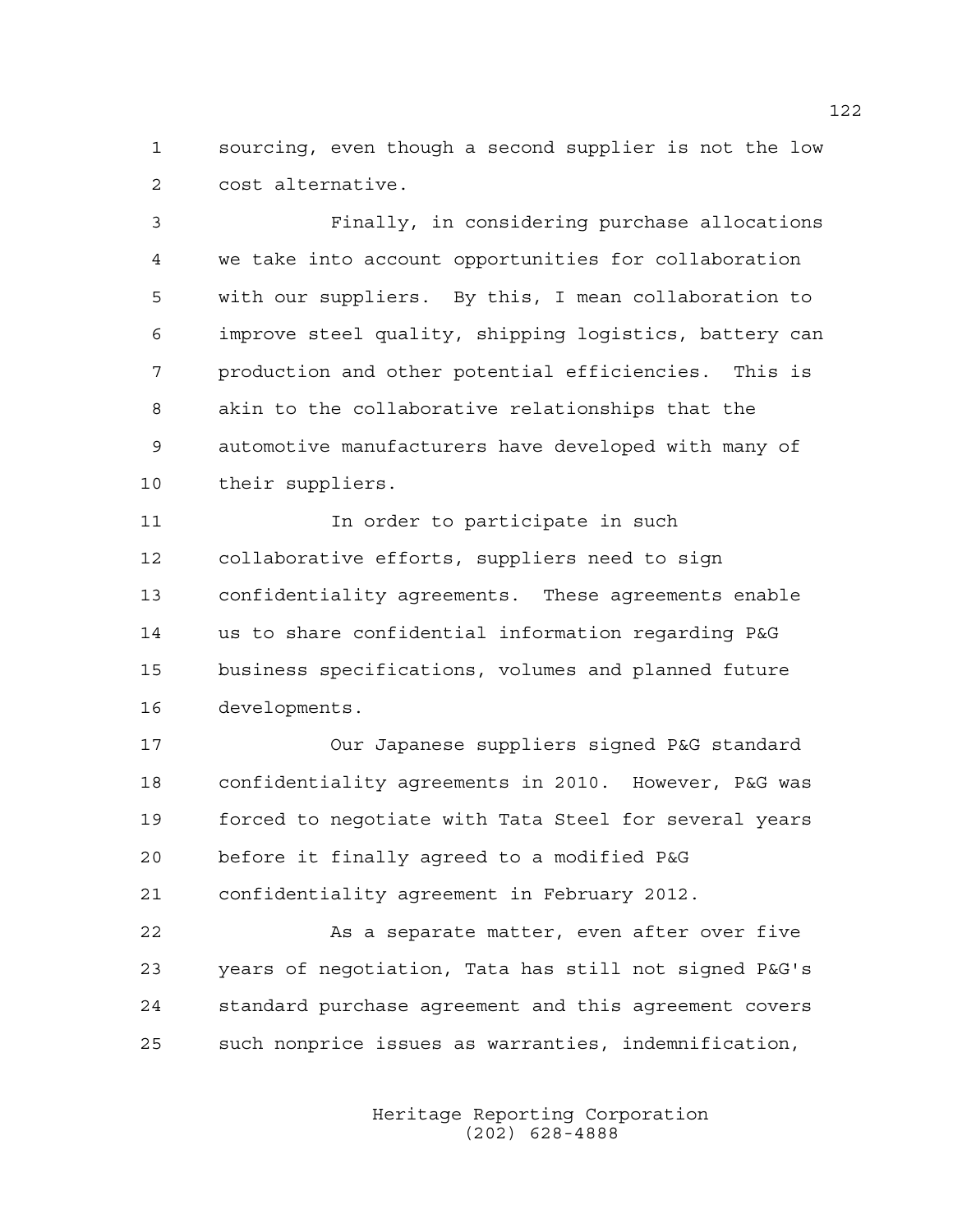sourcing, even though a second supplier is not the low cost alternative.

Finally, in considering purchase allocations we take into account opportunities for collaboration with our suppliers. By this, I mean collaboration to improve steel quality, shipping logistics, battery can production and other potential efficiencies. This is akin to the collaborative relationships that the automotive manufacturers have developed with many of their suppliers.

In order to participate in such collaborative efforts, suppliers need to sign confidentiality agreements. These agreements enable us to share confidential information regarding P&G business specifications, volumes and planned future developments.

Our Japanese suppliers signed P&G standard confidentiality agreements in 2010. However, P&G was forced to negotiate with Tata Steel for several years before it finally agreed to a modified P&G confidentiality agreement in February 2012.

As a separate matter, even after over five years of negotiation, Tata has still not signed P&G's standard purchase agreement and this agreement covers such nonprice issues as warranties, indemnification,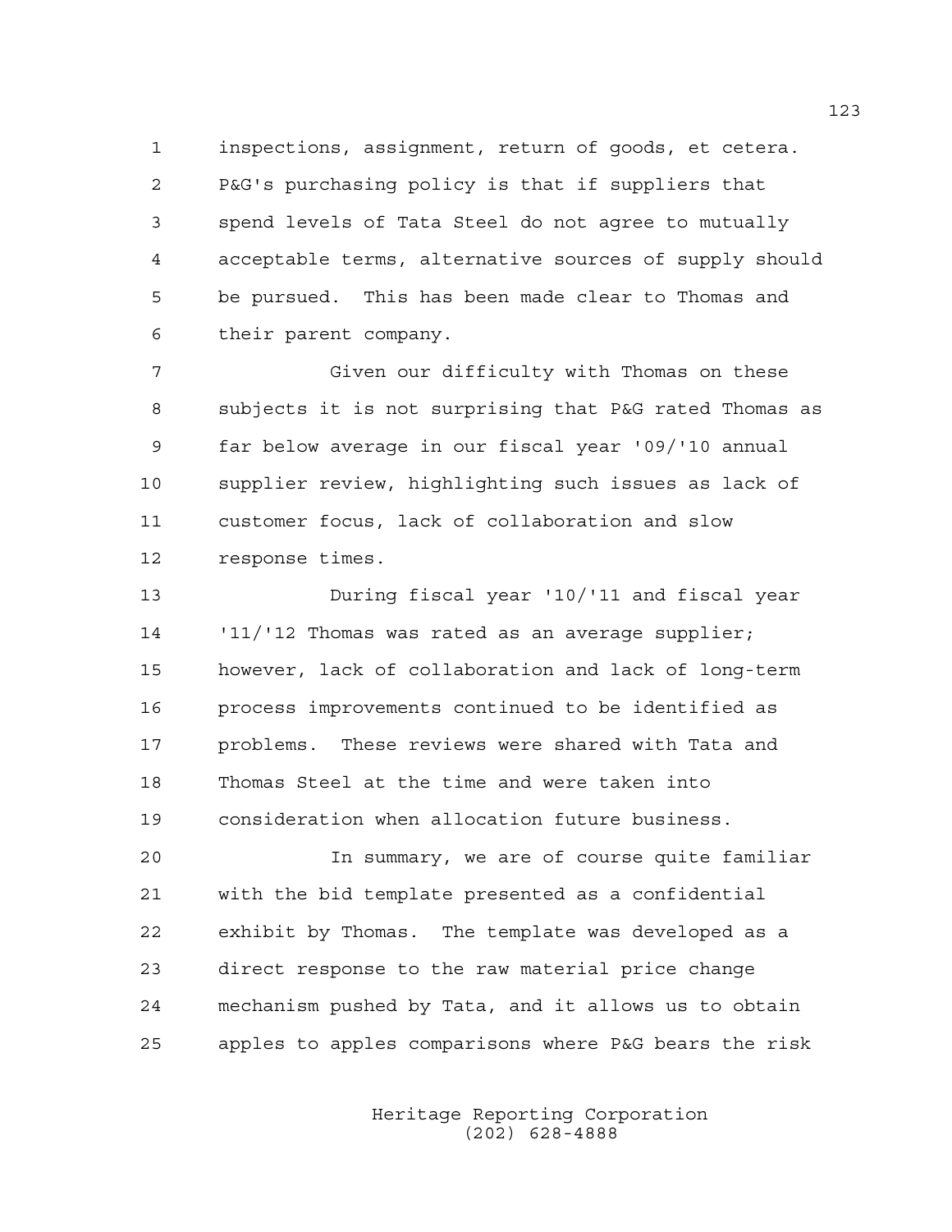inspections, assignment, return of goods, et cetera. P&G's purchasing policy is that if suppliers that spend levels of Tata Steel do not agree to mutually acceptable terms, alternative sources of supply should be pursued. This has been made clear to Thomas and their parent company.

Given our difficulty with Thomas on these subjects it is not surprising that P&G rated Thomas as far below average in our fiscal year '09/'10 annual supplier review, highlighting such issues as lack of customer focus, lack of collaboration and slow response times.

During fiscal year '10/'11 and fiscal year '11/'12 Thomas was rated as an average supplier; however, lack of collaboration and lack of long-term process improvements continued to be identified as problems. These reviews were shared with Tata and Thomas Steel at the time and were taken into consideration when allocation future business.

In summary, we are of course quite familiar with the bid template presented as a confidential exhibit by Thomas. The template was developed as a direct response to the raw material price change mechanism pushed by Tata, and it allows us to obtain apples to apples comparisons where P&G bears the risk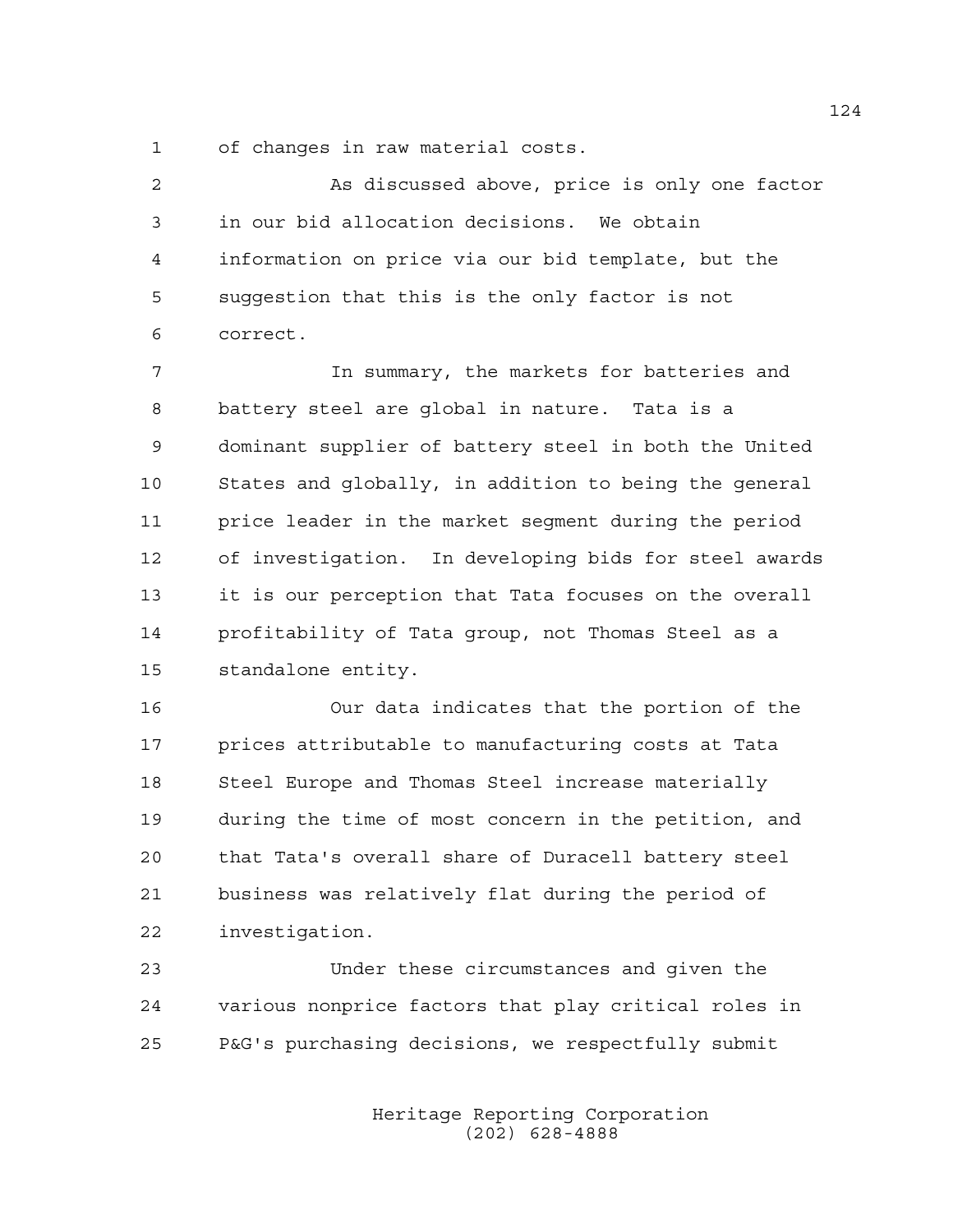of changes in raw material costs.

As discussed above, price is only one factor in our bid allocation decisions. We obtain information on price via our bid template, but the suggestion that this is the only factor is not correct.

In summary, the markets for batteries and battery steel are global in nature. Tata is a dominant supplier of battery steel in both the United States and globally, in addition to being the general price leader in the market segment during the period of investigation. In developing bids for steel awards it is our perception that Tata focuses on the overall profitability of Tata group, not Thomas Steel as a standalone entity.

Our data indicates that the portion of the prices attributable to manufacturing costs at Tata Steel Europe and Thomas Steel increase materially during the time of most concern in the petition, and that Tata's overall share of Duracell battery steel business was relatively flat during the period of investigation.

Under these circumstances and given the various nonprice factors that play critical roles in P&G's purchasing decisions, we respectfully submit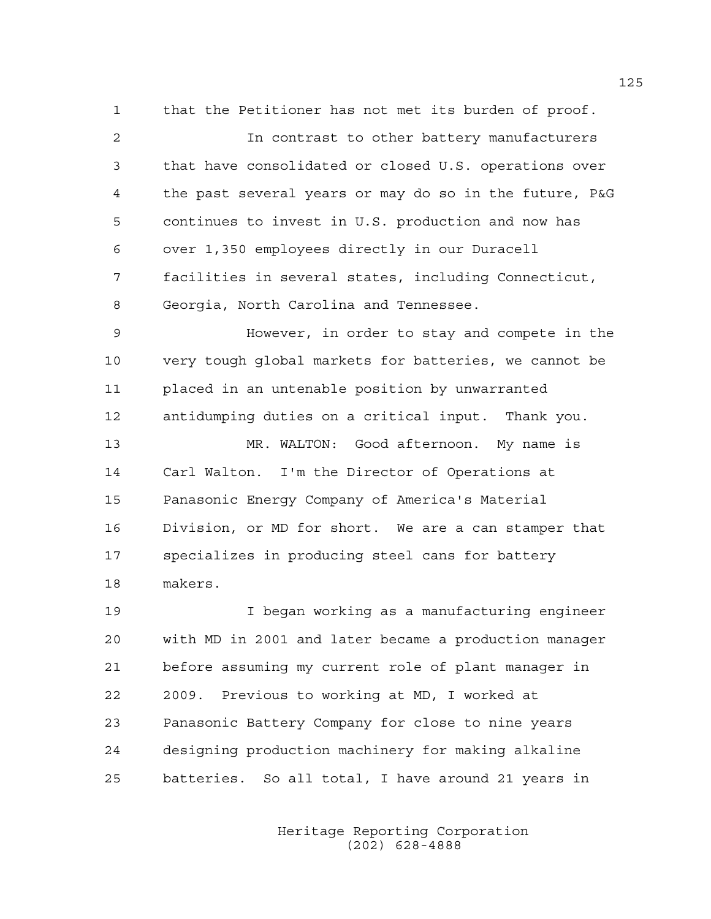that the Petitioner has not met its burden of proof.

In contrast to other battery manufacturers that have consolidated or closed U.S. operations over the past several years or may do so in the future, P&G continues to invest in U.S. production and now has over 1,350 employees directly in our Duracell facilities in several states, including Connecticut, Georgia, North Carolina and Tennessee.

However, in order to stay and compete in the very tough global markets for batteries, we cannot be placed in an untenable position by unwarranted antidumping duties on a critical input. Thank you.

MR. WALTON: Good afternoon. My name is Carl Walton. I'm the Director of Operations at Panasonic Energy Company of America's Material Division, or MD for short. We are a can stamper that specializes in producing steel cans for battery makers.

I began working as a manufacturing engineer with MD in 2001 and later became a production manager before assuming my current role of plant manager in 2009. Previous to working at MD, I worked at Panasonic Battery Company for close to nine years designing production machinery for making alkaline batteries. So all total, I have around 21 years in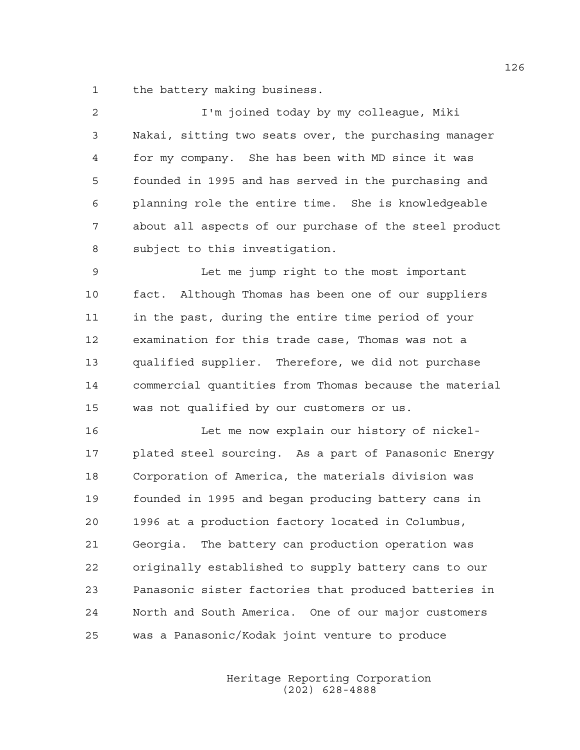the battery making business.

I'm joined today by my colleague, Miki Nakai, sitting two seats over, the purchasing manager for my company. She has been with MD since it was founded in 1995 and has served in the purchasing and planning role the entire time. She is knowledgeable about all aspects of our purchase of the steel product subject to this investigation.

Let me jump right to the most important fact. Although Thomas has been one of our suppliers in the past, during the entire time period of your examination for this trade case, Thomas was not a qualified supplier. Therefore, we did not purchase commercial quantities from Thomas because the material was not qualified by our customers or us.

Let me now explain our history of nickel-plated steel sourcing. As a part of Panasonic Energy Corporation of America, the materials division was founded in 1995 and began producing battery cans in 1996 at a production factory located in Columbus, Georgia. The battery can production operation was originally established to supply battery cans to our Panasonic sister factories that produced batteries in North and South America. One of our major customers was a Panasonic/Kodak joint venture to produce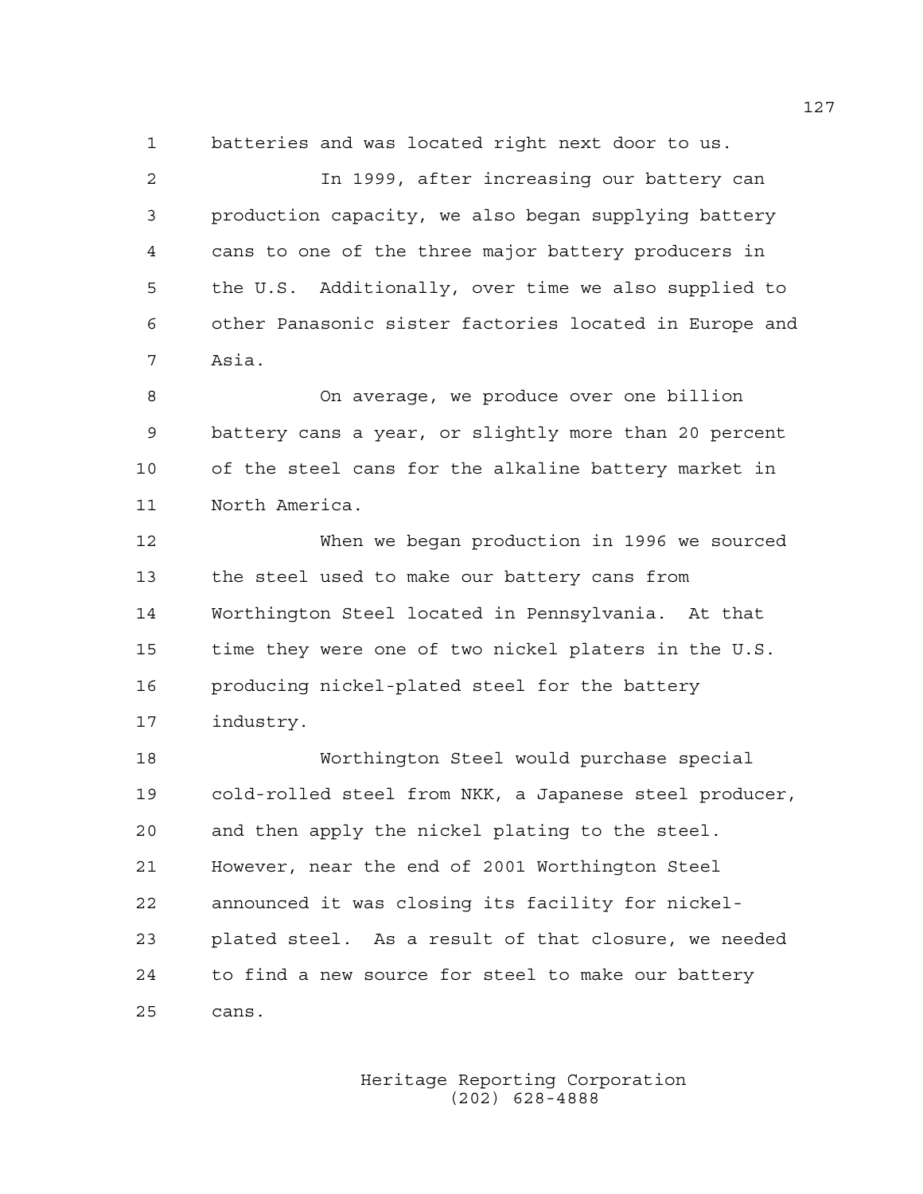batteries and was located right next door to us.

In 1999, after increasing our battery can production capacity, we also began supplying battery cans to one of the three major battery producers in the U.S. Additionally, over time we also supplied to other Panasonic sister factories located in Europe and Asia.

On average, we produce over one billion battery cans a year, or slightly more than 20 percent of the steel cans for the alkaline battery market in North America.

When we began production in 1996 we sourced the steel used to make our battery cans from Worthington Steel located in Pennsylvania. At that time they were one of two nickel platers in the U.S. producing nickel-plated steel for the battery industry.

Worthington Steel would purchase special cold-rolled steel from NKK, a Japanese steel producer, and then apply the nickel plating to the steel. However, near the end of 2001 Worthington Steel announced it was closing its facility for nickel-plated steel. As a result of that closure, we needed to find a new source for steel to make our battery cans.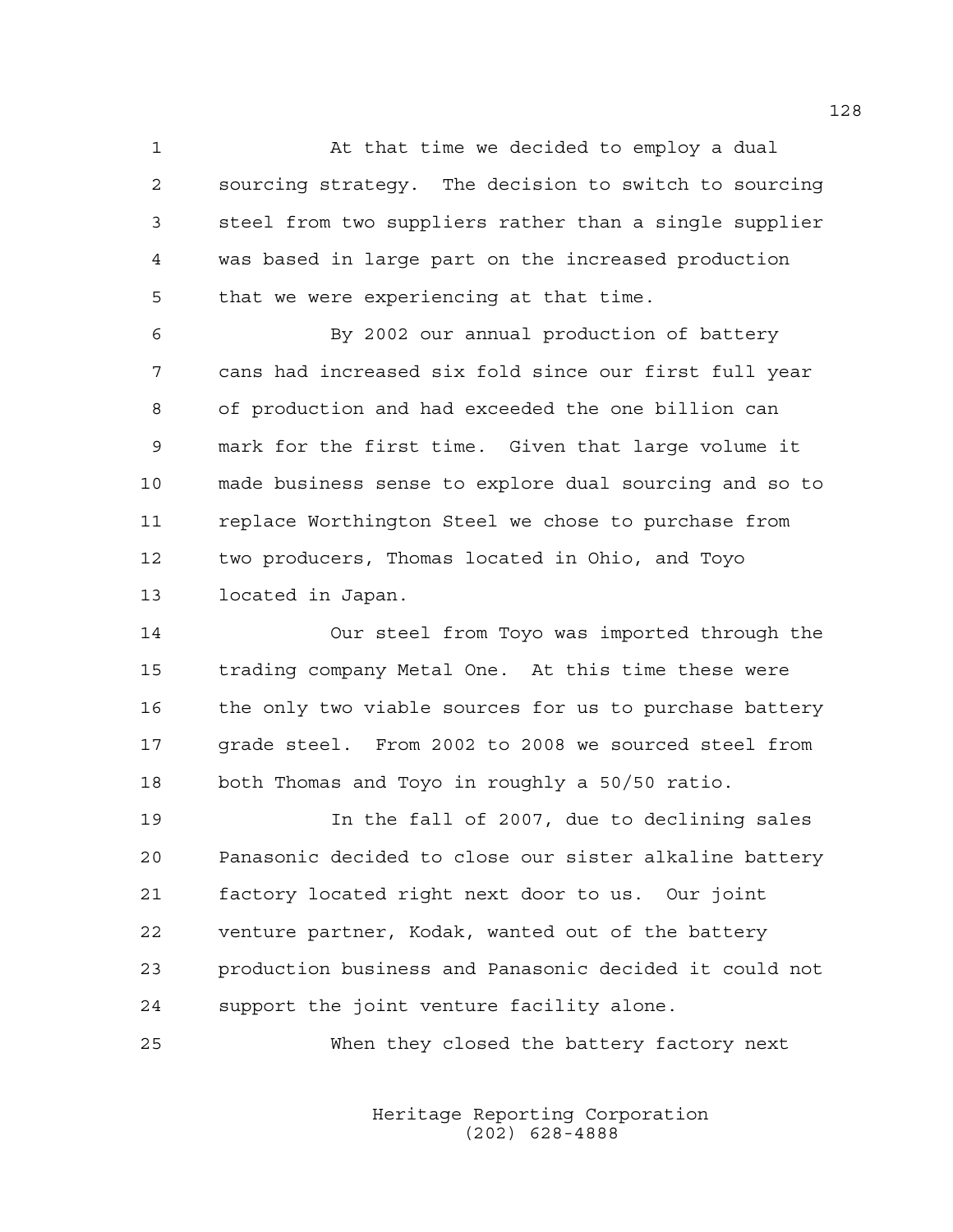At that time we decided to employ a dual sourcing strategy. The decision to switch to sourcing steel from two suppliers rather than a single supplier was based in large part on the increased production that we were experiencing at that time.

By 2002 our annual production of battery cans had increased six fold since our first full year of production and had exceeded the one billion can mark for the first time. Given that large volume it made business sense to explore dual sourcing and so to replace Worthington Steel we chose to purchase from two producers, Thomas located in Ohio, and Toyo located in Japan.

Our steel from Toyo was imported through the trading company Metal One. At this time these were the only two viable sources for us to purchase battery grade steel. From 2002 to 2008 we sourced steel from both Thomas and Toyo in roughly a 50/50 ratio.

In the fall of 2007, due to declining sales Panasonic decided to close our sister alkaline battery factory located right next door to us. Our joint venture partner, Kodak, wanted out of the battery production business and Panasonic decided it could not support the joint venture facility alone.

When they closed the battery factory next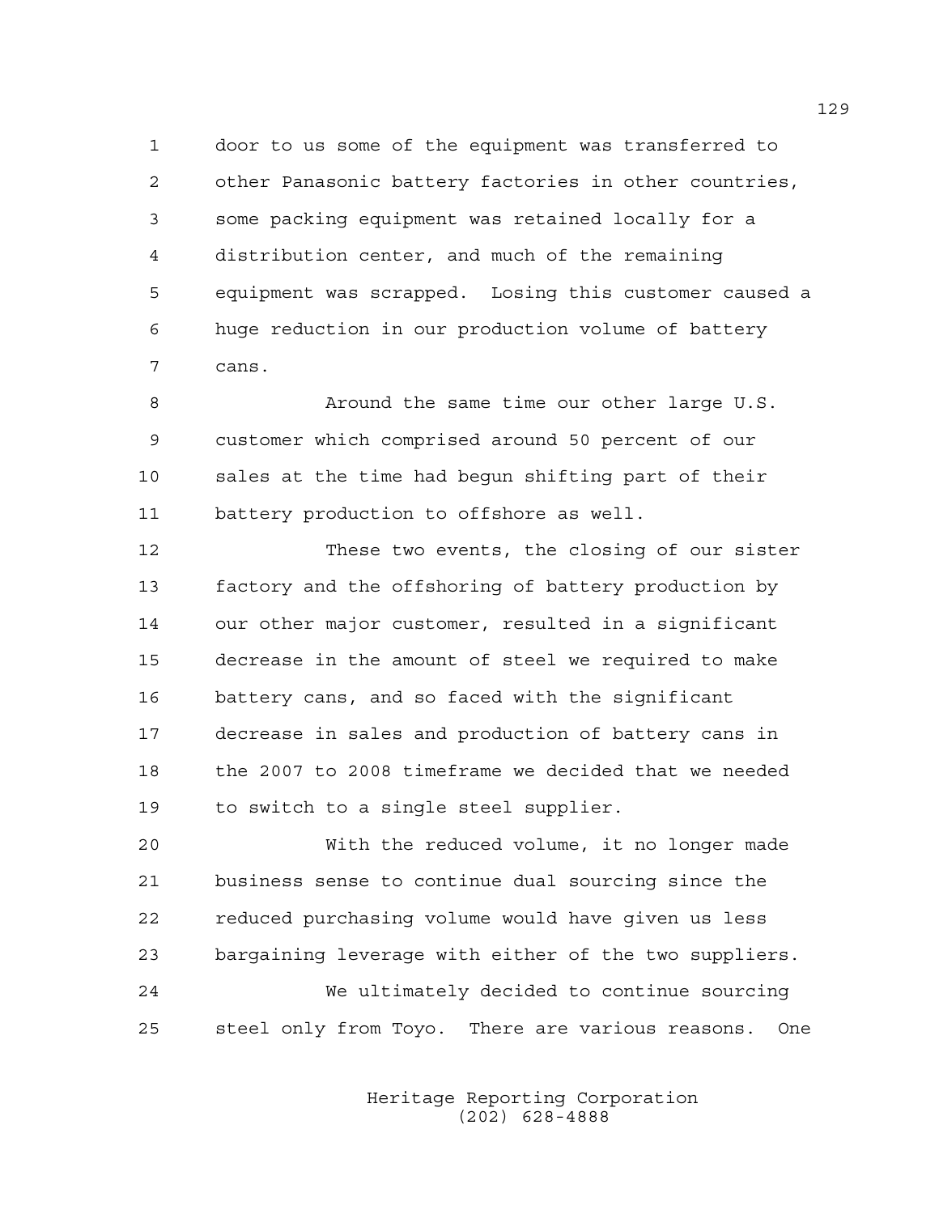door to us some of the equipment was transferred to other Panasonic battery factories in other countries, some packing equipment was retained locally for a distribution center, and much of the remaining equipment was scrapped. Losing this customer caused a huge reduction in our production volume of battery cans.

Around the same time our other large U.S. customer which comprised around 50 percent of our sales at the time had begun shifting part of their battery production to offshore as well.

These two events, the closing of our sister factory and the offshoring of battery production by our other major customer, resulted in a significant decrease in the amount of steel we required to make battery cans, and so faced with the significant decrease in sales and production of battery cans in the 2007 to 2008 timeframe we decided that we needed to switch to a single steel supplier.

With the reduced volume, it no longer made business sense to continue dual sourcing since the reduced purchasing volume would have given us less bargaining leverage with either of the two suppliers.

We ultimately decided to continue sourcing steel only from Toyo. There are various reasons. One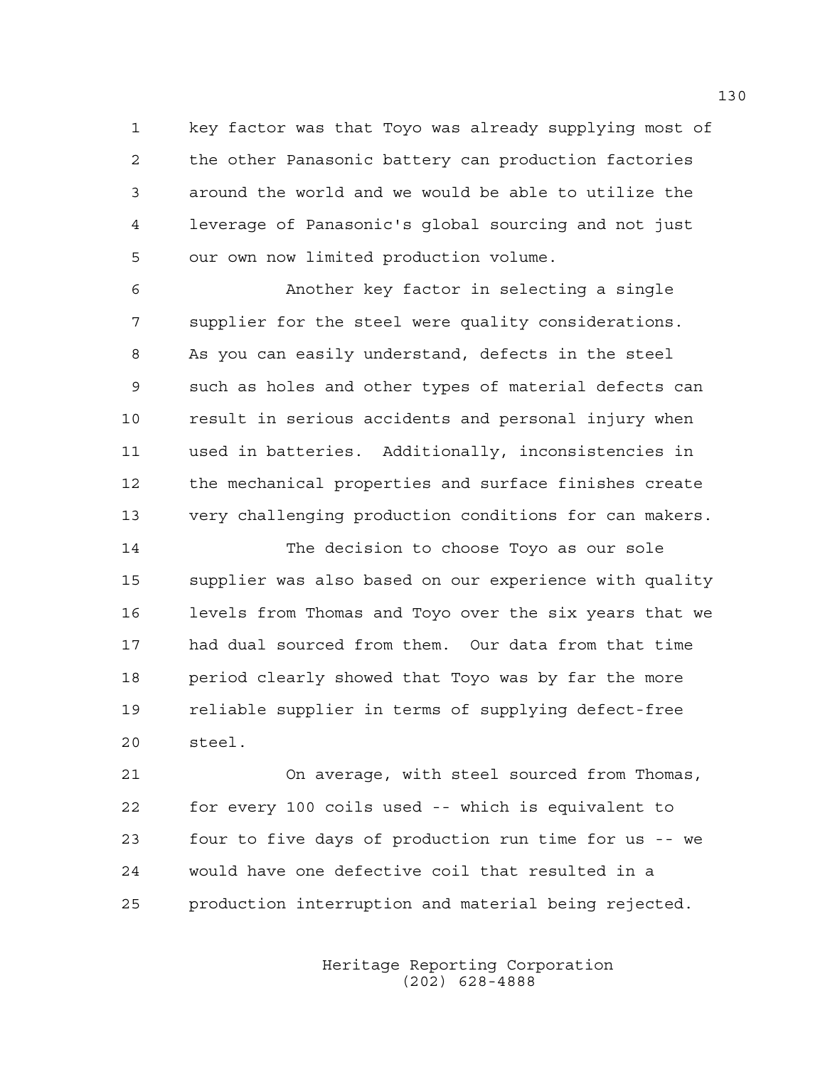key factor was that Toyo was already supplying most of the other Panasonic battery can production factories around the world and we would be able to utilize the leverage of Panasonic's global sourcing and not just our own now limited production volume.

Another key factor in selecting a single supplier for the steel were quality considerations. As you can easily understand, defects in the steel such as holes and other types of material defects can result in serious accidents and personal injury when used in batteries. Additionally, inconsistencies in the mechanical properties and surface finishes create very challenging production conditions for can makers.

The decision to choose Toyo as our sole supplier was also based on our experience with quality levels from Thomas and Toyo over the six years that we had dual sourced from them. Our data from that time period clearly showed that Toyo was by far the more reliable supplier in terms of supplying defect-free steel.

On average, with steel sourced from Thomas, for every 100 coils used -- which is equivalent to four to five days of production run time for us -- we would have one defective coil that resulted in a production interruption and material being rejected.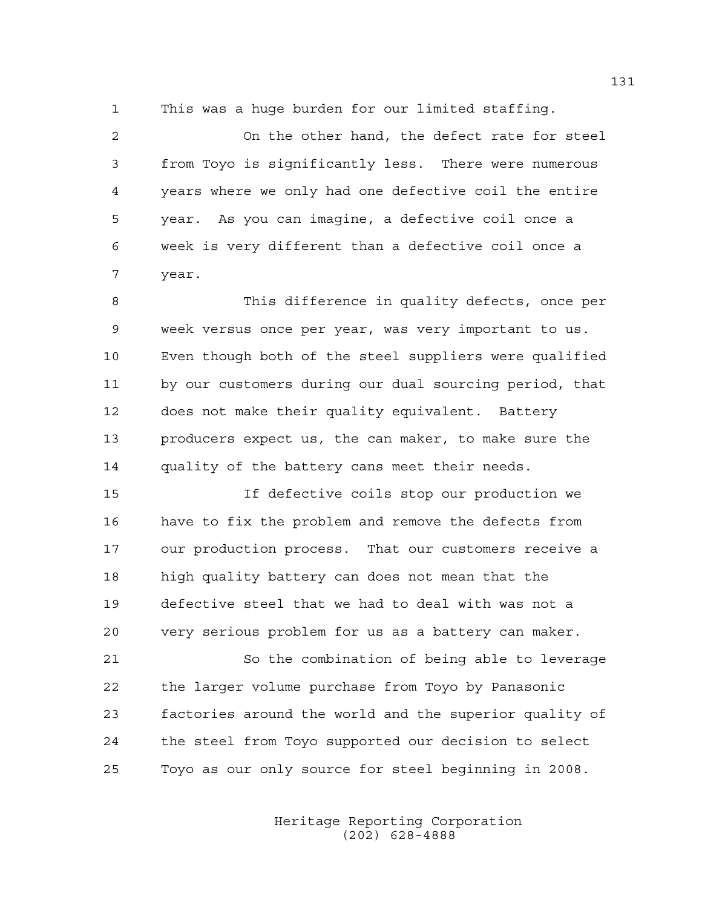This was a huge burden for our limited staffing.

On the other hand, the defect rate for steel from Toyo is significantly less. There were numerous years where we only had one defective coil the entire year. As you can imagine, a defective coil once a week is very different than a defective coil once a year.

This difference in quality defects, once per week versus once per year, was very important to us. Even though both of the steel suppliers were qualified by our customers during our dual sourcing period, that does not make their quality equivalent. Battery producers expect us, the can maker, to make sure the quality of the battery cans meet their needs.

If defective coils stop our production we have to fix the problem and remove the defects from our production process. That our customers receive a high quality battery can does not mean that the defective steel that we had to deal with was not a very serious problem for us as a battery can maker.

So the combination of being able to leverage the larger volume purchase from Toyo by Panasonic factories around the world and the superior quality of the steel from Toyo supported our decision to select Toyo as our only source for steel beginning in 2008.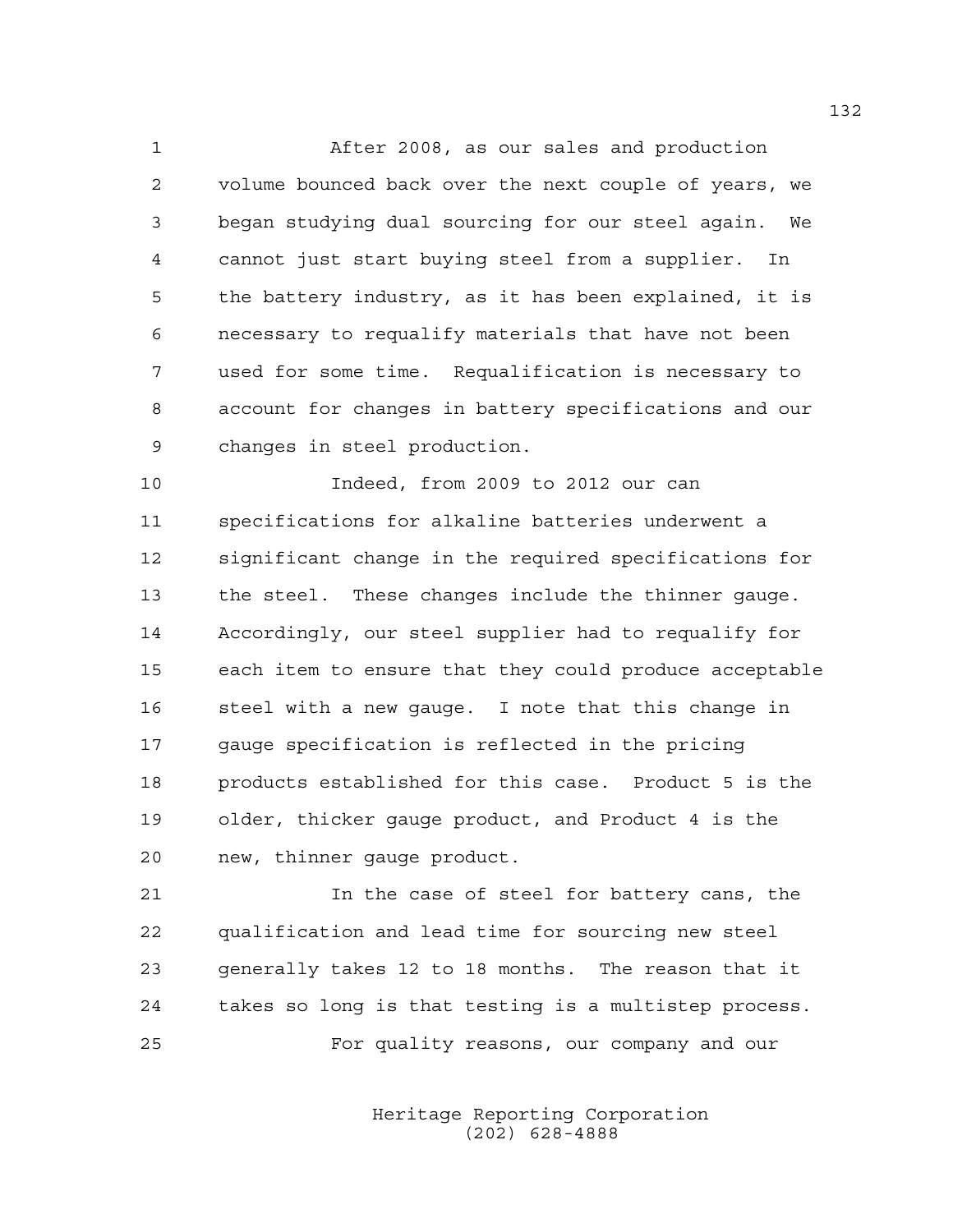After 2008, as our sales and production volume bounced back over the next couple of years, we began studying dual sourcing for our steel again. We cannot just start buying steel from a supplier. In the battery industry, as it has been explained, it is necessary to requalify materials that have not been used for some time. Requalification is necessary to account for changes in battery specifications and our changes in steel production.

Indeed, from 2009 to 2012 our can specifications for alkaline batteries underwent a significant change in the required specifications for the steel. These changes include the thinner gauge. Accordingly, our steel supplier had to requalify for each item to ensure that they could produce acceptable steel with a new gauge. I note that this change in gauge specification is reflected in the pricing products established for this case. Product 5 is the older, thicker gauge product, and Product 4 is the new, thinner gauge product.

In the case of steel for battery cans, the qualification and lead time for sourcing new steel generally takes 12 to 18 months. The reason that it takes so long is that testing is a multistep process.

For quality reasons, our company and our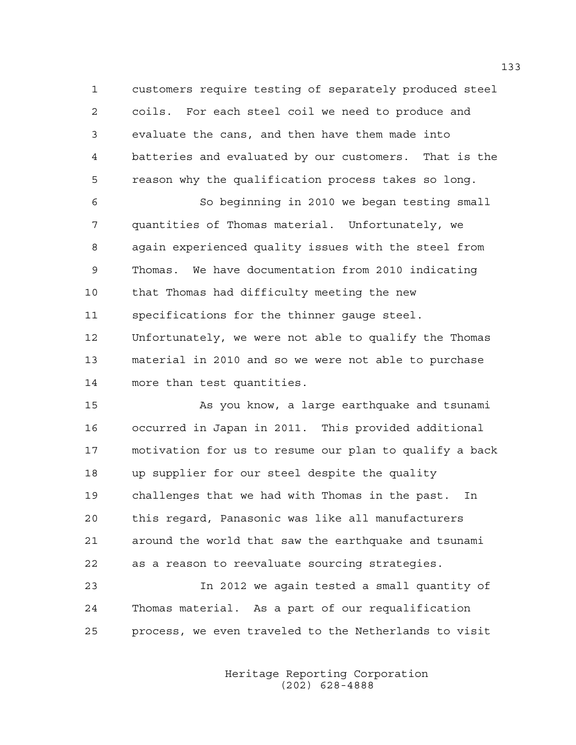customers require testing of separately produced steel coils. For each steel coil we need to produce and evaluate the cans, and then have them made into batteries and evaluated by our customers. That is the reason why the qualification process takes so long.

So beginning in 2010 we began testing small quantities of Thomas material. Unfortunately, we again experienced quality issues with the steel from Thomas. We have documentation from 2010 indicating that Thomas had difficulty meeting the new specifications for the thinner gauge steel. Unfortunately, we were not able to qualify the Thomas material in 2010 and so we were not able to purchase more than test quantities.

As you know, a large earthquake and tsunami occurred in Japan in 2011. This provided additional motivation for us to resume our plan to qualify a back up supplier for our steel despite the quality challenges that we had with Thomas in the past. In this regard, Panasonic was like all manufacturers around the world that saw the earthquake and tsunami as a reason to reevaluate sourcing strategies.

In 2012 we again tested a small quantity of Thomas material. As a part of our requalification process, we even traveled to the Netherlands to visit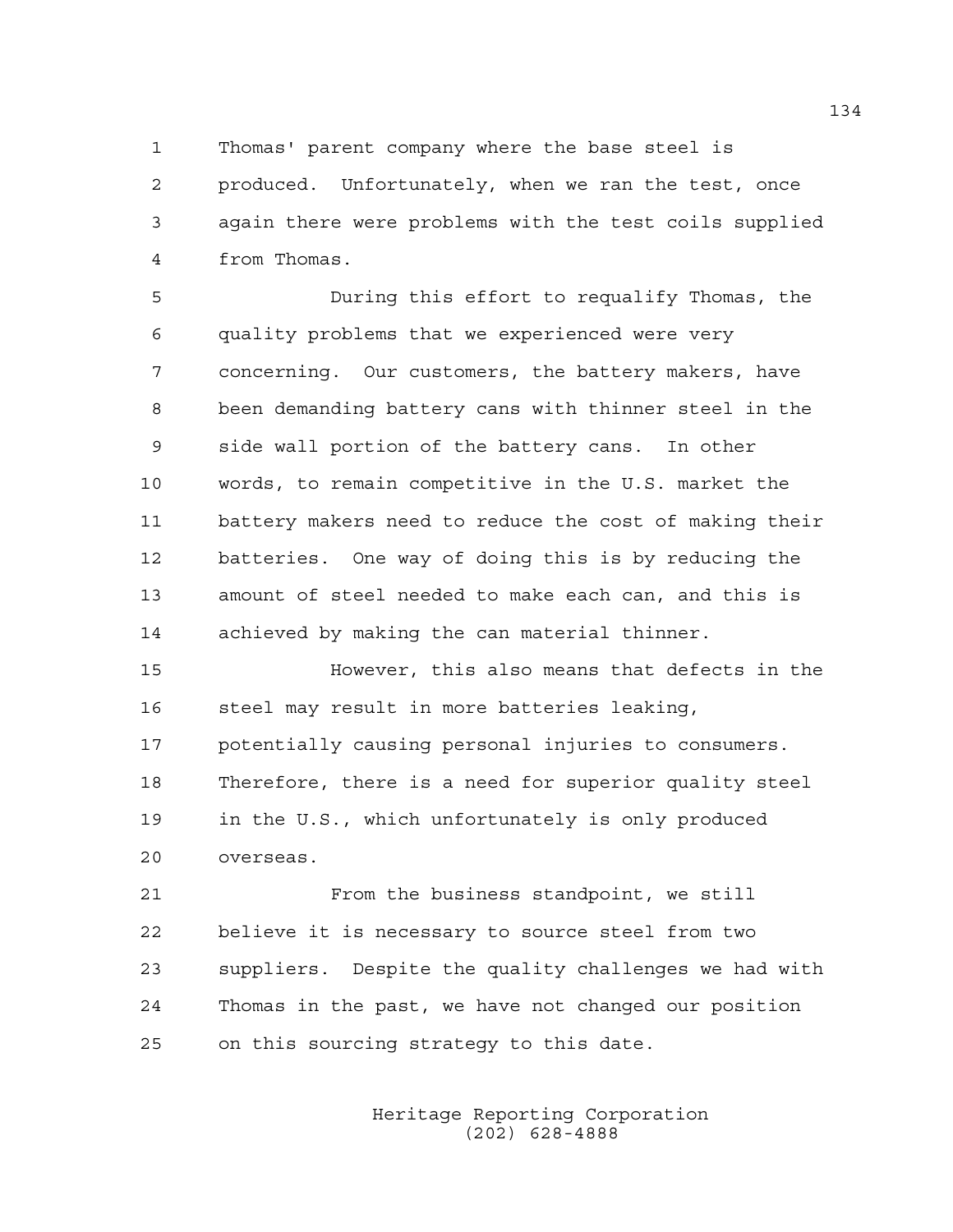Thomas' parent company where the base steel is produced. Unfortunately, when we ran the test, once again there were problems with the test coils supplied from Thomas.

During this effort to requalify Thomas, the quality problems that we experienced were very concerning. Our customers, the battery makers, have been demanding battery cans with thinner steel in the side wall portion of the battery cans. In other words, to remain competitive in the U.S. market the battery makers need to reduce the cost of making their batteries. One way of doing this is by reducing the amount of steel needed to make each can, and this is achieved by making the can material thinner.

However, this also means that defects in the steel may result in more batteries leaking, potentially causing personal injuries to consumers. Therefore, there is a need for superior quality steel in the U.S., which unfortunately is only produced overseas.

From the business standpoint, we still believe it is necessary to source steel from two suppliers. Despite the quality challenges we had with Thomas in the past, we have not changed our position on this sourcing strategy to this date.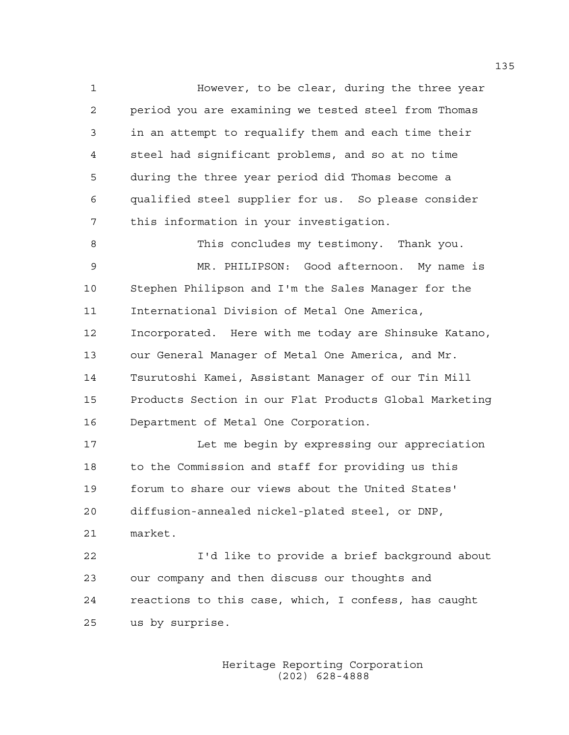However, to be clear, during the three year period you are examining we tested steel from Thomas in an attempt to requalify them and each time their steel had significant problems, and so at no time during the three year period did Thomas become a qualified steel supplier for us. So please consider this information in your investigation.

This concludes my testimony. Thank you.

MR. PHILIPSON: Good afternoon. My name is Stephen Philipson and I'm the Sales Manager for the International Division of Metal One America, Incorporated. Here with me today are Shinsuke Katano, our General Manager of Metal One America, and Mr. Tsurutoshi Kamei, Assistant Manager of our Tin Mill Products Section in our Flat Products Global Marketing Department of Metal One Corporation.

Let me begin by expressing our appreciation to the Commission and staff for providing us this forum to share our views about the United States' diffusion-annealed nickel-plated steel, or DNP, market.

I'd like to provide a brief background about our company and then discuss our thoughts and reactions to this case, which, I confess, has caught us by surprise.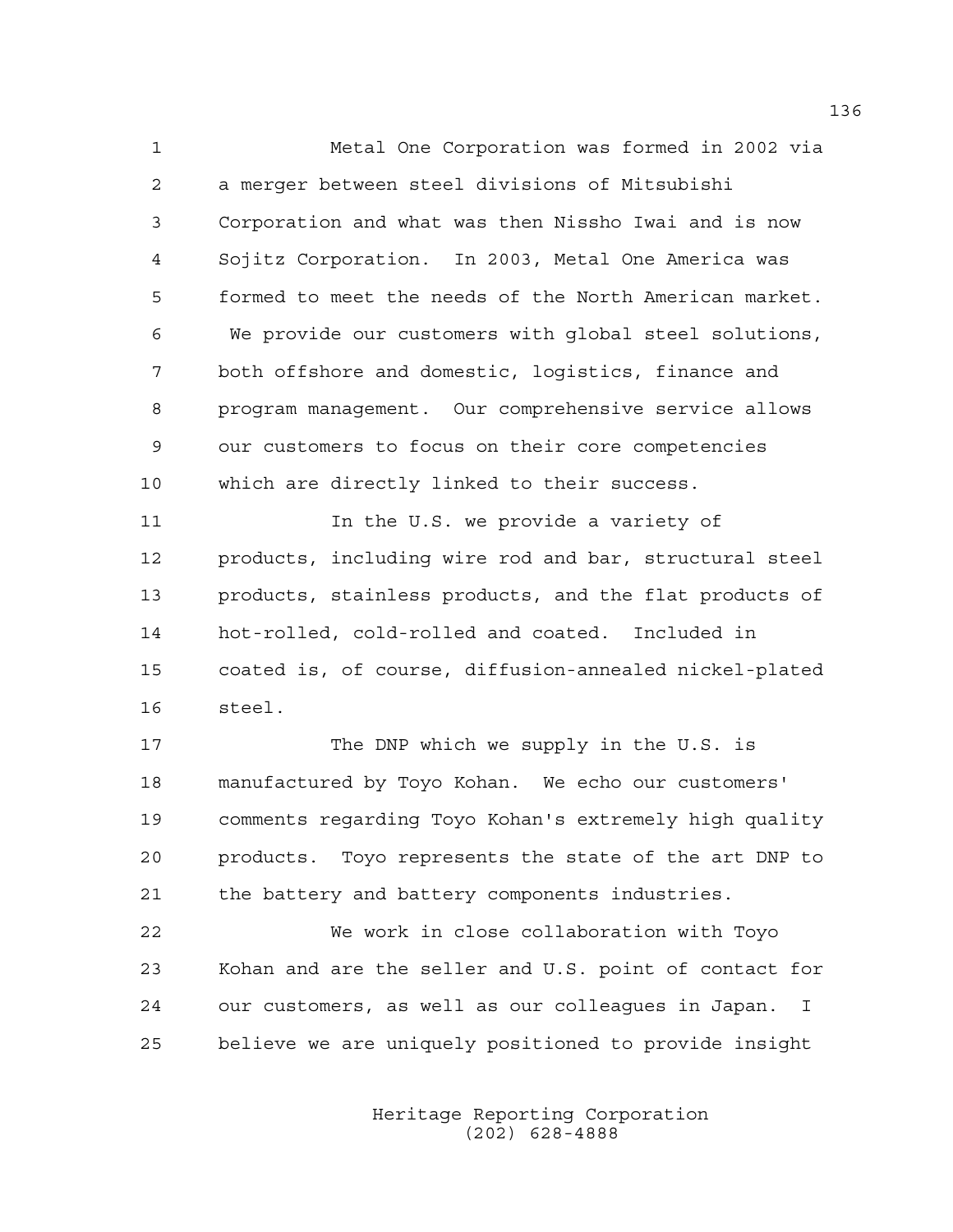Metal One Corporation was formed in 2002 via a merger between steel divisions of Mitsubishi Corporation and what was then Nissho Iwai and is now Sojitz Corporation. In 2003, Metal One America was formed to meet the needs of the North American market. We provide our customers with global steel solutions, both offshore and domestic, logistics, finance and program management. Our comprehensive service allows our customers to focus on their core competencies which are directly linked to their success.

In the U.S. we provide a variety of products, including wire rod and bar, structural steel products, stainless products, and the flat products of hot-rolled, cold-rolled and coated. Included in coated is, of course, diffusion-annealed nickel-plated steel.

The DNP which we supply in the U.S. is manufactured by Toyo Kohan. We echo our customers' comments regarding Toyo Kohan's extremely high quality products. Toyo represents the state of the art DNP to the battery and battery components industries.

We work in close collaboration with Toyo Kohan and are the seller and U.S. point of contact for our customers, as well as our colleagues in Japan. I believe we are uniquely positioned to provide insight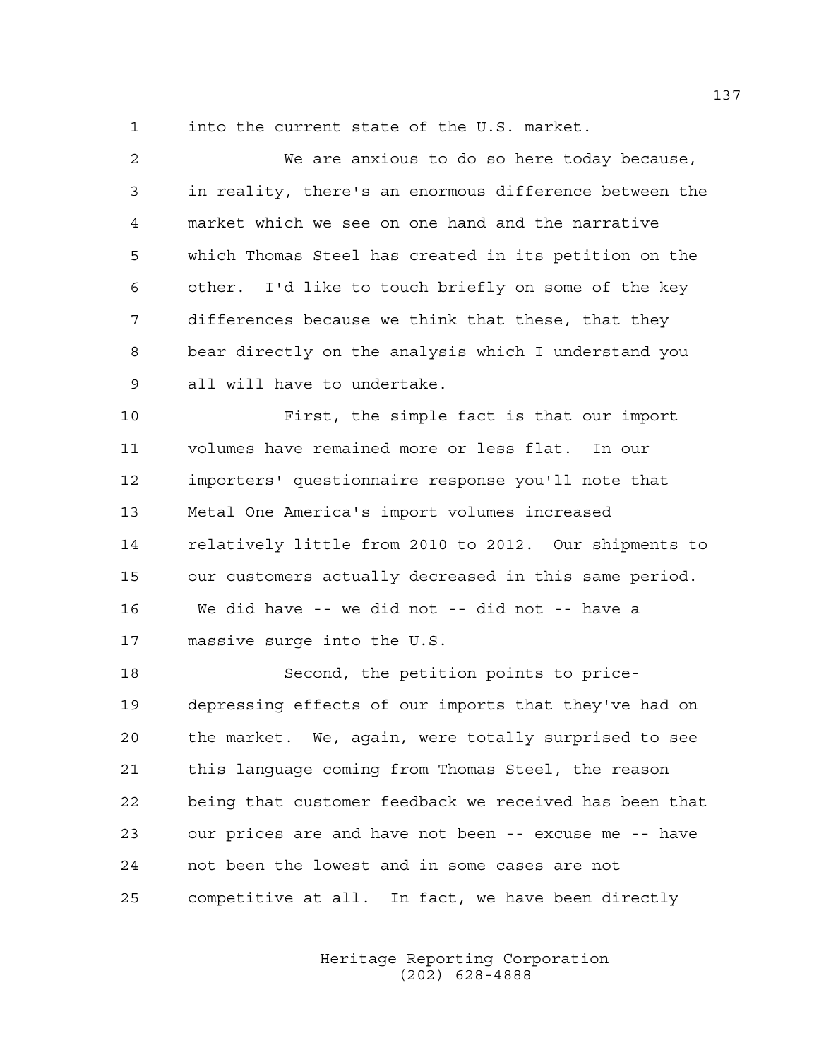into the current state of the U.S. market.

We are anxious to do so here today because, in reality, there's an enormous difference between the market which we see on one hand and the narrative which Thomas Steel has created in its petition on the other. I'd like to touch briefly on some of the key differences because we think that these, that they bear directly on the analysis which I understand you all will have to undertake.

First, the simple fact is that our import volumes have remained more or less flat. In our importers' questionnaire response you'll note that Metal One America's import volumes increased relatively little from 2010 to 2012. Our shipments to our customers actually decreased in this same period. We did have -- we did not -- did not -- have a massive surge into the U.S.

Second, the petition points to price-depressing effects of our imports that they've had on the market. We, again, were totally surprised to see this language coming from Thomas Steel, the reason being that customer feedback we received has been that our prices are and have not been -- excuse me -- have not been the lowest and in some cases are not competitive at all. In fact, we have been directly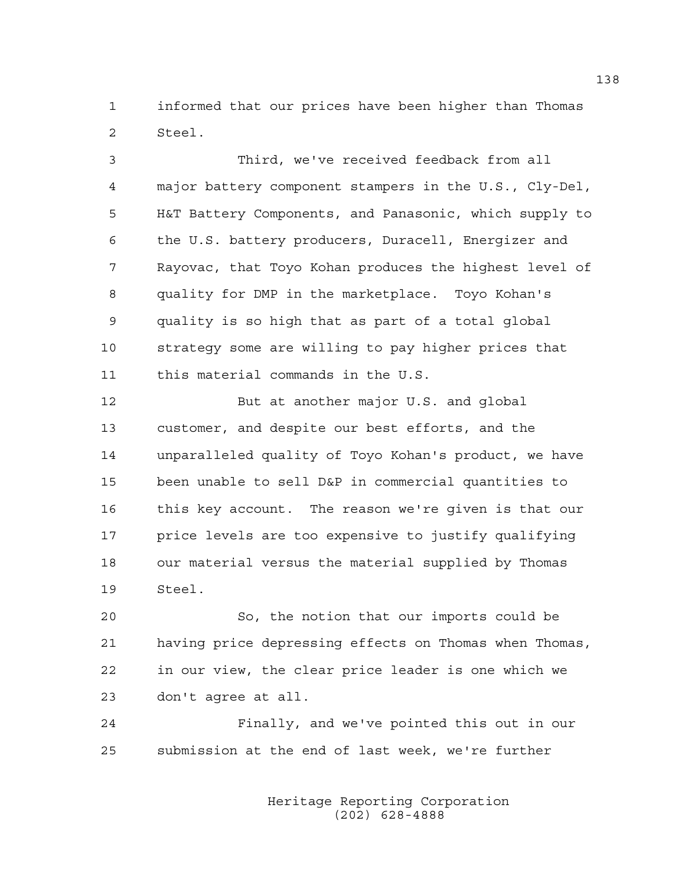informed that our prices have been higher than Thomas Steel.

Third, we've received feedback from all major battery component stampers in the U.S., Cly-Del, H&T Battery Components, and Panasonic, which supply to the U.S. battery producers, Duracell, Energizer and Rayovac, that Toyo Kohan produces the highest level of quality for DMP in the marketplace. Toyo Kohan's quality is so high that as part of a total global strategy some are willing to pay higher prices that this material commands in the U.S.

But at another major U.S. and global customer, and despite our best efforts, and the unparalleled quality of Toyo Kohan's product, we have been unable to sell D&P in commercial quantities to this key account. The reason we're given is that our price levels are too expensive to justify qualifying our material versus the material supplied by Thomas Steel.

So, the notion that our imports could be having price depressing effects on Thomas when Thomas, in our view, the clear price leader is one which we don't agree at all.

Finally, and we've pointed this out in our submission at the end of last week, we're further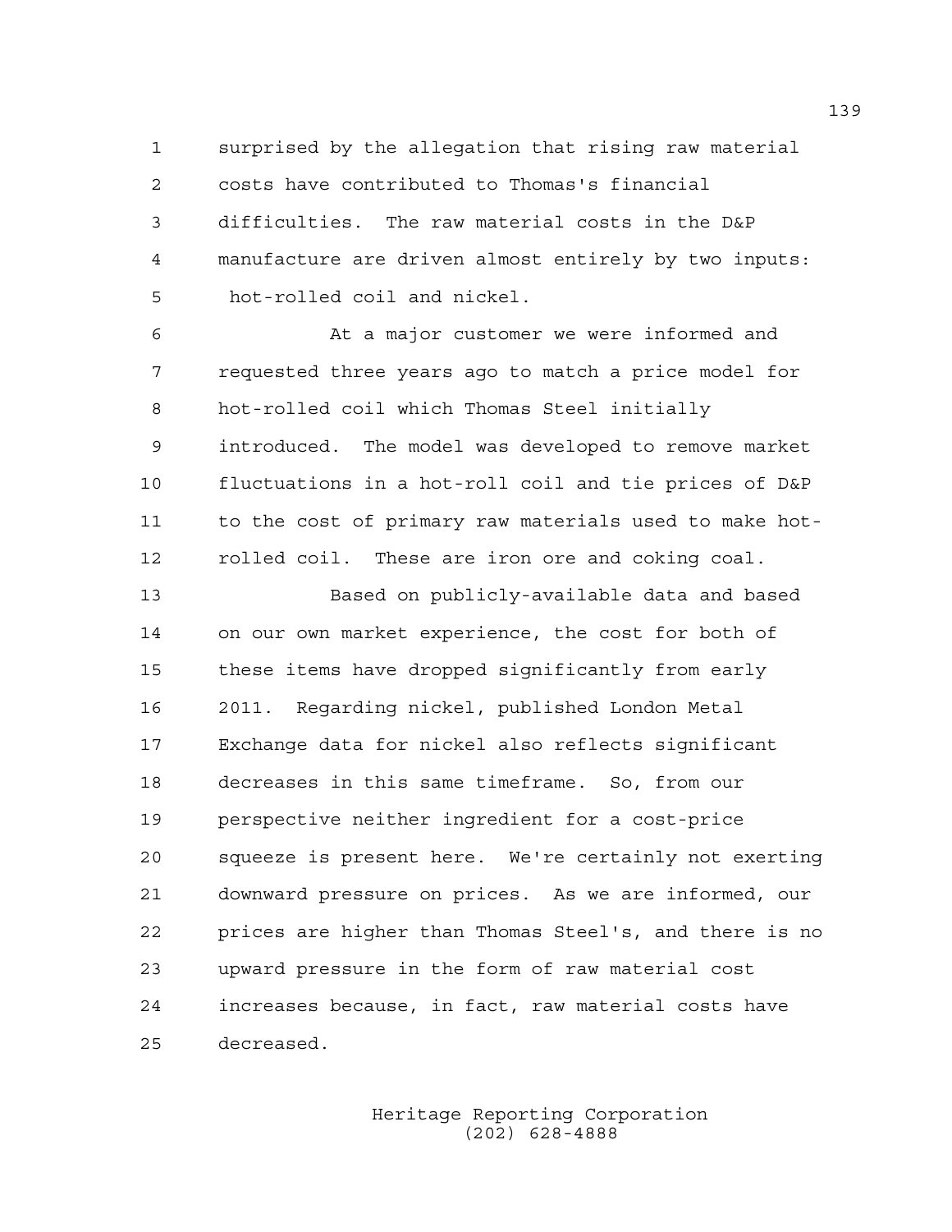surprised by the allegation that rising raw material costs have contributed to Thomas's financial difficulties. The raw material costs in the D&P manufacture are driven almost entirely by two inputs: hot-rolled coil and nickel.

At a major customer we were informed and requested three years ago to match a price model for hot-rolled coil which Thomas Steel initially introduced. The model was developed to remove market fluctuations in a hot-roll coil and tie prices of D&P to the cost of primary raw materials used to make hot-rolled coil. These are iron ore and coking coal.

Based on publicly-available data and based on our own market experience, the cost for both of these items have dropped significantly from early 2011. Regarding nickel, published London Metal Exchange data for nickel also reflects significant decreases in this same timeframe. So, from our perspective neither ingredient for a cost-price squeeze is present here. We're certainly not exerting downward pressure on prices. As we are informed, our prices are higher than Thomas Steel's, and there is no upward pressure in the form of raw material cost increases because, in fact, raw material costs have decreased.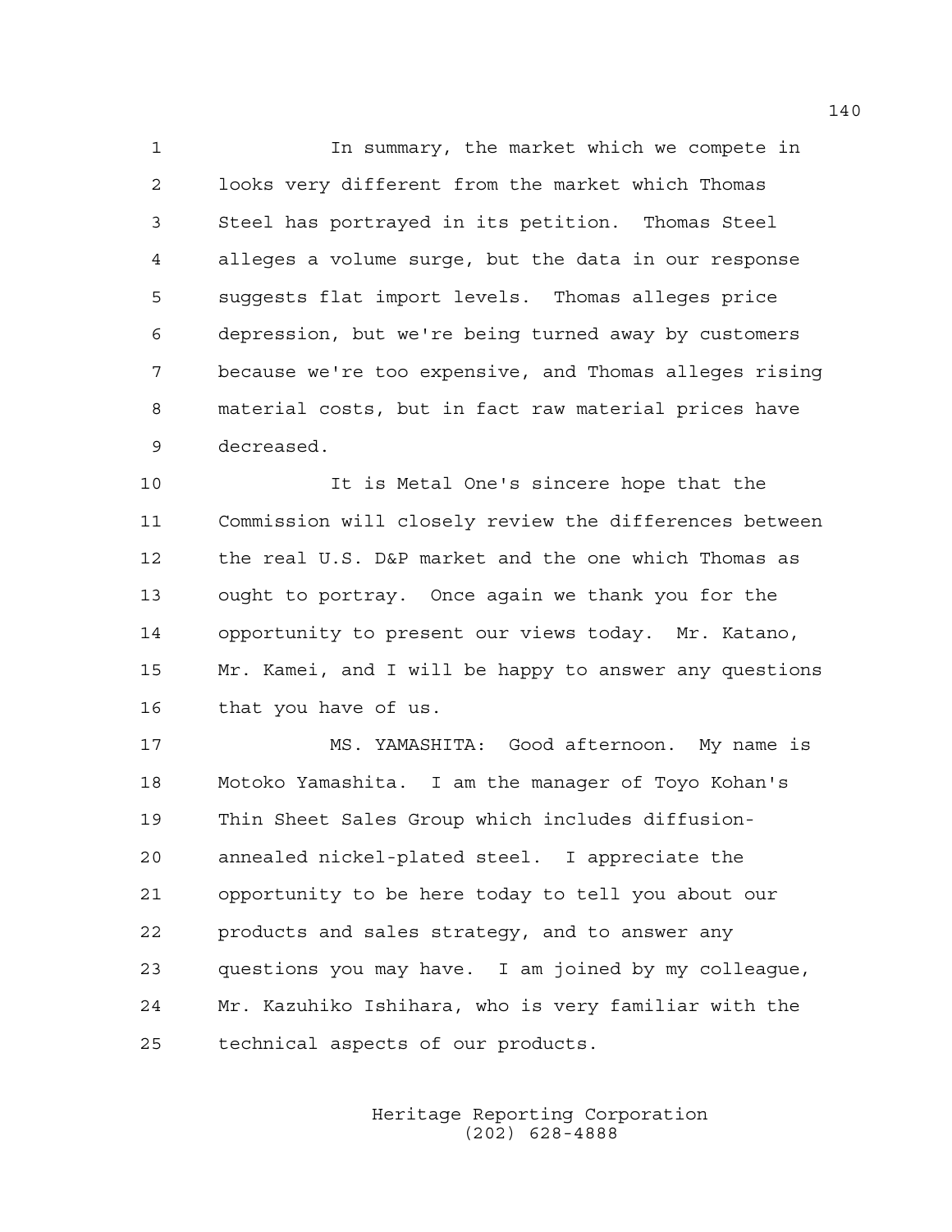In summary, the market which we compete in looks very different from the market which Thomas Steel has portrayed in its petition. Thomas Steel alleges a volume surge, but the data in our response suggests flat import levels. Thomas alleges price depression, but we're being turned away by customers because we're too expensive, and Thomas alleges rising material costs, but in fact raw material prices have decreased.

It is Metal One's sincere hope that the Commission will closely review the differences between the real U.S. D&P market and the one which Thomas as ought to portray. Once again we thank you for the opportunity to present our views today. Mr. Katano, Mr. Kamei, and I will be happy to answer any questions that you have of us.

MS. YAMASHITA: Good afternoon. My name is Motoko Yamashita. I am the manager of Toyo Kohan's Thin Sheet Sales Group which includes diffusion-annealed nickel-plated steel. I appreciate the opportunity to be here today to tell you about our products and sales strategy, and to answer any questions you may have. I am joined by my colleague, Mr. Kazuhiko Ishihara, who is very familiar with the technical aspects of our products.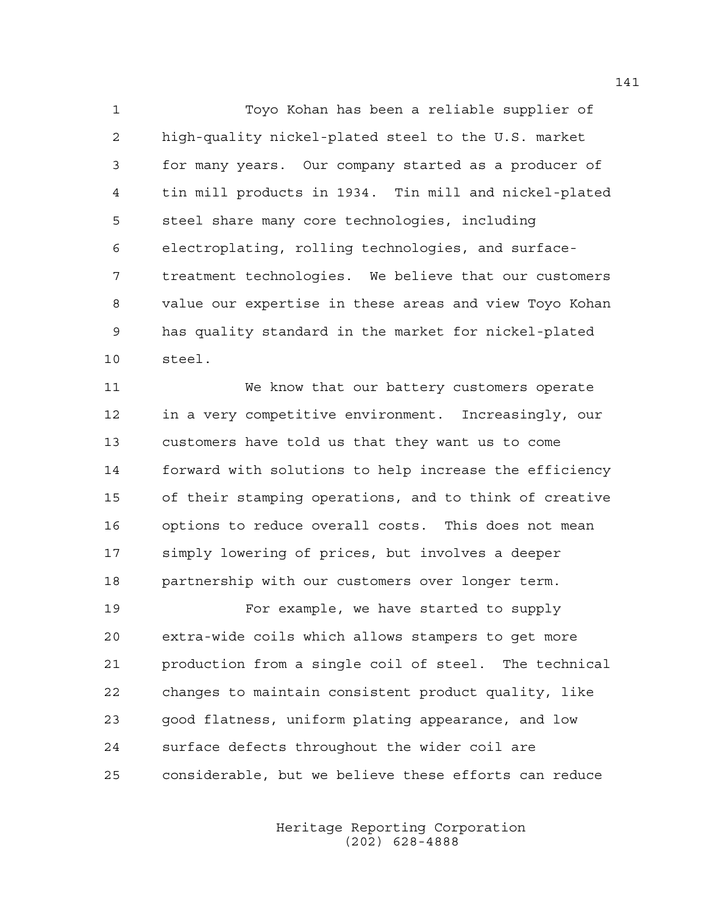Toyo Kohan has been a reliable supplier of high-quality nickel-plated steel to the U.S. market for many years. Our company started as a producer of tin mill products in 1934. Tin mill and nickel-plated steel share many core technologies, including electroplating, rolling technologies, and surface-treatment technologies. We believe that our customers value our expertise in these areas and view Toyo Kohan has quality standard in the market for nickel-plated steel.

We know that our battery customers operate in a very competitive environment. Increasingly, our customers have told us that they want us to come forward with solutions to help increase the efficiency of their stamping operations, and to think of creative options to reduce overall costs. This does not mean simply lowering of prices, but involves a deeper partnership with our customers over longer term.

For example, we have started to supply extra-wide coils which allows stampers to get more production from a single coil of steel. The technical changes to maintain consistent product quality, like good flatness, uniform plating appearance, and low surface defects throughout the wider coil are considerable, but we believe these efforts can reduce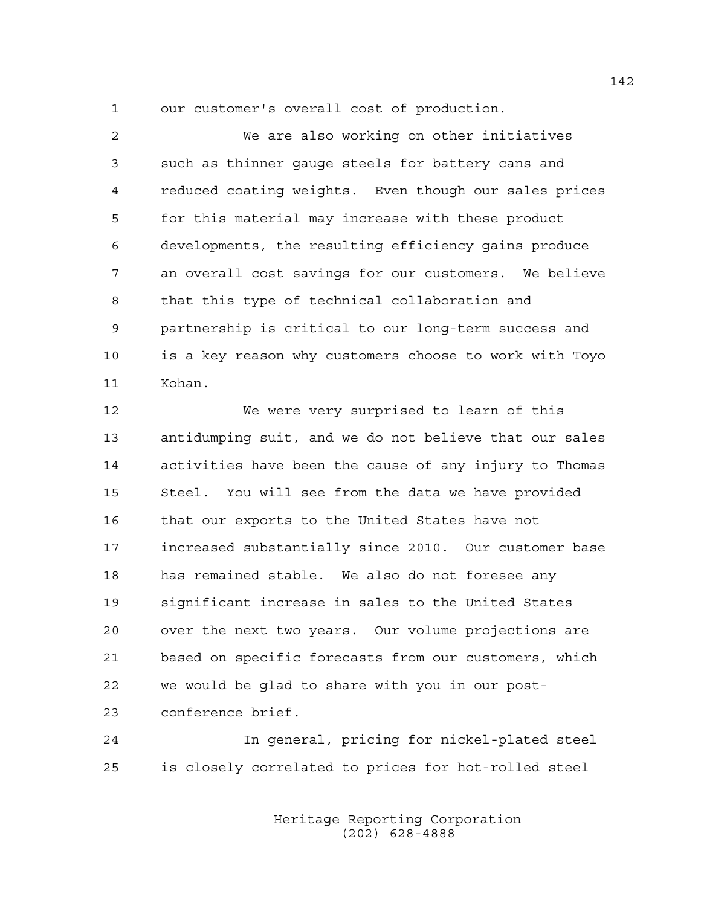our customer's overall cost of production.

We are also working on other initiatives such as thinner gauge steels for battery cans and reduced coating weights. Even though our sales prices for this material may increase with these product developments, the resulting efficiency gains produce an overall cost savings for our customers. We believe that this type of technical collaboration and partnership is critical to our long-term success and is a key reason why customers choose to work with Toyo Kohan.

We were very surprised to learn of this antidumping suit, and we do not believe that our sales activities have been the cause of any injury to Thomas Steel. You will see from the data we have provided that our exports to the United States have not increased substantially since 2010. Our customer base has remained stable. We also do not foresee any significant increase in sales to the United States over the next two years. Our volume projections are based on specific forecasts from our customers, which we would be glad to share with you in our post-conference brief.

In general, pricing for nickel-plated steel is closely correlated to prices for hot-rolled steel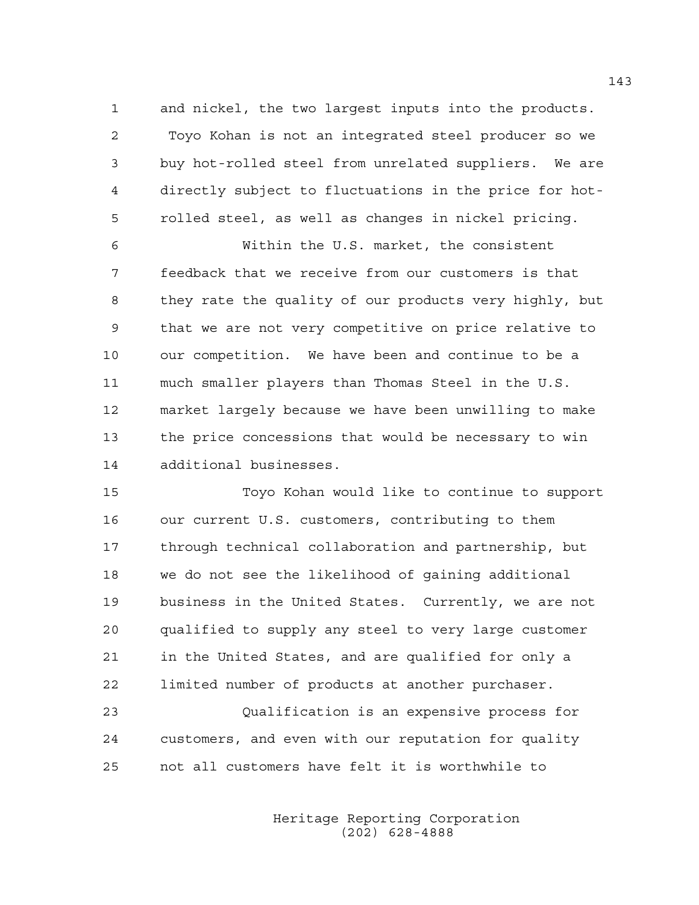and nickel, the two largest inputs into the products. Toyo Kohan is not an integrated steel producer so we buy hot-rolled steel from unrelated suppliers. We are directly subject to fluctuations in the price for hot-rolled steel, as well as changes in nickel pricing.

Within the U.S. market, the consistent feedback that we receive from our customers is that they rate the quality of our products very highly, but that we are not very competitive on price relative to our competition. We have been and continue to be a much smaller players than Thomas Steel in the U.S. market largely because we have been unwilling to make the price concessions that would be necessary to win additional businesses.

Toyo Kohan would like to continue to support our current U.S. customers, contributing to them through technical collaboration and partnership, but we do not see the likelihood of gaining additional business in the United States. Currently, we are not qualified to supply any steel to very large customer in the United States, and are qualified for only a limited number of products at another purchaser.

Qualification is an expensive process for customers, and even with our reputation for quality not all customers have felt it is worthwhile to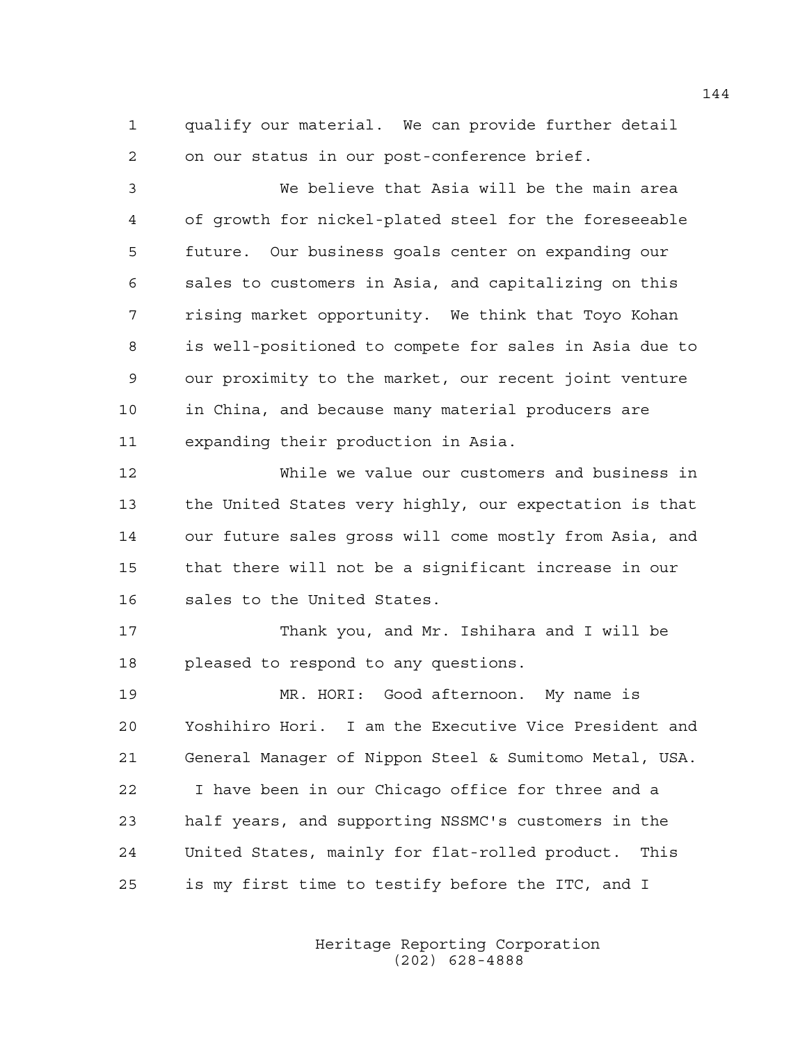qualify our material. We can provide further detail on our status in our post-conference brief.

We believe that Asia will be the main area of growth for nickel-plated steel for the foreseeable future. Our business goals center on expanding our sales to customers in Asia, and capitalizing on this rising market opportunity. We think that Toyo Kohan is well-positioned to compete for sales in Asia due to our proximity to the market, our recent joint venture in China, and because many material producers are expanding their production in Asia.

While we value our customers and business in the United States very highly, our expectation is that our future sales gross will come mostly from Asia, and that there will not be a significant increase in our sales to the United States.

Thank you, and Mr. Ishihara and I will be pleased to respond to any questions.

MR. HORI: Good afternoon. My name is Yoshihiro Hori. I am the Executive Vice President and General Manager of Nippon Steel & Sumitomo Metal, USA. I have been in our Chicago office for three and a half years, and supporting NSSMC's customers in the United States, mainly for flat-rolled product. This is my first time to testify before the ITC, and I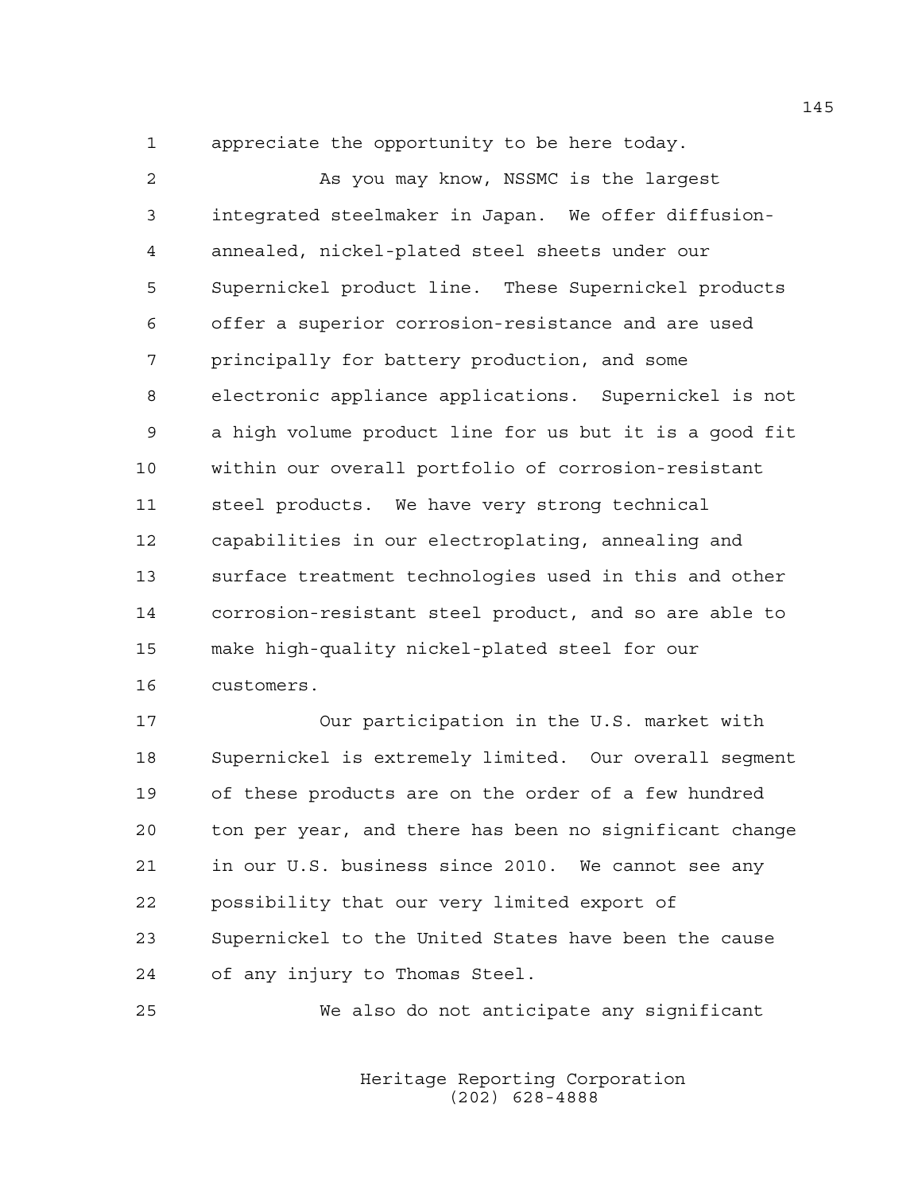appreciate the opportunity to be here today.

As you may know, NSSMC is the largest integrated steelmaker in Japan. We offer diffusion-annealed, nickel-plated steel sheets under our Supernickel product line. These Supernickel products offer a superior corrosion-resistance and are used principally for battery production, and some electronic appliance applications. Supernickel is not a high volume product line for us but it is a good fit within our overall portfolio of corrosion-resistant steel products. We have very strong technical capabilities in our electroplating, annealing and surface treatment technologies used in this and other corrosion-resistant steel product, and so are able to make high-quality nickel-plated steel for our customers.

Our participation in the U.S. market with Supernickel is extremely limited. Our overall segment of these products are on the order of a few hundred ton per year, and there has been no significant change in our U.S. business since 2010. We cannot see any possibility that our very limited export of Supernickel to the United States have been the cause of any injury to Thomas Steel.

We also do not anticipate any significant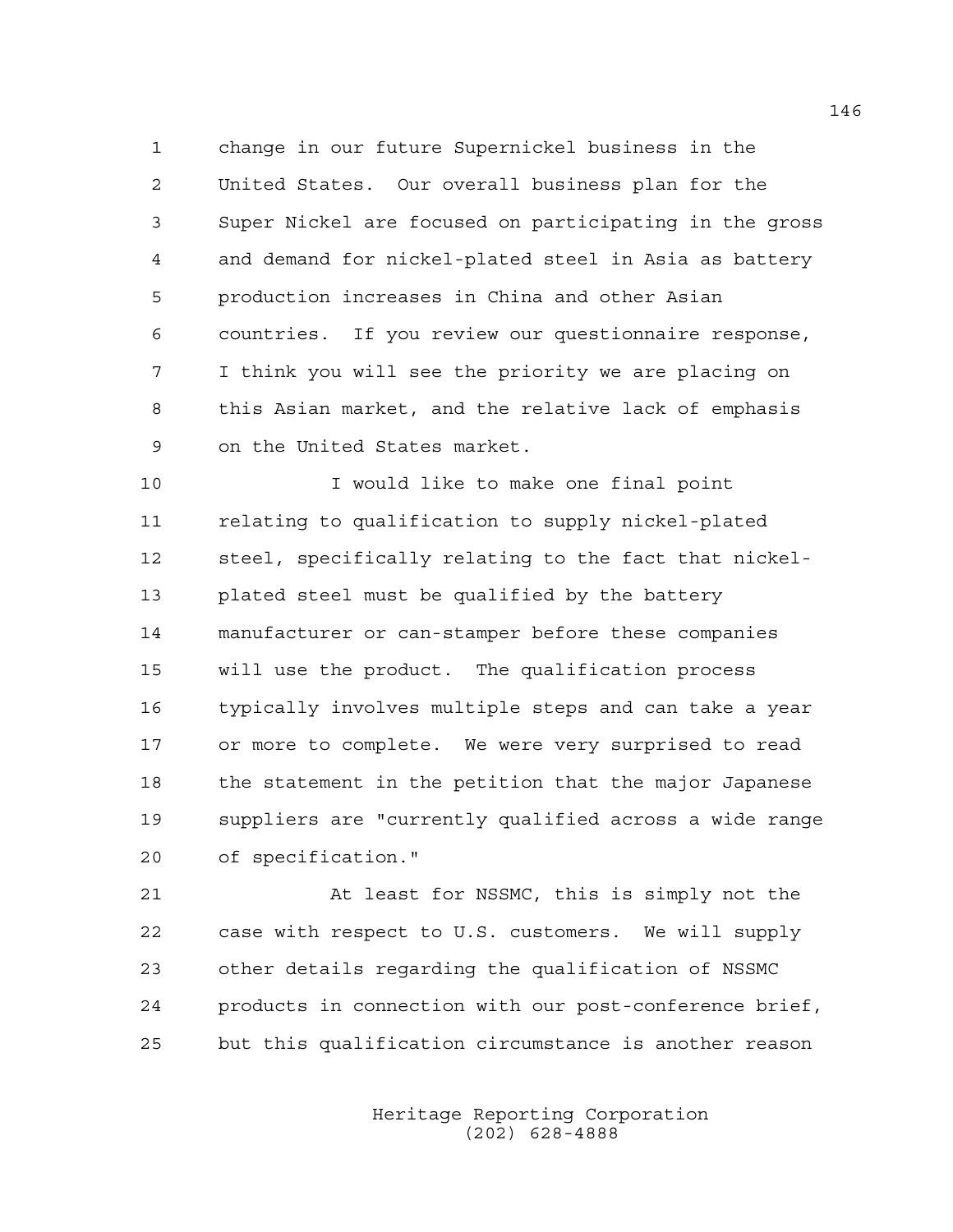change in our future Supernickel business in the United States. Our overall business plan for the Super Nickel are focused on participating in the gross and demand for nickel-plated steel in Asia as battery production increases in China and other Asian countries. If you review our questionnaire response, I think you will see the priority we are placing on this Asian market, and the relative lack of emphasis on the United States market.

I would like to make one final point relating to qualification to supply nickel-plated steel, specifically relating to the fact that nickel-plated steel must be qualified by the battery manufacturer or can-stamper before these companies will use the product. The qualification process typically involves multiple steps and can take a year or more to complete. We were very surprised to read the statement in the petition that the major Japanese suppliers are "currently qualified across a wide range of specification."

At least for NSSMC, this is simply not the case with respect to U.S. customers. We will supply other details regarding the qualification of NSSMC products in connection with our post-conference brief, but this qualification circumstance is another reason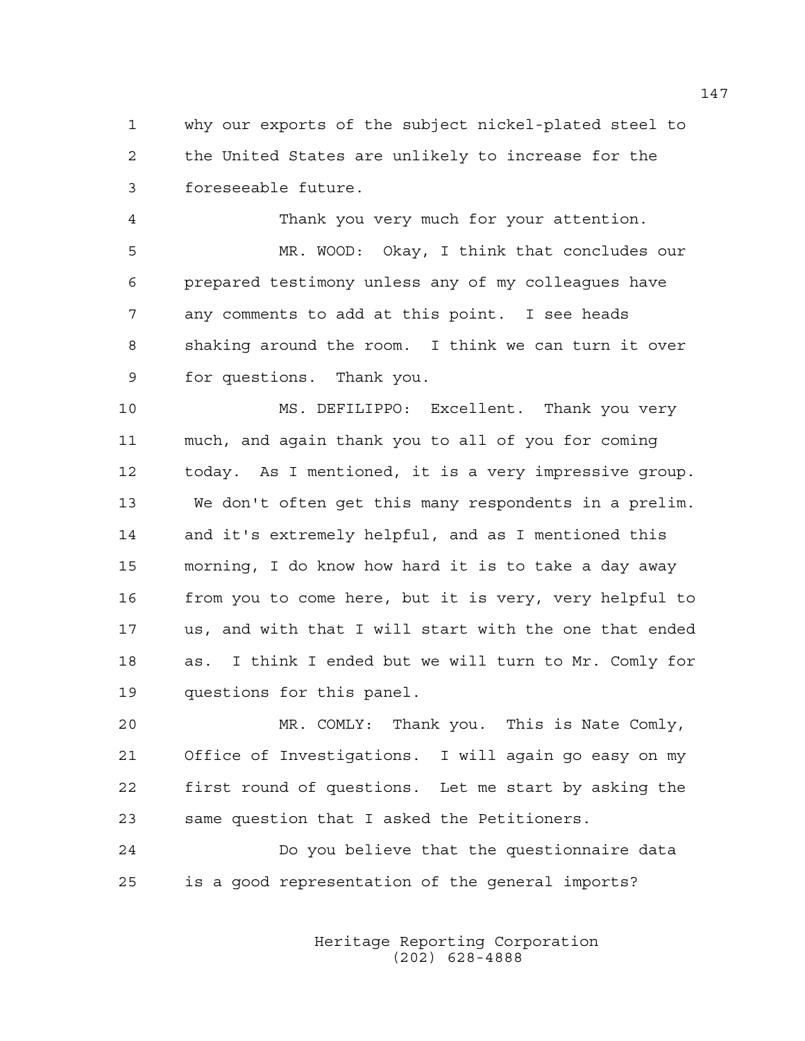why our exports of the subject nickel-plated steel to the United States are unlikely to increase for the foreseeable future.

Thank you very much for your attention.

MR. WOOD: Okay, I think that concludes our prepared testimony unless any of my colleagues have any comments to add at this point. I see heads shaking around the room. I think we can turn it over for questions. Thank you.

MS. DEFILIPPO: Excellent. Thank you very much, and again thank you to all of you for coming today. As I mentioned, it is a very impressive group. We don't often get this many respondents in a prelim. and it's extremely helpful, and as I mentioned this morning, I do know how hard it is to take a day away from you to come here, but it is very, very helpful to us, and with that I will start with the one that ended as. I think I ended but we will turn to Mr. Comly for questions for this panel.

MR. COMLY: Thank you. This is Nate Comly, Office of Investigations. I will again go easy on my first round of questions. Let me start by asking the same question that I asked the Petitioners.

Do you believe that the questionnaire data is a good representation of the general imports?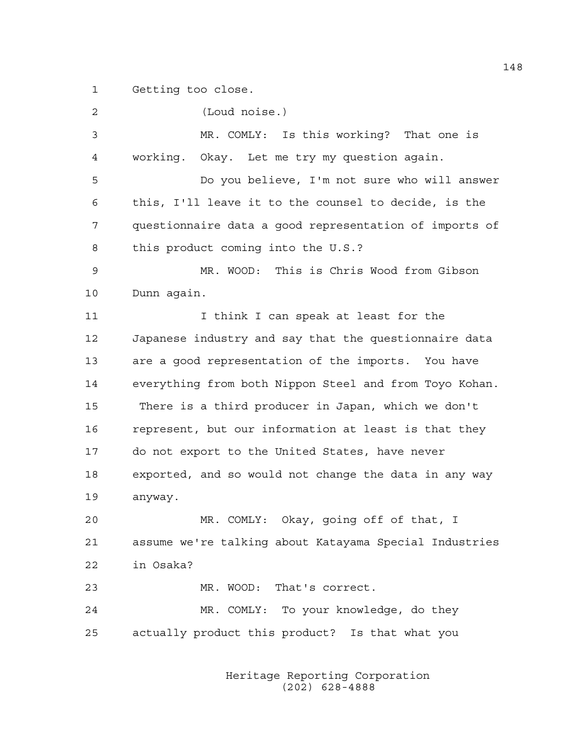Getting too close.

(Loud noise.)

MR. COMLY: Is this working? That one is working. Okay. Let me try my question again.

Do you believe, I'm not sure who will answer this, I'll leave it to the counsel to decide, is the questionnaire data a good representation of imports of this product coming into the U.S.?

MR. WOOD: This is Chris Wood from Gibson Dunn again.

I think I can speak at least for the Japanese industry and say that the questionnaire data are a good representation of the imports. You have everything from both Nippon Steel and from Toyo Kohan. There is a third producer in Japan, which we don't represent, but our information at least is that they do not export to the United States, have never exported, and so would not change the data in any way anyway.

MR. COMLY: Okay, going off of that, I assume we're talking about Katayama Special Industries in Osaka?

MR. WOOD: That's correct.

MR. COMLY: To your knowledge, do they actually product this product? Is that what you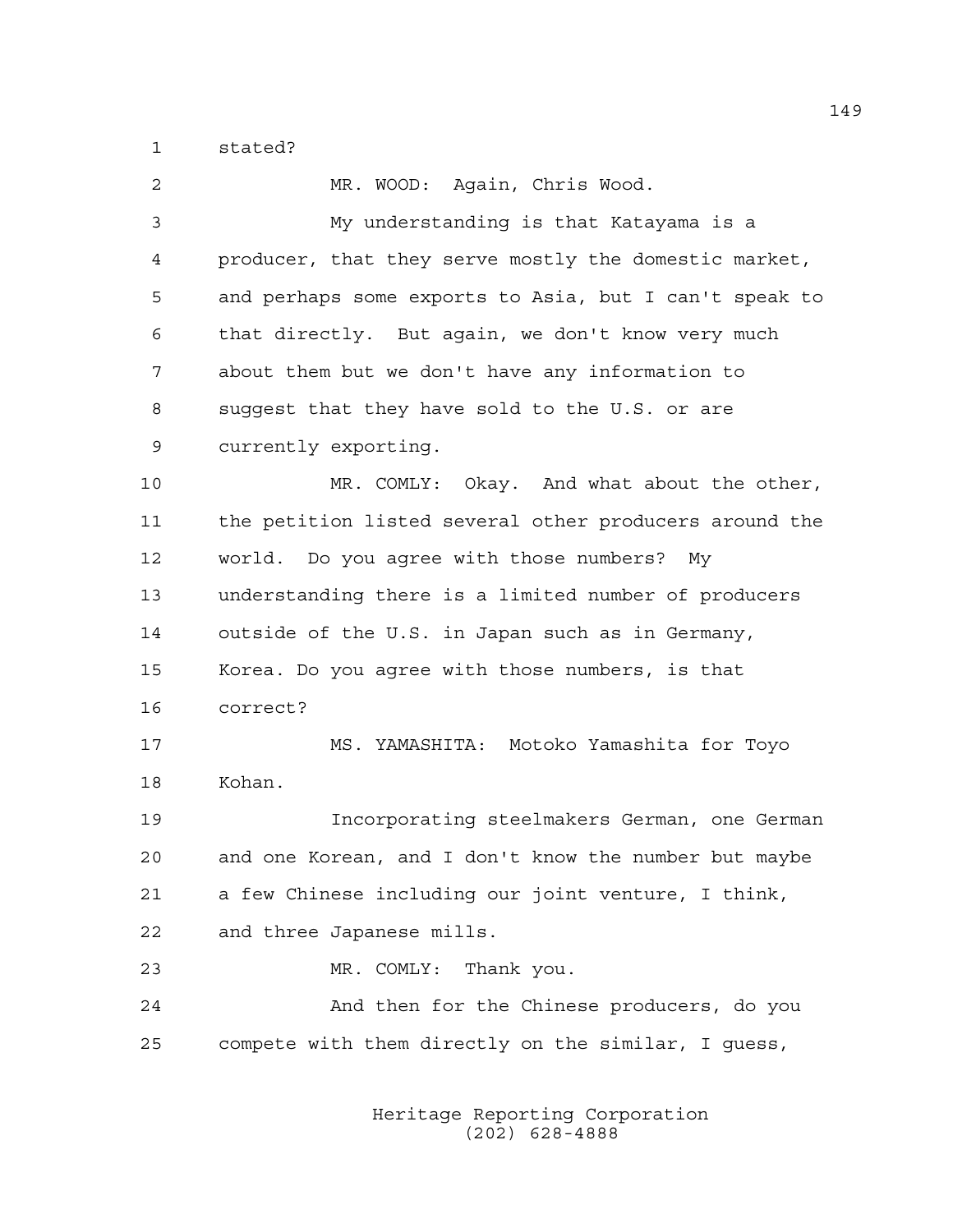stated?

MR. WOOD: Again, Chris Wood.

My understanding is that Katayama is a producer, that they serve mostly the domestic market, and perhaps some exports to Asia, but I can't speak to that directly. But again, we don't know very much about them but we don't have any information to suggest that they have sold to the U.S. or are currently exporting.

MR. COMLY: Okay. And what about the other, the petition listed several other producers around the world. Do you agree with those numbers? My understanding there is a limited number of producers outside of the U.S. in Japan such as in Germany, Korea. Do you agree with those numbers, is that correct?

MS. YAMASHITA: Motoko Yamashita for Toyo Kohan.

Incorporating steelmakers German, one German and one Korean, and I don't know the number but maybe a few Chinese including our joint venture, I think, and three Japanese mills.

MR. COMLY: Thank you.

And then for the Chinese producers, do you compete with them directly on the similar, I guess,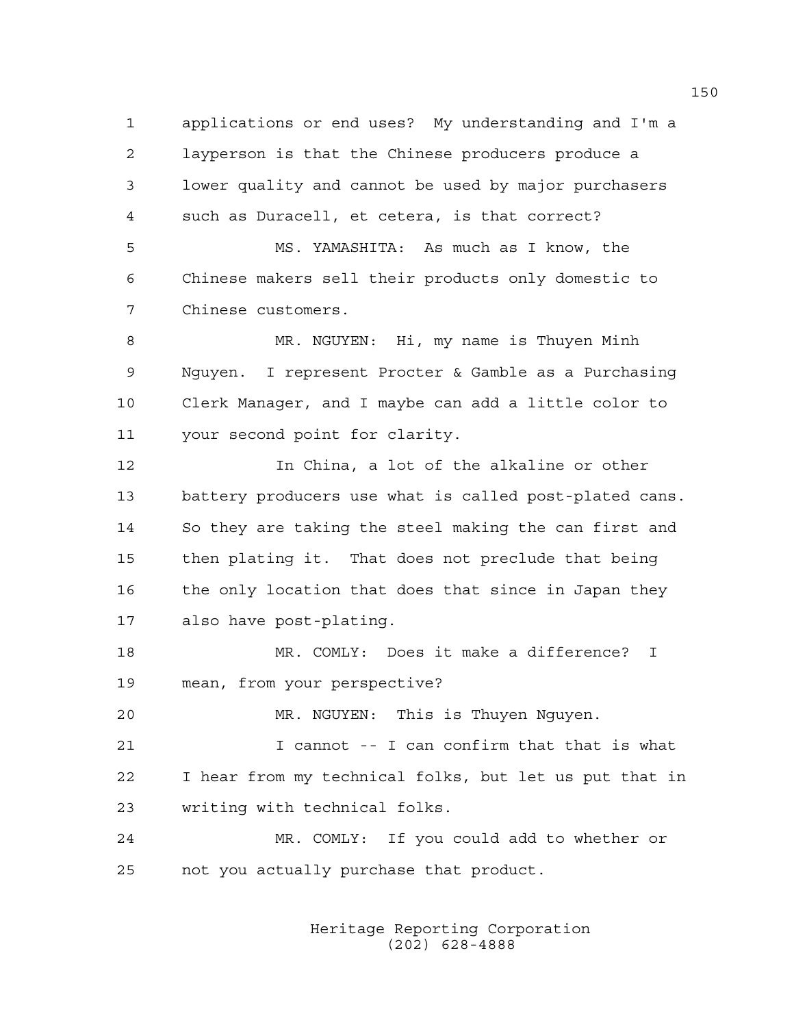applications or end uses? My understanding and I'm a layperson is that the Chinese producers produce a lower quality and cannot be used by major purchasers such as Duracell, et cetera, is that correct?

MS. YAMASHITA: As much as I know, the Chinese makers sell their products only domestic to Chinese customers.

MR. NGUYEN: Hi, my name is Thuyen Minh Nguyen. I represent Procter & Gamble as a Purchasing Clerk Manager, and I maybe can add a little color to your second point for clarity.

In China, a lot of the alkaline or other battery producers use what is called post-plated cans. So they are taking the steel making the can first and then plating it. That does not preclude that being the only location that does that since in Japan they also have post-plating.

MR. COMLY: Does it make a difference? I mean, from your perspective?

MR. NGUYEN: This is Thuyen Nguyen.

I cannot -- I can confirm that that is what I hear from my technical folks, but let us put that in writing with technical folks.

MR. COMLY: If you could add to whether or not you actually purchase that product.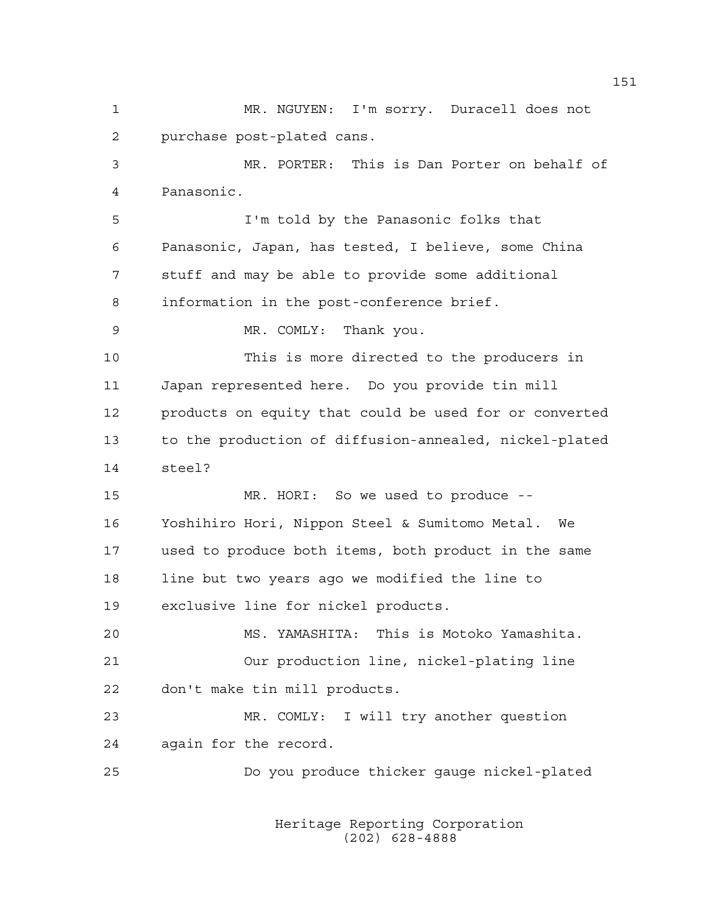MR. NGUYEN: I'm sorry. Duracell does not purchase post-plated cans.

MR. PORTER: This is Dan Porter on behalf of Panasonic.

I'm told by the Panasonic folks that Panasonic, Japan, has tested, I believe, some China stuff and may be able to provide some additional information in the post-conference brief.

MR. COMLY: Thank you.

This is more directed to the producers in Japan represented here. Do you provide tin mill products on equity that could be used for or converted to the production of diffusion-annealed, nickel-plated steel?

MR. HORI: So we used to produce -- Yoshihiro Hori, Nippon Steel & Sumitomo Metal. We used to produce both items, both product in the same line but two years ago we modified the line to exclusive line for nickel products.

MS. YAMASHITA: This is Motoko Yamashita.

Our production line, nickel-plating line don't make tin mill products.

MR. COMLY: I will try another question again for the record.

Do you produce thicker gauge nickel-plated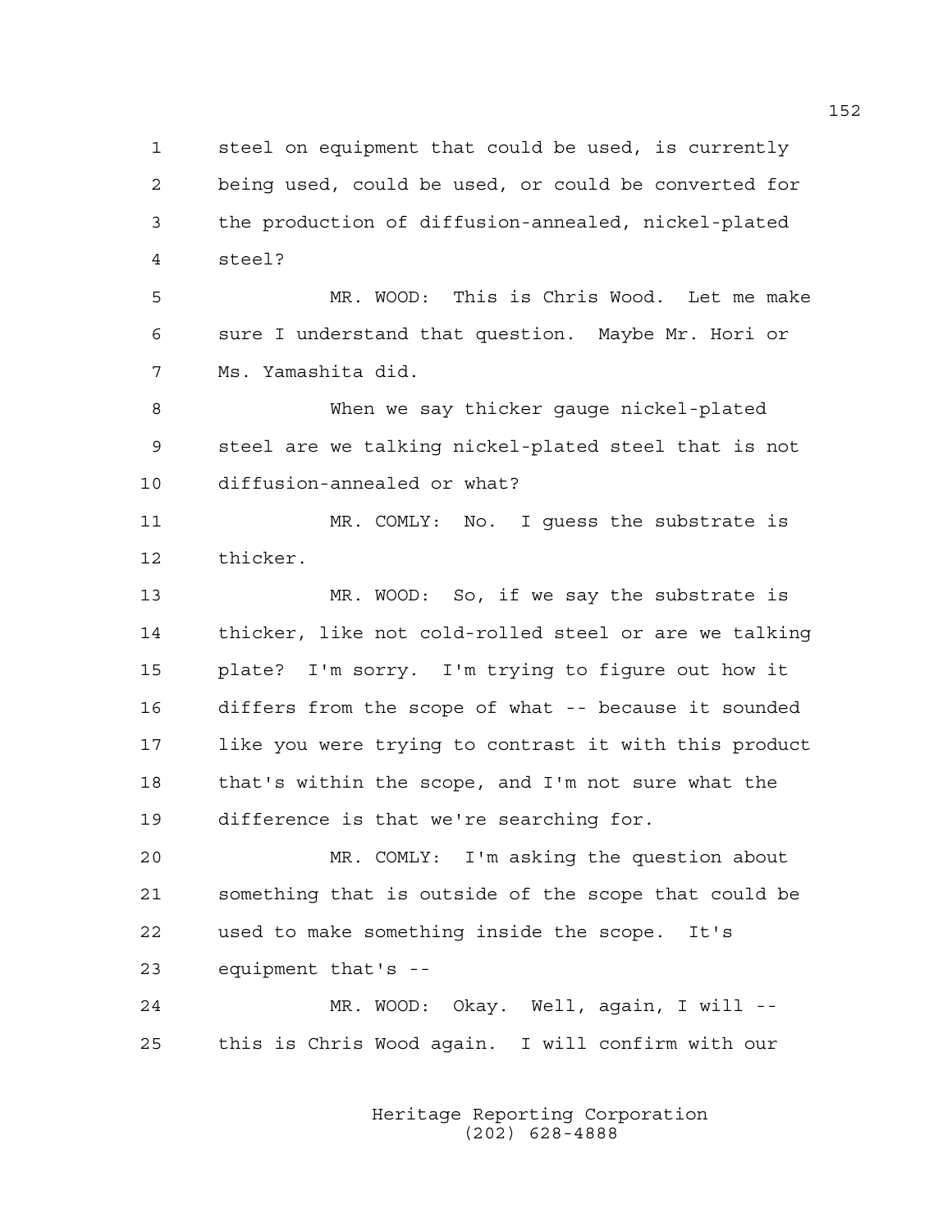steel on equipment that could be used, is currently being used, could be used, or could be converted for the production of diffusion-annealed, nickel-plated steel?

MR. WOOD: This is Chris Wood. Let me make sure I understand that question. Maybe Mr. Hori or Ms. Yamashita did.

When we say thicker gauge nickel-plated steel are we talking nickel-plated steel that is not diffusion-annealed or what?

MR. COMLY: No. I guess the substrate is thicker.

MR. WOOD: So, if we say the substrate is thicker, like not cold-rolled steel or are we talking plate? I'm sorry. I'm trying to figure out how it differs from the scope of what -- because it sounded like you were trying to contrast it with this product that's within the scope, and I'm not sure what the difference is that we're searching for.

MR. COMLY: I'm asking the question about something that is outside of the scope that could be used to make something inside the scope. It's equipment that's --

MR. WOOD: Okay. Well, again, I will -- this is Chris Wood again. I will confirm with our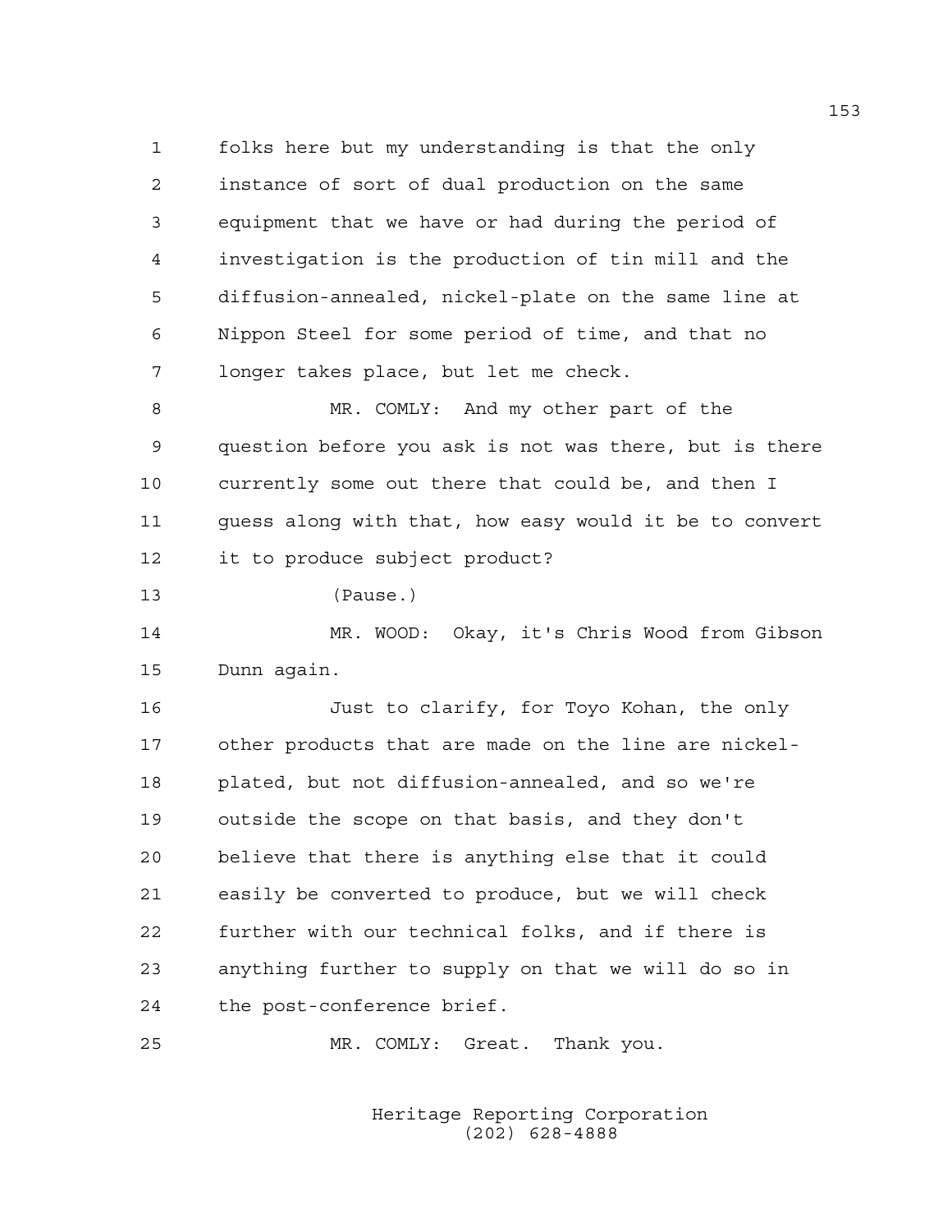folks here but my understanding is that the only instance of sort of dual production on the same equipment that we have or had during the period of investigation is the production of tin mill and the diffusion-annealed, nickel-plate on the same line at Nippon Steel for some period of time, and that no longer takes place, but let me check.

MR. COMLY: And my other part of the question before you ask is not was there, but is there currently some out there that could be, and then I guess along with that, how easy would it be to convert it to produce subject product?

(Pause.)

MR. WOOD: Okay, it's Chris Wood from Gibson Dunn again.

Just to clarify, for Toyo Kohan, the only other products that are made on the line are nickel-plated, but not diffusion-annealed, and so we're outside the scope on that basis, and they don't believe that there is anything else that it could easily be converted to produce, but we will check further with our technical folks, and if there is anything further to supply on that we will do so in the post-conference brief.

MR. COMLY: Great. Thank you.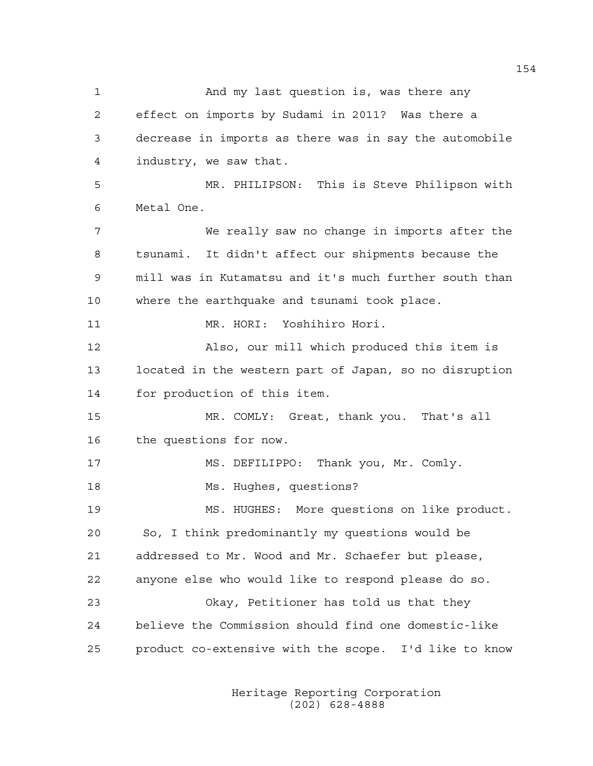And my last question is, was there any effect on imports by Sudami in 2011? Was there a decrease in imports as there was in say the automobile industry, we saw that.

MR. PHILIPSON: This is Steve Philipson with Metal One.

We really saw no change in imports after the tsunami. It didn't affect our shipments because the mill was in Kutamatsu and it's much further south than where the earthquake and tsunami took place.

MR. HORI: Yoshihiro Hori.

Also, our mill which produced this item is located in the western part of Japan, so no disruption for production of this item.

MR. COMLY: Great, thank you. That's all the questions for now.

MS. DEFILIPPO: Thank you, Mr. Comly.

Ms. Hughes, questions?

MS. HUGHES: More questions on like product. So, I think predominantly my questions would be addressed to Mr. Wood and Mr. Schaefer but please, anyone else who would like to respond please do so.

Okay, Petitioner has told us that they believe the Commission should find one domestic-like product co-extensive with the scope. I'd like to know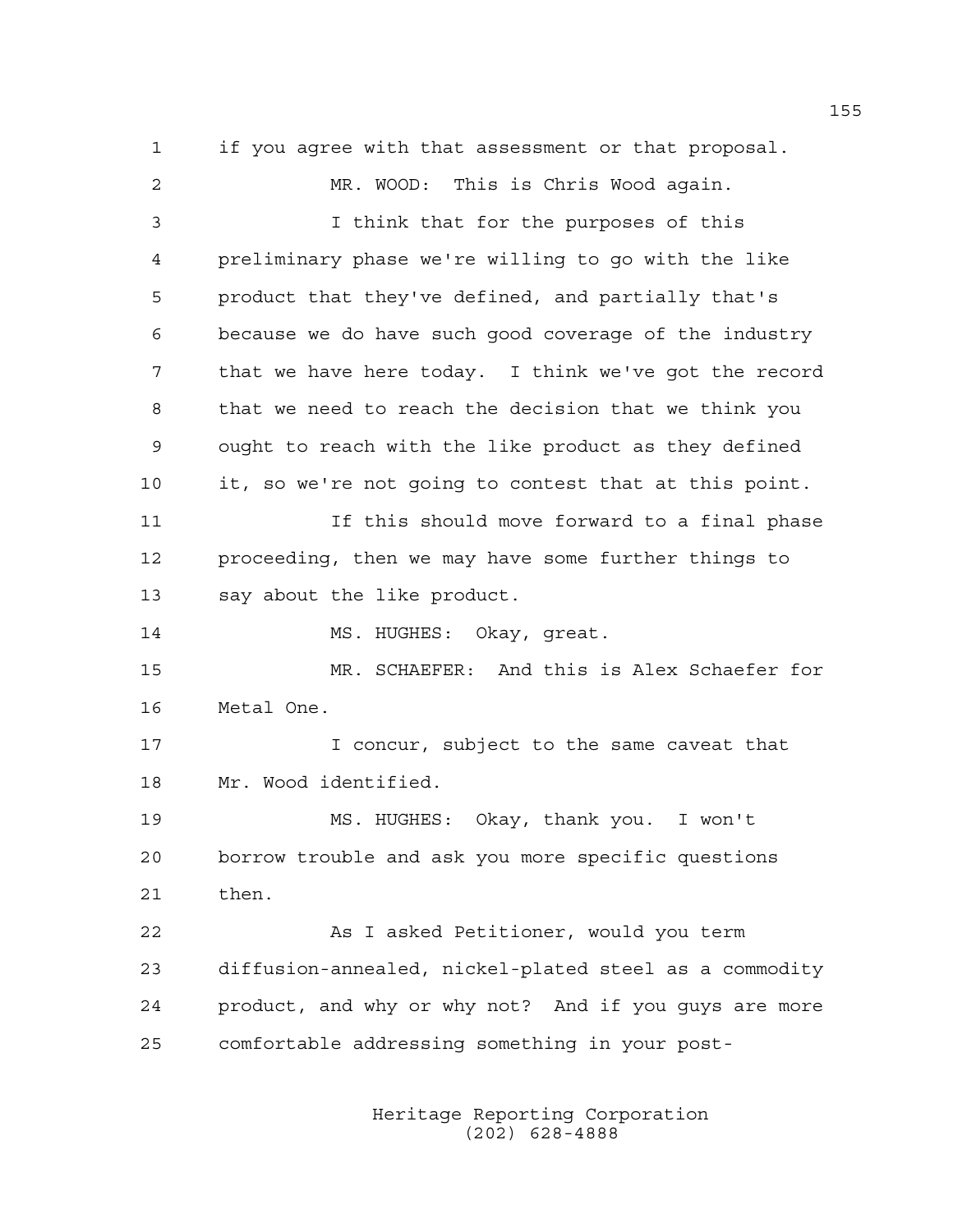if you agree with that assessment or that proposal.

MR. WOOD: This is Chris Wood again.

I think that for the purposes of this preliminary phase we're willing to go with the like product that they've defined, and partially that's because we do have such good coverage of the industry that we have here today. I think we've got the record that we need to reach the decision that we think you ought to reach with the like product as they defined it, so we're not going to contest that at this point.

If this should move forward to a final phase proceeding, then we may have some further things to say about the like product.

MS. HUGHES: Okay, great.

MR. SCHAEFER: And this is Alex Schaefer for Metal One.

I concur, subject to the same caveat that Mr. Wood identified.

MS. HUGHES: Okay, thank you. I won't borrow trouble and ask you more specific questions then.

As I asked Petitioner, would you term diffusion-annealed, nickel-plated steel as a commodity product, and why or why not? And if you guys are more comfortable addressing something in your post-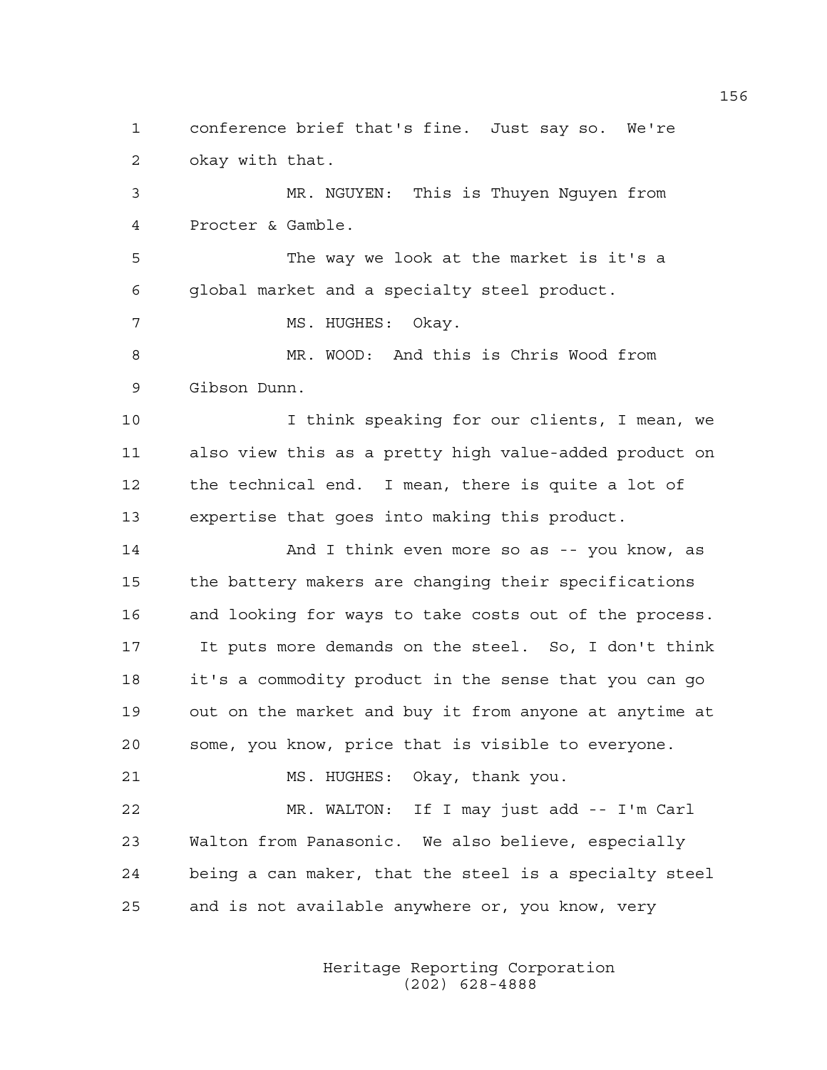conference brief that's fine. Just say so. We're okay with that.

MR. NGUYEN: This is Thuyen Nguyen from Procter & Gamble.

The way we look at the market is it's a global market and a specialty steel product.

MS. HUGHES: Okay.

MR. WOOD: And this is Chris Wood from Gibson Dunn.

I think speaking for our clients, I mean, we also view this as a pretty high value-added product on the technical end. I mean, there is quite a lot of expertise that goes into making this product.

And I think even more so as -- you know, as the battery makers are changing their specifications and looking for ways to take costs out of the process. It puts more demands on the steel. So, I don't think it's a commodity product in the sense that you can go out on the market and buy it from anyone at anytime at some, you know, price that is visible to everyone.

MS. HUGHES: Okay, thank you.

MR. WALTON: If I may just add -- I'm Carl Walton from Panasonic. We also believe, especially being a can maker, that the steel is a specialty steel and is not available anywhere or, you know, very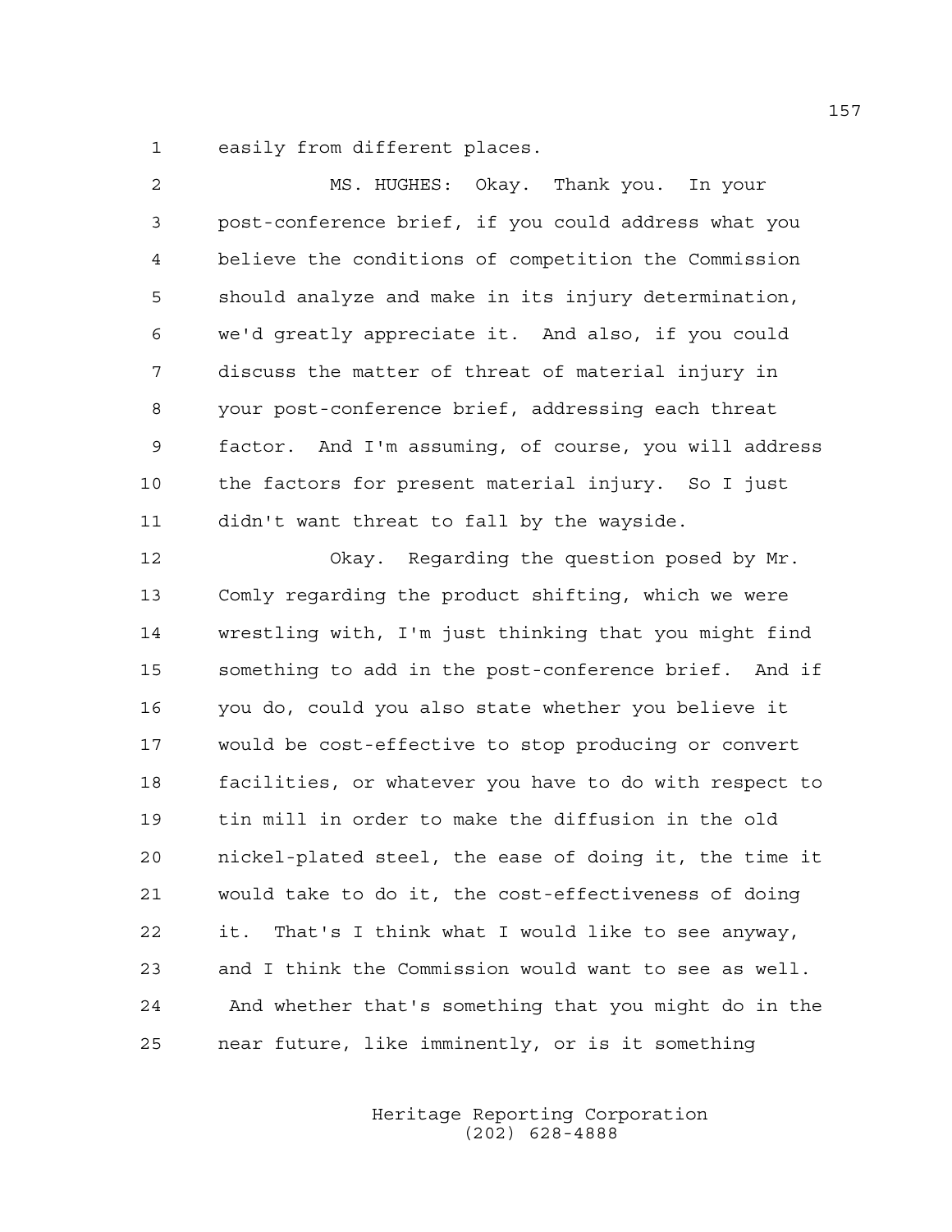easily from different places.

MS. HUGHES: Okay. Thank you. In your post-conference brief, if you could address what you believe the conditions of competition the Commission should analyze and make in its injury determination, we'd greatly appreciate it. And also, if you could discuss the matter of threat of material injury in your post-conference brief, addressing each threat factor. And I'm assuming, of course, you will address the factors for present material injury. So I just didn't want threat to fall by the wayside.

Okay. Regarding the question posed by Mr. Comly regarding the product shifting, which we were wrestling with, I'm just thinking that you might find something to add in the post-conference brief. And if you do, could you also state whether you believe it would be cost-effective to stop producing or convert facilities, or whatever you have to do with respect to tin mill in order to make the diffusion in the old nickel-plated steel, the ease of doing it, the time it would take to do it, the cost-effectiveness of doing it. That's I think what I would like to see anyway, and I think the Commission would want to see as well. And whether that's something that you might do in the near future, like imminently, or is it something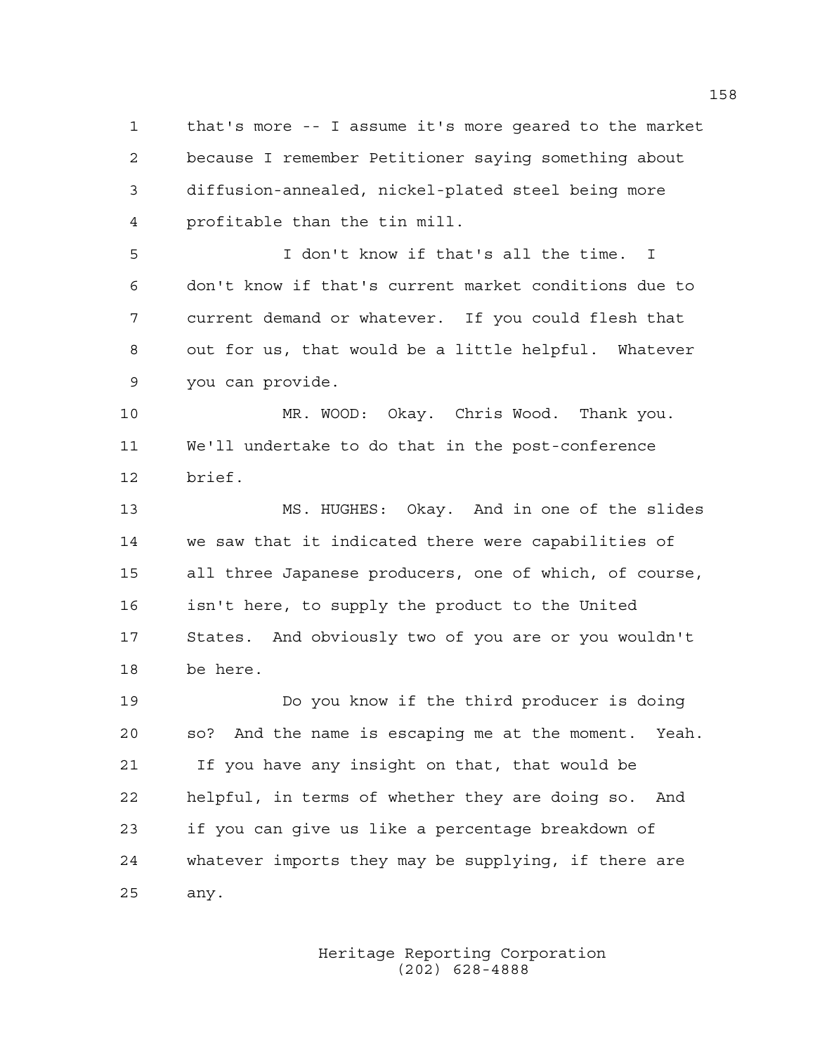that's more -- I assume it's more geared to the market because I remember Petitioner saying something about diffusion-annealed, nickel-plated steel being more profitable than the tin mill.

I don't know if that's all the time. I don't know if that's current market conditions due to current demand or whatever. If you could flesh that out for us, that would be a little helpful. Whatever you can provide.

MR. WOOD: Okay. Chris Wood. Thank you. We'll undertake to do that in the post-conference brief.

MS. HUGHES: Okay. And in one of the slides we saw that it indicated there were capabilities of all three Japanese producers, one of which, of course, isn't here, to supply the product to the United States. And obviously two of you are or you wouldn't be here.

Do you know if the third producer is doing so? And the name is escaping me at the moment. Yeah. If you have any insight on that, that would be helpful, in terms of whether they are doing so. And if you can give us like a percentage breakdown of whatever imports they may be supplying, if there are any.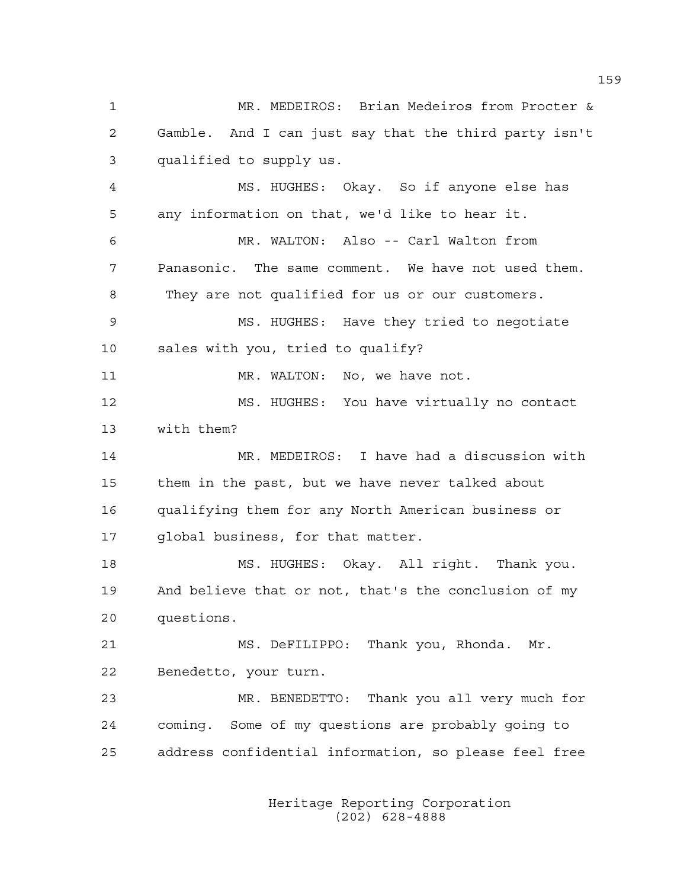MR. MEDEIROS: Brian Medeiros from Procter & Gamble. And I can just say that the third party isn't qualified to supply us.

MS. HUGHES: Okay. So if anyone else has any information on that, we'd like to hear it.

MR. WALTON: Also -- Carl Walton from Panasonic. The same comment. We have not used them. They are not qualified for us or our customers.

MS. HUGHES: Have they tried to negotiate sales with you, tried to qualify?

MR. WALTON: No, we have not.

MS. HUGHES: You have virtually no contact with them?

MR. MEDEIROS: I have had a discussion with them in the past, but we have never talked about qualifying them for any North American business or global business, for that matter.

MS. HUGHES: Okay. All right. Thank you. And believe that or not, that's the conclusion of my questions.

MS. DeFILIPPO: Thank you, Rhonda. Mr. Benedetto, your turn.

MR. BENEDETTO: Thank you all very much for coming. Some of my questions are probably going to address confidential information, so please feel free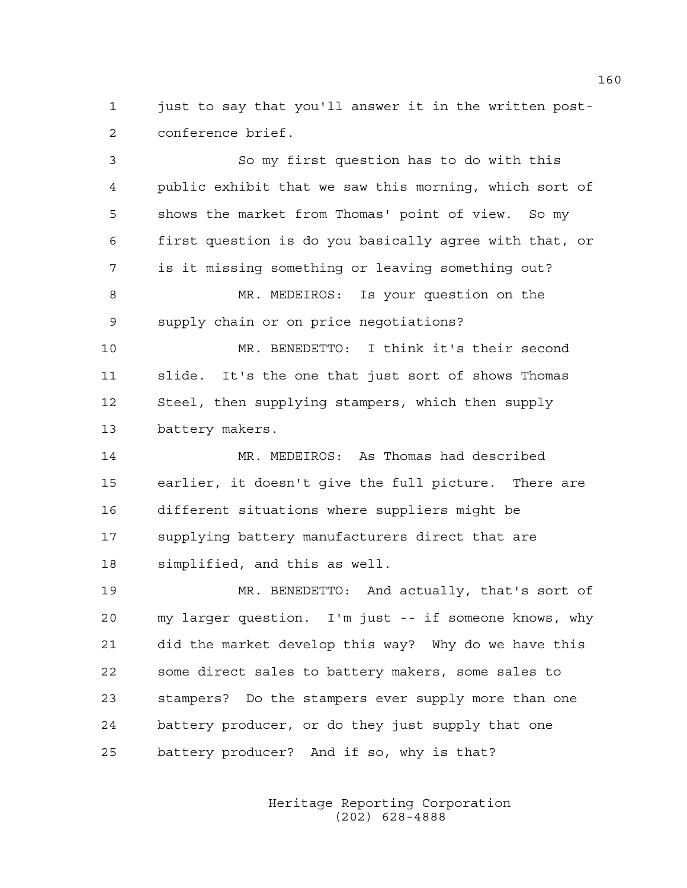just to say that you'll answer it in the written post-conference brief.

So my first question has to do with this public exhibit that we saw this morning, which sort of shows the market from Thomas' point of view. So my first question is do you basically agree with that, or is it missing something or leaving something out?

MR. MEDEIROS: Is your question on the supply chain or on price negotiations?

MR. BENEDETTO: I think it's their second slide. It's the one that just sort of shows Thomas Steel, then supplying stampers, which then supply battery makers.

MR. MEDEIROS: As Thomas had described earlier, it doesn't give the full picture. There are different situations where suppliers might be supplying battery manufacturers direct that are simplified, and this as well.

MR. BENEDETTO: And actually, that's sort of my larger question. I'm just -- if someone knows, why did the market develop this way? Why do we have this some direct sales to battery makers, some sales to stampers? Do the stampers ever supply more than one battery producer, or do they just supply that one battery producer? And if so, why is that?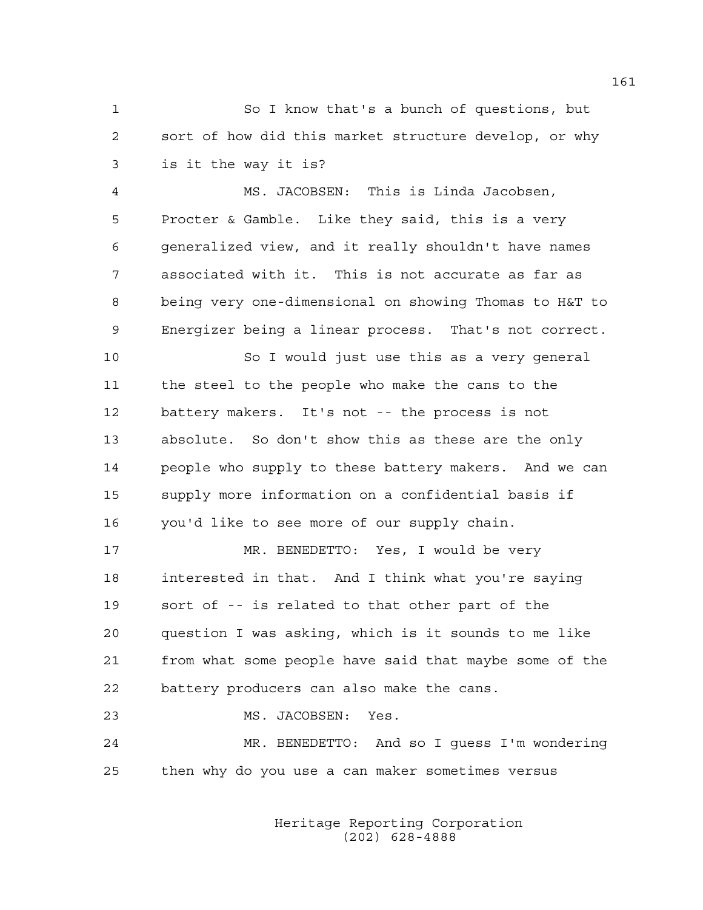So I know that's a bunch of questions, but sort of how did this market structure develop, or why is it the way it is?

MS. JACOBSEN: This is Linda Jacobsen, Procter & Gamble. Like they said, this is a very generalized view, and it really shouldn't have names associated with it. This is not accurate as far as being very one-dimensional on showing Thomas to H&T to Energizer being a linear process. That's not correct.

So I would just use this as a very general the steel to the people who make the cans to the battery makers. It's not -- the process is not absolute. So don't show this as these are the only people who supply to these battery makers. And we can supply more information on a confidential basis if you'd like to see more of our supply chain.

MR. BENEDETTO: Yes, I would be very interested in that. And I think what you're saying sort of -- is related to that other part of the question I was asking, which is it sounds to me like from what some people have said that maybe some of the battery producers can also make the cans.

MS. JACOBSEN: Yes.

MR. BENEDETTO: And so I guess I'm wondering then why do you use a can maker sometimes versus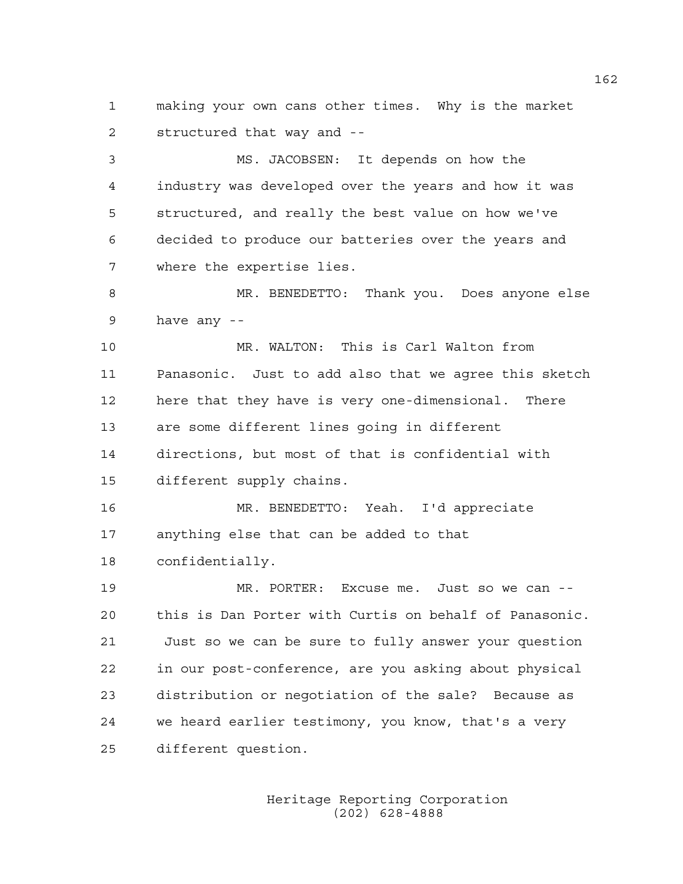making your own cans other times. Why is the market structured that way and --

MS. JACOBSEN: It depends on how the industry was developed over the years and how it was structured, and really the best value on how we've decided to produce our batteries over the years and where the expertise lies.

MR. BENEDETTO: Thank you. Does anyone else have any --

MR. WALTON: This is Carl Walton from Panasonic. Just to add also that we agree this sketch here that they have is very one-dimensional. There are some different lines going in different directions, but most of that is confidential with different supply chains.

MR. BENEDETTO: Yeah. I'd appreciate anything else that can be added to that confidentially.

MR. PORTER: Excuse me. Just so we can -- this is Dan Porter with Curtis on behalf of Panasonic. Just so we can be sure to fully answer your question in our post-conference, are you asking about physical distribution or negotiation of the sale? Because as we heard earlier testimony, you know, that's a very different question.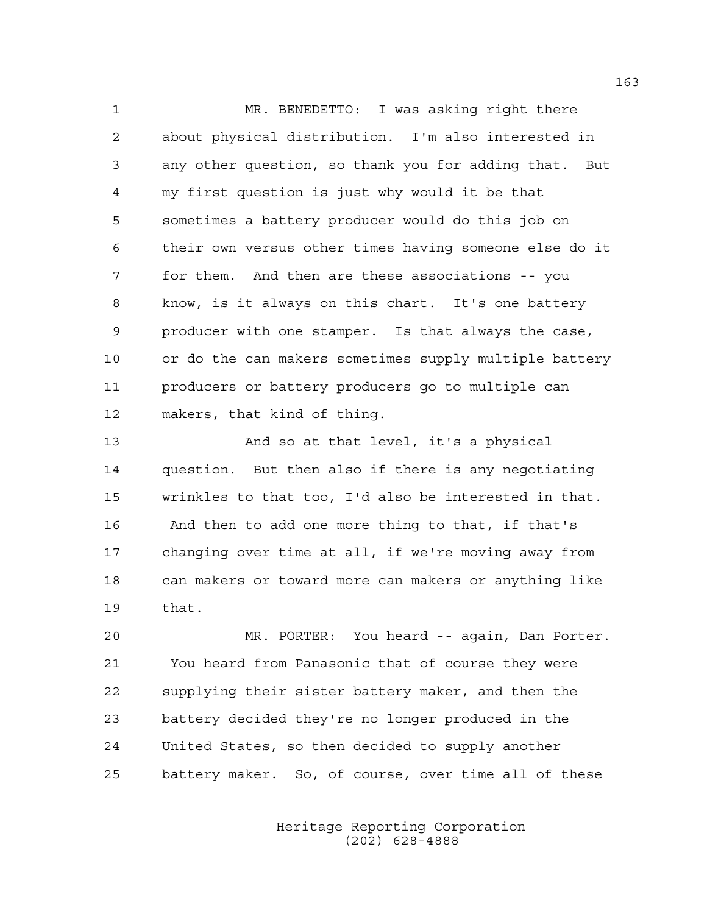MR. BENEDETTO: I was asking right there about physical distribution. I'm also interested in any other question, so thank you for adding that. But my first question is just why would it be that sometimes a battery producer would do this job on their own versus other times having someone else do it for them. And then are these associations -- you know, is it always on this chart. It's one battery producer with one stamper. Is that always the case, or do the can makers sometimes supply multiple battery producers or battery producers go to multiple can makers, that kind of thing.

And so at that level, it's a physical question. But then also if there is any negotiating wrinkles to that too, I'd also be interested in that. And then to add one more thing to that, if that's changing over time at all, if we're moving away from can makers or toward more can makers or anything like that.

MR. PORTER: You heard -- again, Dan Porter. You heard from Panasonic that of course they were supplying their sister battery maker, and then the battery decided they're no longer produced in the United States, so then decided to supply another battery maker. So, of course, over time all of these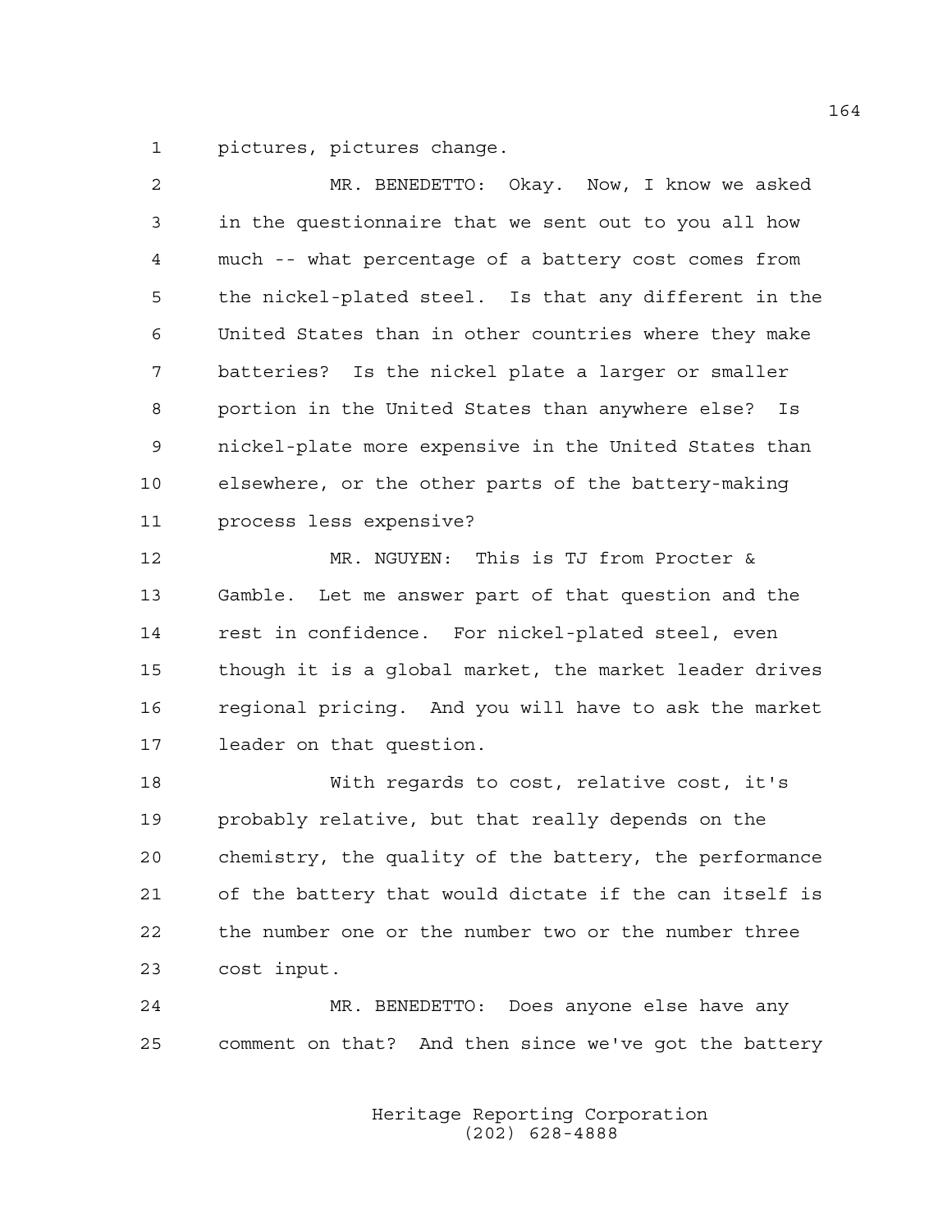pictures, pictures change.

MR. BENEDETTO: Okay. Now, I know we asked in the questionnaire that we sent out to you all how much -- what percentage of a battery cost comes from the nickel-plated steel. Is that any different in the United States than in other countries where they make batteries? Is the nickel plate a larger or smaller portion in the United States than anywhere else? Is nickel-plate more expensive in the United States than elsewhere, or the other parts of the battery-making process less expensive?

MR. NGUYEN: This is TJ from Procter & Gamble. Let me answer part of that question and the rest in confidence. For nickel-plated steel, even though it is a global market, the market leader drives regional pricing. And you will have to ask the market leader on that question.

With regards to cost, relative cost, it's probably relative, but that really depends on the chemistry, the quality of the battery, the performance of the battery that would dictate if the can itself is the number one or the number two or the number three cost input.

MR. BENEDETTO: Does anyone else have any comment on that? And then since we've got the battery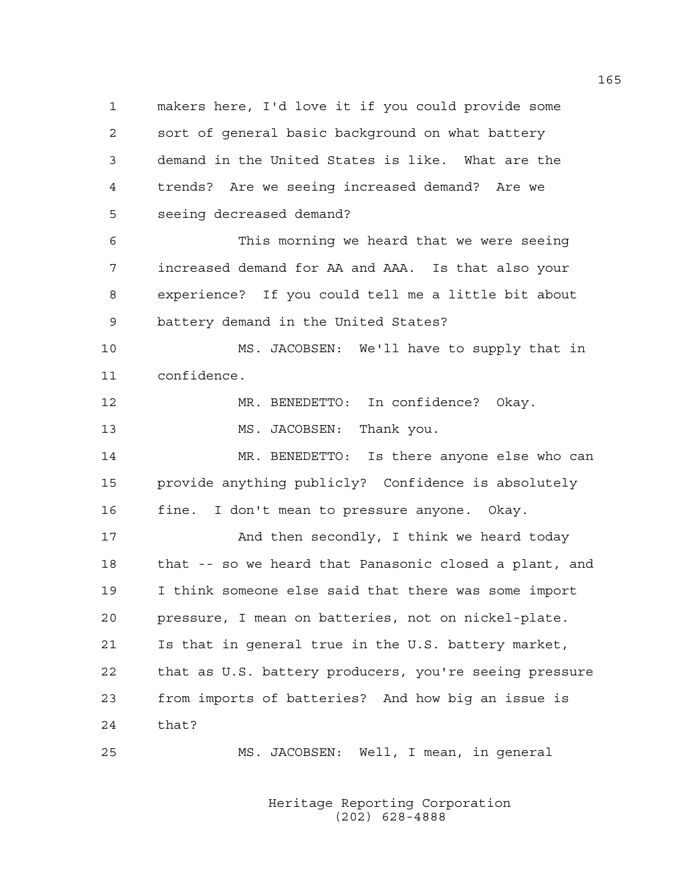makers here, I'd love it if you could provide some sort of general basic background on what battery demand in the United States is like. What are the trends? Are we seeing increased demand? Are we seeing decreased demand?

This morning we heard that we were seeing increased demand for AA and AAA. Is that also your experience? If you could tell me a little bit about battery demand in the United States?

MS. JACOBSEN: We'll have to supply that in confidence.

MR. BENEDETTO: In confidence? Okay.

MS. JACOBSEN: Thank you.

MR. BENEDETTO: Is there anyone else who can provide anything publicly? Confidence is absolutely fine. I don't mean to pressure anyone. Okay.

And then secondly, I think we heard today that -- so we heard that Panasonic closed a plant, and I think someone else said that there was some import pressure, I mean on batteries, not on nickel-plate. Is that in general true in the U.S. battery market, that as U.S. battery producers, you're seeing pressure from imports of batteries? And how big an issue is that?

MS. JACOBSEN: Well, I mean, in general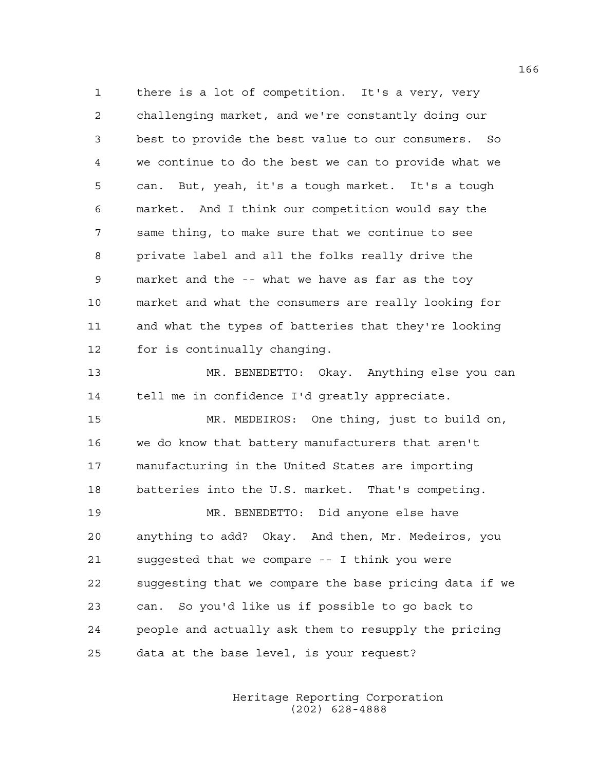there is a lot of competition. It's a very, very challenging market, and we're constantly doing our best to provide the best value to our consumers. So we continue to do the best we can to provide what we can. But, yeah, it's a tough market. It's a tough market. And I think our competition would say the same thing, to make sure that we continue to see private label and all the folks really drive the market and the -- what we have as far as the toy market and what the consumers are really looking for and what the types of batteries that they're looking for is continually changing.

MR. BENEDETTO: Okay. Anything else you can tell me in confidence I'd greatly appreciate.

MR. MEDEIROS: One thing, just to build on, we do know that battery manufacturers that aren't manufacturing in the United States are importing batteries into the U.S. market. That's competing.

MR. BENEDETTO: Did anyone else have anything to add? Okay. And then, Mr. Medeiros, you suggested that we compare -- I think you were suggesting that we compare the base pricing data if we can. So you'd like us if possible to go back to people and actually ask them to resupply the pricing data at the base level, is your request?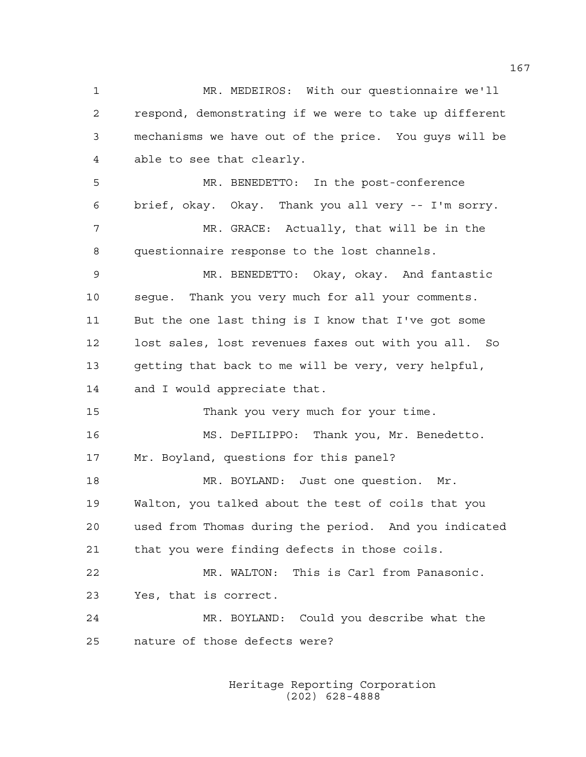MR. MEDEIROS: With our questionnaire we'll respond, demonstrating if we were to take up different mechanisms we have out of the price. You guys will be able to see that clearly.

MR. BENEDETTO: In the post-conference brief, okay. Okay. Thank you all very -- I'm sorry.

MR. GRACE: Actually, that will be in the questionnaire response to the lost channels.

MR. BENEDETTO: Okay, okay. And fantastic segue. Thank you very much for all your comments. But the one last thing is I know that I've got some lost sales, lost revenues faxes out with you all. So getting that back to me will be very, very helpful, and I would appreciate that.

Thank you very much for your time.

MS. DeFILIPPO: Thank you, Mr. Benedetto. Mr. Boyland, questions for this panel?

MR. BOYLAND: Just one question. Mr. Walton, you talked about the test of coils that you used from Thomas during the period. And you indicated that you were finding defects in those coils.

MR. WALTON: This is Carl from Panasonic. Yes, that is correct.

MR. BOYLAND: Could you describe what the nature of those defects were?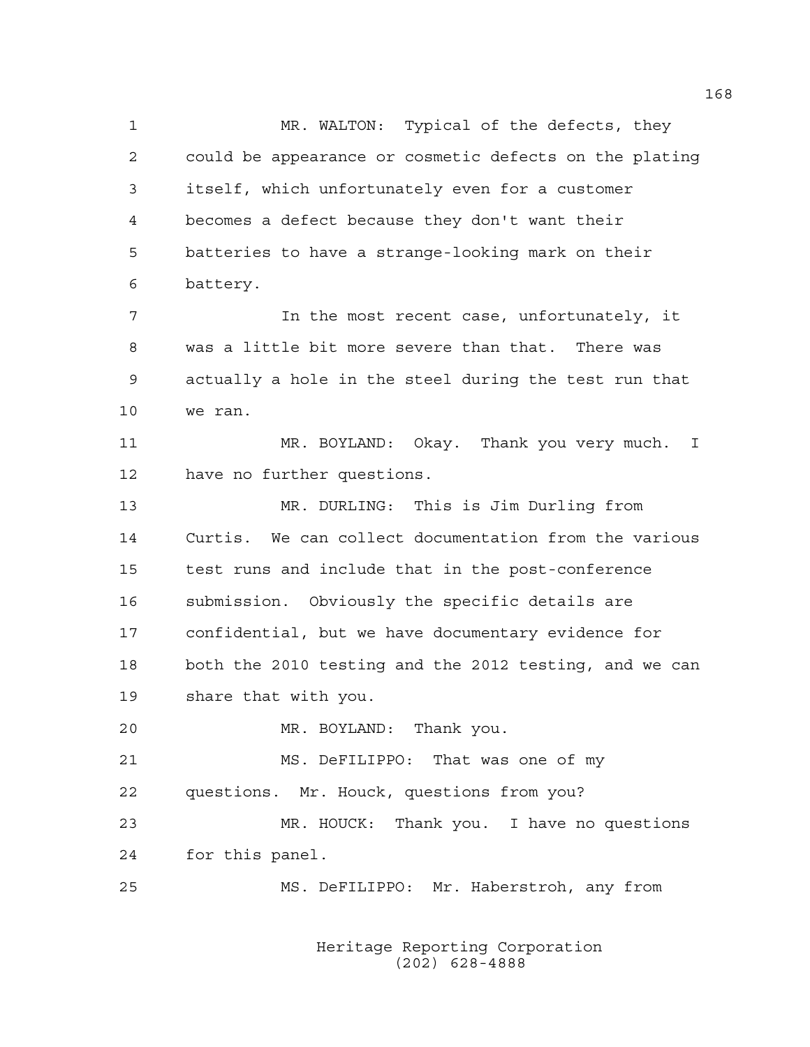MR. WALTON: Typical of the defects, they could be appearance or cosmetic defects on the plating itself, which unfortunately even for a customer becomes a defect because they don't want their batteries to have a strange-looking mark on their battery.

In the most recent case, unfortunately, it was a little bit more severe than that. There was actually a hole in the steel during the test run that we ran.

MR. BOYLAND: Okay. Thank you very much. I have no further questions.

MR. DURLING: This is Jim Durling from Curtis. We can collect documentation from the various test runs and include that in the post-conference submission. Obviously the specific details are confidential, but we have documentary evidence for both the 2010 testing and the 2012 testing, and we can share that with you.

MR. BOYLAND: Thank you.

MS. DeFILIPPO: That was one of my questions. Mr. Houck, questions from you?

MR. HOUCK: Thank you. I have no questions for this panel.

MS. DeFILIPPO: Mr. Haberstroh, any from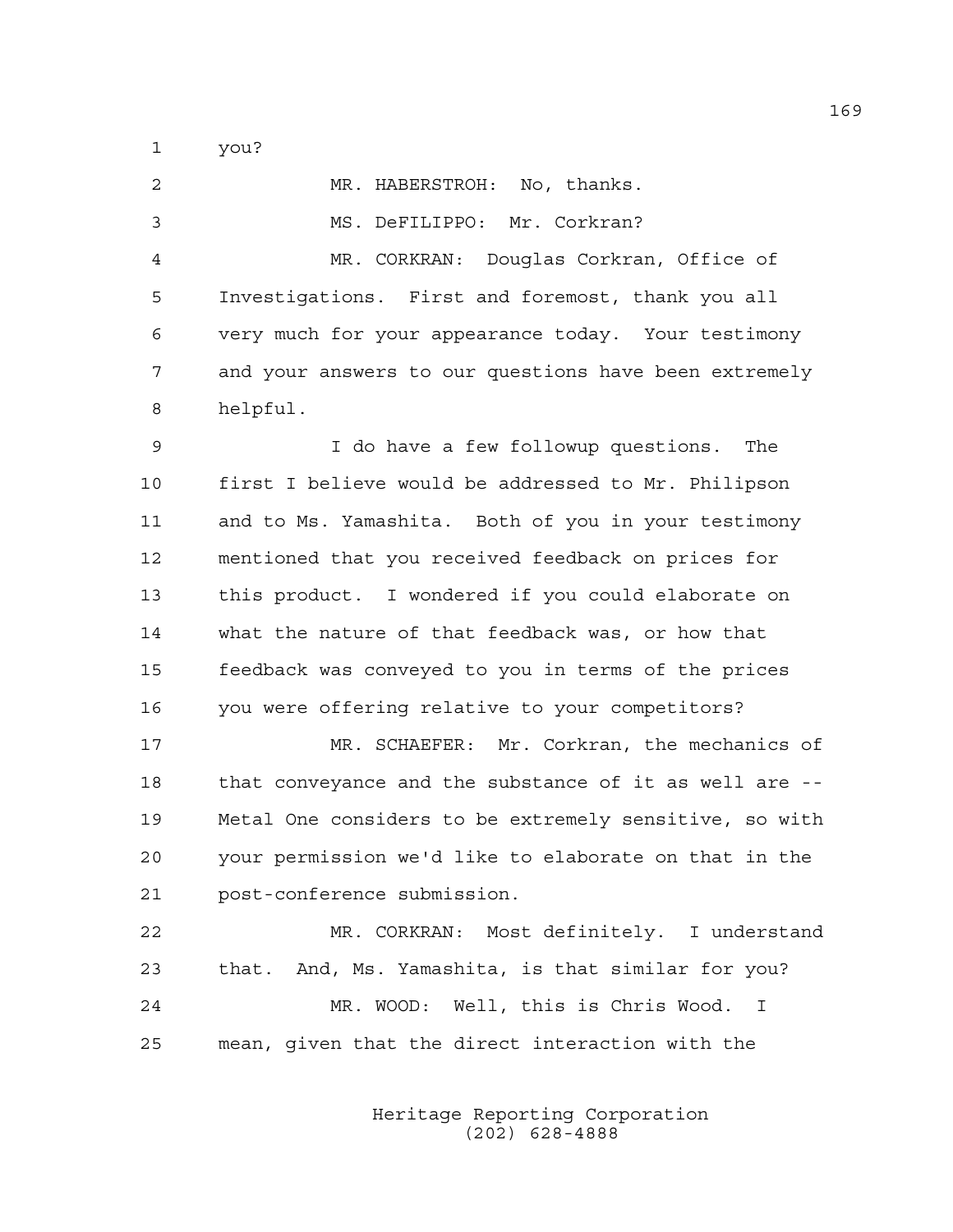you?

MR. HABERSTROH: No, thanks.

MS. DeFILIPPO: Mr. Corkran?

MR. CORKRAN: Douglas Corkran, Office of Investigations. First and foremost, thank you all very much for your appearance today. Your testimony and your answers to our questions have been extremely helpful.

I do have a few followup questions. The first I believe would be addressed to Mr. Philipson and to Ms. Yamashita. Both of you in your testimony mentioned that you received feedback on prices for this product. I wondered if you could elaborate on what the nature of that feedback was, or how that feedback was conveyed to you in terms of the prices you were offering relative to your competitors?

MR. SCHAEFER: Mr. Corkran, the mechanics of that conveyance and the substance of it as well are -- Metal One considers to be extremely sensitive, so with your permission we'd like to elaborate on that in the post-conference submission.

MR. CORKRAN: Most definitely. I understand that. And, Ms. Yamashita, is that similar for you?

MR. WOOD: Well, this is Chris Wood. I mean, given that the direct interaction with the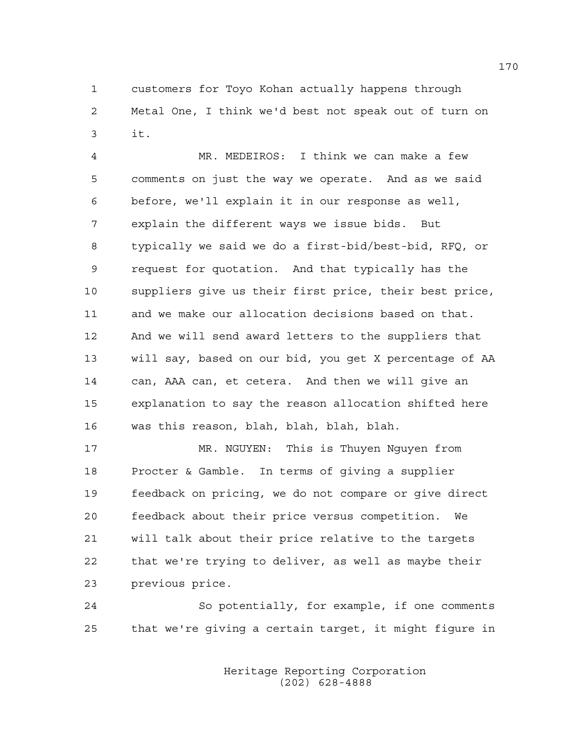customers for Toyo Kohan actually happens through Metal One, I think we'd best not speak out of turn on it.

MR. MEDEIROS: I think we can make a few comments on just the way we operate. And as we said before, we'll explain it in our response as well, explain the different ways we issue bids. But typically we said we do a first-bid/best-bid, RFQ, or request for quotation. And that typically has the suppliers give us their first price, their best price, and we make our allocation decisions based on that. And we will send award letters to the suppliers that will say, based on our bid, you get X percentage of AA can, AAA can, et cetera. And then we will give an explanation to say the reason allocation shifted here was this reason, blah, blah, blah, blah.

MR. NGUYEN: This is Thuyen Nguyen from Procter & Gamble. In terms of giving a supplier feedback on pricing, we do not compare or give direct feedback about their price versus competition. We will talk about their price relative to the targets that we're trying to deliver, as well as maybe their previous price.

So potentially, for example, if one comments that we're giving a certain target, it might figure in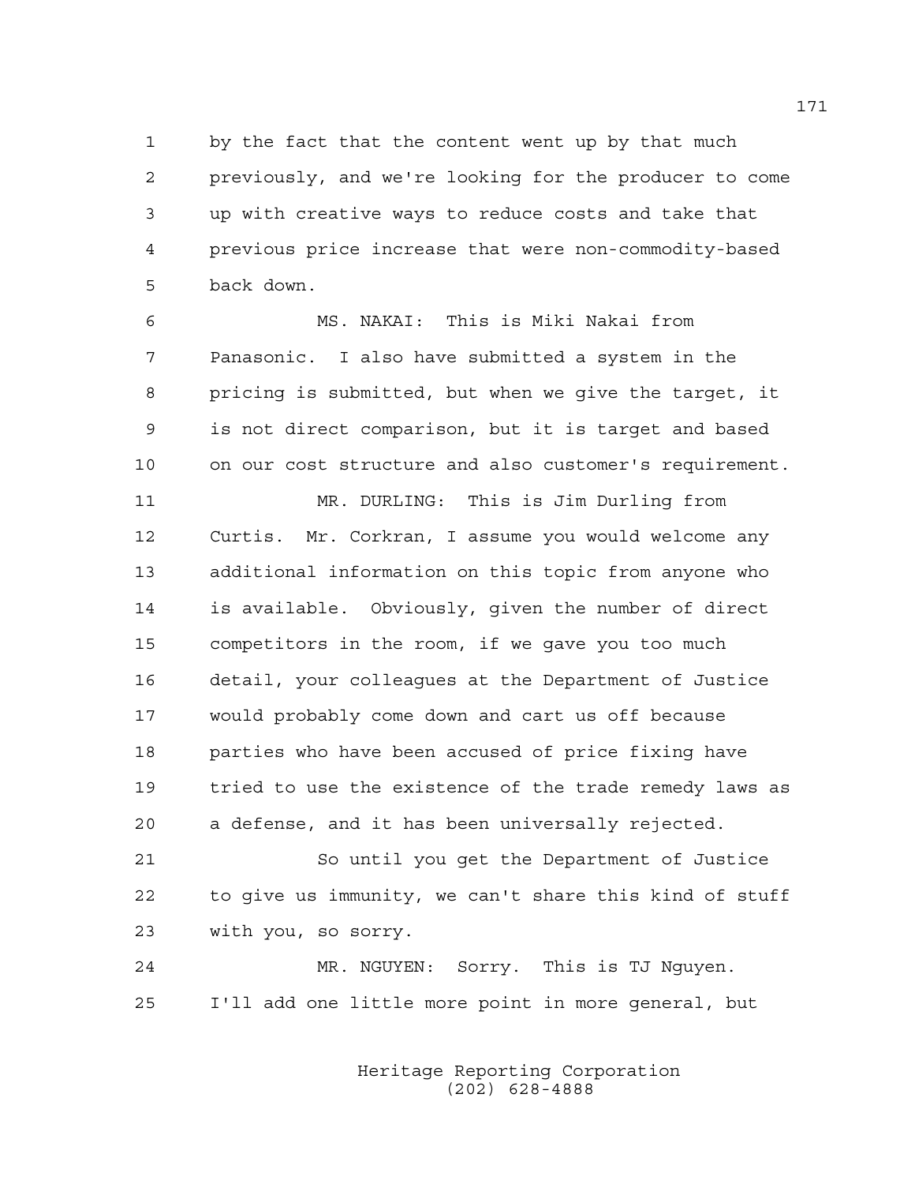by the fact that the content went up by that much previously, and we're looking for the producer to come up with creative ways to reduce costs and take that previous price increase that were non-commodity-based back down.

MS. NAKAI: This is Miki Nakai from Panasonic. I also have submitted a system in the pricing is submitted, but when we give the target, it is not direct comparison, but it is target and based on our cost structure and also customer's requirement.

MR. DURLING: This is Jim Durling from Curtis. Mr. Corkran, I assume you would welcome any additional information on this topic from anyone who is available. Obviously, given the number of direct competitors in the room, if we gave you too much detail, your colleagues at the Department of Justice would probably come down and cart us off because parties who have been accused of price fixing have tried to use the existence of the trade remedy laws as a defense, and it has been universally rejected.

So until you get the Department of Justice to give us immunity, we can't share this kind of stuff with you, so sorry.

MR. NGUYEN: Sorry. This is TJ Nguyen. I'll add one little more point in more general, but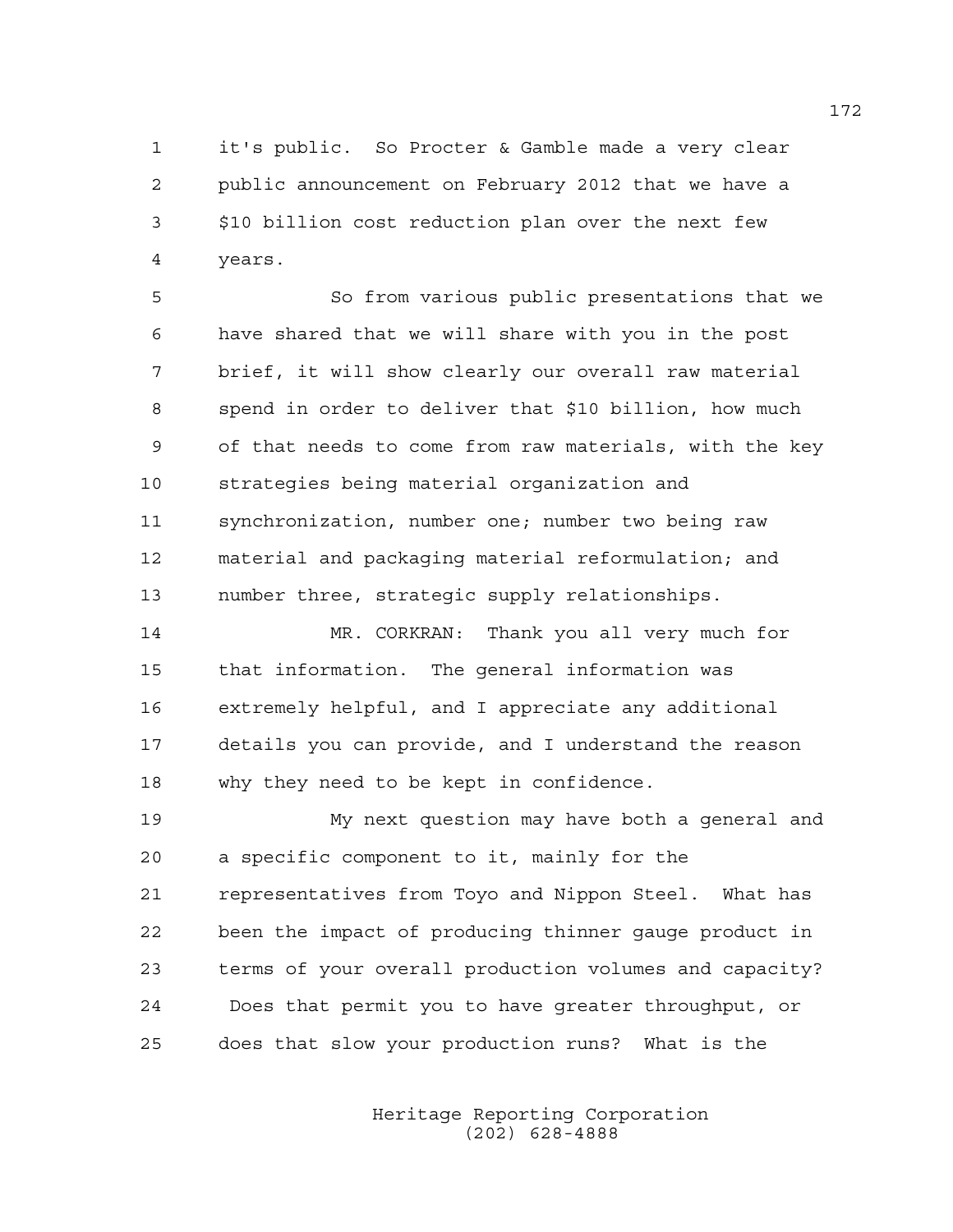it's public. So Procter & Gamble made a very clear public announcement on February 2012 that we have a $10 billion cost reduction plan over the next few years.

So from various public presentations that we have shared that we will share with you in the post brief, it will show clearly our overall raw material spend in order to deliver that $10 billion, how much of that needs to come from raw materials, with the key strategies being material organization and synchronization, number one; number two being raw material and packaging material reformulation; and number three, strategic supply relationships.

MR. CORKRAN: Thank you all very much for that information. The general information was extremely helpful, and I appreciate any additional details you can provide, and I understand the reason why they need to be kept in confidence.

My next question may have both a general and a specific component to it, mainly for the representatives from Toyo and Nippon Steel. What has been the impact of producing thinner gauge product in terms of your overall production volumes and capacity? Does that permit you to have greater throughput, or does that slow your production runs? What is the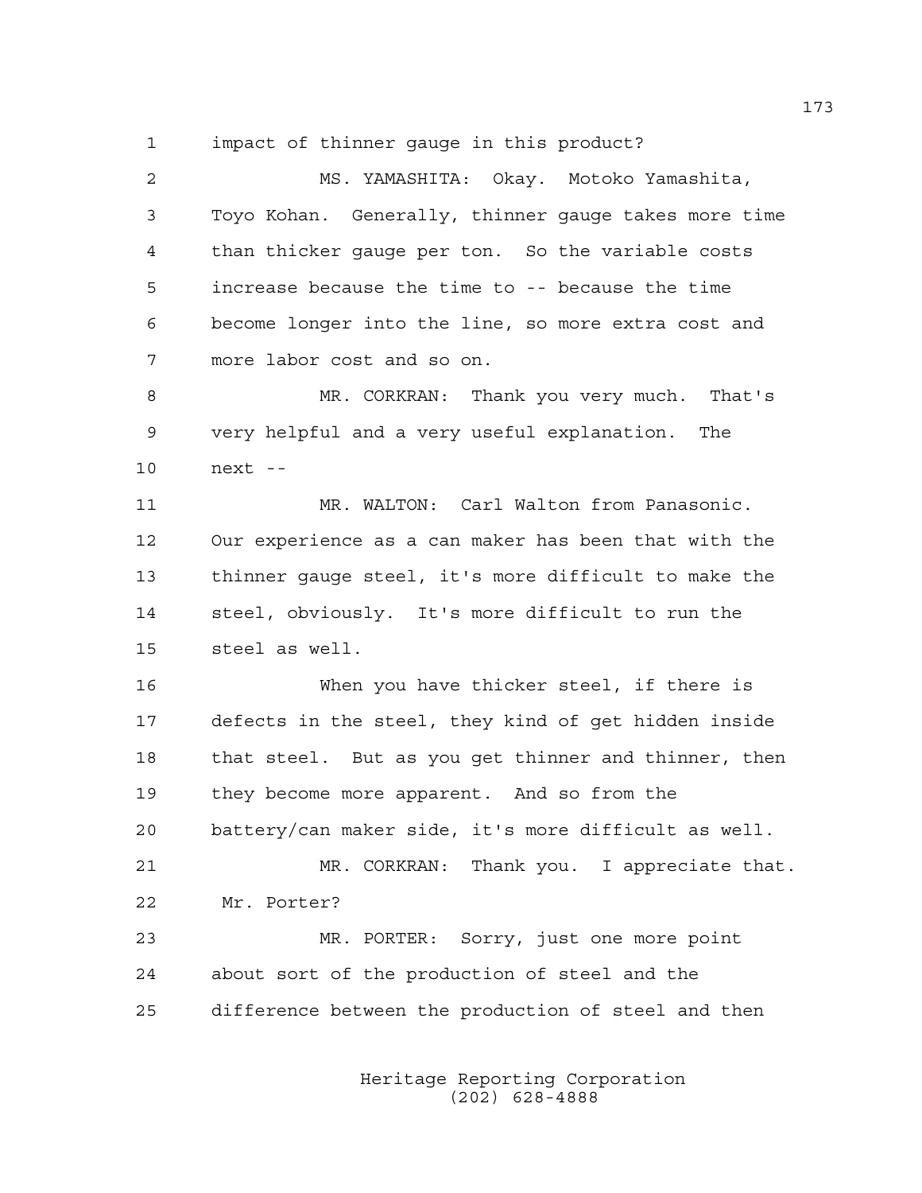impact of thinner gauge in this product?

MS. YAMASHITA: Okay. Motoko Yamashita, Toyo Kohan. Generally, thinner gauge takes more time than thicker gauge per ton. So the variable costs increase because the time to -- because the time become longer into the line, so more extra cost and more labor cost and so on.

MR. CORKRAN: Thank you very much. That's very helpful and a very useful explanation. The next --

MR. WALTON: Carl Walton from Panasonic. Our experience as a can maker has been that with the thinner gauge steel, it's more difficult to make the steel, obviously. It's more difficult to run the steel as well.

When you have thicker steel, if there is defects in the steel, they kind of get hidden inside that steel. But as you get thinner and thinner, then they become more apparent. And so from the battery/can maker side, it's more difficult as well.

MR. CORKRAN: Thank you. I appreciate that. Mr. Porter?

MR. PORTER: Sorry, just one more point about sort of the production of steel and the difference between the production of steel and then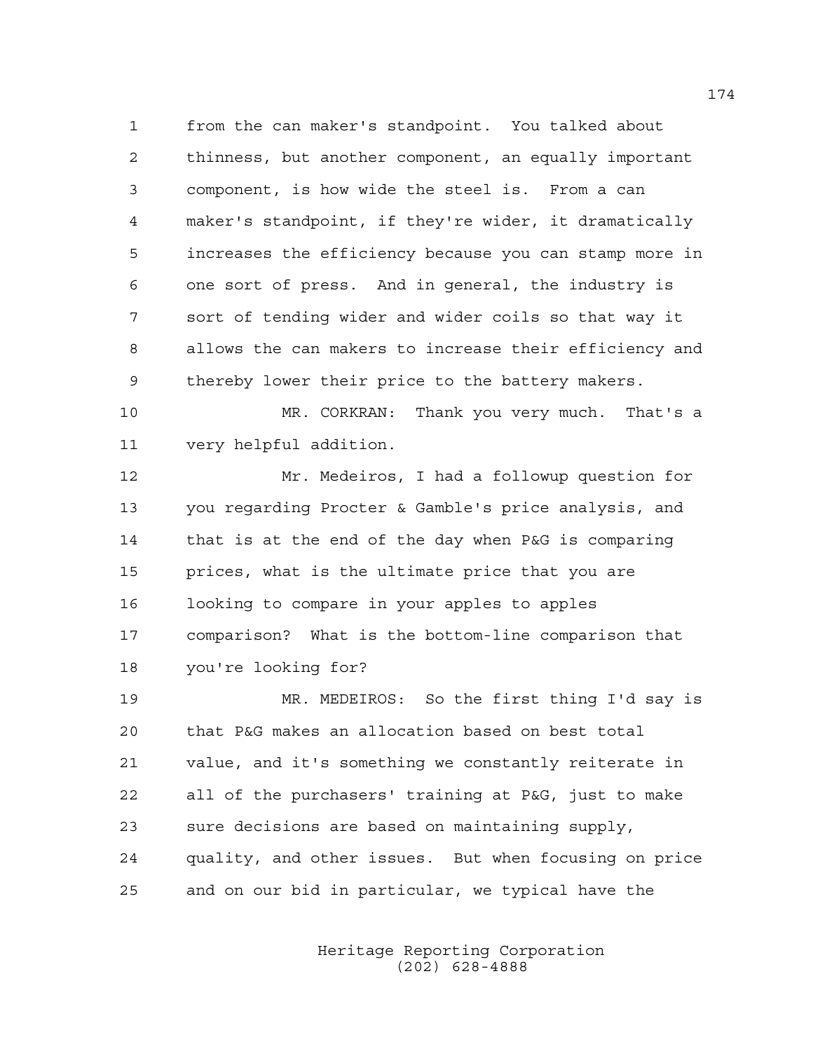from the can maker's standpoint. You talked about thinness, but another component, an equally important component, is how wide the steel is. From a can maker's standpoint, if they're wider, it dramatically increases the efficiency because you can stamp more in one sort of press. And in general, the industry is sort of tending wider and wider coils so that way it allows the can makers to increase their efficiency and thereby lower their price to the battery makers.

MR. CORKRAN: Thank you very much. That's a very helpful addition.

Mr. Medeiros, I had a followup question for you regarding Procter & Gamble's price analysis, and that is at the end of the day when P&G is comparing prices, what is the ultimate price that you are looking to compare in your apples to apples comparison? What is the bottom-line comparison that you're looking for?

MR. MEDEIROS: So the first thing I'd say is that P&G makes an allocation based on best total value, and it's something we constantly reiterate in all of the purchasers' training at P&G, just to make sure decisions are based on maintaining supply, quality, and other issues. But when focusing on price and on our bid in particular, we typical have the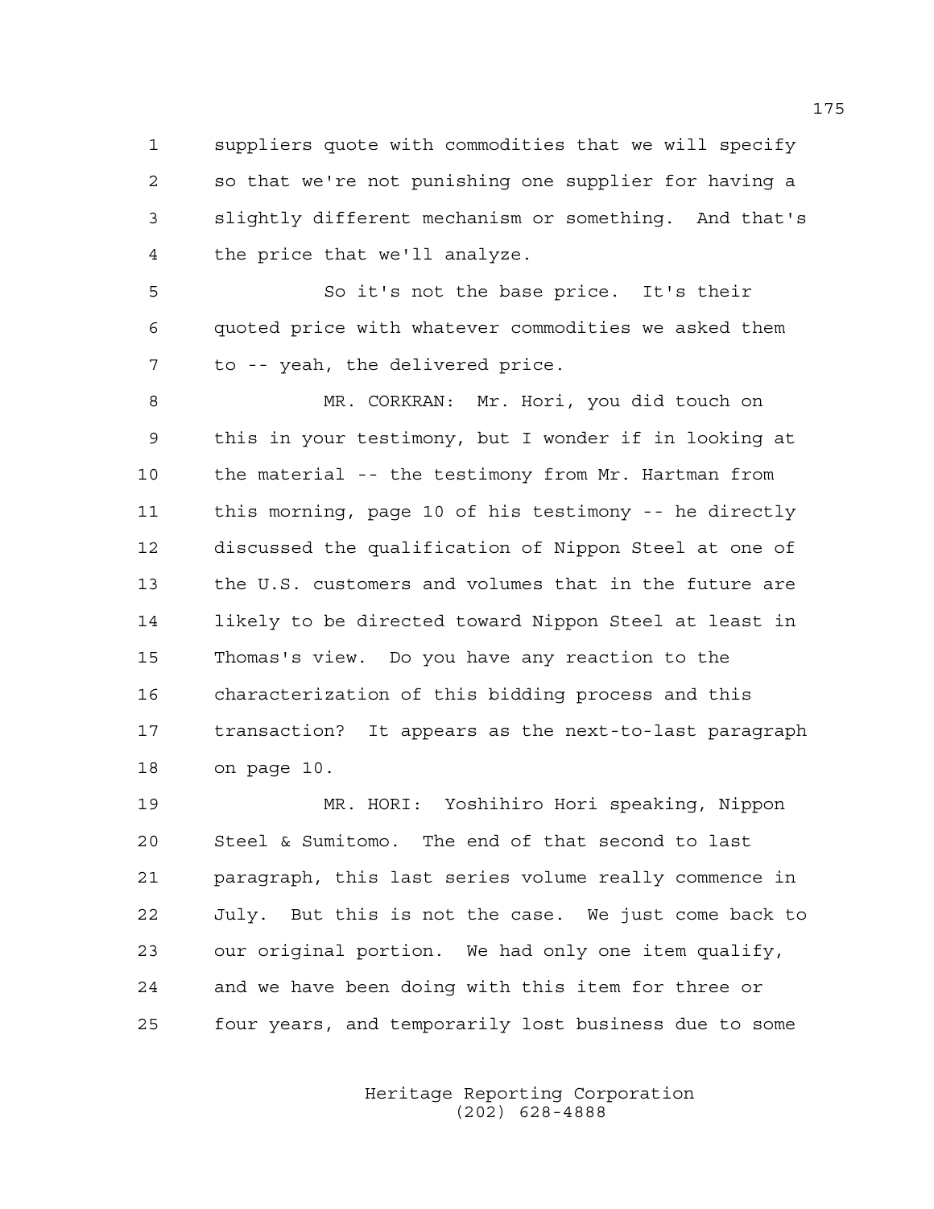suppliers quote with commodities that we will specify so that we're not punishing one supplier for having a slightly different mechanism or something. And that's the price that we'll analyze.

So it's not the base price. It's their quoted price with whatever commodities we asked them to -- yeah, the delivered price.

MR. CORKRAN: Mr. Hori, you did touch on this in your testimony, but I wonder if in looking at the material -- the testimony from Mr. Hartman from this morning, page 10 of his testimony -- he directly discussed the qualification of Nippon Steel at one of the U.S. customers and volumes that in the future are likely to be directed toward Nippon Steel at least in Thomas's view. Do you have any reaction to the characterization of this bidding process and this transaction? It appears as the next-to-last paragraph on page 10.

MR. HORI: Yoshihiro Hori speaking, Nippon Steel & Sumitomo. The end of that second to last paragraph, this last series volume really commence in July. But this is not the case. We just come back to our original portion. We had only one item qualify, and we have been doing with this item for three or four years, and temporarily lost business due to some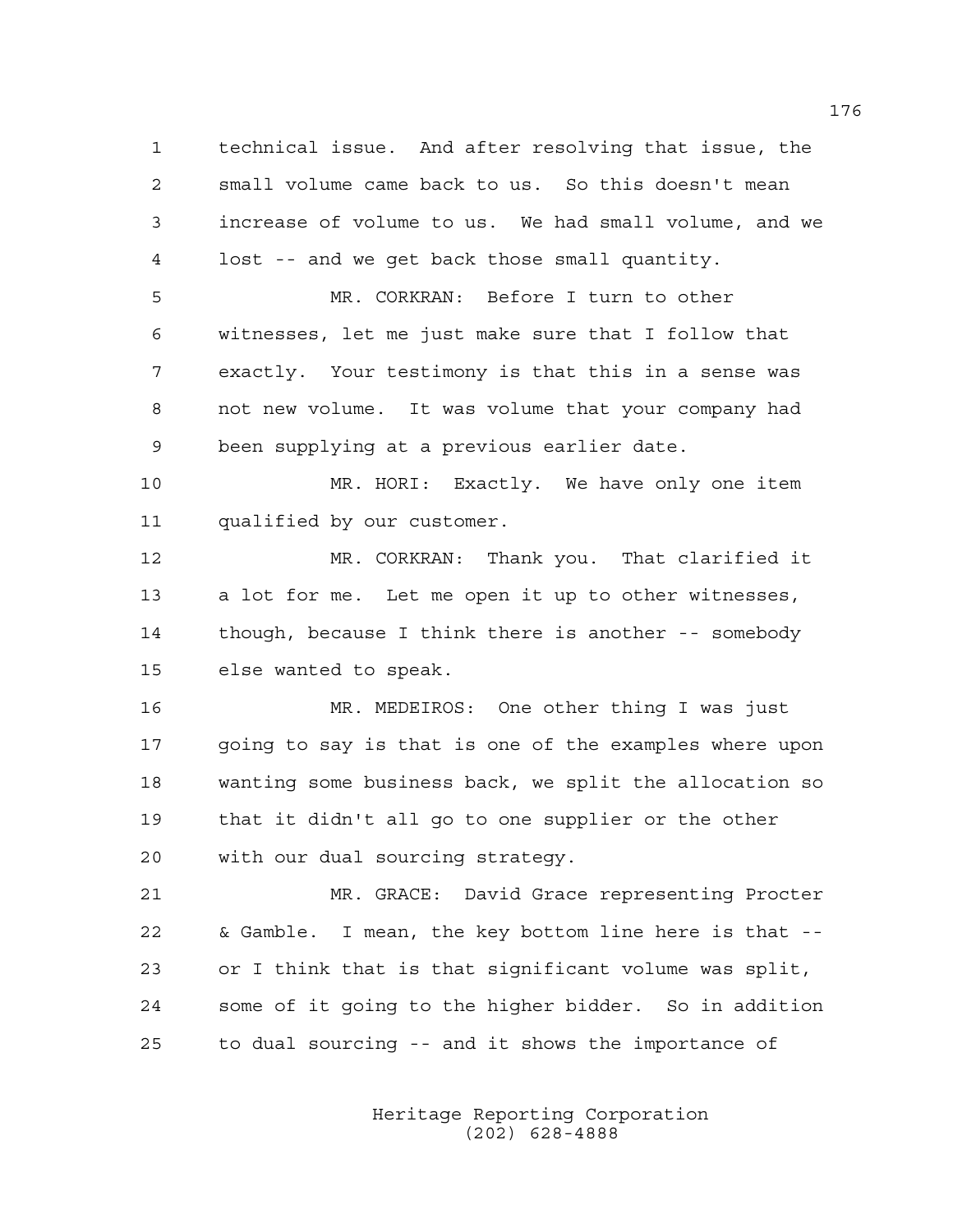technical issue. And after resolving that issue, the small volume came back to us. So this doesn't mean increase of volume to us. We had small volume, and we lost -- and we get back those small quantity.

MR. CORKRAN: Before I turn to other witnesses, let me just make sure that I follow that exactly. Your testimony is that this in a sense was not new volume. It was volume that your company had been supplying at a previous earlier date.

MR. HORI: Exactly. We have only one item qualified by our customer.

MR. CORKRAN: Thank you. That clarified it a lot for me. Let me open it up to other witnesses, though, because I think there is another -- somebody else wanted to speak.

MR. MEDEIROS: One other thing I was just going to say is that is one of the examples where upon wanting some business back, we split the allocation so that it didn't all go to one supplier or the other with our dual sourcing strategy.

MR. GRACE: David Grace representing Procter & Gamble. I mean, the key bottom line here is that -- or I think that is that significant volume was split, some of it going to the higher bidder. So in addition to dual sourcing -- and it shows the importance of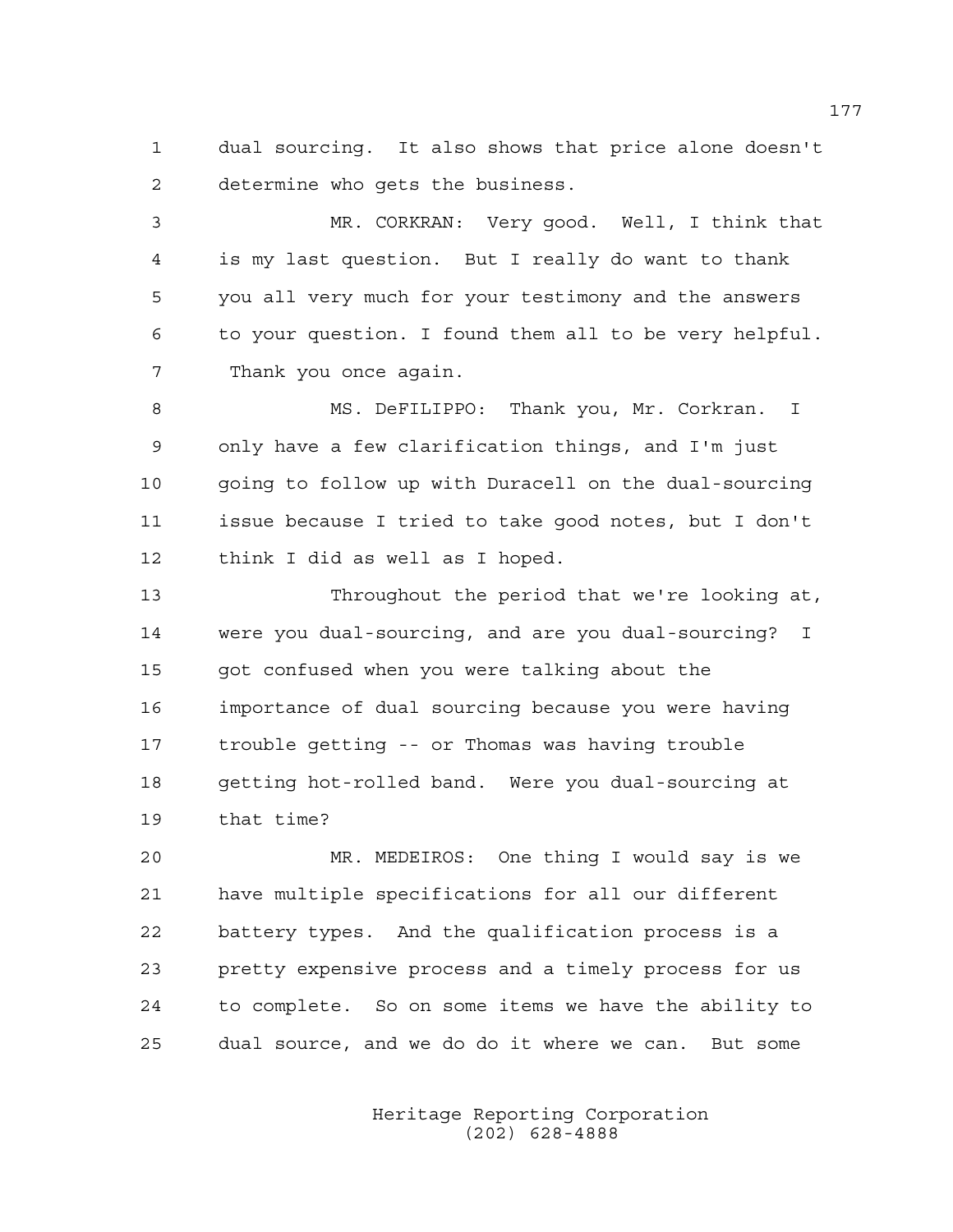dual sourcing. It also shows that price alone doesn't determine who gets the business.

MR. CORKRAN: Very good. Well, I think that is my last question. But I really do want to thank you all very much for your testimony and the answers to your question. I found them all to be very helpful. Thank you once again.

MS. DeFILIPPO: Thank you, Mr. Corkran. I only have a few clarification things, and I'm just going to follow up with Duracell on the dual-sourcing issue because I tried to take good notes, but I don't think I did as well as I hoped.

Throughout the period that we're looking at, were you dual-sourcing, and are you dual-sourcing? I got confused when you were talking about the importance of dual sourcing because you were having trouble getting -- or Thomas was having trouble getting hot-rolled band. Were you dual-sourcing at that time?

MR. MEDEIROS: One thing I would say is we have multiple specifications for all our different battery types. And the qualification process is a pretty expensive process and a timely process for us to complete. So on some items we have the ability to dual source, and we do do it where we can. But some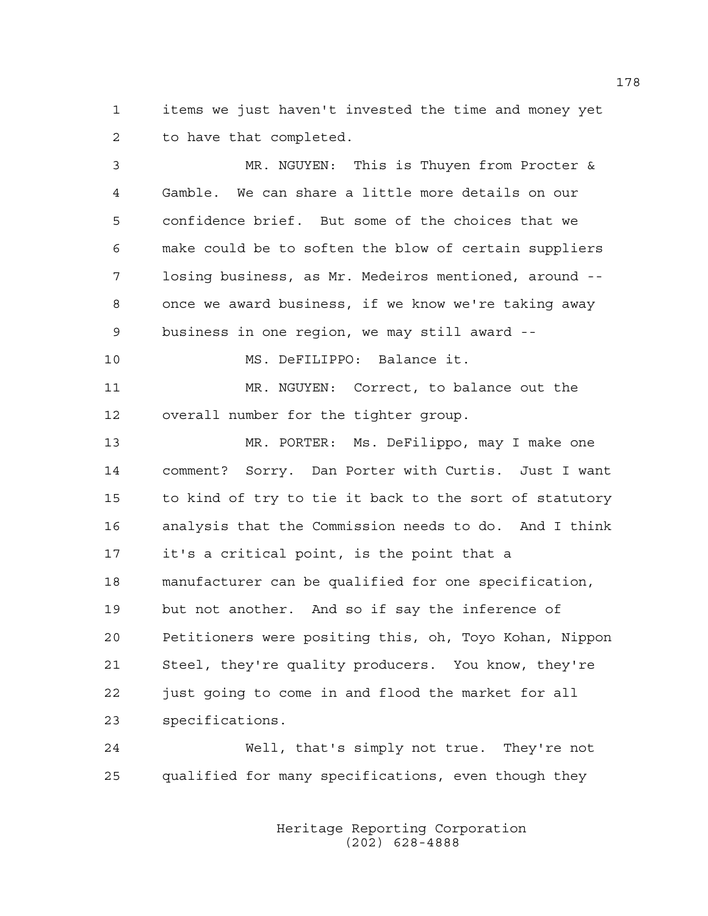items we just haven't invested the time and money yet to have that completed.

MR. NGUYEN: This is Thuyen from Procter & Gamble. We can share a little more details on our confidence brief. But some of the choices that we make could be to soften the blow of certain suppliers losing business, as Mr. Medeiros mentioned, around -- once we award business, if we know we're taking away business in one region, we may still award --

MS. DeFILIPPO: Balance it.

MR. NGUYEN: Correct, to balance out the overall number for the tighter group.

MR. PORTER: Ms. DeFilippo, may I make one comment? Sorry. Dan Porter with Curtis. Just I want to kind of try to tie it back to the sort of statutory analysis that the Commission needs to do. And I think it's a critical point, is the point that a manufacturer can be qualified for one specification, but not another. And so if say the inference of Petitioners were positing this, oh, Toyo Kohan, Nippon Steel, they're quality producers. You know, they're just going to come in and flood the market for all specifications.

Well, that's simply not true. They're not qualified for many specifications, even though they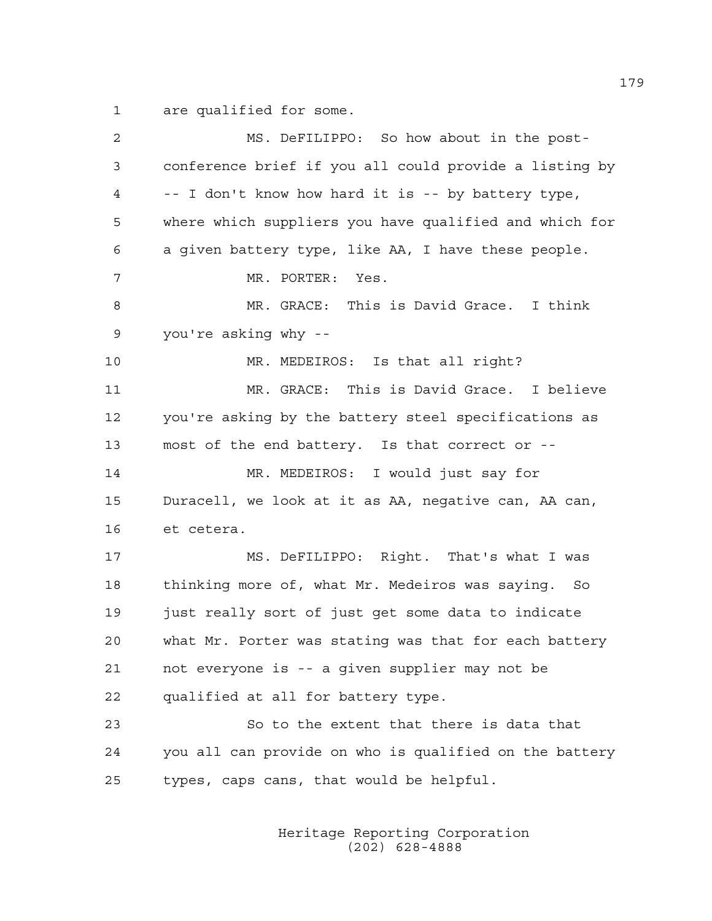are qualified for some.

MS. DeFILIPPO: So how about in the post-conference brief if you all could provide a listing by -- I don't know how hard it is -- by battery type, where which suppliers you have qualified and which for a given battery type, like AA, I have these people.

MR. PORTER: Yes.

MR. GRACE: This is David Grace. I think you're asking why --

MR. MEDEIROS: Is that all right?

MR. GRACE: This is David Grace. I believe you're asking by the battery steel specifications as most of the end battery. Is that correct or --

MR. MEDEIROS: I would just say for Duracell, we look at it as AA, negative can, AA can, et cetera.

MS. DeFILIPPO: Right. That's what I was thinking more of, what Mr. Medeiros was saying. So just really sort of just get some data to indicate what Mr. Porter was stating was that for each battery not everyone is -- a given supplier may not be qualified at all for battery type.

So to the extent that there is data that you all can provide on who is qualified on the battery types, caps cans, that would be helpful.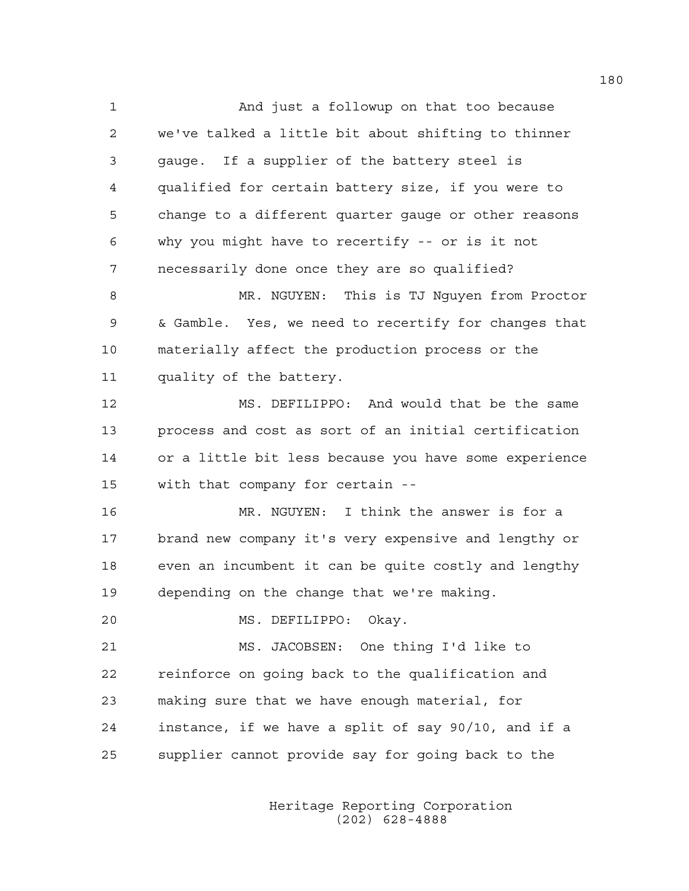And just a followup on that too because we've talked a little bit about shifting to thinner gauge. If a supplier of the battery steel is qualified for certain battery size, if you were to change to a different quarter gauge or other reasons why you might have to recertify -- or is it not necessarily done once they are so qualified?

MR. NGUYEN: This is TJ Nguyen from Proctor & Gamble. Yes, we need to recertify for changes that materially affect the production process or the quality of the battery.

MS. DEFILIPPO: And would that be the same process and cost as sort of an initial certification or a little bit less because you have some experience with that company for certain --

MR. NGUYEN: I think the answer is for a brand new company it's very expensive and lengthy or even an incumbent it can be quite costly and lengthy depending on the change that we're making.

MS. DEFILIPPO: Okay.

MS. JACOBSEN: One thing I'd like to reinforce on going back to the qualification and making sure that we have enough material, for instance, if we have a split of say 90/10, and if a supplier cannot provide say for going back to the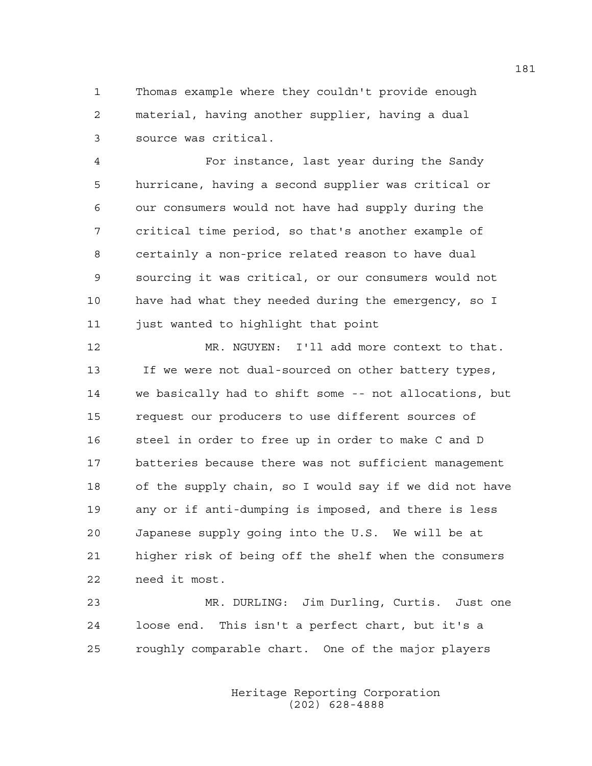Thomas example where they couldn't provide enough material, having another supplier, having a dual source was critical.

For instance, last year during the Sandy hurricane, having a second supplier was critical or our consumers would not have had supply during the critical time period, so that's another example of certainly a non-price related reason to have dual sourcing it was critical, or our consumers would not have had what they needed during the emergency, so I just wanted to highlight that point

MR. NGUYEN: I'll add more context to that. If we were not dual-sourced on other battery types, we basically had to shift some -- not allocations, but request our producers to use different sources of steel in order to free up in order to make C and D batteries because there was not sufficient management of the supply chain, so I would say if we did not have any or if anti-dumping is imposed, and there is less Japanese supply going into the U.S. We will be at higher risk of being off the shelf when the consumers need it most.

MR. DURLING: Jim Durling, Curtis. Just one loose end. This isn't a perfect chart, but it's a roughly comparable chart. One of the major players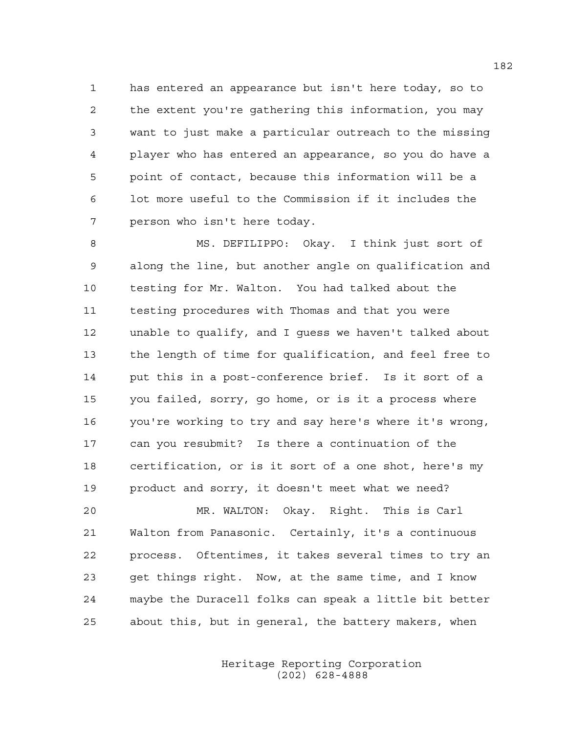has entered an appearance but isn't here today, so to the extent you're gathering this information, you may want to just make a particular outreach to the missing player who has entered an appearance, so you do have a point of contact, because this information will be a lot more useful to the Commission if it includes the person who isn't here today.

MS. DEFILIPPO: Okay. I think just sort of along the line, but another angle on qualification and testing for Mr. Walton. You had talked about the testing procedures with Thomas and that you were unable to qualify, and I guess we haven't talked about the length of time for qualification, and feel free to put this in a post-conference brief. Is it sort of a you failed, sorry, go home, or is it a process where you're working to try and say here's where it's wrong, can you resubmit? Is there a continuation of the certification, or is it sort of a one shot, here's my product and sorry, it doesn't meet what we need?

MR. WALTON: Okay. Right. This is Carl Walton from Panasonic. Certainly, it's a continuous process. Oftentimes, it takes several times to try an get things right. Now, at the same time, and I know maybe the Duracell folks can speak a little bit better about this, but in general, the battery makers, when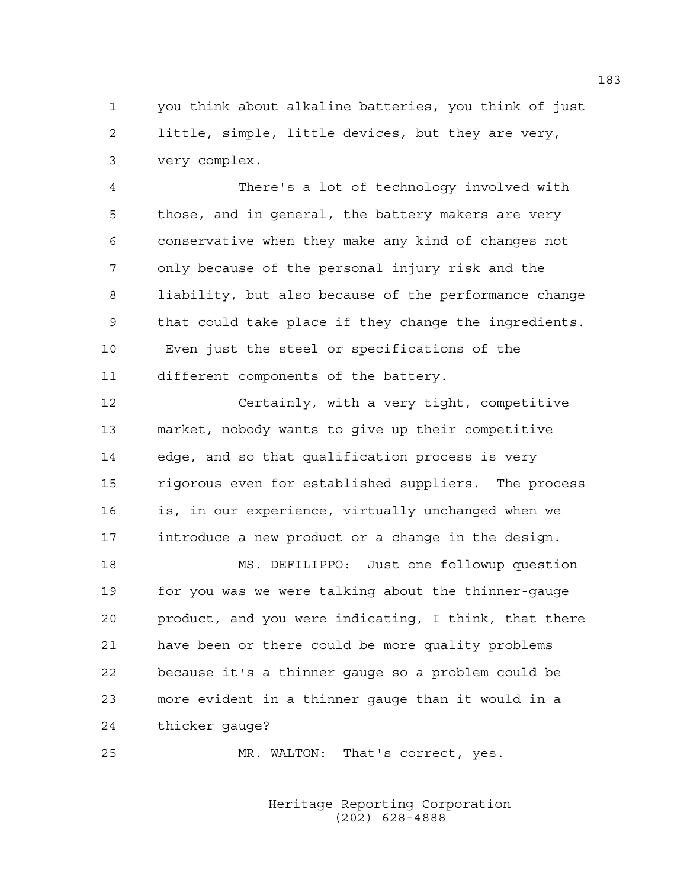you think about alkaline batteries, you think of just little, simple, little devices, but they are very, very complex.

There's a lot of technology involved with those, and in general, the battery makers are very conservative when they make any kind of changes not only because of the personal injury risk and the liability, but also because of the performance change that could take place if they change the ingredients. Even just the steel or specifications of the different components of the battery.

Certainly, with a very tight, competitive market, nobody wants to give up their competitive edge, and so that qualification process is very rigorous even for established suppliers. The process is, in our experience, virtually unchanged when we introduce a new product or a change in the design.

MS. DEFILIPPO: Just one followup question for you was we were talking about the thinner-gauge product, and you were indicating, I think, that there have been or there could be more quality problems because it's a thinner gauge so a problem could be more evident in a thinner gauge than it would in a thicker gauge?

MR. WALTON: That's correct, yes.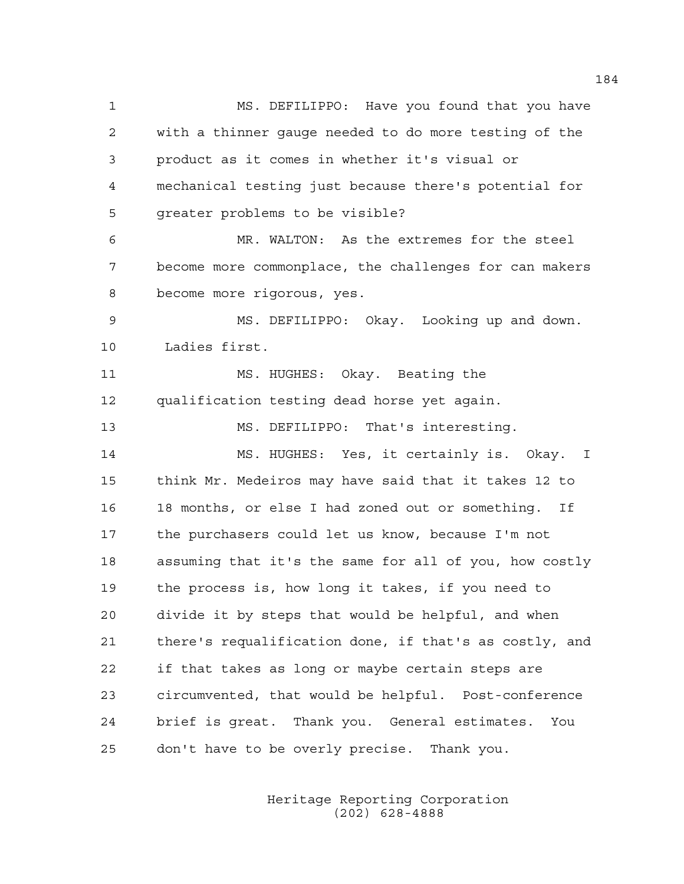MS. DEFILIPPO: Have you found that you have with a thinner gauge needed to do more testing of the product as it comes in whether it's visual or mechanical testing just because there's potential for greater problems to be visible?

MR. WALTON: As the extremes for the steel become more commonplace, the challenges for can makers become more rigorous, yes.

MS. DEFILIPPO: Okay. Looking up and down. Ladies first.

MS. HUGHES: Okay. Beating the qualification testing dead horse yet again.

MS. DEFILIPPO: That's interesting.

MS. HUGHES: Yes, it certainly is. Okay. I think Mr. Medeiros may have said that it takes 12 to 18 months, or else I had zoned out or something. If the purchasers could let us know, because I'm not assuming that it's the same for all of you, how costly the process is, how long it takes, if you need to divide it by steps that would be helpful, and when there's requalification done, if that's as costly, and if that takes as long or maybe certain steps are circumvented, that would be helpful. Post-conference brief is great. Thank you. General estimates. You don't have to be overly precise. Thank you.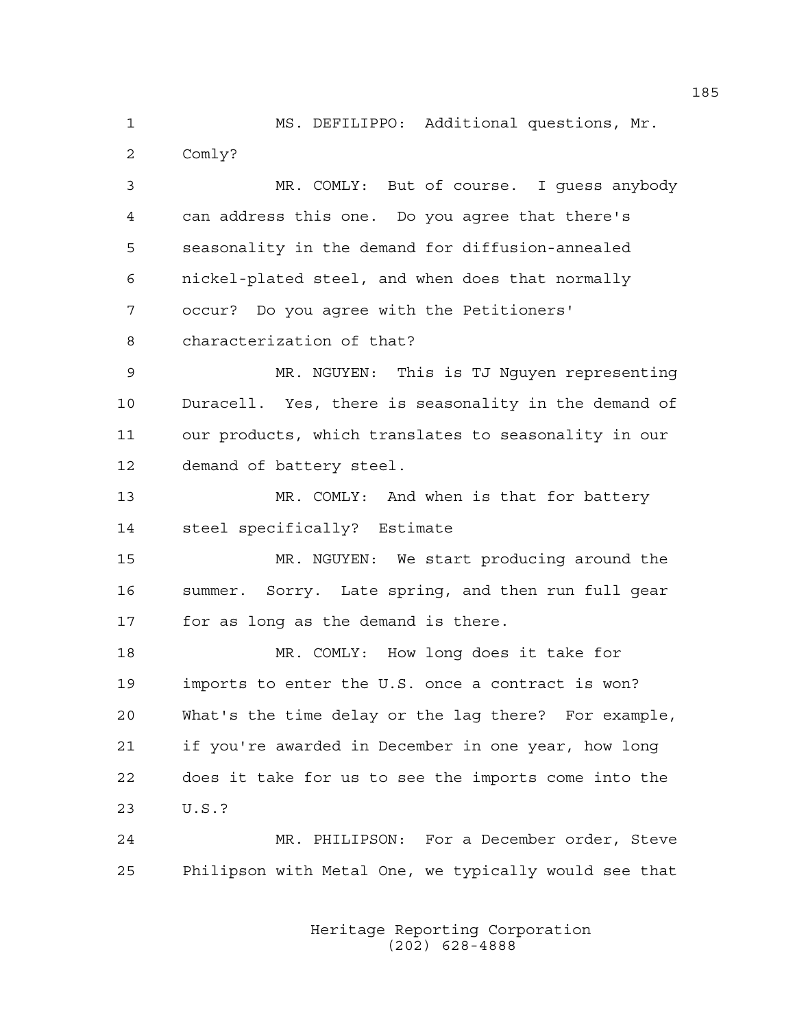MS. DEFILIPPO: Additional questions, Mr. Comly?

MR. COMLY: But of course. I guess anybody can address this one. Do you agree that there's seasonality in the demand for diffusion-annealed nickel-plated steel, and when does that normally occur? Do you agree with the Petitioners' characterization of that?

MR. NGUYEN: This is TJ Nguyen representing Duracell. Yes, there is seasonality in the demand of our products, which translates to seasonality in our demand of battery steel.

MR. COMLY: And when is that for battery steel specifically? Estimate

MR. NGUYEN: We start producing around the summer. Sorry. Late spring, and then run full gear for as long as the demand is there.

MR. COMLY: How long does it take for imports to enter the U.S. once a contract is won? What's the time delay or the lag there? For example, if you're awarded in December in one year, how long does it take for us to see the imports come into the U.S.?

MR. PHILIPSON: For a December order, Steve Philipson with Metal One, we typically would see that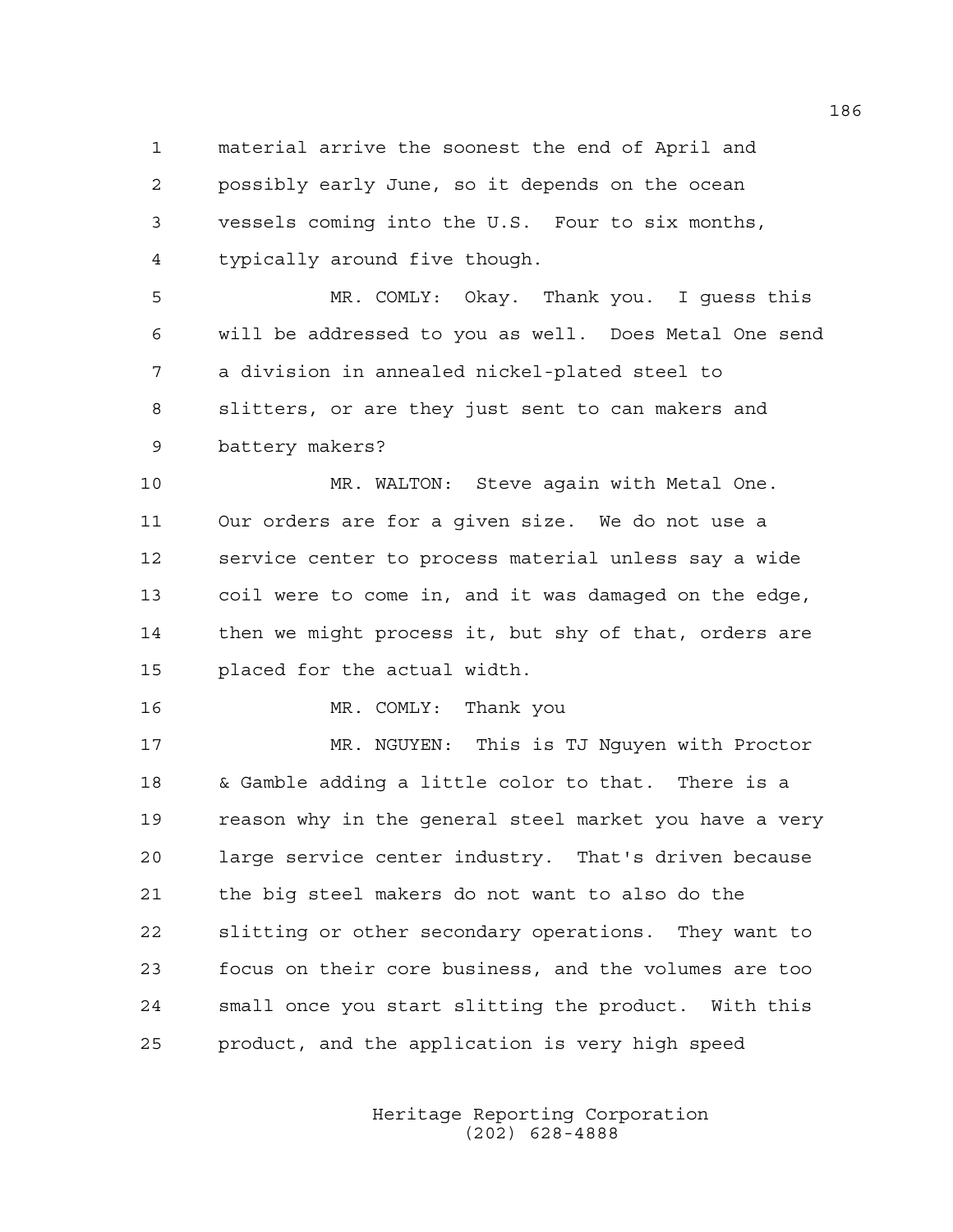material arrive the soonest the end of April and possibly early June, so it depends on the ocean vessels coming into the U.S. Four to six months, typically around five though.

MR. COMLY: Okay. Thank you. I guess this will be addressed to you as well. Does Metal One send a division in annealed nickel-plated steel to slitters, or are they just sent to can makers and battery makers?

MR. WALTON: Steve again with Metal One. Our orders are for a given size. We do not use a service center to process material unless say a wide coil were to come in, and it was damaged on the edge, then we might process it, but shy of that, orders are placed for the actual width.

MR. COMLY: Thank you

MR. NGUYEN: This is TJ Nguyen with Proctor & Gamble adding a little color to that. There is a reason why in the general steel market you have a very large service center industry. That's driven because the big steel makers do not want to also do the slitting or other secondary operations. They want to focus on their core business, and the volumes are too small once you start slitting the product. With this product, and the application is very high speed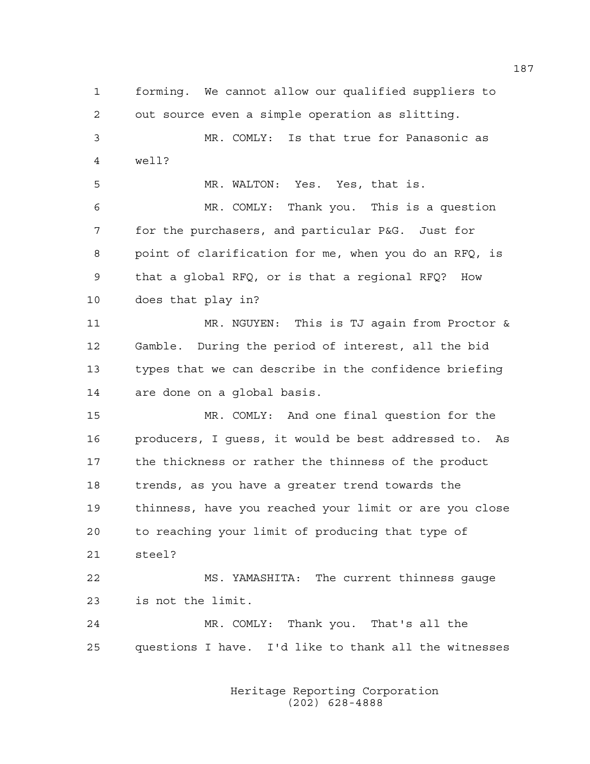forming. We cannot allow our qualified suppliers to out source even a simple operation as slitting.

MR. COMLY: Is that true for Panasonic as well?

MR. WALTON: Yes. Yes, that is.

MR. COMLY: Thank you. This is a question for the purchasers, and particular P&G. Just for point of clarification for me, when you do an RFQ, is that a global RFQ, or is that a regional RFQ? How does that play in?

MR. NGUYEN: This is TJ again from Proctor & Gamble. During the period of interest, all the bid types that we can describe in the confidence briefing are done on a global basis.

MR. COMLY: And one final question for the producers, I guess, it would be best addressed to. As the thickness or rather the thinness of the product trends, as you have a greater trend towards the thinness, have you reached your limit or are you close to reaching your limit of producing that type of steel?

MS. YAMASHITA: The current thinness gauge is not the limit.

MR. COMLY: Thank you. That's all the questions I have. I'd like to thank all the witnesses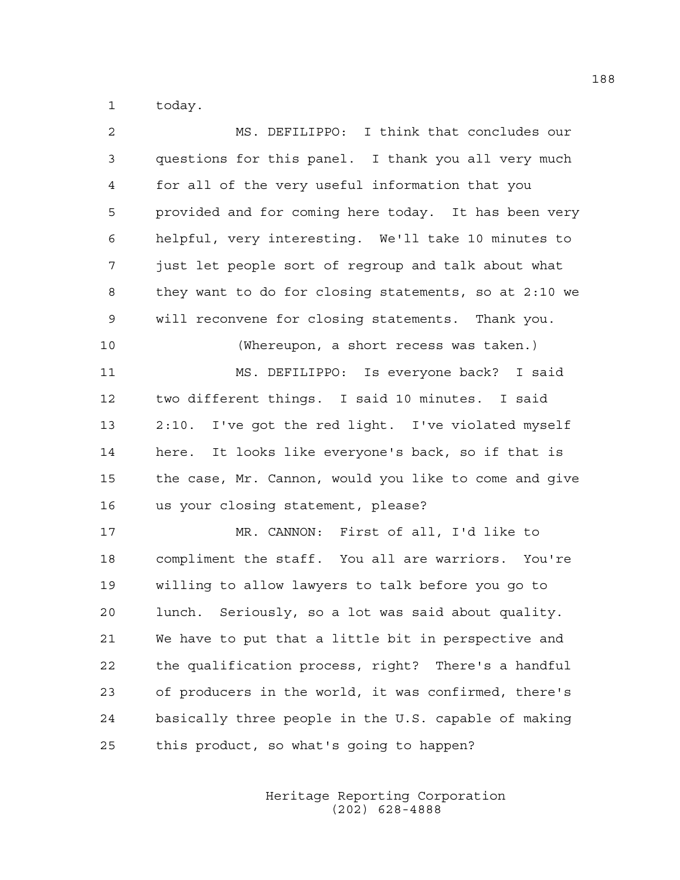today.

MS. DEFILIPPO: I think that concludes our questions for this panel. I thank you all very much for all of the very useful information that you provided and for coming here today. It has been very helpful, very interesting. We'll take 10 minutes to just let people sort of regroup and talk about what they want to do for closing statements, so at 2:10 we will reconvene for closing statements. Thank you.

(Whereupon, a short recess was taken.)

MS. DEFILIPPO: Is everyone back? I said two different things. I said 10 minutes. I said 2:10. I've got the red light. I've violated myself here. It looks like everyone's back, so if that is the case, Mr. Cannon, would you like to come and give us your closing statement, please?

MR. CANNON: First of all, I'd like to compliment the staff. You all are warriors. You're willing to allow lawyers to talk before you go to lunch. Seriously, so a lot was said about quality. We have to put that a little bit in perspective and the qualification process, right? There's a handful of producers in the world, it was confirmed, there's basically three people in the U.S. capable of making this product, so what's going to happen?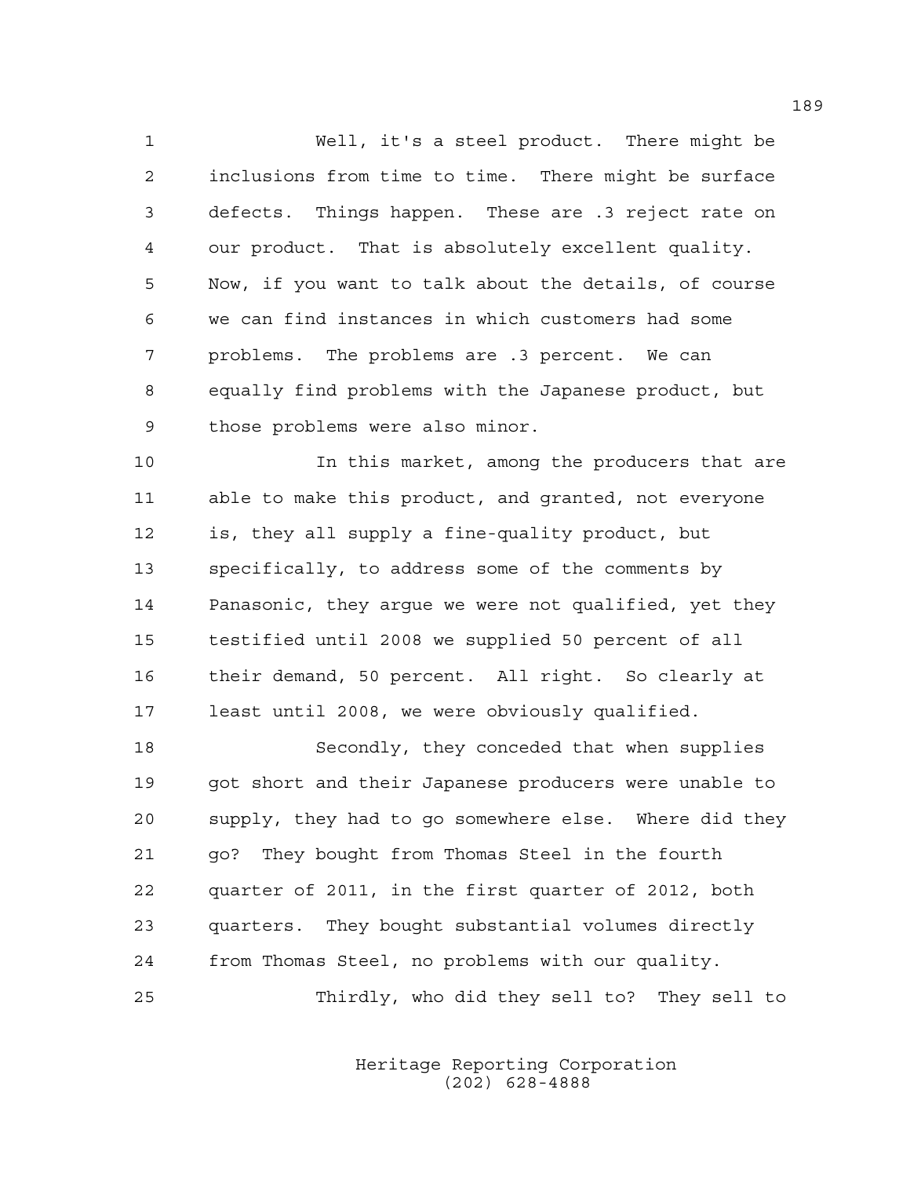Well, it's a steel product. There might be inclusions from time to time. There might be surface defects. Things happen. These are .3 reject rate on our product. That is absolutely excellent quality. Now, if you want to talk about the details, of course we can find instances in which customers had some problems. The problems are .3 percent. We can equally find problems with the Japanese product, but those problems were also minor.

In this market, among the producers that are able to make this product, and granted, not everyone is, they all supply a fine-quality product, but specifically, to address some of the comments by Panasonic, they argue we were not qualified, yet they testified until 2008 we supplied 50 percent of all their demand, 50 percent. All right. So clearly at least until 2008, we were obviously qualified.

Secondly, they conceded that when supplies got short and their Japanese producers were unable to supply, they had to go somewhere else. Where did they go? They bought from Thomas Steel in the fourth quarter of 2011, in the first quarter of 2012, both quarters. They bought substantial volumes directly from Thomas Steel, no problems with our quality.

Thirdly, who did they sell to? They sell to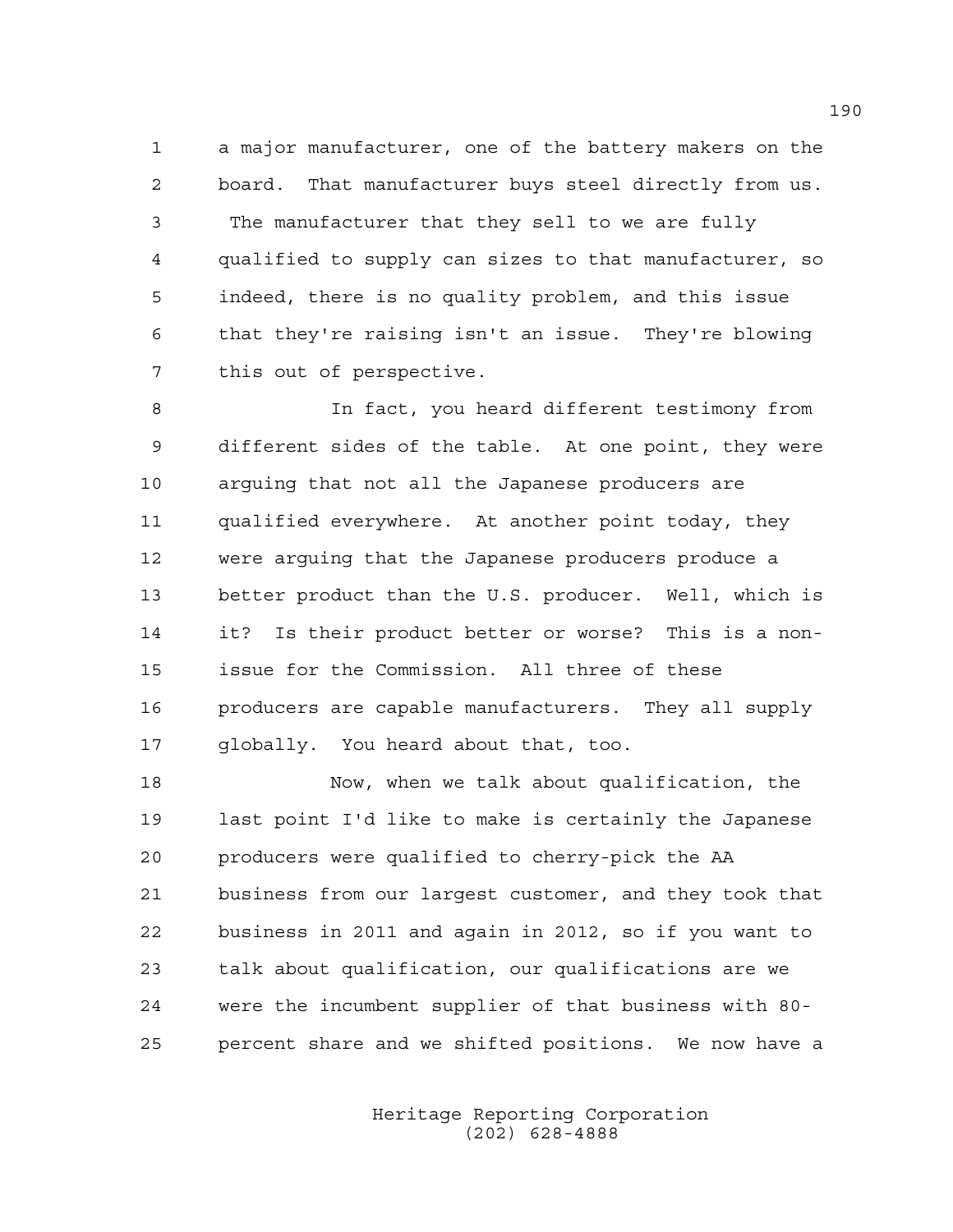1 a major manufacturer, one of the battery makers on the
2 board. That manufacturer buys steel directly from us.
3 The manufacturer that they sell to we are fully
4 qualified to supply can sizes to that manufacturer, so
5 indeed, there is no quality problem, and this issue
6 that they're raising isn't an issue. They're blowing
7 this out of perspective.

8 In fact, you heard different testimony from
9 different sides of the table. At one point, they were
10 arguing that not all the Japanese producers are
11 qualified everywhere. At another point today, they
12 were arguing that the Japanese producers produce a
13 better product than the U.S. producer. Well, which is
14 it? Is their product better or worse? This is a non-
15 issue for the Commission. All three of these
16 producers are capable manufacturers. They all supply
17 globally. You heard about that, too.

18 Now, when we talk about qualification, the
19 last point I'd like to make is certainly the Japanese
20 producers were qualified to cherry-pick the AA
21 business from our largest customer, and they took that
22 business in 2011 and again in 2012, so if you want to
23 talk about qualification, our qualifications are we
24 were the incumbent supplier of that business with 80-
25 percent share and we shifted positions. We now have a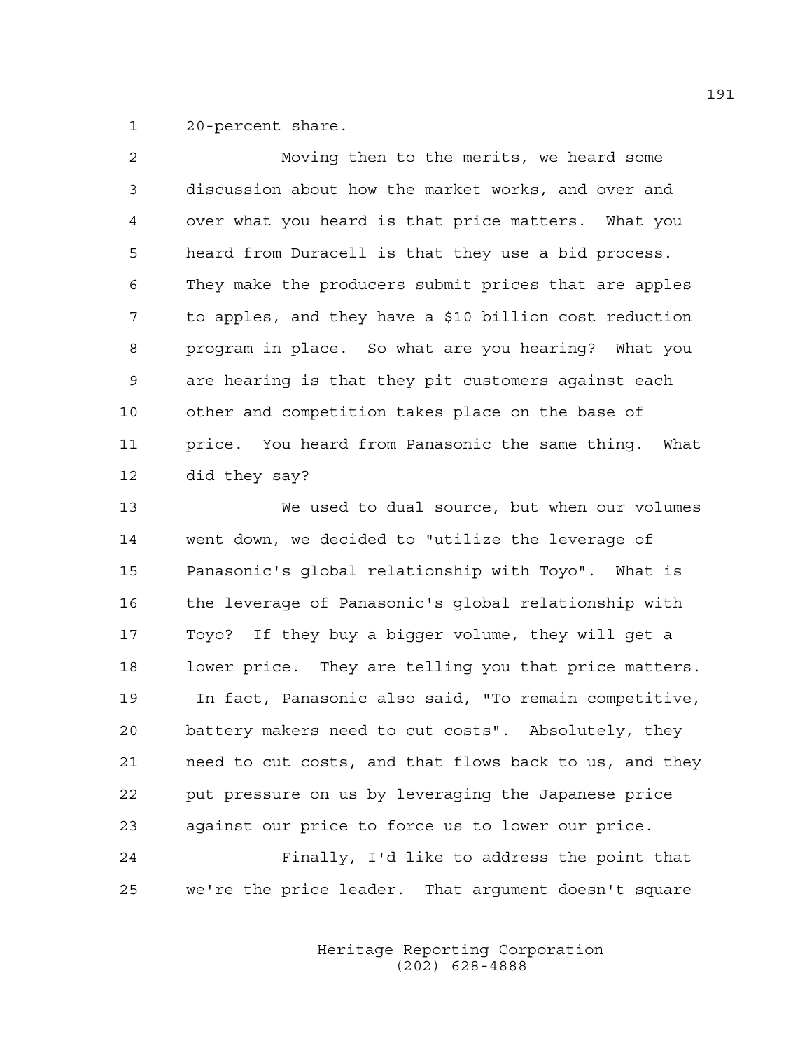20-percent share.

Moving then to the merits, we heard some discussion about how the market works, and over and over what you heard is that price matters. What you heard from Duracell is that they use a bid process. They make the producers submit prices that are apples to apples, and they have a $10 billion cost reduction program in place. So what are you hearing? What you are hearing is that they pit customers against each other and competition takes place on the base of price. You heard from Panasonic the same thing. What did they say?

We used to dual source, but when our volumes went down, we decided to "utilize the leverage of Panasonic's global relationship with Toyo". What is the leverage of Panasonic's global relationship with Toyo? If they buy a bigger volume, they will get a lower price. They are telling you that price matters. In fact, Panasonic also said, "To remain competitive, battery makers need to cut costs". Absolutely, they need to cut costs, and that flows back to us, and they put pressure on us by leveraging the Japanese price against our price to force us to lower our price.

Finally, I'd like to address the point that we're the price leader. That argument doesn't square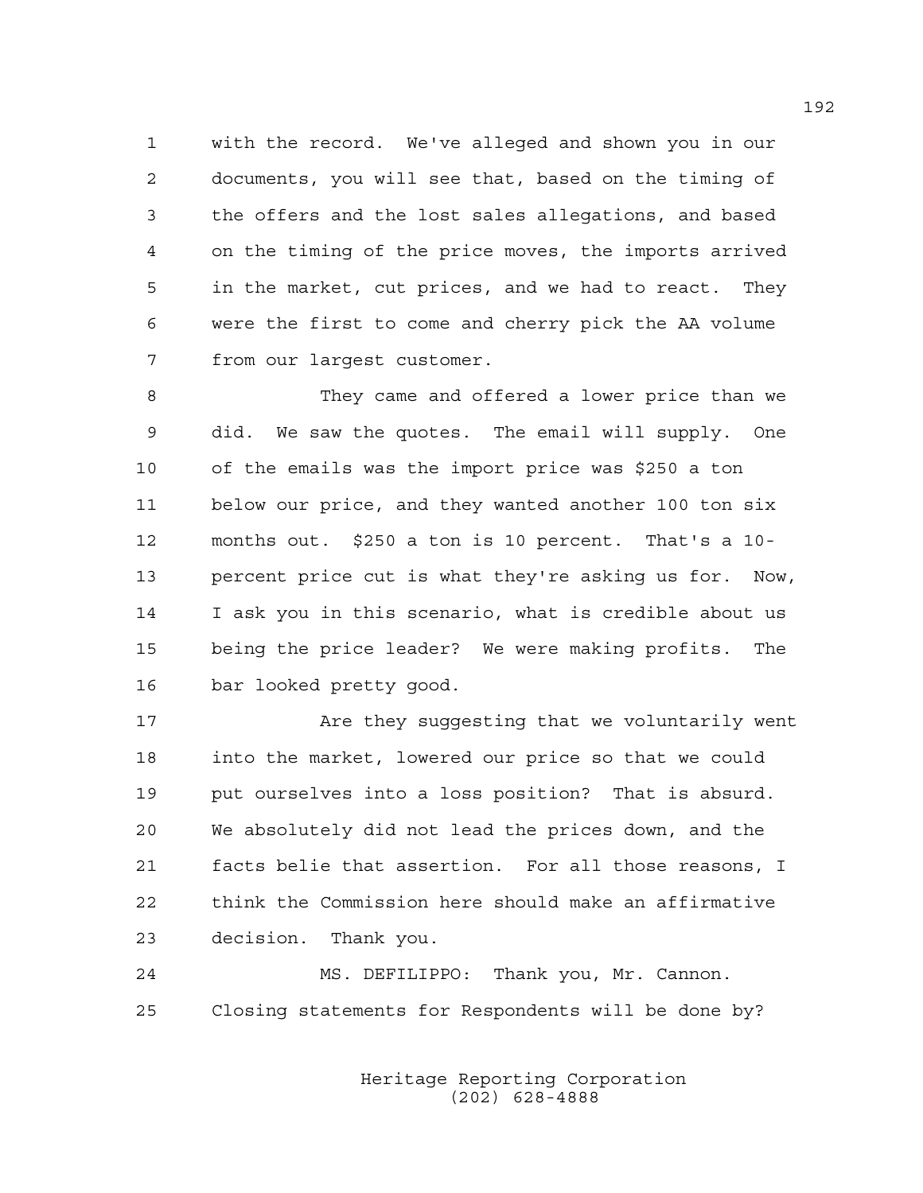with the record. We've alleged and shown you in our documents, you will see that, based on the timing of the offers and the lost sales allegations, and based on the timing of the price moves, the imports arrived in the market, cut prices, and we had to react. They were the first to come and cherry pick the AA volume from our largest customer.

They came and offered a lower price than we did. We saw the quotes. The email will supply. One of the emails was the import price was $250 a ton below our price, and they wanted another 100 ton six months out. $250 a ton is 10 percent. That's a 10-percent price cut is what they're asking us for. Now, I ask you in this scenario, what is credible about us being the price leader? We were making profits. The bar looked pretty good.

Are they suggesting that we voluntarily went into the market, lowered our price so that we could put ourselves into a loss position? That is absurd. We absolutely did not lead the prices down, and the facts belie that assertion. For all those reasons, I think the Commission here should make an affirmative decision. Thank you.

MS. DEFILIPPO: Thank you, Mr. Cannon. Closing statements for Respondents will be done by?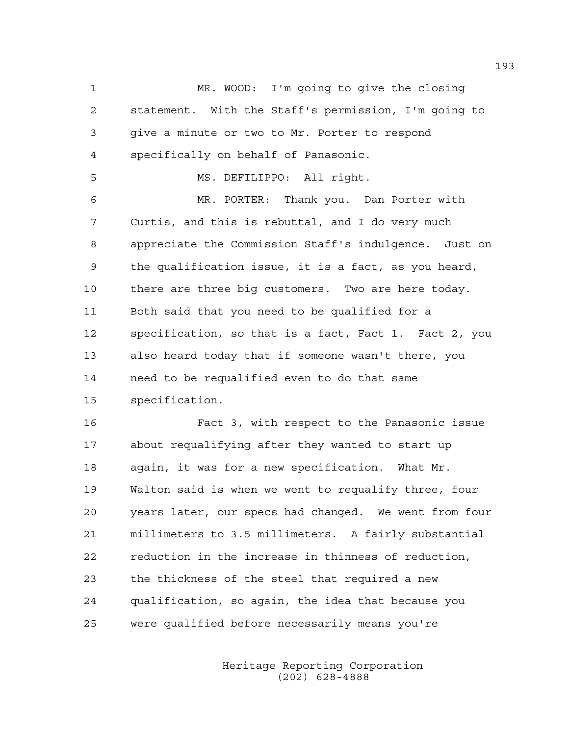1 MR. WOOD: I'm going to give the closing
2 statement. With the Staff's permission, I'm going to
3 give a minute or two to Mr. Porter to respond
4 specifically on behalf of Panasonic.
5 MS. DEFILIPPO: All right.
6 MR. PORTER: Thank you. Dan Porter with
7 Curtis, and this is rebuttal, and I do very much
8 appreciate the Commission Staff's indulgence. Just on
9 the qualification issue, it is a fact, as you heard,
10 there are three big customers. Two are here today.
11 Both said that you need to be qualified for a
12 specification, so that is a fact, Fact 1. Fact 2, you
13 also heard today that if someone wasn't there, you
14 need to be requalified even to do that same
15 specification.
16 Fact 3, with respect to the Panasonic issue
17 about requalifying after they wanted to start up
18 again, it was for a new specification. What Mr.
19 Walton said is when we went to requalify three, four
20 years later, our specs had changed. We went from four
21 millimeters to 3.5 millimeters. A fairly substantial
22 reduction in the increase in thinness of reduction,
23 the thickness of the steel that required a new
24 qualification, so again, the idea that because you
25 were qualified before necessarily means you're

Heritage Reporting Corporation
(202) 628-4888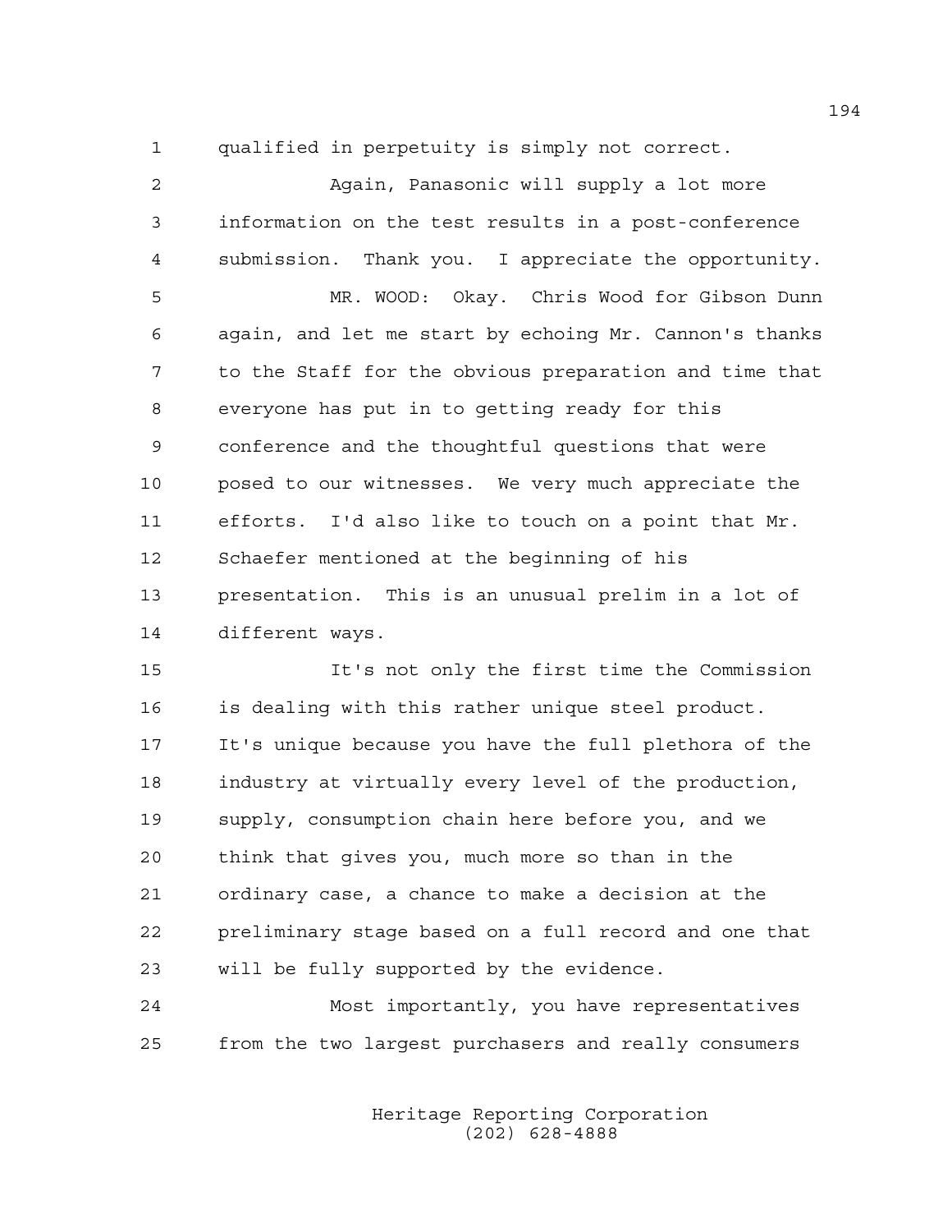qualified in perpetuity is simply not correct.

Again, Panasonic will supply a lot more information on the test results in a post-conference submission. Thank you. I appreciate the opportunity.

MR. WOOD: Okay. Chris Wood for Gibson Dunn again, and let me start by echoing Mr. Cannon's thanks to the Staff for the obvious preparation and time that everyone has put in to getting ready for this conference and the thoughtful questions that were posed to our witnesses. We very much appreciate the efforts. I'd also like to touch on a point that Mr. Schaefer mentioned at the beginning of his presentation. This is an unusual prelim in a lot of different ways.

It's not only the first time the Commission is dealing with this rather unique steel product. It's unique because you have the full plethora of the industry at virtually every level of the production, supply, consumption chain here before you, and we think that gives you, much more so than in the ordinary case, a chance to make a decision at the preliminary stage based on a full record and one that will be fully supported by the evidence.

Most importantly, you have representatives from the two largest purchasers and really consumers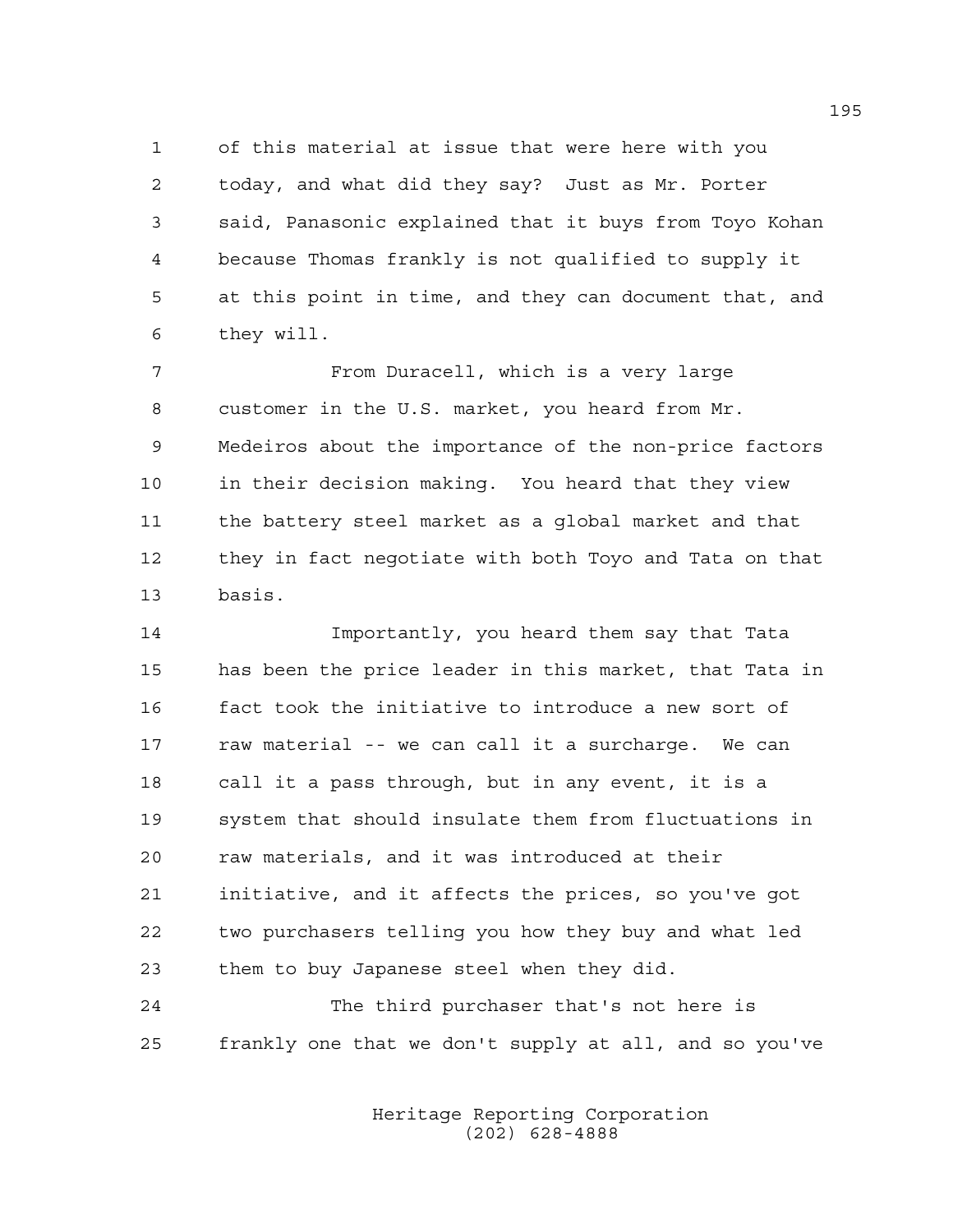of this material at issue that were here with you today, and what did they say? Just as Mr. Porter said, Panasonic explained that it buys from Toyo Kohan because Thomas frankly is not qualified to supply it at this point in time, and they can document that, and they will.

From Duracell, which is a very large customer in the U.S. market, you heard from Mr. Medeiros about the importance of the non-price factors in their decision making. You heard that they view the battery steel market as a global market and that they in fact negotiate with both Toyo and Tata on that basis.

Importantly, you heard them say that Tata has been the price leader in this market, that Tata in fact took the initiative to introduce a new sort of raw material -- we can call it a surcharge. We can call it a pass through, but in any event, it is a system that should insulate them from fluctuations in raw materials, and it was introduced at their initiative, and it affects the prices, so you've got two purchasers telling you how they buy and what led them to buy Japanese steel when they did.

The third purchaser that's not here is frankly one that we don't supply at all, and so you've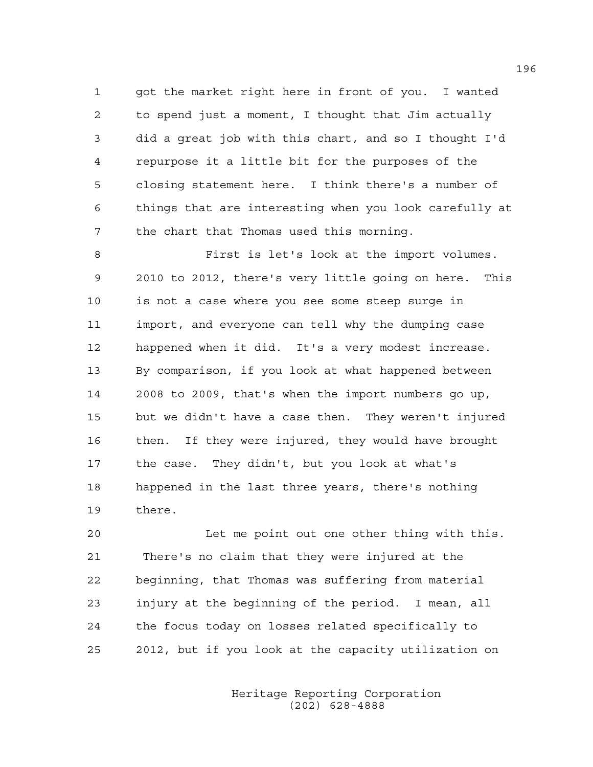got the market right here in front of you. I wanted to spend just a moment, I thought that Jim actually did a great job with this chart, and so I thought I'd repurpose it a little bit for the purposes of the closing statement here. I think there's a number of things that are interesting when you look carefully at the chart that Thomas used this morning.

First is let's look at the import volumes. 2010 to 2012, there's very little going on here. This is not a case where you see some steep surge in import, and everyone can tell why the dumping case happened when it did. It's a very modest increase. By comparison, if you look at what happened between 2008 to 2009, that's when the import numbers go up, but we didn't have a case then. They weren't injured then. If they were injured, they would have brought the case. They didn't, but you look at what's happened in the last three years, there's nothing there.

Let me point out one other thing with this. There's no claim that they were injured at the beginning, that Thomas was suffering from material injury at the beginning of the period. I mean, all the focus today on losses related specifically to 2012, but if you look at the capacity utilization on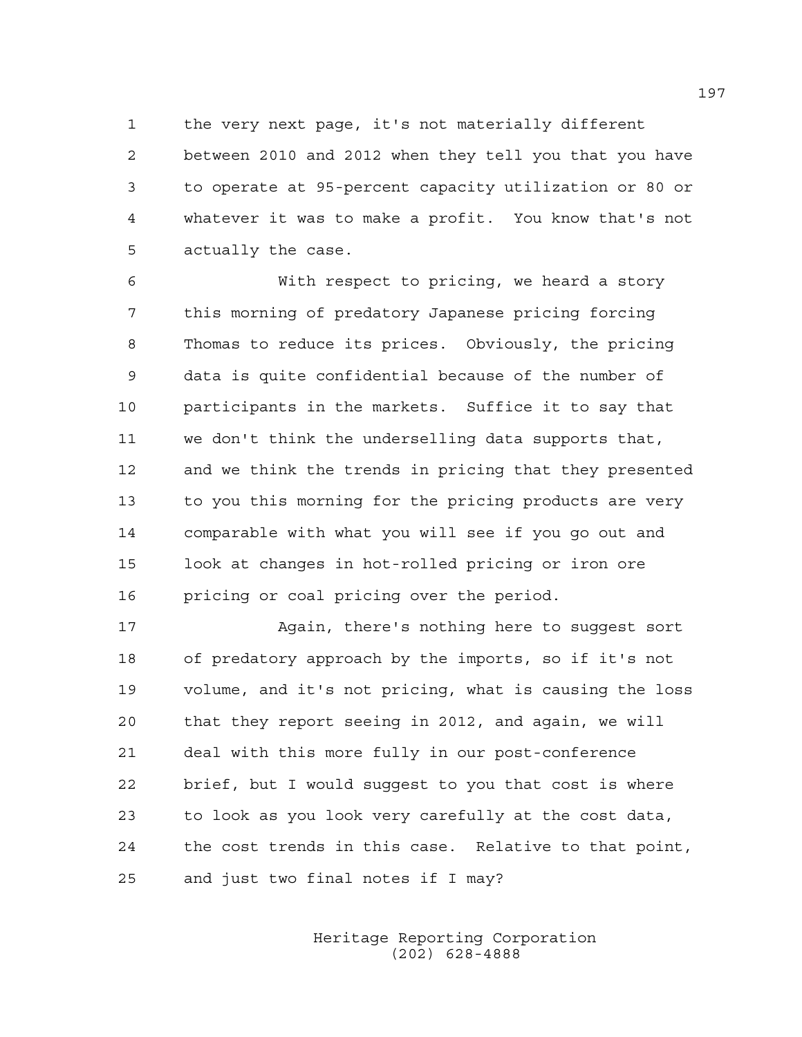the very next page, it's not materially different between 2010 and 2012 when they tell you that you have to operate at 95-percent capacity utilization or 80 or whatever it was to make a profit. You know that's not actually the case.

With respect to pricing, we heard a story this morning of predatory Japanese pricing forcing Thomas to reduce its prices. Obviously, the pricing data is quite confidential because of the number of participants in the markets. Suffice it to say that we don't think the underselling data supports that, and we think the trends in pricing that they presented to you this morning for the pricing products are very comparable with what you will see if you go out and look at changes in hot-rolled pricing or iron ore pricing or coal pricing over the period.

Again, there's nothing here to suggest sort of predatory approach by the imports, so if it's not volume, and it's not pricing, what is causing the loss that they report seeing in 2012, and again, we will deal with this more fully in our post-conference brief, but I would suggest to you that cost is where to look as you look very carefully at the cost data, the cost trends in this case. Relative to that point, and just two final notes if I may?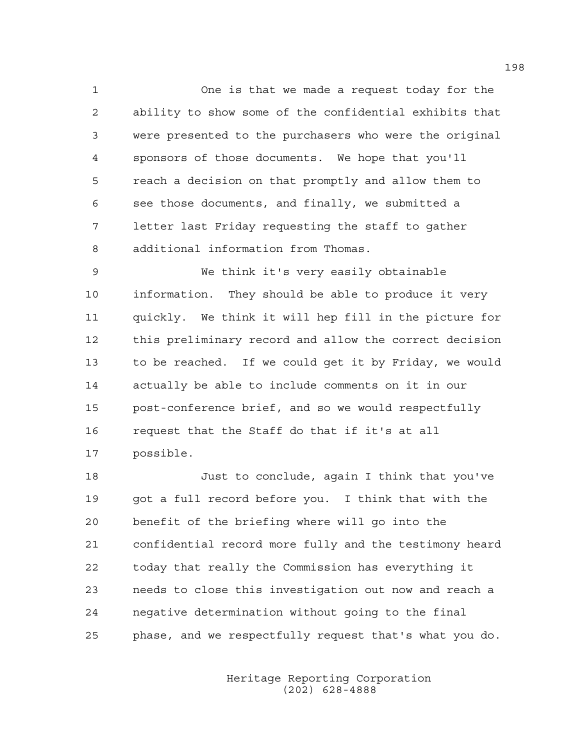One is that we made a request today for the ability to show some of the confidential exhibits that were presented to the purchasers who were the original sponsors of those documents. We hope that you'll reach a decision on that promptly and allow them to see those documents, and finally, we submitted a letter last Friday requesting the staff to gather additional information from Thomas.

We think it's very easily obtainable information. They should be able to produce it very quickly. We think it will hep fill in the picture for this preliminary record and allow the correct decision to be reached. If we could get it by Friday, we would actually be able to include comments on it in our post-conference brief, and so we would respectfully request that the Staff do that if it's at all possible.

Just to conclude, again I think that you've got a full record before you. I think that with the benefit of the briefing where will go into the confidential record more fully and the testimony heard today that really the Commission has everything it needs to close this investigation out now and reach a negative determination without going to the final phase, and we respectfully request that's what you do.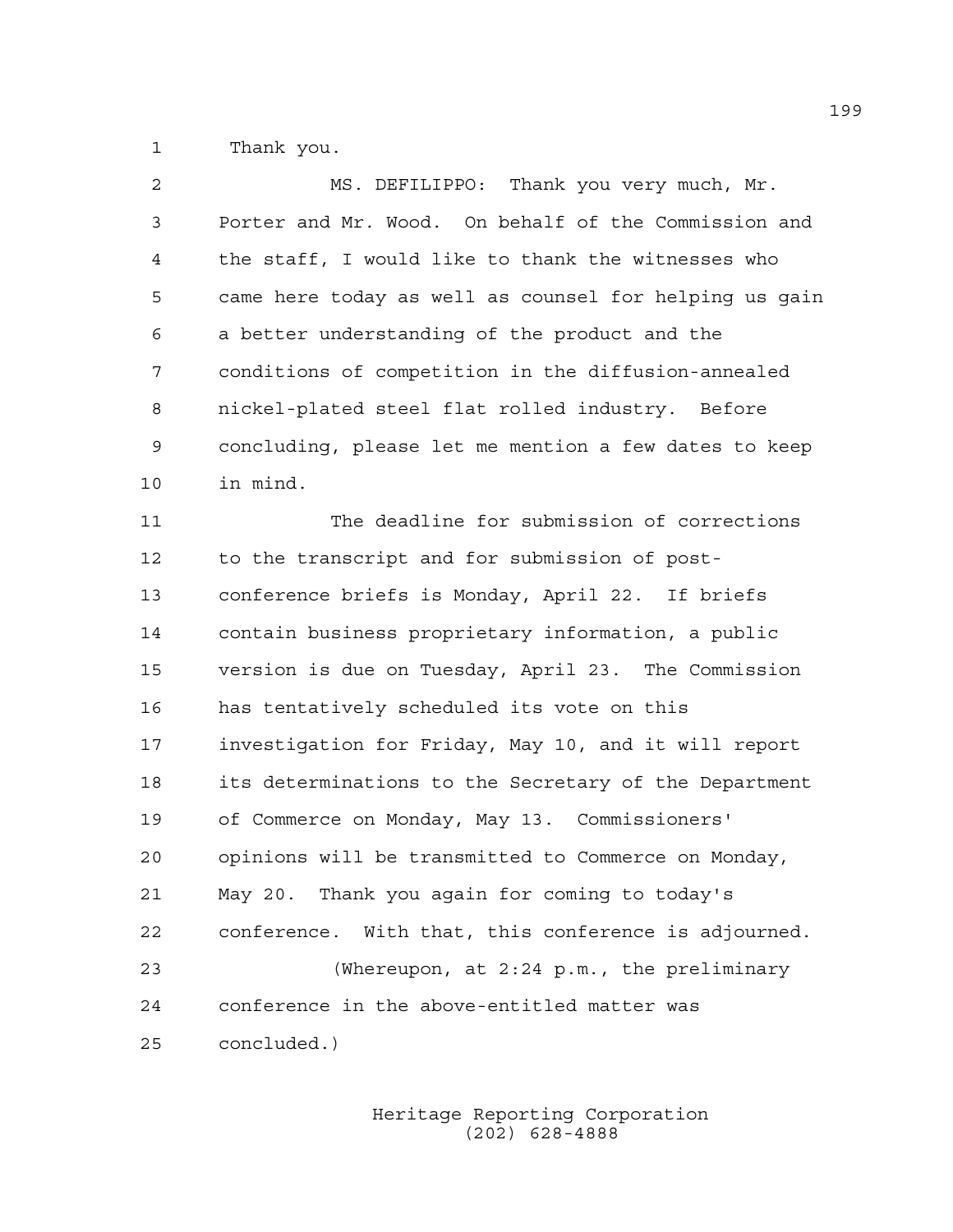Thank you.

MS. DEFILIPPO: Thank you very much, Mr. Porter and Mr. Wood. On behalf of the Commission and the staff, I would like to thank the witnesses who came here today as well as counsel for helping us gain a better understanding of the product and the conditions of competition in the diffusion-annealed nickel-plated steel flat rolled industry. Before concluding, please let me mention a few dates to keep in mind.

The deadline for submission of corrections to the transcript and for submission of post-conference briefs is Monday, April 22. If briefs contain business proprietary information, a public version is due on Tuesday, April 23. The Commission has tentatively scheduled its vote on this investigation for Friday, May 10, and it will report its determinations to the Secretary of the Department of Commerce on Monday, May 13. Commissioners' opinions will be transmitted to Commerce on Monday, May 20. Thank you again for coming to today's conference. With that, this conference is adjourned.

(Whereupon, at 2:24 p.m., the preliminary conference in the above-entitled matter was concluded.)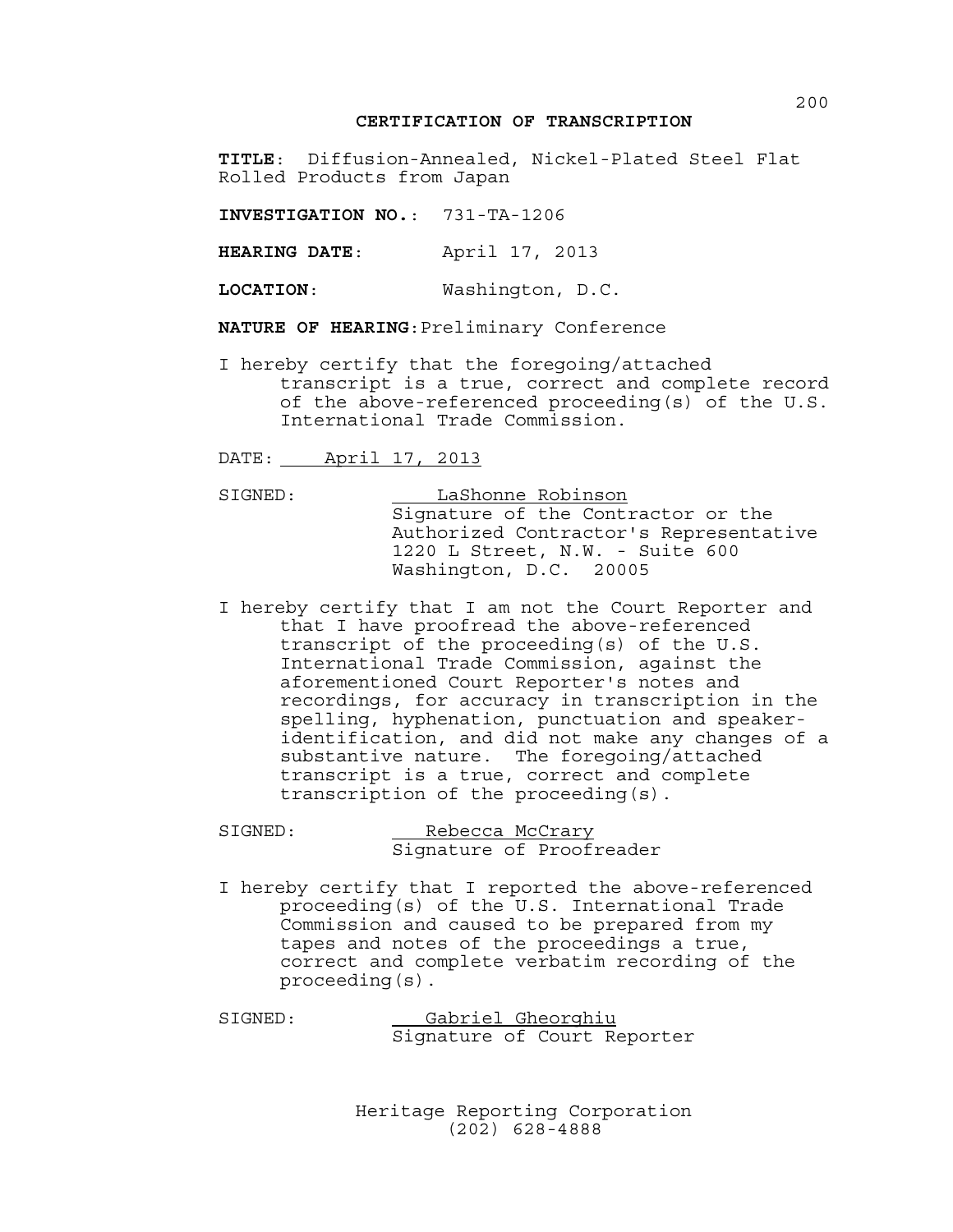## CERTIFICATION OF TRANSCRIPTION

**TITLE**: Diffusion-Annealed, Nickel-Plated Steel Flat Rolled Products from Japan

**INVESTIGATION NO.**: 731-TA-1206

**HEARING DATE**: April 17, 2013

**LOCATION**: Washington, D.C.

**NATURE OF HEARING**: Preliminary Conference

I hereby certify that the foregoing/attached transcript is a true, correct and complete record of the above-referenced proceeding(s) of the U.S. International Trade Commission.

DATE: April 17, 2013

SIGNED: LaShonne Robinson
Signature of the Contractor or the Authorized Contractor's Representative
1220 L Street, N.W. - Suite 600
Washington, D.C. 20005

I hereby certify that I am not the Court Reporter and that I have proofread the above-referenced transcript of the proceeding(s) of the U.S. International Trade Commission, against the aforementioned Court Reporter's notes and recordings, for accuracy in transcription in the spelling, hyphenation, punctuation and speaker-identification, and did not make any changes of a substantive nature. The foregoing/attached transcript is a true, correct and complete transcription of the proceeding(s).

SIGNED: Rebecca McCrary
Signature of Proofreader

I hereby certify that I reported the above-referenced proceeding(s) of the U.S. International Trade Commission and caused to be prepared from my tapes and notes of the proceedings a true, correct and complete verbatim recording of the proceeding(s).

SIGNED: Gabriel Gheorghiu
Signature of Court Reporter